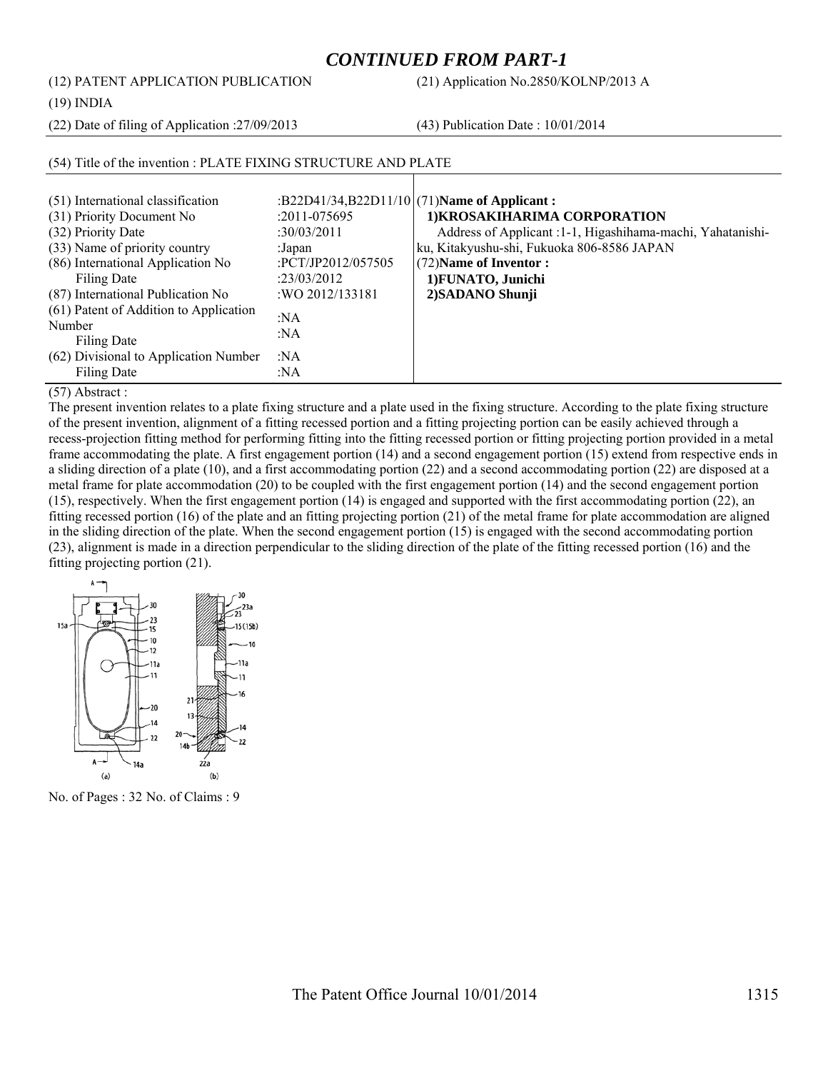## *CONTINUED FROM PART-1*

(12) PATENT APPLICATION PUBLICATION (21) Application No.2850/KOLNP/2013 A

(19) INDIA

(22) Date of filing of Application :27/09/2013 (43) Publication Date : 10/01/2014

(54) Title of the invention : PLATE FIXING STRUCTURE AND PLATE

| | | |
|---|---|---|
| (51) International classification | :B22D41/34,B22D11/10 | (71)**Name of Applicant :** |
| (31) Priority Document No | :2011-075695 | **1)KROSAKIHARIMA CORPORATION** |
| (32) Priority Date | :30/03/2011 | Address of Applicant :1-1, Higashihama-machi, Yahatanishi-ku, Kitakyushu-shi, Fukuoka 806-8586 JAPAN |
| (33) Name of priority country | :Japan | (72)**Name of Inventor :** |
| (86) International Application No<br>Filing Date | :PCT/JP2012/057505<br>:23/03/2012 | **1)FUNATO, Junichi** |
| (87) International Publication No | :WO 2012/133181 | **2)SADANO Shunji** |
| (61) Patent of Addition to Application Number<br>Filing Date | :NA<br>:NA | |
| (62) Divisional to Application Number<br>Filing Date | :NA<br>:NA | |

(57) Abstract :

The present invention relates to a plate fixing structure and a plate used in the fixing structure. According to the plate fixing structure of the present invention, alignment of a fitting recessed portion and a fitting projecting portion can be easily achieved through a recess-projection fitting method for performing fitting into the fitting recessed portion or fitting projecting portion provided in a metal frame accommodating the plate. A first engagement portion (14) and a second engagement portion (15) extend from respective ends in a sliding direction of a plate (10), and a first accommodating portion (22) and a second accommodating portion (22) are disposed at a metal frame for plate accommodation (20) to be coupled with the first engagement portion (14) and the second engagement portion (15), respectively. When the first engagement portion (14) is engaged and supported with the first accommodating portion (22), an fitting recessed portion (16) of the plate and an fitting projecting portion (21) of the metal frame for plate accommodation are aligned in the sliding direction of the plate. When the second engagement portion (15) is engaged with the second accommodating portion (23), alignment is made in a direction perpendicular to the sliding direction of the plate of the fitting recessed portion (16) and the fitting projecting portion (21).

No. of Pages : 32 No. of Claims : 9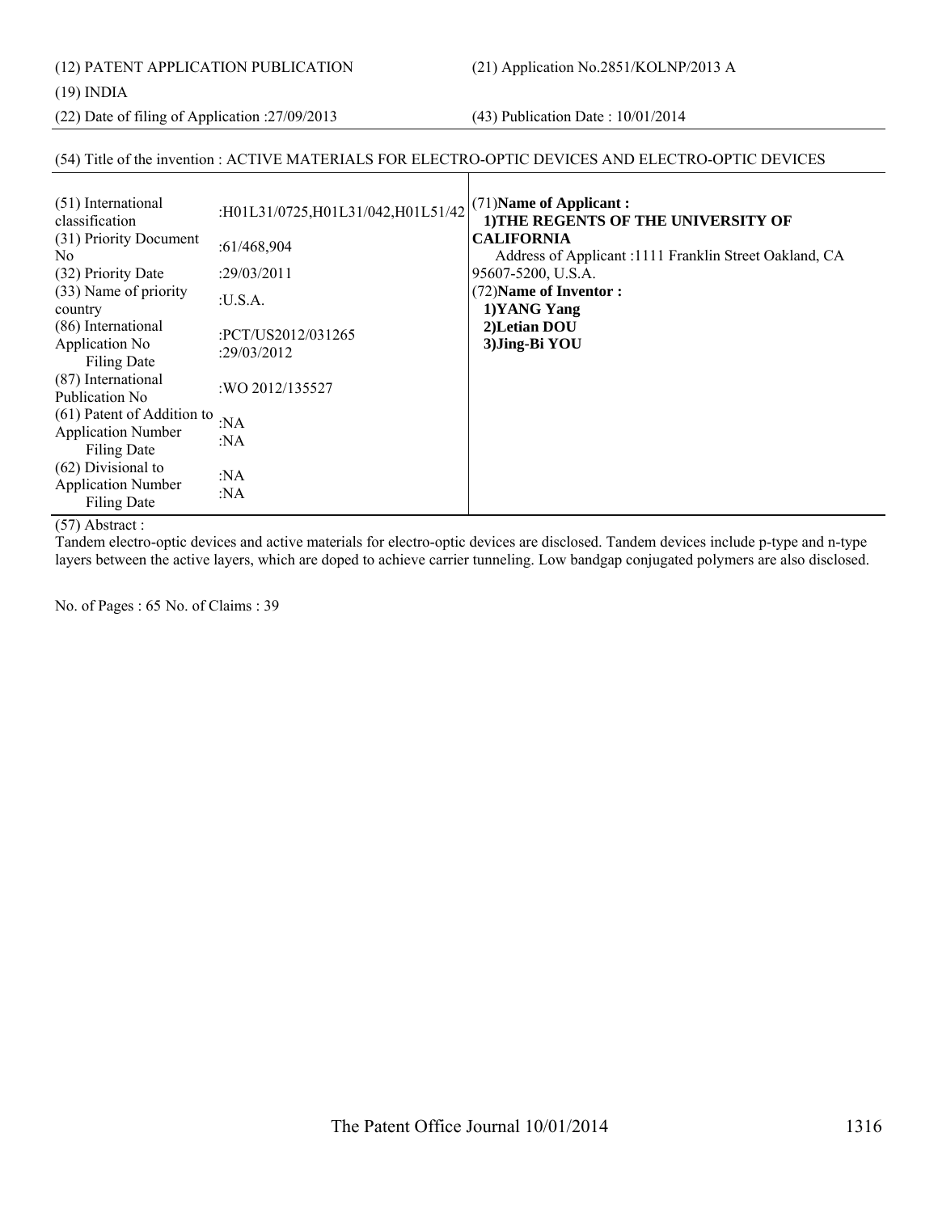(12) PATENT APPLICATION PUBLICATION

(21) Application No.2851/KOLNP/2013 A

(19) INDIA

(22) Date of filing of Application :27/09/2013

(43) Publication Date : 10/01/2014

(54) Title of the invention : ACTIVE MATERIALS FOR ELECTRO-OPTIC DEVICES AND ELECTRO-OPTIC DEVICES

| | |
|---|---|
| (51) International classification | :H01L31/0725,H01L31/042,H01L51/42 |
| (31) Priority Document No | :61/468,904 |
| (32) Priority Date | :29/03/2011 |
| (33) Name of priority country | :U.S.A. |
| (86) International Application No Filing Date | :PCT/US2012/031265 :29/03/2012 |
| (87) International Publication No | :WO 2012/135527 |
| (61) Patent of Addition to Application Number Filing Date | :NA :NA |
| (62) Divisional to Application Number Filing Date | :NA :NA |

(71)**Name of Applicant :**
**1)THE REGENTS OF THE UNIVERSITY OF CALIFORNIA**
Address of Applicant :1111 Franklin Street Oakland, CA 95607-5200, U.S.A.

(72)**Name of Inventor :**
**1)YANG Yang**
**2)Letian DOU**
**3)Jing-Bi YOU**

(57) Abstract :

Tandem electro-optic devices and active materials for electro-optic devices are disclosed. Tandem devices include p-type and n-type layers between the active layers, which are doped to achieve carrier tunneling. Low bandgap conjugated polymers are also disclosed.

No. of Pages : 65 No. of Claims : 39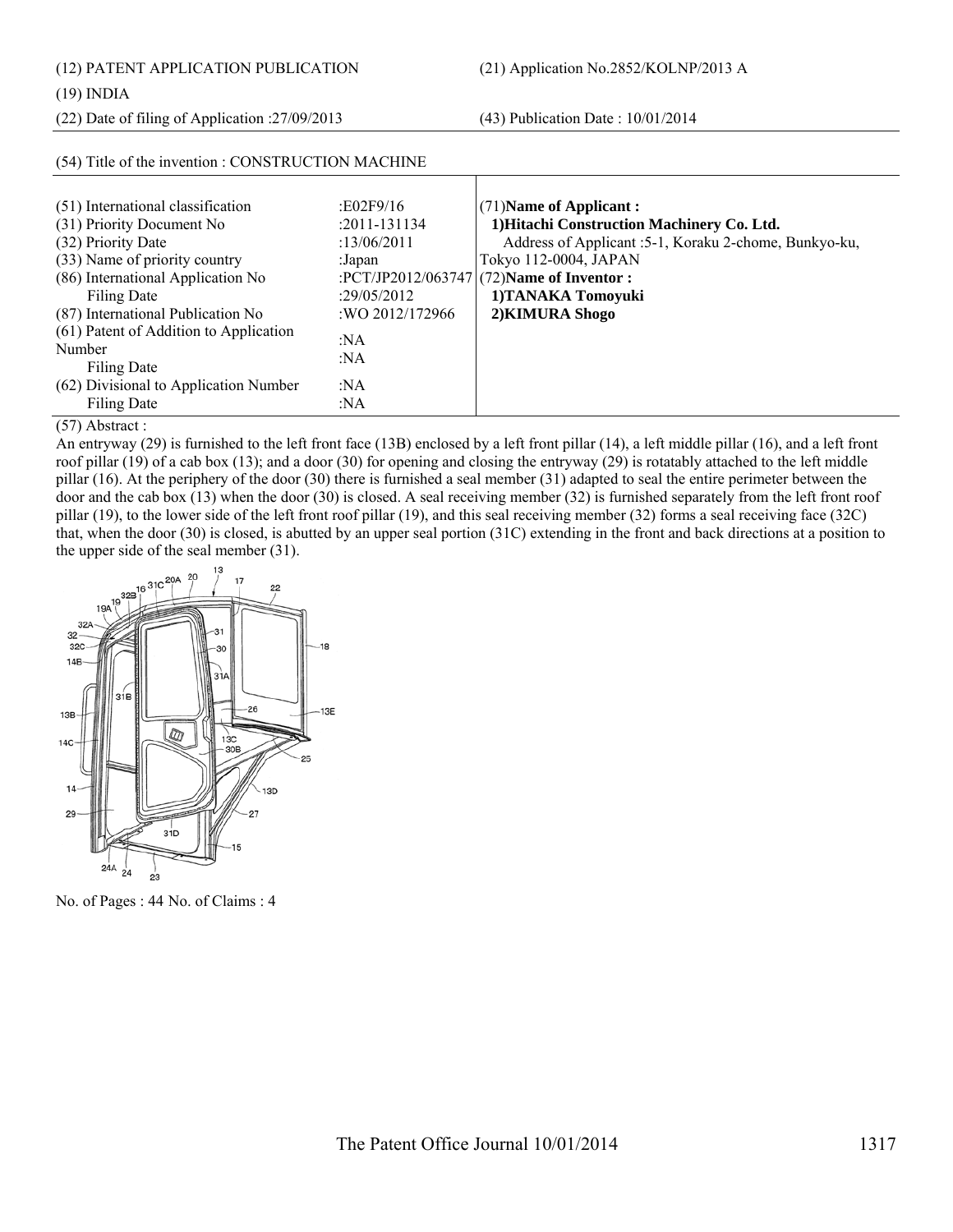(12) PATENT APPLICATION PUBLICATION

(21) Application No.2852/KOLNP/2013 A

(19) INDIA

(22) Date of filing of Application :27/09/2013

(43) Publication Date : 10/01/2014

(54) Title of the invention : CONSTRUCTION MACHINE

| | | |
|---|---|---|
| (51) International classification | :E02F9/16 | (71)**Name of Applicant :** |
| (31) Priority Document No | :2011-131134 | **1)Hitachi Construction Machinery Co. Ltd.** |
| (32) Priority Date | :13/06/2011 | Address of Applicant :5-1, Koraku 2-chome, Bunkyo-ku, |
| (33) Name of priority country | :Japan | Tokyo 112-0004, JAPAN |
| (86) International Application No | :PCT/JP2012/063747 | (72)**Name of Inventor :** |
| Filing Date | :29/05/2012 | **1)TANAKA Tomoyuki** |
| (87) International Publication No | :WO 2012/172966 | **2)KIMURA Shogo** |
| (61) Patent of Addition to Application Number | :NA | |
| Filing Date | :NA | |
| (62) Divisional to Application Number | :NA | |
| Filing Date | :NA | |

(57) Abstract :

An entryway (29) is furnished to the left front face (13B) enclosed by a left front pillar (14), a left middle pillar (16), and a left front roof pillar (19) of a cab box (13); and a door (30) for opening and closing the entryway (29) is rotatably attached to the left middle pillar (16). At the periphery of the door (30) there is furnished a seal member (31) adapted to seal the entire perimeter between the door and the cab box (13) when the door (30) is closed. A seal receiving member (32) is furnished separately from the left front roof pillar (19), to the lower side of the left front roof pillar (19), and this seal receiving member (32) forms a seal receiving face (32C) that, when the door (30) is closed, is abutted by an upper seal portion (31C) extending in the front and back directions at a position to the upper side of the seal member (31).

No. of Pages : 44 No. of Claims : 4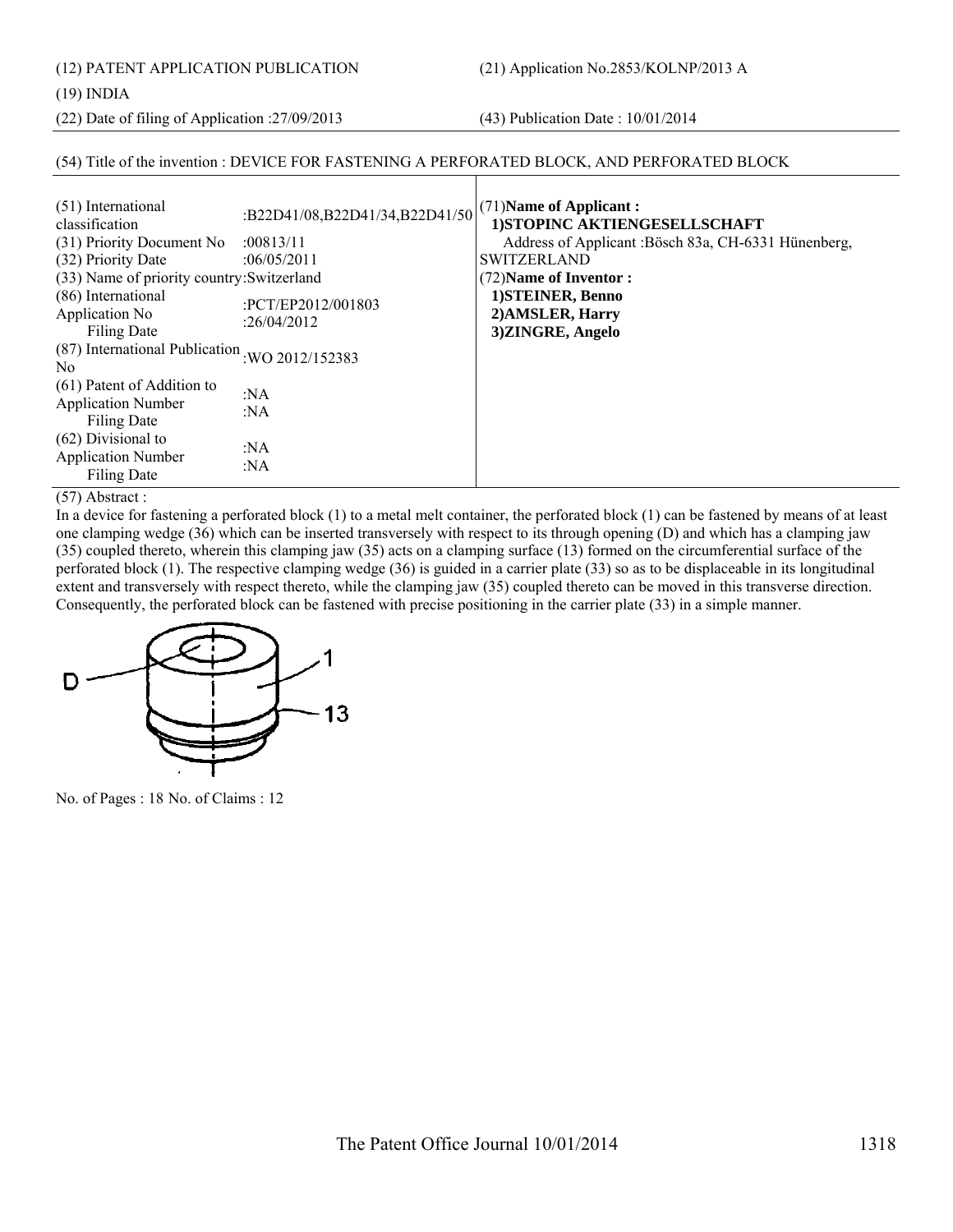(12) PATENT APPLICATION PUBLICATION

(21) Application No.2853/KOLNP/2013 A

(19) INDIA

(22) Date of filing of Application :27/09/2013

(43) Publication Date : 10/01/2014

(54) Title of the invention : DEVICE FOR FASTENING A PERFORATED BLOCK, AND PERFORATED BLOCK

| | |
|---|---|
| (51) International classification | :B22D41/08,B22D41/34,B22D41/50 |
| (31) Priority Document No | :00813/11 |
| (32) Priority Date | :06/05/2011 |
| (33) Name of priority country | :Switzerland |
| (86) International Application No<br>Filing Date | :PCT/EP2012/001803<br>:26/04/2012 |
| (87) International Publication No | :WO 2012/152383 |
| (61) Patent of Addition to Application Number<br>Filing Date | :NA<br>:NA |
| (62) Divisional to Application Number<br>Filing Date | :NA<br>:NA |

(71)**Name of Applicant :**
**1)STOPINC AKTIENGESELLSCHAFT**
Address of Applicant :Bösch 83a, CH-6331 Hünenberg, SWITZERLAND

(72)**Name of Inventor :**
**1)STEINER, Benno**
**2)AMSLER, Harry**
**3)ZINGRE, Angelo**

(57) Abstract :

In a device for fastening a perforated block (1) to a metal melt container, the perforated block (1) can be fastened by means of at least one clamping wedge (36) which can be inserted transversely with respect to its through opening (D) and which has a clamping jaw (35) coupled thereto, wherein this clamping jaw (35) acts on a clamping surface (13) formed on the circumferential surface of the perforated block (1). The respective clamping wedge (36) is guided in a carrier plate (33) so as to be displaceable in its longitudinal extent and transversely with respect thereto, while the clamping jaw (35) coupled thereto can be moved in this transverse direction. Consequently, the perforated block can be fastened with precise positioning in the carrier plate (33) in a simple manner.

No. of Pages : 18 No. of Claims : 12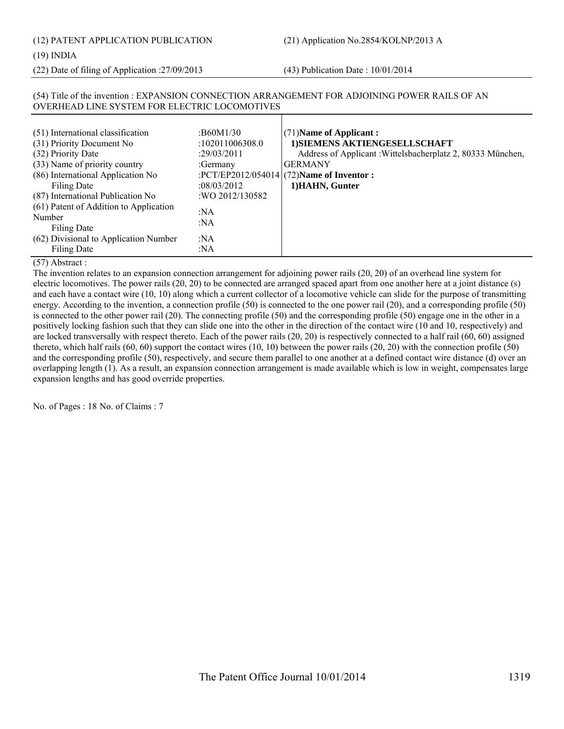(12) PATENT APPLICATION PUBLICATION

(21) Application No.2854/KOLNP/2013 A

(19) INDIA

(22) Date of filing of Application :27/09/2013

(43) Publication Date : 10/01/2014

(54) Title of the invention : EXPANSION CONNECTION ARRANGEMENT FOR ADJOINING POWER RAILS OF AN OVERHEAD LINE SYSTEM FOR ELECTRIC LOCOMOTIVES

| | | |
|---|---|---|
| (51) International classification | :B60M1/30 | (71)**Name of Applicant :** |
| (31) Priority Document No | :102011006308.0 | **1)SIEMENS AKTIENGESELLSCHAFT** |
| (32) Priority Date | :29/03/2011 | Address of Applicant :Wittelsbacherplatz 2, 80333 München, |
| (33) Name of priority country | :Germany | GERMANY |
| (86) International Application No | :PCT/EP2012/054014 | (72)**Name of Inventor :** |
| Filing Date | :08/03/2012 | **1)HAHN, Gunter** |
| (87) International Publication No | :WO 2012/130582 | |
| (61) Patent of Addition to Application Number | :NA | |
| Filing Date | :NA | |
| (62) Divisional to Application Number | :NA | |
| Filing Date | :NA | |

(57) Abstract :

The invention relates to an expansion connection arrangement for adjoining power rails (20, 20) of an overhead line system for electric locomotives. The power rails (20, 20) to be connected are arranged spaced apart from one another here at a joint distance (s) and each have a contact wire (10, 10) along which a current collector of a locomotive vehicle can slide for the purpose of transmitting energy. According to the invention, a connection profile (50) is connected to the one power rail (20), and a corresponding profile (50) is connected to the other power rail (20). The connecting profile (50) and the corresponding profile (50) engage one in the other in a positively locking fashion such that they can slide one into the other in the direction of the contact wire (10 and 10, respectively) and are locked transversally with respect thereto. Each of the power rails (20, 20) is respectively connected to a half rail (60, 60) assigned thereto, which half rails (60, 60) support the contact wires (10, 10) between the power rails (20, 20) with the connection profile (50) and the corresponding profile (50), respectively, and secure them parallel to one another at a defined contact wire distance (d) over an overlapping length (1). As a result, an expansion connection arrangement is made available which is low in weight, compensates large expansion lengths and has good override properties.

No. of Pages : 18 No. of Claims : 7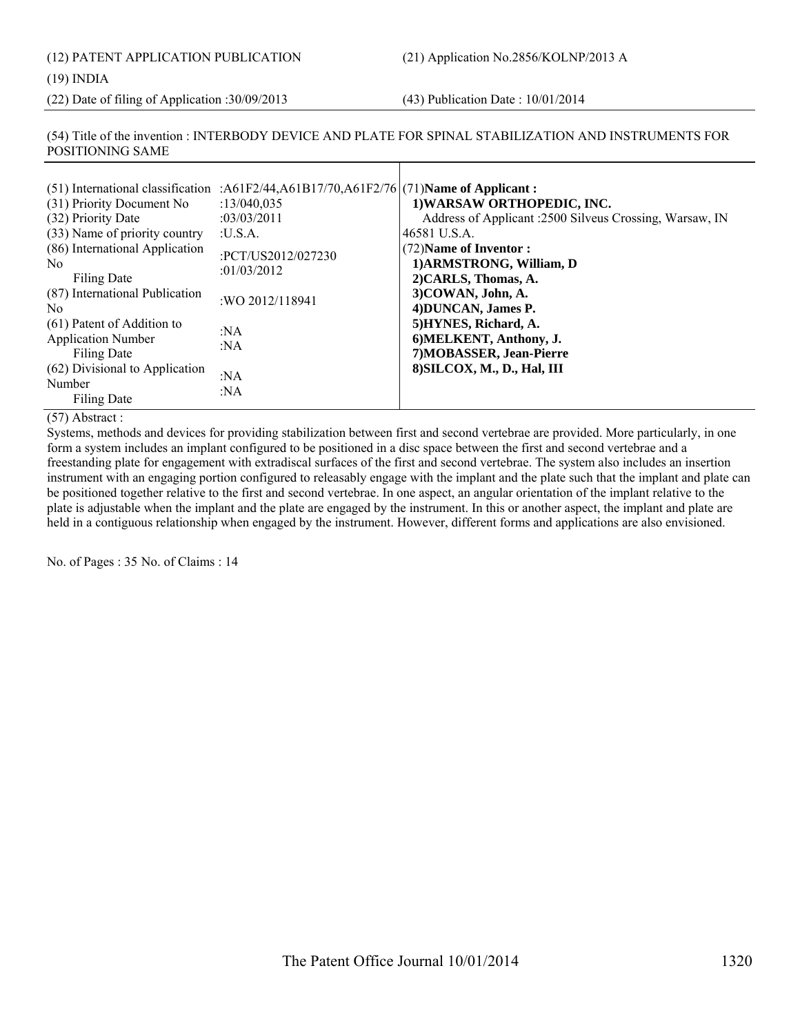(12) PATENT APPLICATION PUBLICATION

(21) Application No.2856/KOLNP/2013 A

(19) INDIA

(22) Date of filing of Application :30/09/2013

(43) Publication Date : 10/01/2014

(54) Title of the invention : INTERBODY DEVICE AND PLATE FOR SPINAL STABILIZATION AND INSTRUMENTS FOR POSITIONING SAME

| | | |
|---|---|---|
| (51) International classification | :A61F2/44,A61B17/70,A61F2/76 | (71)**Name of Applicant :** |
| (31) Priority Document No | :13/040,035 | **1)WARSAW ORTHOPEDIC, INC.** |
| (32) Priority Date | :03/03/2011 | Address of Applicant :2500 Silveus Crossing, Warsaw, IN 46581 U.S.A. |
| (33) Name of priority country | :U.S.A. | (72)**Name of Inventor :** |
| (86) International Application No<br>Filing Date | :PCT/US2012/027230<br>:01/03/2012 | **1)ARMSTRONG, William, D** |
| (87) International Publication No | :WO 2012/118941 | **2)CARLS, Thomas, A.** |
| (61) Patent of Addition to Application Number<br>Filing Date | :NA<br>:NA | **3)COWAN, John, A.**<br>**4)DUNCAN, James P.**<br>**5)HYNES, Richard, A.** |
| (62) Divisional to Application Number<br>Filing Date | :NA<br>:NA | **6)MELKENT, Anthony, J.**<br>**7)MOBASSER, Jean-Pierre**<br>**8)SILCOX, M., D., Hal, III** |

(57) Abstract :

Systems, methods and devices for providing stabilization between first and second vertebrae are provided. More particularly, in one form a system includes an implant configured to be positioned in a disc space between the first and second vertebrae and a freestanding plate for engagement with extradiscal surfaces of the first and second vertebrae. The system also includes an insertion instrument with an engaging portion configured to releasably engage with the implant and the plate such that the implant and plate can be positioned together relative to the first and second vertebrae. In one aspect, an angular orientation of the implant relative to the plate is adjustable when the implant and the plate are engaged by the instrument. In this or another aspect, the implant and plate are held in a contiguous relationship when engaged by the instrument. However, different forms and applications are also envisioned.

No. of Pages : 35 No. of Claims : 14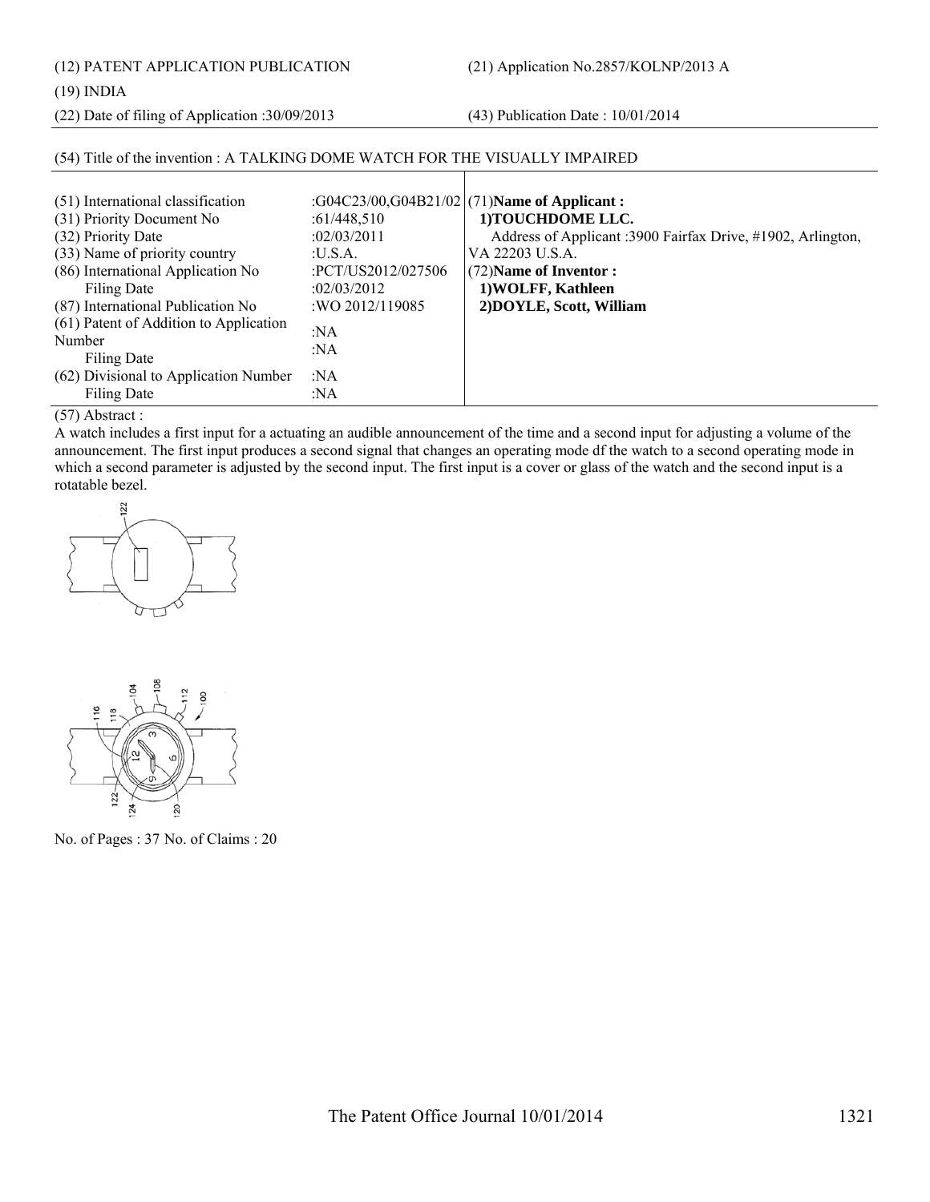(12) PATENT APPLICATION PUBLICATION (21) Application No.2857/KOLNP/2013 A

(19) INDIA

(22) Date of filing of Application :30/09/2013 (43) Publication Date : 10/01/2014

(54) Title of the invention : A TALKING DOME WATCH FOR THE VISUALLY IMPAIRED

| | | |
|---|---|---|
| (51) International classification | :G04C23/00,G04B21/02 | (71)**Name of Applicant :** |
| (31) Priority Document No | :61/448,510 | **1)TOUCHDOME LLC.** |
| (32) Priority Date | :02/03/2011 | Address of Applicant :3900 Fairfax Drive, #1902, Arlington, |
| (33) Name of priority country | :U.S.A. | VA 22203 U.S.A. |
| (86) International Application No | :PCT/US2012/027506 | (72)**Name of Inventor :** |
| Filing Date | :02/03/2012 | **1)WOLFF, Kathleen** |
| (87) International Publication No | :WO 2012/119085 | **2)DOYLE, Scott, William** |
| (61) Patent of Addition to Application Number | :NA | |
| Filing Date | :NA | |
| (62) Divisional to Application Number | :NA | |
| Filing Date | :NA | |

(57) Abstract :

A watch includes a first input for a actuating an audible announcement of the time and a second input for adjusting a volume of the announcement. The first input produces a second signal that changes an operating mode df the watch to a second operating mode in which a second parameter is adjusted by the second input. The first input is a cover or glass of the watch and the second input is a rotatable bezel.

No. of Pages : 37 No. of Claims : 20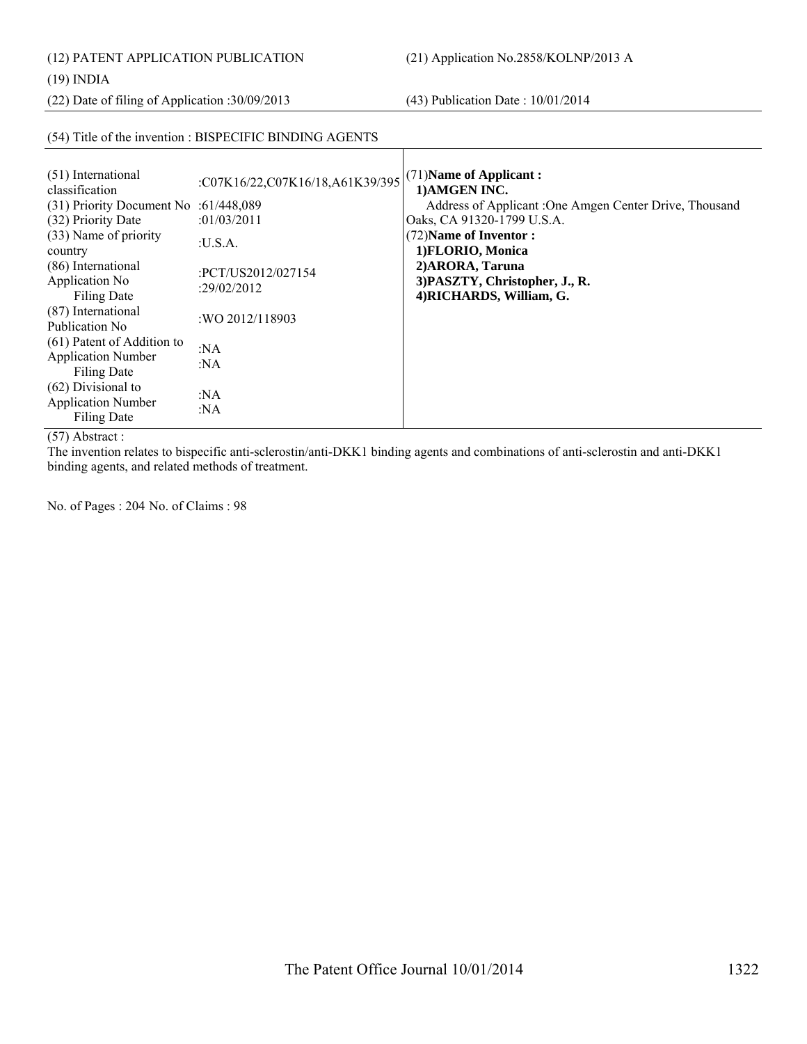(12) PATENT APPLICATION PUBLICATION

(21) Application No.2858/KOLNP/2013 A

(19) INDIA

(22) Date of filing of Application :30/09/2013

(43) Publication Date : 10/01/2014

(54) Title of the invention : BISPECIFIC BINDING AGENTS

| | | |
|---|---|---|
| (51) International classification | :C07K16/22,C07K16/18,A61K39/395 | (71)**Name of Applicant :** |
| (31) Priority Document No | :61/448,089 | **1)AMGEN INC.** |
| (32) Priority Date | :01/03/2011 | Address of Applicant :One Amgen Center Drive, Thousand Oaks, CA 91320-1799 U.S.A. |
| (33) Name of priority country | :U.S.A. | (72)**Name of Inventor :** |
| (86) International Application No<br>Filing Date | :PCT/US2012/027154<br>:29/02/2012 | **1)FLORIO, Monica**<br>**2)ARORA, Taruna**<br>**3)PASZTY, Christopher, J., R.**<br>**4)RICHARDS, William, G.** |
| (87) International Publication No | :WO 2012/118903 | |
| (61) Patent of Addition to Application Number<br>Filing Date | :NA<br>:NA | |
| (62) Divisional to Application Number<br>Filing Date | :NA<br>:NA | |

(57) Abstract :

The invention relates to bispecific anti-sclerostin/anti-DKK1 binding agents and combinations of anti-sclerostin and anti-DKK1 binding agents, and related methods of treatment.

No. of Pages : 204 No. of Claims : 98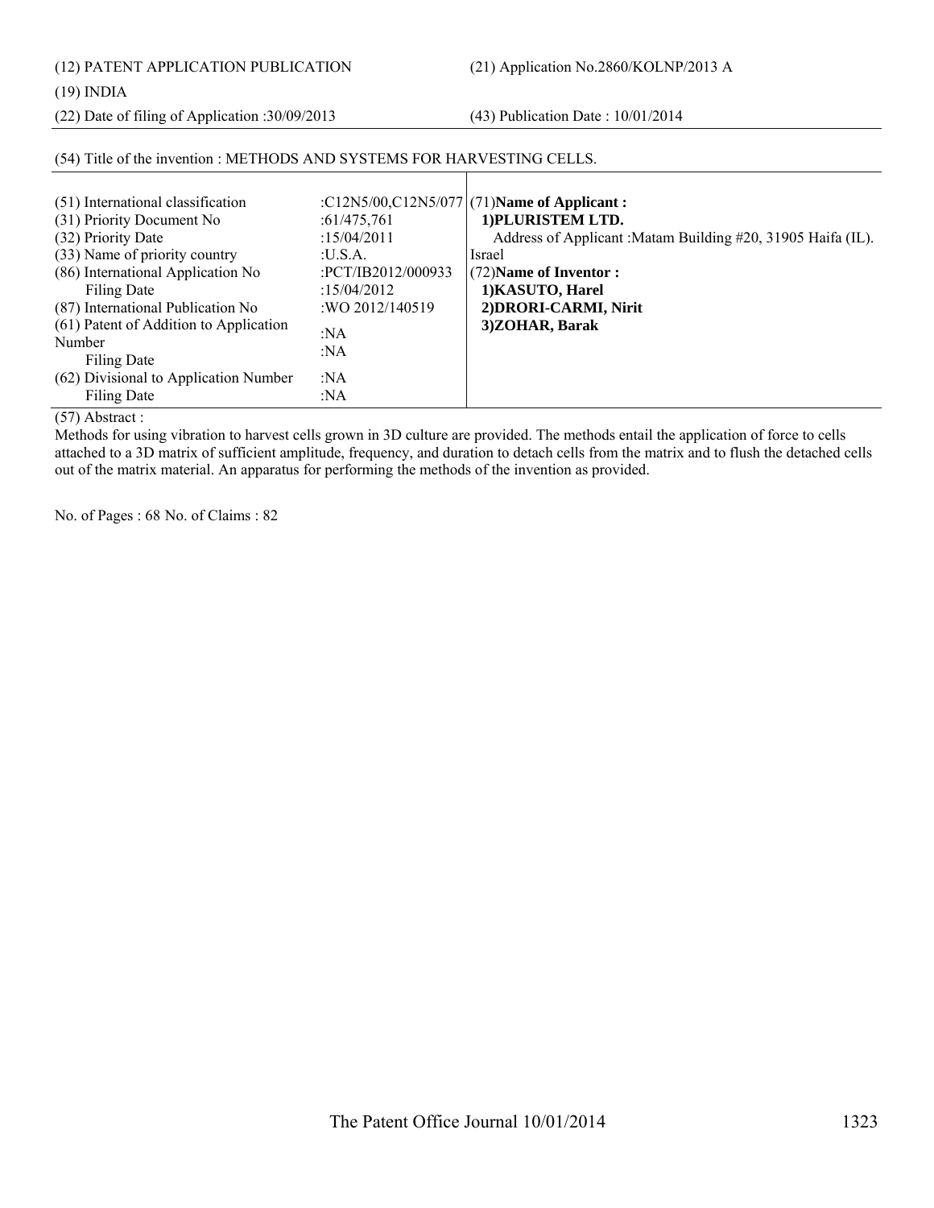(12) PATENT APPLICATION PUBLICATION

(21) Application No.2860/KOLNP/2013 A

(19) INDIA

(22) Date of filing of Application :30/09/2013

(43) Publication Date : 10/01/2014

(54) Title of the invention : METHODS AND SYSTEMS FOR HARVESTING CELLS.

| | | |
|---|---|---|
| (51) International classification | :C12N5/00,C12N5/077 | (71)**Name of Applicant :** |
| (31) Priority Document No | :61/475,761 | **1)PLURISTEM LTD.** |
| (32) Priority Date | :15/04/2011 | Address of Applicant :Matam Building #20, 31905 Haifa (IL). |
| (33) Name of priority country | :U.S.A. | Israel |
| (86) International Application No | :PCT/IB2012/000933 | (72)**Name of Inventor :** |
| Filing Date | :15/04/2012 | **1)KASUTO, Harel** |
| (87) International Publication No | :WO 2012/140519 | **2)DRORI-CARMI, Nirit** |
| (61) Patent of Addition to Application Number | :NA | **3)ZOHAR, Barak** |
| Filing Date | :NA | |
| (62) Divisional to Application Number | :NA | |
| Filing Date | :NA | |

(57) Abstract :

Methods for using vibration to harvest cells grown in 3D culture are provided. The methods entail the application of force to cells attached to a 3D matrix of sufficient amplitude, frequency, and duration to detach cells from the matrix and to flush the detached cells out of the matrix material. An apparatus for performing the methods of the invention as provided.

No. of Pages : 68 No. of Claims : 82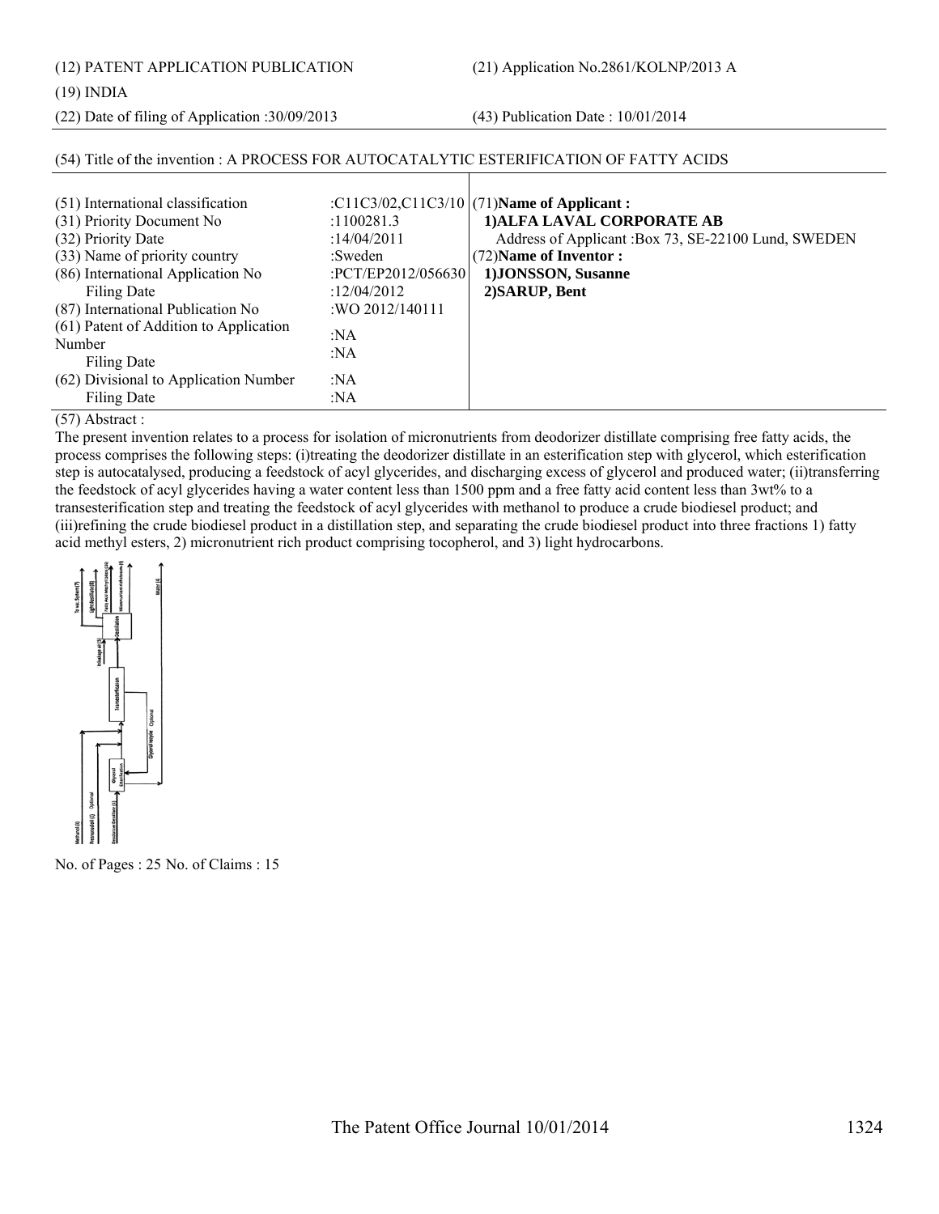(12) PATENT APPLICATION PUBLICATION

(21) Application No.2861/KOLNP/2013 A

(19) INDIA

(22) Date of filing of Application :30/09/2013

(43) Publication Date : 10/01/2014

(54) Title of the invention : A PROCESS FOR AUTOCATALYTIC ESTERIFICATION OF FATTY ACIDS

| | | |
|---|---|---|
| (51) International classification | :C11C3/02,C11C3/10 | (71)**Name of Applicant :** |
| (31) Priority Document No | :1100281.3 | **1)ALFA LAVAL CORPORATE AB** |
| (32) Priority Date | :14/04/2011 | Address of Applicant :Box 73, SE-22100 Lund, SWEDEN |
| (33) Name of priority country | :Sweden | (72)**Name of Inventor :** |
| (86) International Application No | :PCT/EP2012/056630 | **1)JONSSON, Susanne** |
| Filing Date | :12/04/2012 | **2)SARUP, Bent** |
| (87) International Publication No | :WO 2012/140111 | |
| (61) Patent of Addition to Application Number | :NA | |
| Filing Date | :NA | |
| (62) Divisional to Application Number | :NA | |
| Filing Date | :NA | |

(57) Abstract :

The present invention relates to a process for isolation of micronutrients from deodorizer distillate comprising free fatty acids, the process comprises the following steps: (i)treating the deodorizer distillate in an esterification step with glycerol, which esterification step is autocatalysed, producing a feedstock of acyl glycerides, and discharging excess of glycerol and produced water; (ii)transferring the feedstock of acyl glycerides having a water content less than 1500 ppm and a free fatty acid content less than 3wt% to a transesterification step and treating the feedstock of acyl glycerides with methanol to produce a crude biodiesel product; and (iii)refining the crude biodiesel product in a distillation step, and separating the crude biodiesel product into three fractions 1) fatty acid methyl esters, 2) micronutrient rich product comprising tocopherol, and 3) light hydrocarbons.

No. of Pages : 25 No. of Claims : 15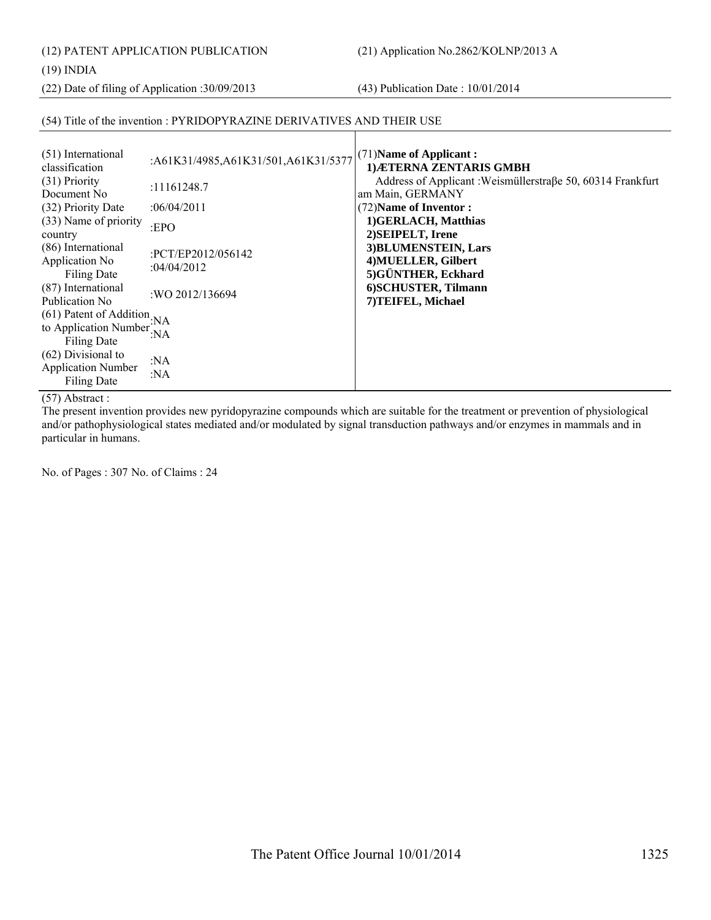(12) PATENT APPLICATION PUBLICATION

(21) Application No.2862/KOLNP/2013 A

(19) INDIA

(22) Date of filing of Application :30/09/2013

(43) Publication Date : 10/01/2014

(54) Title of the invention : PYRIDOPYRAZINE DERIVATIVES AND THEIR USE

| | | |
|---|---|---|
| (51) International classification | :A61K31/4985,A61K31/501,A61K31/5377 | (71)**Name of Applicant :** **1)ÆTERNA ZENTARIS GMBH** Address of Applicant :Weismüllerstraβe 50, 60314 Frankfurt am Main, GERMANY |
| (31) Priority Document No | :11161248.7 | (72)**Name of Inventor :** |
| (32) Priority Date | :06/04/2011 | **1)GERLACH, Matthias** |
| (33) Name of priority country | :EPO | **2)SEIPELT, Irene** |
| (86) International Application No Filing Date | :PCT/EP2012/056142 :04/04/2012 | **3)BLUMENSTEIN, Lars** **4)MUELLER, Gilbert** **5)GÜNTHER, Eckhard** |
| (87) International Publication No | :WO 2012/136694 | **6)SCHUSTER, Tilmann** **7)TEIFEL, Michael** |
| (61) Patent of Addition to Application Number Filing Date | :NA :NA | |
| (62) Divisional to Application Number Filing Date | :NA :NA | |

(57) Abstract :

The present invention provides new pyridopyrazine compounds which are suitable for the treatment or prevention of physiological and/or pathophysiological states mediated and/or modulated by signal transduction pathways and/or enzymes in mammals and in particular in humans.

No. of Pages : 307 No. of Claims : 24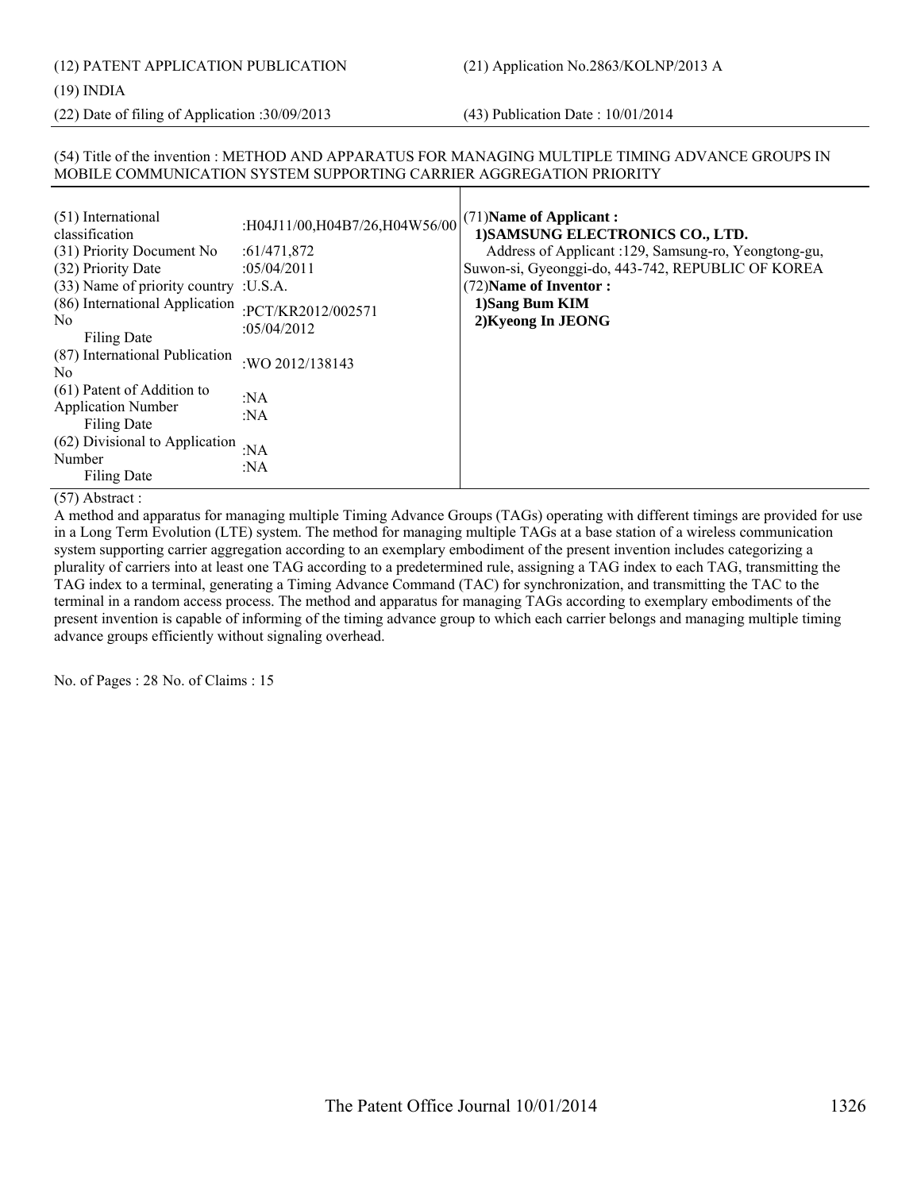(12) PATENT APPLICATION PUBLICATION

(21) Application No.2863/KOLNP/2013 A

(19) INDIA

(22) Date of filing of Application :30/09/2013

(43) Publication Date : 10/01/2014

(54) Title of the invention : METHOD AND APPARATUS FOR MANAGING MULTIPLE TIMING ADVANCE GROUPS IN MOBILE COMMUNICATION SYSTEM SUPPORTING CARRIER AGGREGATION PRIORITY

| | |
|---|---|
| (51) International classification | :H04J11/00,H04B7/26,H04W56/00 |
| (31) Priority Document No | :61/471,872 |
| (32) Priority Date | :05/04/2011 |
| (33) Name of priority country | :U.S.A. |
| (86) International Application No<br>Filing Date | :PCT/KR2012/002571<br>:05/04/2012 |
| (87) International Publication No | :WO 2012/138143 |
| (61) Patent of Addition to Application Number<br>Filing Date | :NA<br>:NA |
| (62) Divisional to Application Number<br>Filing Date | :NA<br>:NA |

(71)**Name of Applicant :**
**1)SAMSUNG ELECTRONICS CO., LTD.**
Address of Applicant :129, Samsung-ro, Yeongtong-gu, Suwon-si, Gyeonggi-do, 443-742, REPUBLIC OF KOREA
(72)**Name of Inventor :**
**1)Sang Bum KIM**
**2)Kyeong In JEONG**

(57) Abstract :
A method and apparatus for managing multiple Timing Advance Groups (TAGs) operating with different timings are provided for use in a Long Term Evolution (LTE) system. The method for managing multiple TAGs at a base station of a wireless communication system supporting carrier aggregation according to an exemplary embodiment of the present invention includes categorizing a plurality of carriers into at least one TAG according to a predetermined rule, assigning a TAG index to each TAG, transmitting the TAG index to a terminal, generating a Timing Advance Command (TAC) for synchronization, and transmitting the TAC to the terminal in a random access process. The method and apparatus for managing TAGs according to exemplary embodiments of the present invention is capable of informing of the timing advance group to which each carrier belongs and managing multiple timing advance groups efficiently without signaling overhead.

No. of Pages : 28 No. of Claims : 15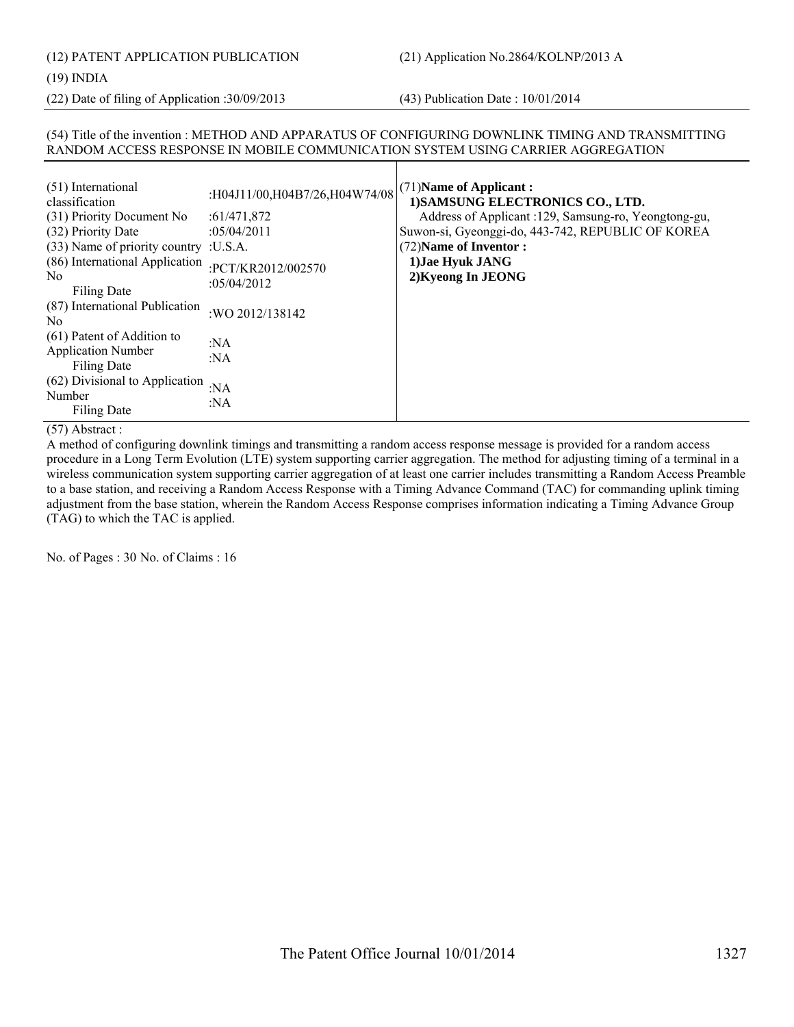(12) PATENT APPLICATION PUBLICATION

(21) Application No.2864/KOLNP/2013 A

(19) INDIA

(22) Date of filing of Application :30/09/2013

(43) Publication Date : 10/01/2014

(54) Title of the invention : METHOD AND APPARATUS OF CONFIGURING DOWNLINK TIMING AND TRANSMITTING RANDOM ACCESS RESPONSE IN MOBILE COMMUNICATION SYSTEM USING CARRIER AGGREGATION

| | |
|---|---|
| (51) International classification | :H04J11/00,H04B7/26,H04W74/08 |
| (31) Priority Document No | :61/471,872 |
| (32) Priority Date | :05/04/2011 |
| (33) Name of priority country | :U.S.A. |
| (86) International Application No<br>Filing Date | :PCT/KR2012/002570<br>:05/04/2012 |
| (87) International Publication No | :WO 2012/138142 |
| (61) Patent of Addition to Application Number<br>Filing Date | :NA<br>:NA |
| (62) Divisional to Application Number<br>Filing Date | :NA<br>:NA |

(71)**Name of Applicant :**
**1)SAMSUNG ELECTRONICS CO., LTD.**
Address of Applicant :129, Samsung-ro, Yeongtong-gu, Suwon-si, Gyeonggi-do, 443-742, REPUBLIC OF KOREA

(72)**Name of Inventor :**
**1)Jae Hyuk JANG**
**2)Kyeong In JEONG**

(57) Abstract :

A method of configuring downlink timings and transmitting a random access response message is provided for a random access procedure in a Long Term Evolution (LTE) system supporting carrier aggregation. The method for adjusting timing of a terminal in a wireless communication system supporting carrier aggregation of at least one carrier includes transmitting a Random Access Preamble to a base station, and receiving a Random Access Response with a Timing Advance Command (TAC) for commanding uplink timing adjustment from the base station, wherein the Random Access Response comprises information indicating a Timing Advance Group (TAG) to which the TAC is applied.

No. of Pages : 30 No. of Claims : 16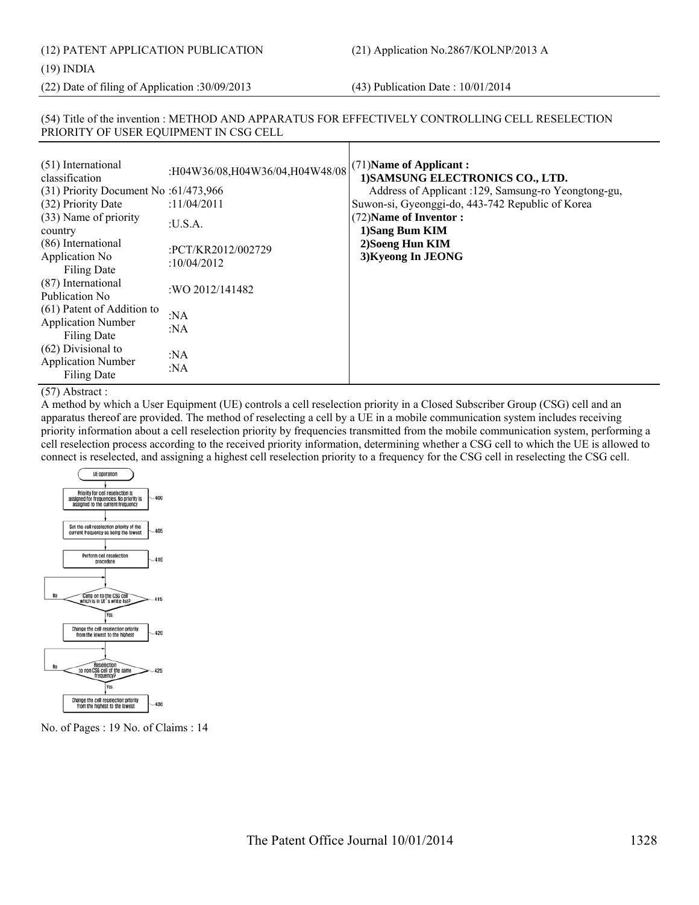(12) PATENT APPLICATION PUBLICATION

(21) Application No.2867/KOLNP/2013 A

(19) INDIA

(22) Date of filing of Application :30/09/2013

(43) Publication Date : 10/01/2014

(54) Title of the invention : METHOD AND APPARATUS FOR EFFECTIVELY CONTROLLING CELL RESELECTION PRIORITY OF USER EQUIPMENT IN CSG CELL

| | |
|---|---|
| (51) International classification | :H04W36/08,H04W36/04,H04W48/08 |
| (31) Priority Document No | :61/473,966 |
| (32) Priority Date | :11/04/2011 |
| (33) Name of priority country | :U.S.A. |
| (86) International Application No<br>Filing Date | :PCT/KR2012/002729<br>:10/04/2012 |
| (87) International Publication No | :WO 2012/141482 |
| (61) Patent of Addition to Application Number<br>Filing Date | :NA<br>:NA |
| (62) Divisional to Application Number<br>Filing Date | :NA<br>:NA |

(71)**Name of Applicant :**

**1)SAMSUNG ELECTRONICS CO., LTD.**

Address of Applicant :129, Samsung-ro Yeongtong-gu, Suwon-si, Gyeonggi-do, 443-742 Republic of Korea

(72)**Name of Inventor :**

**1)Sang Bum KIM**

**2)Soeng Hun KIM**

**3)Kyeong In JEONG**

(57) Abstract :

A method by which a User Equipment (UE) controls a cell reselection priority in a Closed Subscriber Group (CSG) cell and an apparatus thereof are provided. The method of reselecting a cell by a UE in a mobile communication system includes receiving priority information about a cell reselection priority by frequencies transmitted from the mobile communication system, performing a cell reselection process according to the received priority information, determining whether a CSG cell to which the UE is allowed to connect is reselected, and assigning a highest cell reselection priority to a frequency for the CSG cell in reselecting the CSG cell.

UE operation

Priority for cell reselection is assigned for frequencies. No priority is assigned to the current frequency — 400

Set the cell reselection priority of the current frequency as being the lowest — 405

Perform cell reselection procedure — 410

Camp on to the CSG cell which is in UE's white list? — 415 (No / Yes)

Change the cell reselection priority from the lowest to the highest — 420

Reselection to non CSG cell of the same frequency? — 425 (No / Yes)

Change the cell reselection priority from the highest to the lowest — 430

No. of Pages : 19 No. of Claims : 14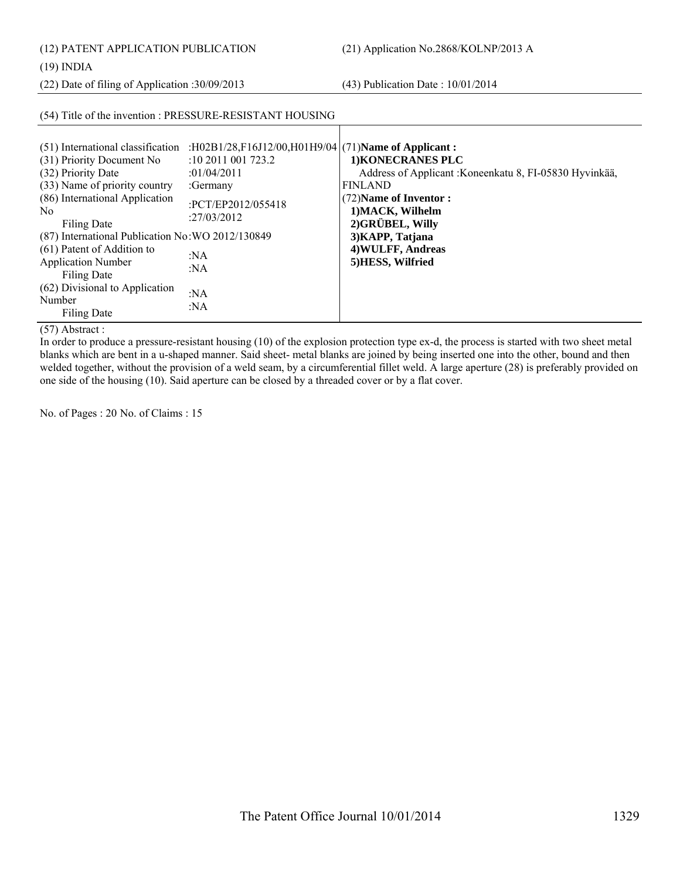(12) PATENT APPLICATION PUBLICATION

(21) Application No.2868/KOLNP/2013 A

(19) INDIA

(22) Date of filing of Application :30/09/2013

(43) Publication Date : 10/01/2014

(54) Title of the invention : PRESSURE-RESISTANT HOUSING

| | | |
|---|---|---|
| (51) International classification | :H02B1/28,F16J12/00,H01H9/04 | (71)**Name of Applicant :**<br>**1)KONECRANES PLC**<br>Address of Applicant :Koneenkatu 8, FI-05830 Hyvinkää, FINLAND<br>(72)**Name of Inventor :**<br>**1)MACK, Wilhelm**<br>**2)GRÜBEL, Willy**<br>**3)KAPP, Tatjana**<br>**4)WULFF, Andreas**<br>**5)HESS, Wilfried** |
| (31) Priority Document No | :10 2011 001 723.2 | |
| (32) Priority Date | :01/04/2011 | |
| (33) Name of priority country | :Germany | |
| (86) International Application No<br>Filing Date | :PCT/EP2012/055418<br>:27/03/2012 | |
| (87) International Publication No | :WO 2012/130849 | |
| (61) Patent of Addition to Application Number<br>Filing Date | :NA<br>:NA | |
| (62) Divisional to Application Number<br>Filing Date | :NA<br>:NA | |

(57) Abstract :

In order to produce a pressure-resistant housing (10) of the explosion protection type ex-d, the process is started with two sheet metal blanks which are bent in a u-shaped manner. Said sheet- metal blanks are joined by being inserted one into the other, bound and then welded together, without the provision of a weld seam, by a circumferential fillet weld. A large aperture (28) is preferably provided on one side of the housing (10). Said aperture can be closed by a threaded cover or by a flat cover.

No. of Pages : 20 No. of Claims : 15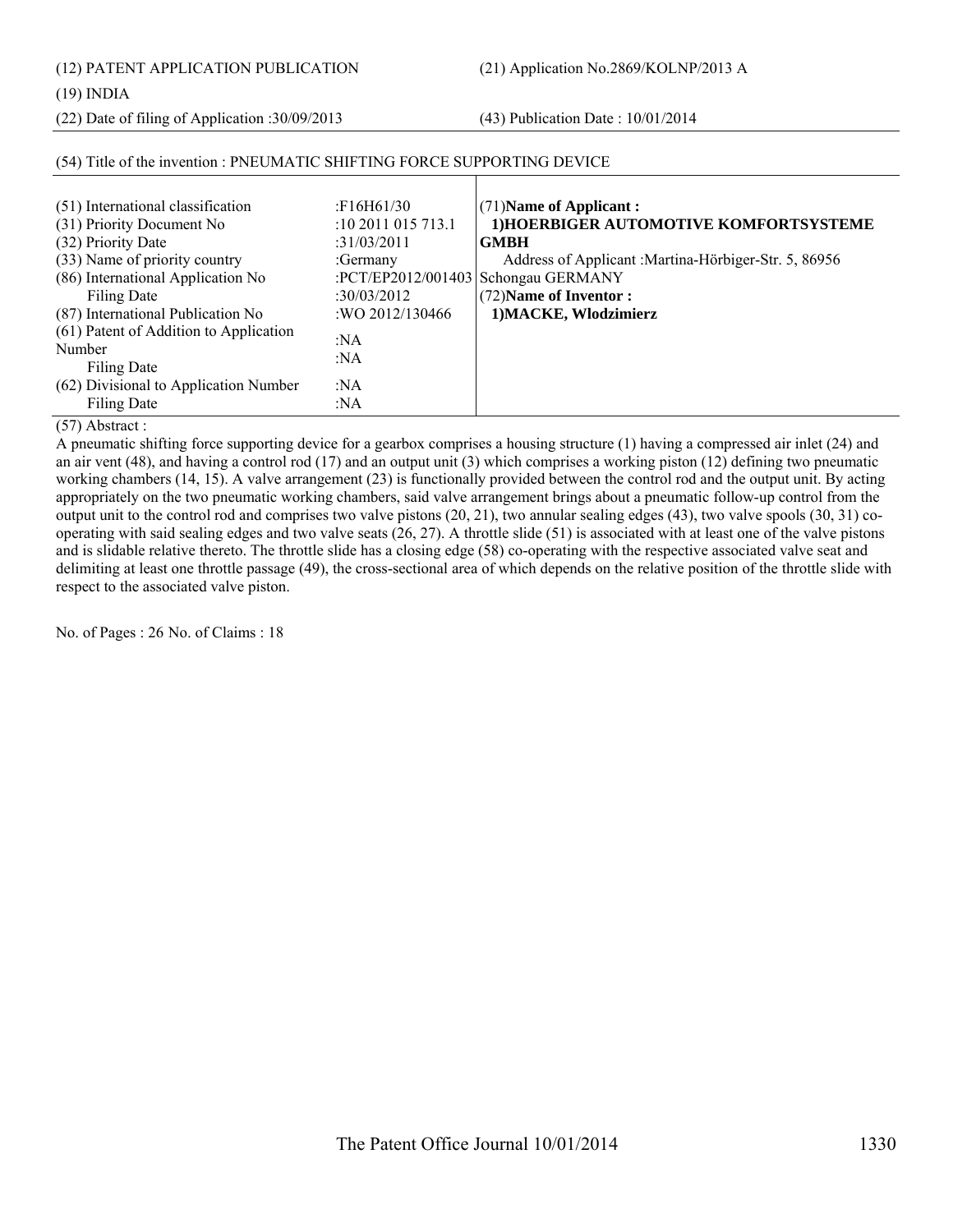(12) PATENT APPLICATION PUBLICATION

(19) INDIA

(22) Date of filing of Application :30/09/2013

(21) Application No.2869/KOLNP/2013 A

(43) Publication Date : 10/01/2014

(54) Title of the invention : PNEUMATIC SHIFTING FORCE SUPPORTING DEVICE

| | | |
|---|---|---|
| (51) International classification | :F16H61/30 | (71)**Name of Applicant :** |
| (31) Priority Document No | :10 2011 015 713.1 | **1)HOERBIGER AUTOMOTIVE KOMFORTSYSTEME GMBH** |
| (32) Priority Date | :31/03/2011 | Address of Applicant :Martina-Hörbiger-Str. 5, 86956 Schongau GERMANY |
| (33) Name of priority country | :Germany | (72)**Name of Inventor :** |
| (86) International Application No | :PCT/EP2012/001403 | **1)MACKE, Wlodzimierz** |
| Filing Date | :30/03/2012 | |
| (87) International Publication No | :WO 2012/130466 | |
| (61) Patent of Addition to Application Number | :NA | |
| Filing Date | :NA | |
| (62) Divisional to Application Number | :NA | |
| Filing Date | :NA | |

(57) Abstract :

A pneumatic shifting force supporting device for a gearbox comprises a housing structure (1) having a compressed air inlet (24) and an air vent (48), and having a control rod (17) and an output unit (3) which comprises a working piston (12) defining two pneumatic working chambers (14, 15). A valve arrangement (23) is functionally provided between the control rod and the output unit. By acting appropriately on the two pneumatic working chambers, said valve arrangement brings about a pneumatic follow-up control from the output unit to the control rod and comprises two valve pistons (20, 21), two annular sealing edges (43), two valve spools (30, 31) co-operating with said sealing edges and two valve seats (26, 27). A throttle slide (51) is associated with at least one of the valve pistons and is slidable relative thereto. The throttle slide has a closing edge (58) co-operating with the respective associated valve seat and delimiting at least one throttle passage (49), the cross-sectional area of which depends on the relative position of the throttle slide with respect to the associated valve piston.

No. of Pages : 26 No. of Claims : 18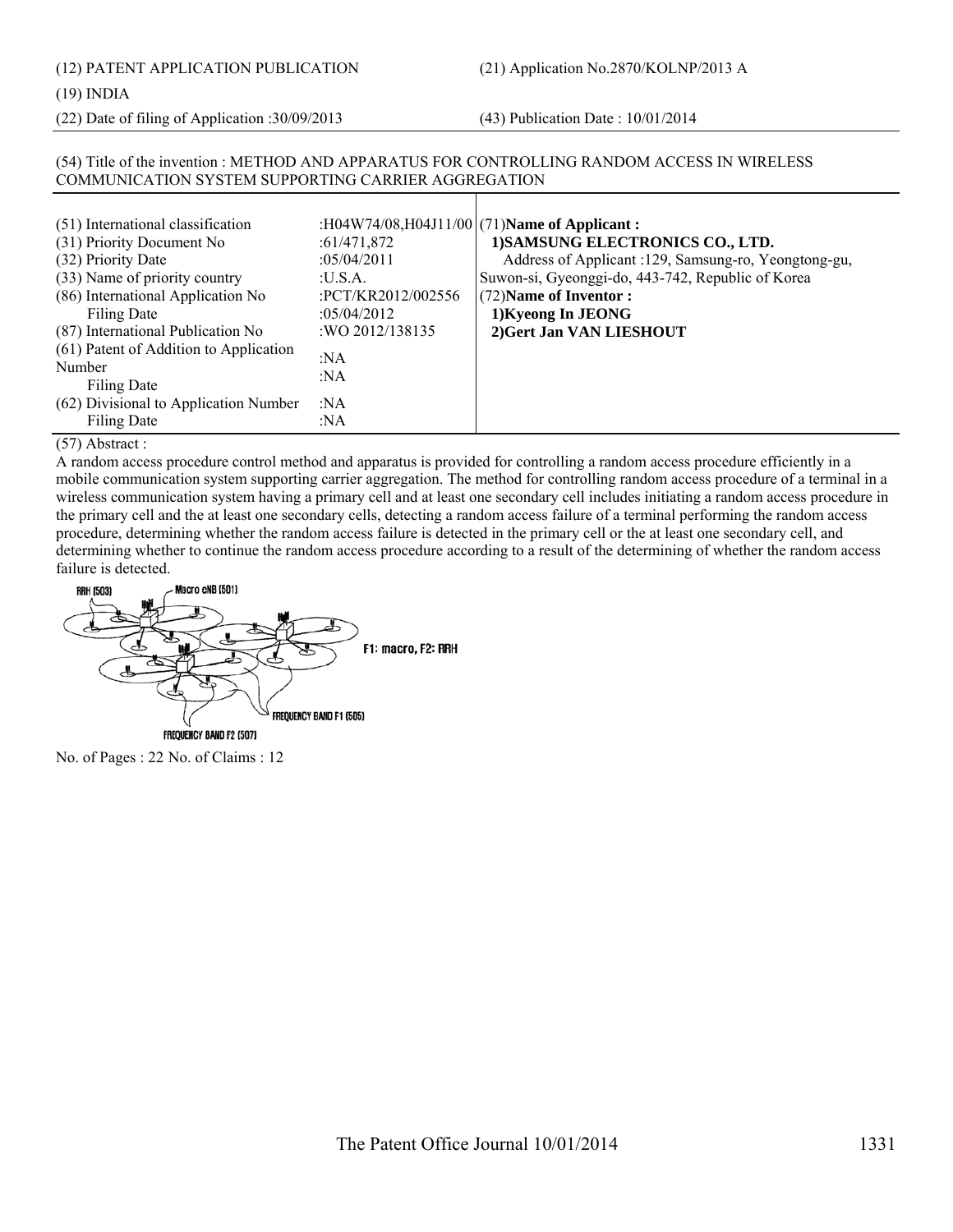(12) PATENT APPLICATION PUBLICATION (21) Application No.2870/KOLNP/2013 A

(19) INDIA

(22) Date of filing of Application :30/09/2013 (43) Publication Date : 10/01/2014

(54) Title of the invention : METHOD AND APPARATUS FOR CONTROLLING RANDOM ACCESS IN WIRELESS COMMUNICATION SYSTEM SUPPORTING CARRIER AGGREGATION

| | | |
|---|---|---|
| (51) International classification | :H04W74/08,H04J11/00 | (71)**Name of Applicant :** |
| (31) Priority Document No | :61/471,872 | **1)SAMSUNG ELECTRONICS CO., LTD.** |
| (32) Priority Date | :05/04/2011 | Address of Applicant :129, Samsung-ro, Yeongtong-gu, |
| (33) Name of priority country | :U.S.A. | Suwon-si, Gyeonggi-do, 443-742, Republic of Korea |
| (86) International Application No | :PCT/KR2012/002556 | (72)**Name of Inventor :** |
| Filing Date | :05/04/2012 | **1)Kyeong In JEONG** |
| (87) International Publication No | :WO 2012/138135 | **2)Gert Jan VAN LIESHOUT** |
| (61) Patent of Addition to Application Number | :NA | |
| Filing Date | :NA | |
| (62) Divisional to Application Number | :NA | |
| Filing Date | :NA | |

(57) Abstract :

A random access procedure control method and apparatus is provided for controlling a random access procedure efficiently in a mobile communication system supporting carrier aggregation. The method for controlling random access procedure of a terminal in a wireless communication system having a primary cell and at least one secondary cell includes initiating a random access procedure in the primary cell and the at least one secondary cells, detecting a random access failure of a terminal performing the random access procedure, determining whether the random access failure is detected in the primary cell or the at least one secondary cell, and determining whether to continue the random access procedure according to a result of the determining of whether the random access failure is detected.

RRH (503) Macro eNB (501)

F1: macro, F2: RRH

FREQUENCY BAND F1 (505)

FREQUENCY BAND F2 (507)

No. of Pages : 22 No. of Claims : 12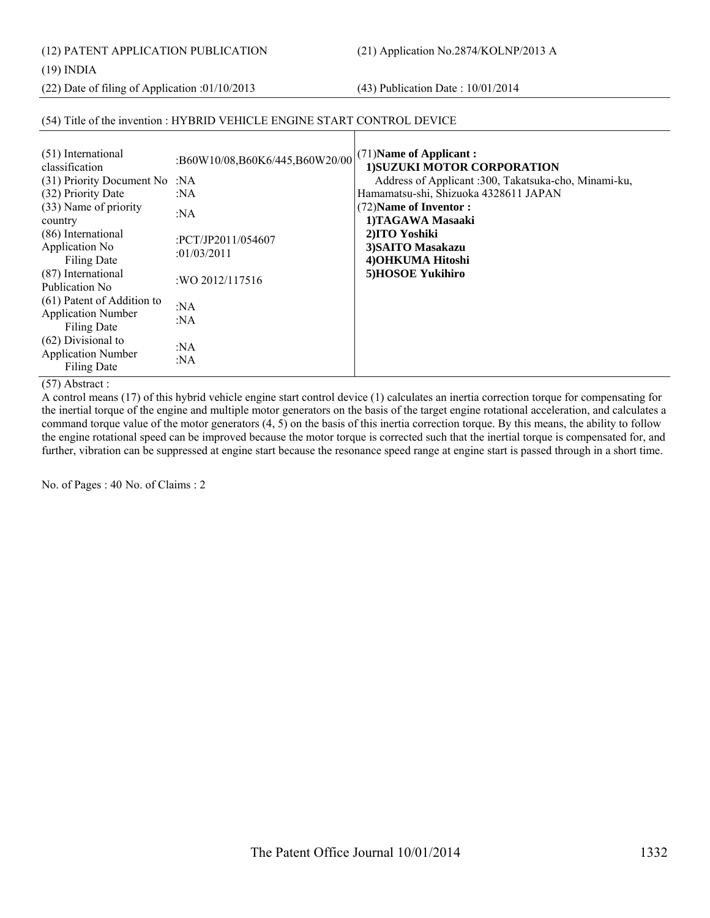(12) PATENT APPLICATION PUBLICATION

(21) Application No.2874/KOLNP/2013 A

(19) INDIA

(22) Date of filing of Application :01/10/2013

(43) Publication Date : 10/01/2014

(54) Title of the invention : HYBRID VEHICLE ENGINE START CONTROL DEVICE

| | |
|---|---|
| (51) International classification | :B60W10/08,B60K6/445,B60W20/00 |
| (31) Priority Document No | :NA |
| (32) Priority Date | :NA |
| (33) Name of priority country | :NA |
| (86) International Application No<br>Filing Date | :PCT/JP2011/054607<br>:01/03/2011 |
| (87) International Publication No | :WO 2012/117516 |
| (61) Patent of Addition to Application Number<br>Filing Date | :NA<br>:NA |
| (62) Divisional to Application Number<br>Filing Date | :NA<br>:NA |

(71)**Name of Applicant :**
**1)SUZUKI MOTOR CORPORATION**
Address of Applicant :300, Takatsuka-cho, Minami-ku, Hamamatsu-shi, Shizuoka 4328611 JAPAN

(72)**Name of Inventor :**
**1)TAGAWA Masaaki**
**2)ITO Yoshiki**
**3)SAITO Masakazu**
**4)OHKUMA Hitoshi**
**5)HOSOE Yukihiro**

(57) Abstract :

A control means (17) of this hybrid vehicle engine start control device (1) calculates an inertia correction torque for compensating for the inertial torque of the engine and multiple motor generators on the basis of the target engine rotational acceleration, and calculates a command torque value of the motor generators (4, 5) on the basis of this inertia correction torque. By this means, the ability to follow the engine rotational speed can be improved because the motor torque is corrected such that the inertial torque is compensated for, and further, vibration can be suppressed at engine start because the resonance speed range at engine start is passed through in a short time.

No. of Pages : 40 No. of Claims : 2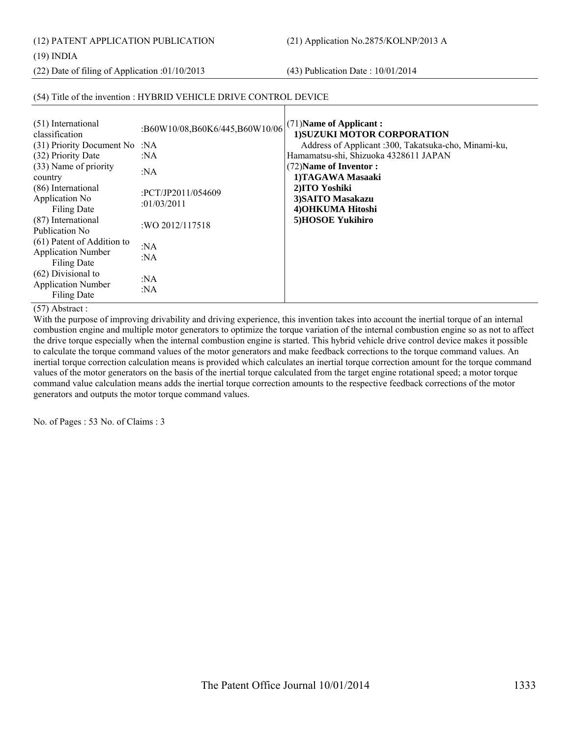(12) PATENT APPLICATION PUBLICATION

(21) Application No.2875/KOLNP/2013 A

(19) INDIA

(22) Date of filing of Application :01/10/2013

(43) Publication Date : 10/01/2014

(54) Title of the invention : HYBRID VEHICLE DRIVE CONTROL DEVICE

| | |
|---|---|
| (51) International classification | :B60W10/08,B60K6/445,B60W10/06 |
| (31) Priority Document No | :NA |
| (32) Priority Date | :NA |
| (33) Name of priority country | :NA |
| (86) International Application No<br>Filing Date | :PCT/JP2011/054609<br>:01/03/2011 |
| (87) International Publication No | :WO 2012/117518 |
| (61) Patent of Addition to Application Number<br>Filing Date | :NA<br>:NA |
| (62) Divisional to Application Number<br>Filing Date | :NA<br>:NA |

(71)**Name of Applicant :**
**1)SUZUKI MOTOR CORPORATION**
Address of Applicant :300, Takatsuka-cho, Minami-ku, Hamamatsu-shi, Shizuoka 4328611 JAPAN

(72)**Name of Inventor :**
**1)TAGAWA Masaaki**
**2)ITO Yoshiki**
**3)SAITO Masakazu**
**4)OHKUMA Hitoshi**
**5)HOSOE Yukihiro**

(57) Abstract :

With the purpose of improving drivability and driving experience, this invention takes into account the inertial torque of an internal combustion engine and multiple motor generators to optimize the torque variation of the internal combustion engine so as not to affect the drive torque especially when the internal combustion engine is started. This hybrid vehicle drive control device makes it possible to calculate the torque command values of the motor generators and make feedback corrections to the torque command values. An inertial torque correction calculation means is provided which calculates an inertial torque correction amount for the torque command values of the motor generators on the basis of the inertial torque calculated from the target engine rotational speed; a motor torque command value calculation means adds the inertial torque correction amounts to the respective feedback corrections of the motor generators and outputs the motor torque command values.

No. of Pages : 53 No. of Claims : 3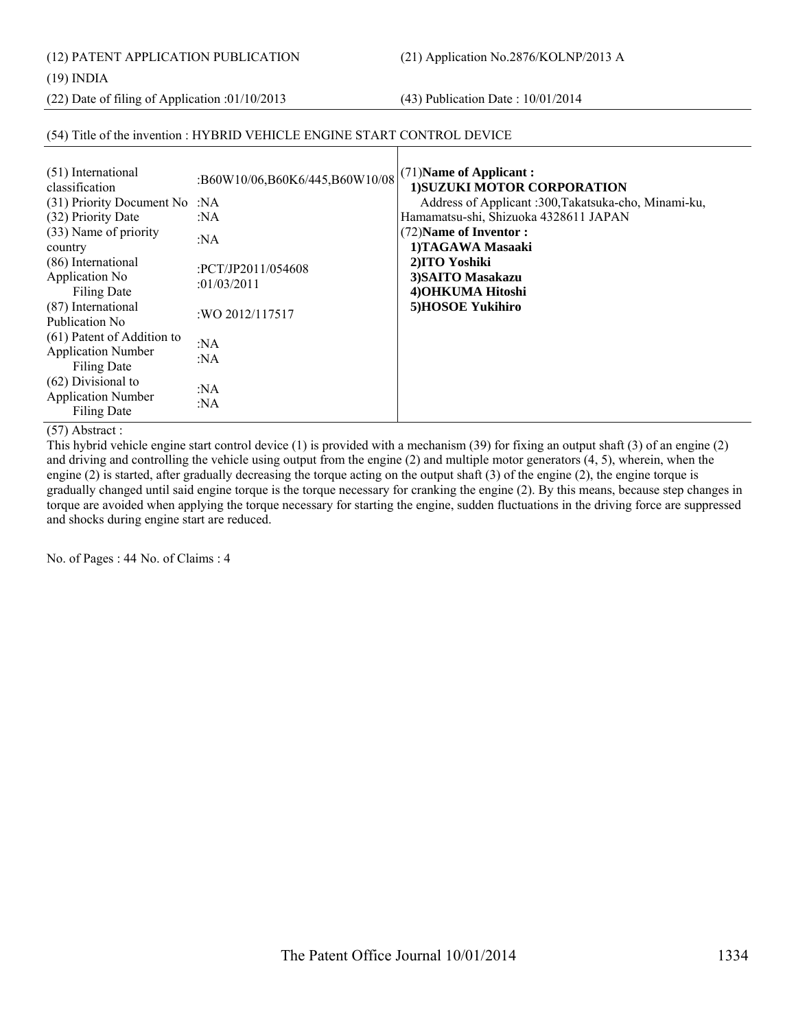(12) PATENT APPLICATION PUBLICATION

(21) Application No.2876/KOLNP/2013 A

(19) INDIA

(22) Date of filing of Application :01/10/2013

(43) Publication Date : 10/01/2014

(54) Title of the invention : HYBRID VEHICLE ENGINE START CONTROL DEVICE

| | | |
|---|---|---|
| (51) International classification | :B60W10/06,B60K6/445,B60W10/08 | (71)**Name of Applicant :** |
| (31) Priority Document No | :NA | **1)SUZUKI MOTOR CORPORATION** |
| (32) Priority Date | :NA | Address of Applicant :300,Takatsuka-cho, Minami-ku, Hamamatsu-shi, Shizuoka 4328611 JAPAN |
| (33) Name of priority country | :NA | (72)**Name of Inventor :** |
| (86) International Application No<br>Filing Date | :PCT/JP2011/054608<br>:01/03/2011 | **1)TAGAWA Masaaki**<br>**2)ITO Yoshiki**<br>**3)SAITO Masakazu**<br>**4)OHKUMA Hitoshi**<br>**5)HOSOE Yukihiro** |
| (87) International Publication No | :WO 2012/117517 | |
| (61) Patent of Addition to Application Number<br>Filing Date | :NA<br>:NA | |
| (62) Divisional to Application Number<br>Filing Date | :NA<br>:NA | |

(57) Abstract :

This hybrid vehicle engine start control device (1) is provided with a mechanism (39) for fixing an output shaft (3) of an engine (2) and driving and controlling the vehicle using output from the engine (2) and multiple motor generators (4, 5), wherein, when the engine (2) is started, after gradually decreasing the torque acting on the output shaft (3) of the engine (2), the engine torque is gradually changed until said engine torque is the torque necessary for cranking the engine (2). By this means, because step changes in torque are avoided when applying the torque necessary for starting the engine, sudden fluctuations in the driving force are suppressed and shocks during engine start are reduced.

No. of Pages : 44 No. of Claims : 4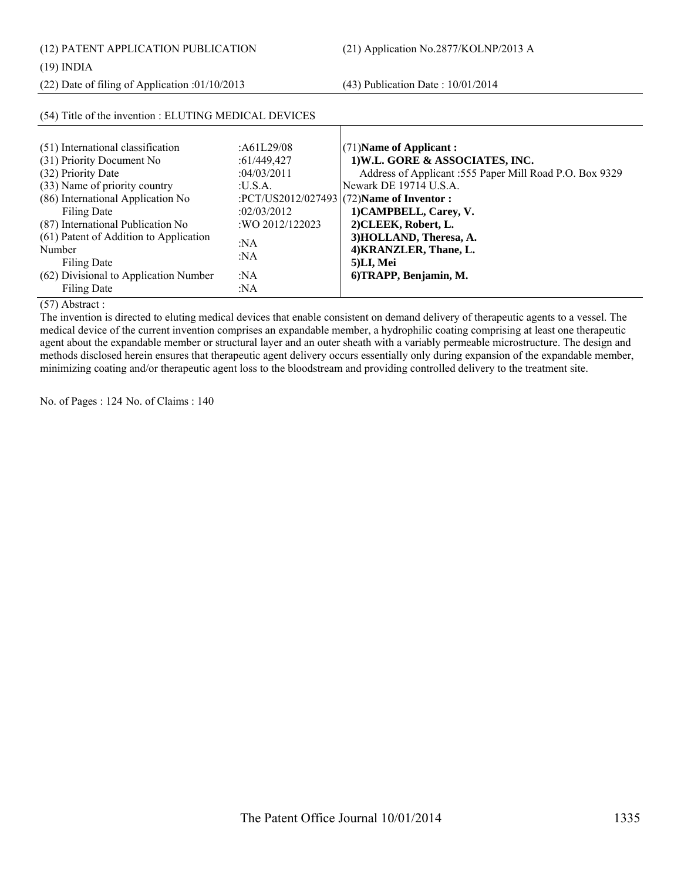(12) PATENT APPLICATION PUBLICATION

(19) INDIA

(22) Date of filing of Application :01/10/2013

(21) Application No.2877/KOLNP/2013 A

(43) Publication Date : 10/01/2014

(54) Title of the invention : ELUTING MEDICAL DEVICES

| | | |
|---|---|---|
| (51) International classification | :A61L29/08 | (71)**Name of Applicant :** |
| (31) Priority Document No | :61/449,427 | **1)W.L. GORE & ASSOCIATES, INC.** |
| (32) Priority Date | :04/03/2011 | Address of Applicant :555 Paper Mill Road P.O. Box 9329 |
| (33) Name of priority country | :U.S.A. | Newark DE 19714 U.S.A. |
| (86) International Application No | :PCT/US2012/027493 | (72)**Name of Inventor :** |
| Filing Date | :02/03/2012 | **1)CAMPBELL, Carey, V.** |
| (87) International Publication No | :WO 2012/122023 | **2)CLEEK, Robert, L.** |
| (61) Patent of Addition to Application Number | :NA | **3)HOLLAND, Theresa, A.** |
| Filing Date | :NA | **4)KRANZLER, Thane, L.** |
| | | **5)LI, Mei** |
| (62) Divisional to Application Number | :NA | **6)TRAPP, Benjamin, M.** |
| Filing Date | :NA | |

(57) Abstract :

The invention is directed to eluting medical devices that enable consistent on demand delivery of therapeutic agents to a vessel. The medical device of the current invention comprises an expandable member, a hydrophilic coating comprising at least one therapeutic agent about the expandable member or structural layer and an outer sheath with a variably permeable microstructure. The design and methods disclosed herein ensures that therapeutic agent delivery occurs essentially only during expansion of the expandable member, minimizing coating and/or therapeutic agent loss to the bloodstream and providing controlled delivery to the treatment site.

No. of Pages : 124 No. of Claims : 140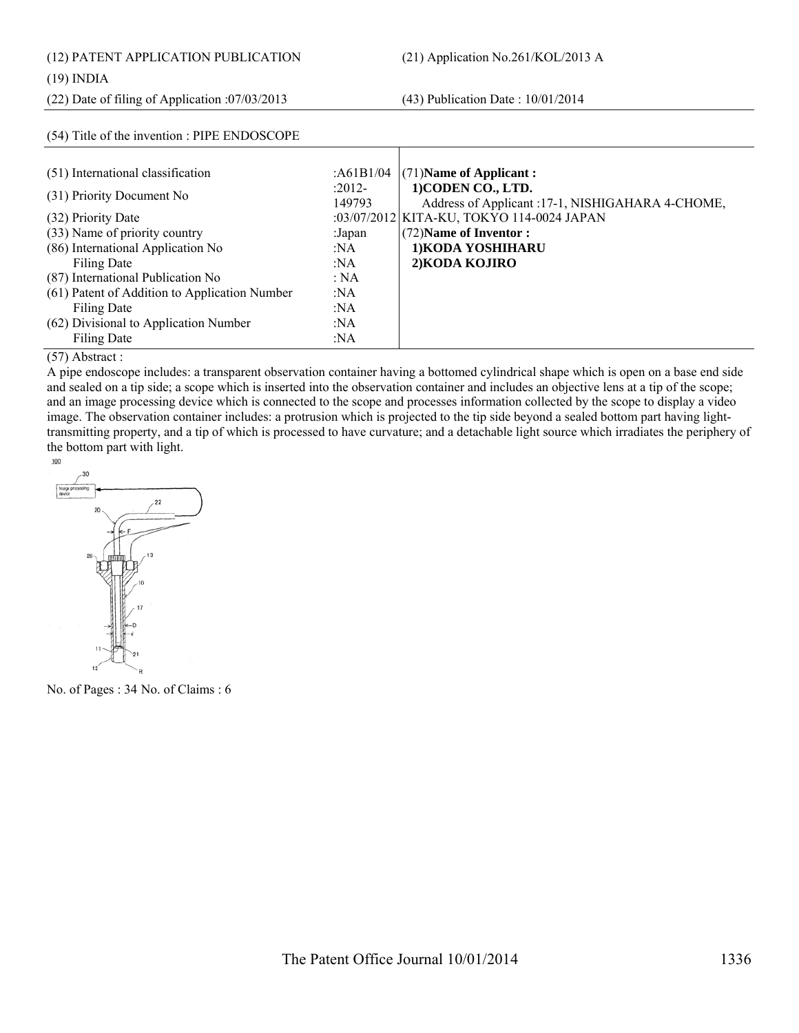(12) PATENT APPLICATION PUBLICATION (21) Application No.261/KOL/2013 A

(19) INDIA

(22) Date of filing of Application :07/03/2013 (43) Publication Date : 10/01/2014

(54) Title of the invention : PIPE ENDOSCOPE

| | | |
|---|---|---|
| (51) International classification | :A61B1/04 | (71)**Name of Applicant :** |
| (31) Priority Document No | :2012-149793 | **1)CODEN CO., LTD.** Address of Applicant :17-1, NISHIGAHARA 4-CHOME, |
| (32) Priority Date | :03/07/2012 | KITA-KU, TOKYO 114-0024 JAPAN |
| (33) Name of priority country | :Japan | (72)**Name of Inventor :** |
| (86) International Application No | :NA | **1)KODA YOSHIHARU** |
| Filing Date | :NA | **2)KODA KOJIRO** |
| (87) International Publication No | : NA | |
| (61) Patent of Addition to Application Number | :NA | |
| Filing Date | :NA | |
| (62) Divisional to Application Number | :NA | |
| Filing Date | :NA | |

(57) Abstract :

A pipe endoscope includes: a transparent observation container having a bottomed cylindrical shape which is open on a base end side and sealed on a tip side; a scope which is inserted into the observation container and includes an objective lens at a tip of the scope; and an image processing device which is connected to the scope and processes information collected by the scope to display a video image. The observation container includes: a protrusion which is projected to the tip side beyond a sealed bottom part having light-transmitting property, and a tip of which is processed to have curvature; and a detachable light source which irradiates the periphery of the bottom part with light.

No. of Pages : 34 No. of Claims : 6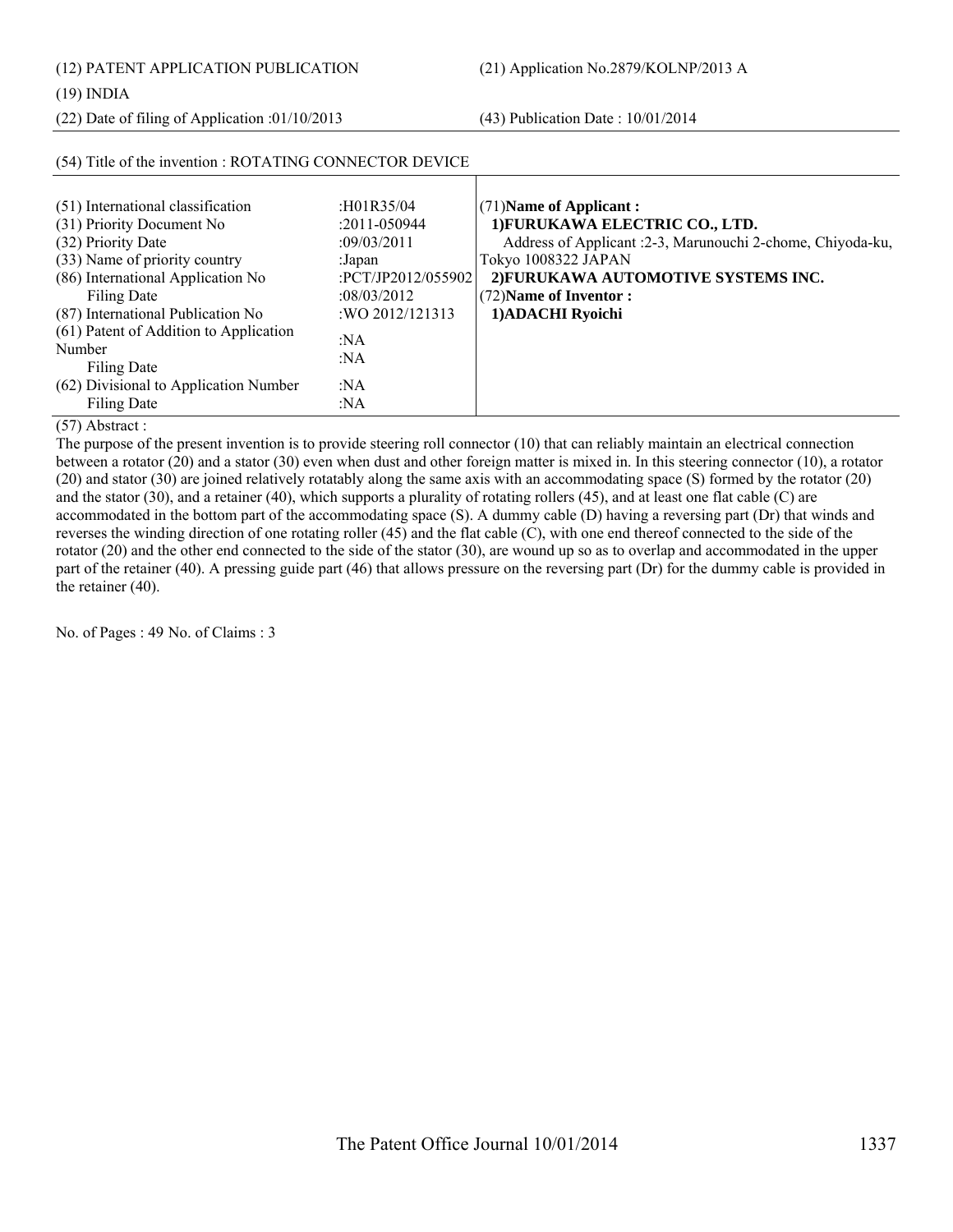(12) PATENT APPLICATION PUBLICATION (21) Application No.2879/KOLNP/2013 A

(19) INDIA

(22) Date of filing of Application :01/10/2013 (43) Publication Date : 10/01/2014

(54) Title of the invention : ROTATING CONNECTOR DEVICE

| | | |
|---|---|---|
| (51) International classification | :H01R35/04 | (71)**Name of Applicant :** |
| (31) Priority Document No | :2011-050944 | **1)FURUKAWA ELECTRIC CO., LTD.** |
| (32) Priority Date | :09/03/2011 | Address of Applicant :2-3, Marunouchi 2-chome, Chiyoda-ku, |
| (33) Name of priority country | :Japan | Tokyo 1008322 JAPAN |
| (86) International Application No | :PCT/JP2012/055902 | **2)FURUKAWA AUTOMOTIVE SYSTEMS INC.** |
| Filing Date | :08/03/2012 | (72)**Name of Inventor :** |
| (87) International Publication No | :WO 2012/121313 | **1)ADACHI Ryoichi** |
| (61) Patent of Addition to Application Number | :NA | |
| Filing Date | :NA | |
| (62) Divisional to Application Number | :NA | |
| Filing Date | :NA | |

(57) Abstract :

The purpose of the present invention is to provide steering roll connector (10) that can reliably maintain an electrical connection between a rotator (20) and a stator (30) even when dust and other foreign matter is mixed in. In this steering connector (10), a rotator (20) and stator (30) are joined relatively rotatably along the same axis with an accommodating space (S) formed by the rotator (20) and the stator (30), and a retainer (40), which supports a plurality of rotating rollers (45), and at least one flat cable (C) are accommodated in the bottom part of the accommodating space (S). A dummy cable (D) having a reversing part (Dr) that winds and reverses the winding direction of one rotating roller (45) and the flat cable (C), with one end thereof connected to the side of the rotator (20) and the other end connected to the side of the stator (30), are wound up so as to overlap and accommodated in the upper part of the retainer (40). A pressing guide part (46) that allows pressure on the reversing part (Dr) for the dummy cable is provided in the retainer (40).

No. of Pages : 49 No. of Claims : 3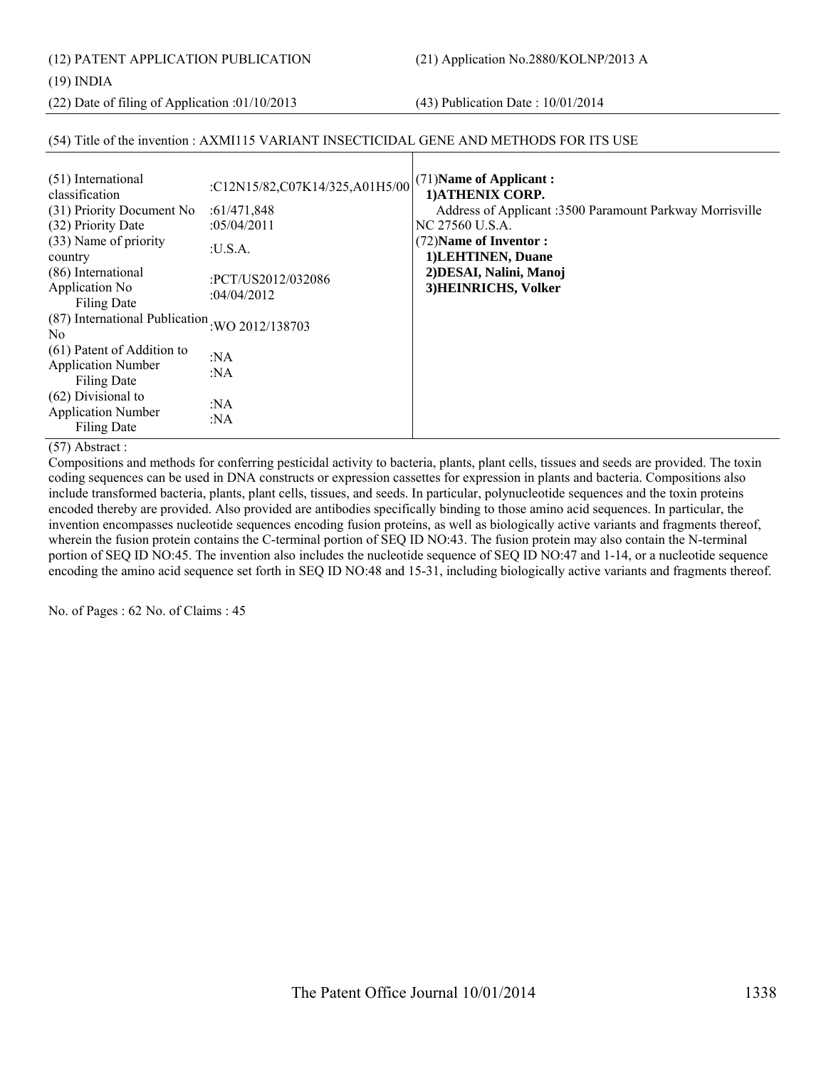(12) PATENT APPLICATION PUBLICATION

(21) Application No.2880/KOLNP/2013 A

(19) INDIA

(22) Date of filing of Application :01/10/2013

(43) Publication Date : 10/01/2014

(54) Title of the invention : AXMI115 VARIANT INSECTICIDAL GENE AND METHODS FOR ITS USE

| | | |
|---|---|---|
| (51) International classification | :C12N15/82,C07K14/325,A01H5/00 | (71)**Name of Applicant :** **1)ATHENIX CORP.** Address of Applicant :3500 Paramount Parkway Morrisville NC 27560 U.S.A. (72)**Name of Inventor :** **1)LEHTINEN, Duane** **2)DESAI, Nalini, Manoj** **3)HEINRICHS, Volker** |
| (31) Priority Document No | :61/471,848 | |
| (32) Priority Date | :05/04/2011 | |
| (33) Name of priority country | :U.S.A. | |
| (86) International Application No Filing Date | :PCT/US2012/032086 :04/04/2012 | |
| (87) International Publication No | :WO 2012/138703 | |
| (61) Patent of Addition to Application Number Filing Date | :NA :NA | |
| (62) Divisional to Application Number Filing Date | :NA :NA | |

(57) Abstract :

Compositions and methods for conferring pesticidal activity to bacteria, plants, plant cells, tissues and seeds are provided. The toxin coding sequences can be used in DNA constructs or expression cassettes for expression in plants and bacteria. Compositions also include transformed bacteria, plants, plant cells, tissues, and seeds. In particular, polynucleotide sequences and the toxin proteins encoded thereby are provided. Also provided are antibodies specifically binding to those amino acid sequences. In particular, the invention encompasses nucleotide sequences encoding fusion proteins, as well as biologically active variants and fragments thereof, wherein the fusion protein contains the C-terminal portion of SEQ ID NO:43. The fusion protein may also contain the N-terminal portion of SEQ ID NO:45. The invention also includes the nucleotide sequence of SEQ ID NO:47 and 1-14, or a nucleotide sequence encoding the amino acid sequence set forth in SEQ ID NO:48 and 15-31, including biologically active variants and fragments thereof.

No. of Pages : 62 No. of Claims : 45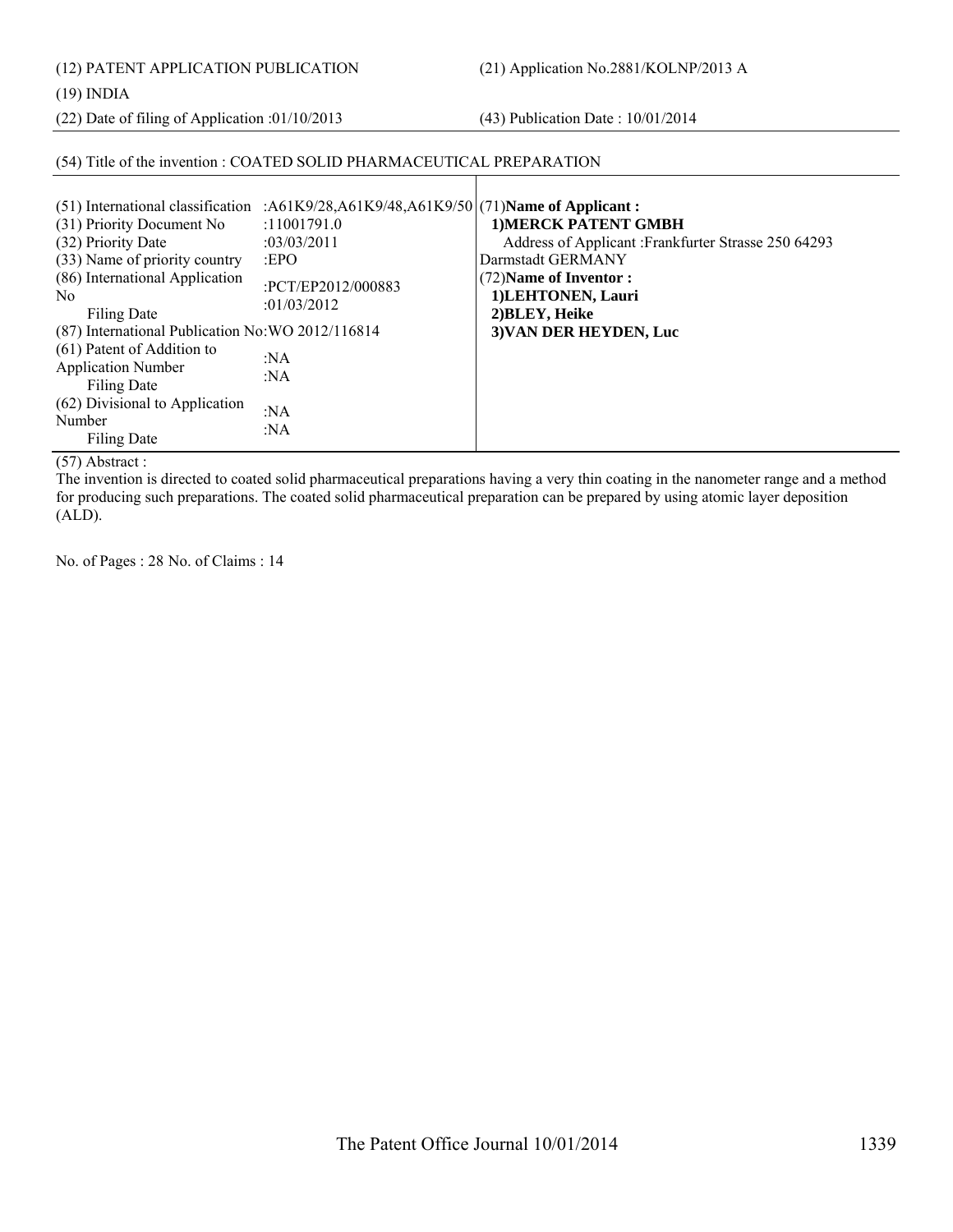(12) PATENT APPLICATION PUBLICATION

(21) Application No.2881/KOLNP/2013 A

(19) INDIA

(22) Date of filing of Application :01/10/2013

(43) Publication Date : 10/01/2014

(54) Title of the invention : COATED SOLID PHARMACEUTICAL PREPARATION

| | | |
|---|---|---|
| (51) International classification | :A61K9/28,A61K9/48,A61K9/50 | (71)**Name of Applicant :** |
| (31) Priority Document No | :11001791.0 | **1)MERCK PATENT GMBH** |
| (32) Priority Date | :03/03/2011 | Address of Applicant :Frankfurter Strasse 250 64293 Darmstadt GERMANY |
| (33) Name of priority country | :EPO | (72)**Name of Inventor :** |
| (86) International Application No<br>Filing Date | :PCT/EP2012/000883<br>:01/03/2012 | **1)LEHTONEN, Lauri**<br>**2)BLEY, Heike**<br>**3)VAN DER HEYDEN, Luc** |
| (87) International Publication No | :WO 2012/116814 | |
| (61) Patent of Addition to Application Number<br>Filing Date | :NA<br>:NA | |
| (62) Divisional to Application Number<br>Filing Date | :NA<br>:NA | |

(57) Abstract :

The invention is directed to coated solid pharmaceutical preparations having a very thin coating in the nanometer range and a method for producing such preparations. The coated solid pharmaceutical preparation can be prepared by using atomic layer deposition (ALD).

No. of Pages : 28 No. of Claims : 14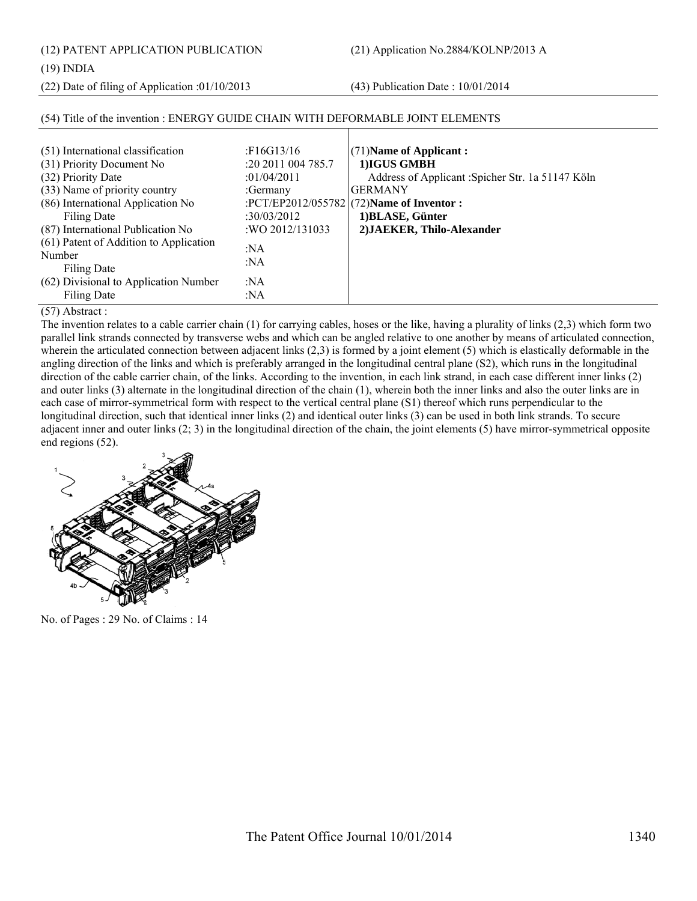(12) PATENT APPLICATION PUBLICATION (21) Application No.2884/KOLNP/2013 A

(19) INDIA

(22) Date of filing of Application :01/10/2013 (43) Publication Date : 10/01/2014

(54) Title of the invention : ENERGY GUIDE CHAIN WITH DEFORMABLE JOINT ELEMENTS

| | | |
|---|---|---|
| (51) International classification | :F16G13/16 | (71)**Name of Applicant :** |
| (31) Priority Document No | :20 2011 004 785.7 | **1)IGUS GMBH** |
| (32) Priority Date | :01/04/2011 | Address of Applicant :Spicher Str. 1a 51147 Köln |
| (33) Name of priority country | :Germany | GERMANY |
| (86) International Application No | :PCT/EP2012/055782 | (72)**Name of Inventor :** |
| Filing Date | :30/03/2012 | **1)BLASE, Günter** |
| (87) International Publication No | :WO 2012/131033 | **2)JAEKER, Thilo-Alexander** |
| (61) Patent of Addition to Application Number | :NA | |
| Filing Date | :NA | |
| (62) Divisional to Application Number | :NA | |
| Filing Date | :NA | |

(57) Abstract :

The invention relates to a cable carrier chain (1) for carrying cables, hoses or the like, having a plurality of links (2,3) which form two parallel link strands connected by transverse webs and which can be angled relative to one another by means of articulated connection, wherein the articulated connection between adjacent links (2,3) is formed by a joint element (5) which is elastically deformable in the angling direction of the links and which is preferably arranged in the longitudinal central plane (S2), which runs in the longitudinal direction of the cable carrier chain, of the links. According to the invention, in each link strand, in each case different inner links (2) and outer links (3) alternate in the longitudinal direction of the chain (1), wherein both the inner links and also the outer links are in each case of mirror-symmetrical form with respect to the vertical central plane (S1) thereof which runs perpendicular to the longitudinal direction, such that identical inner links (2) and identical outer links (3) can be used in both link strands. To secure adjacent inner and outer links (2; 3) in the longitudinal direction of the chain, the joint elements (5) have mirror-symmetrical opposite end regions (52).

No. of Pages : 29 No. of Claims : 14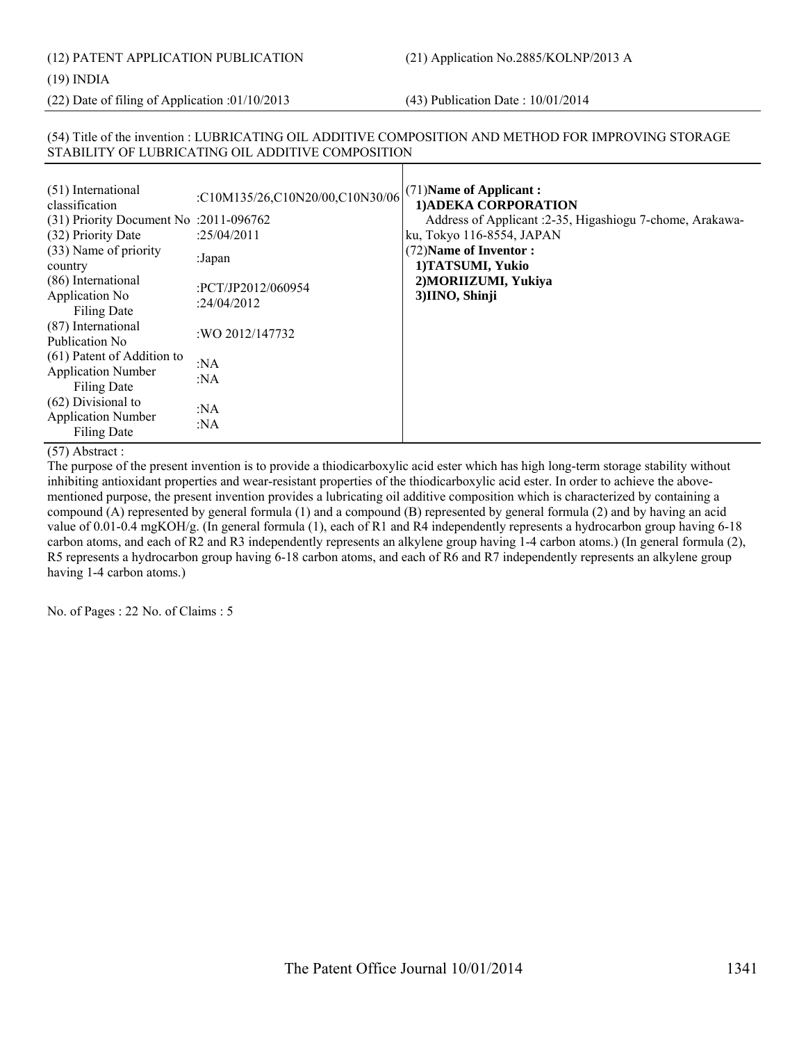(12) PATENT APPLICATION PUBLICATION

(21) Application No.2885/KOLNP/2013 A

(19) INDIA

(22) Date of filing of Application :01/10/2013

(43) Publication Date : 10/01/2014

(54) Title of the invention : LUBRICATING OIL ADDITIVE COMPOSITION AND METHOD FOR IMPROVING STORAGE STABILITY OF LUBRICATING OIL ADDITIVE COMPOSITION

| | | |
|---|---|---|
| (51) International classification | :C10M135/26,C10N20/00,C10N30/06 | (71)**Name of Applicant :** |
| (31) Priority Document No | :2011-096762 | **1)ADEKA CORPORATION** |
| (32) Priority Date | :25/04/2011 | Address of Applicant :2-35, Higashiogu 7-chome, Arakawa-ku, Tokyo 116-8554, JAPAN |
| (33) Name of priority country | :Japan | (72)**Name of Inventor :** |
| (86) International Application No | :PCT/JP2012/060954 | **1)TATSUMI, Yukio** |
| Filing Date | :24/04/2012 | **2)MORIIZUMI, Yukiya** |
| (87) International Publication No | :WO 2012/147732 | **3)IINO, Shinji** |
| (61) Patent of Addition to Application Number | :NA | |
| Filing Date | :NA | |
| (62) Divisional to Application Number | :NA | |
| Filing Date | :NA | |

(57) Abstract :

The purpose of the present invention is to provide a thiodicarboxylic acid ester which has high long-term storage stability without inhibiting antioxidant properties and wear-resistant properties of the thiodicarboxylic acid ester. In order to achieve the above-mentioned purpose, the present invention provides a lubricating oil additive composition which is characterized by containing a compound (A) represented by general formula (1) and a compound (B) represented by general formula (2) and by having an acid value of 0.01-0.4 mgKOH/g. (In general formula (1), each of R1 and R4 independently represents a hydrocarbon group having 6-18 carbon atoms, and each of R2 and R3 independently represents an alkylene group having 1-4 carbon atoms.) (In general formula (2), R5 represents a hydrocarbon group having 6-18 carbon atoms, and each of R6 and R7 independently represents an alkylene group having 1-4 carbon atoms.)

No. of Pages : 22 No. of Claims : 5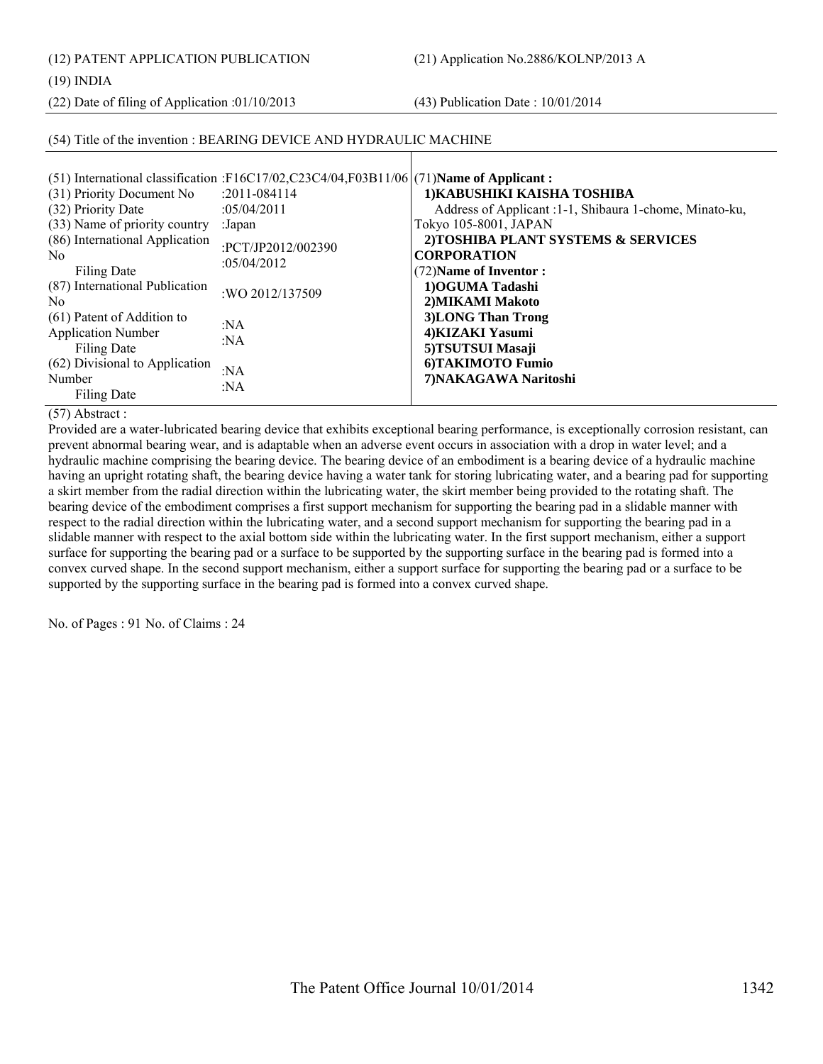(12) PATENT APPLICATION PUBLICATION

(21) Application No.2886/KOLNP/2013 A

(19) INDIA

(22) Date of filing of Application :01/10/2013

(43) Publication Date : 10/01/2014

(54) Title of the invention : BEARING DEVICE AND HYDRAULIC MACHINE

| | | |
|---|---|---|
| (51) International classification | :F16C17/02,C23C4/04,F03B11/06 | (71)**Name of Applicant :** |
| (31) Priority Document No | :2011-084114 | **1)KABUSHIKI KAISHA TOSHIBA** |
| (32) Priority Date | :05/04/2011 | Address of Applicant :1-1, Shibaura 1-chome, Minato-ku, |
| (33) Name of priority country | :Japan | Tokyo 105-8001, JAPAN |
| (86) International Application No | :PCT/JP2012/002390 | **2)TOSHIBA PLANT SYSTEMS & SERVICES CORPORATION** |
| Filing Date | :05/04/2012 | (72)**Name of Inventor :** |
| (87) International Publication No | :WO 2012/137509 | **1)OGUMA Tadashi** |
| (61) Patent of Addition to Application Number | :NA | **2)MIKAMI Makoto** |
| Filing Date | :NA | **3)LONG Than Trong** |
| (62) Divisional to Application Number | :NA | **4)KIZAKI Yasumi** |
| Filing Date | :NA | **5)TSUTSUI Masaji** |
| | | **6)TAKIMOTO Fumio** |
| | | **7)NAKAGAWA Naritoshi** |

(57) Abstract :

Provided are a water-lubricated bearing device that exhibits exceptional bearing performance, is exceptionally corrosion resistant, can prevent abnormal bearing wear, and is adaptable when an adverse event occurs in association with a drop in water level; and a hydraulic machine comprising the bearing device. The bearing device of an embodiment is a bearing device of a hydraulic machine having an upright rotating shaft, the bearing device having a water tank for storing lubricating water, and a bearing pad for supporting a skirt member from the radial direction within the lubricating water, the skirt member being provided to the rotating shaft. The bearing device of the embodiment comprises a first support mechanism for supporting the bearing pad in a slidable manner with respect to the radial direction within the lubricating water, and a second support mechanism for supporting the bearing pad in a slidable manner with respect to the axial bottom side within the lubricating water. In the first support mechanism, either a support surface for supporting the bearing pad or a surface to be supported by the supporting surface in the bearing pad is formed into a convex curved shape. In the second support mechanism, either a support surface for supporting the bearing pad or a surface to be supported by the supporting surface in the bearing pad is formed into a convex curved shape.

No. of Pages : 91 No. of Claims : 24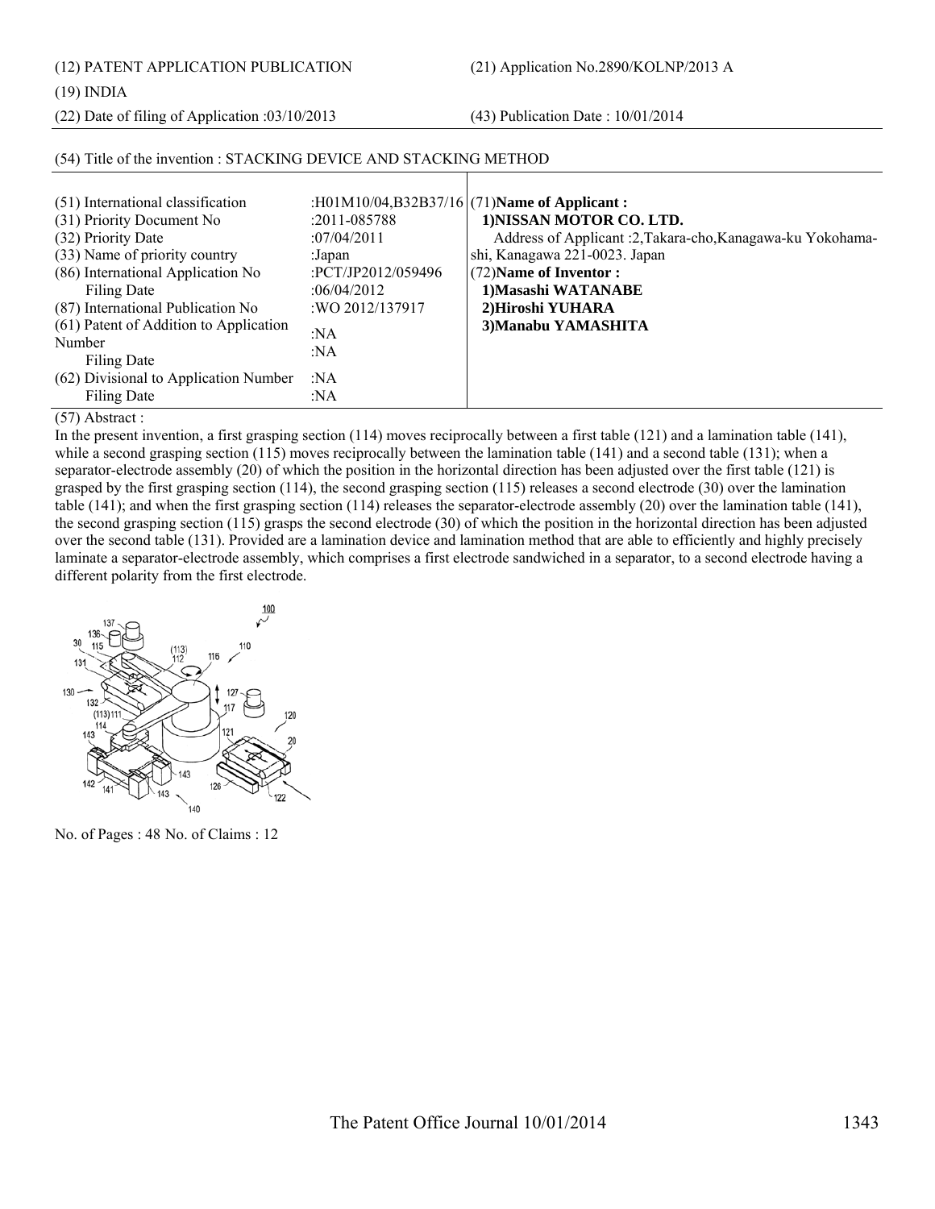(12) PATENT APPLICATION PUBLICATION (21) Application No.2890/KOLNP/2013 A

(19) INDIA

(22) Date of filing of Application :03/10/2013 (43) Publication Date : 10/01/2014

## (54) Title of the invention : STACKING DEVICE AND STACKING METHOD

| | | |
|---|---|---|
| (51) International classification | :H01M10/04,B32B37/16 | (71)**Name of Applicant :** |
| (31) Priority Document No | :2011-085788 | **1)NISSAN MOTOR CO. LTD.** |
| (32) Priority Date | :07/04/2011 | Address of Applicant :2,Takara-cho,Kanagawa-ku Yokohama-shi, Kanagawa 221-0023. Japan |
| (33) Name of priority country | :Japan | (72)**Name of Inventor :** |
| (86) International Application No | :PCT/JP2012/059496 | **1)Masashi WATANABE** |
| Filing Date | :06/04/2012 | **2)Hiroshi YUHARA** |
| (87) International Publication No | :WO 2012/137917 | **3)Manabu YAMASHITA** |
| (61) Patent of Addition to Application Number | :NA | |
| Filing Date | :NA | |
| (62) Divisional to Application Number | :NA | |
| Filing Date | :NA | |

(57) Abstract :

In the present invention, a first grasping section (114) moves reciprocally between a first table (121) and a lamination table (141), while a second grasping section (115) moves reciprocally between the lamination table (141) and a second table (131); when a separator-electrode assembly (20) of which the position in the horizontal direction has been adjusted over the first table (121) is grasped by the first grasping section (114), the second grasping section (115) releases a second electrode (30) over the lamination table (141); and when the first grasping section (114) releases the separator-electrode assembly (20) over the lamination table (141), the second grasping section (115) grasps the second electrode (30) of which the position in the horizontal direction has been adjusted over the second table (131). Provided are a lamination device and lamination method that are able to efficiently and highly precisely laminate a separator-electrode assembly, which comprises a first electrode sandwiched in a separator, to a second electrode having a different polarity from the first electrode.

No. of Pages : 48 No. of Claims : 12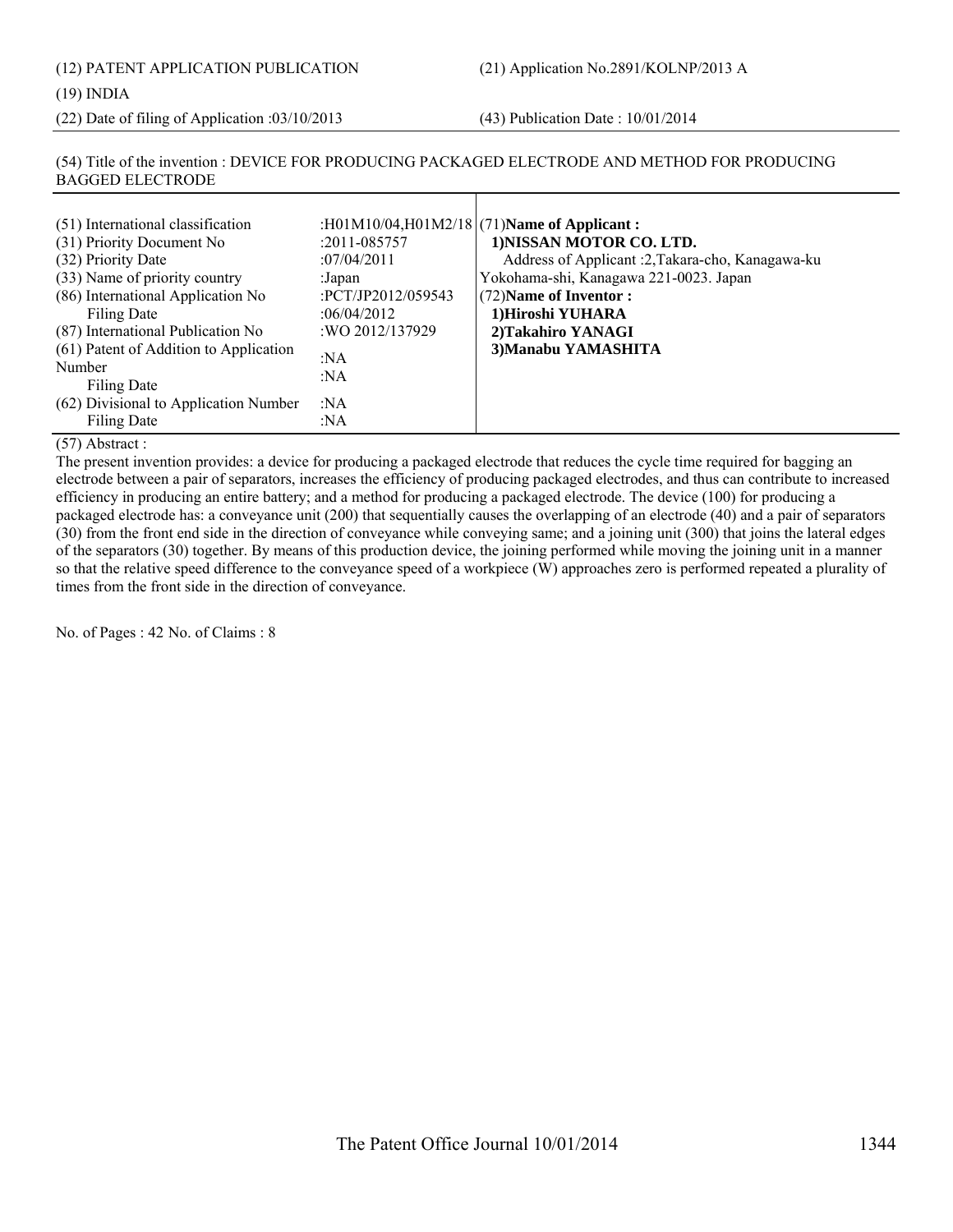(12) PATENT APPLICATION PUBLICATION

(21) Application No.2891/KOLNP/2013 A

(19) INDIA

(22) Date of filing of Application :03/10/2013

(43) Publication Date : 10/01/2014

(54) Title of the invention : DEVICE FOR PRODUCING PACKAGED ELECTRODE AND METHOD FOR PRODUCING BAGGED ELECTRODE

| | | |
|---|---|---|
| (51) International classification | :H01M10/04,H01M2/18 | (71)**Name of Applicant :** |
| (31) Priority Document No | :2011-085757 | **1)NISSAN MOTOR CO. LTD.** |
| (32) Priority Date | :07/04/2011 | Address of Applicant :2,Takara-cho, Kanagawa-ku |
| (33) Name of priority country | :Japan | Yokohama-shi, Kanagawa 221-0023. Japan |
| (86) International Application No | :PCT/JP2012/059543 | (72)**Name of Inventor :** |
| Filing Date | :06/04/2012 | **1)Hiroshi YUHARA** |
| (87) International Publication No | :WO 2012/137929 | **2)Takahiro YANAGI** |
| (61) Patent of Addition to Application Number | :NA | **3)Manabu YAMASHITA** |
| Filing Date | :NA | |
| (62) Divisional to Application Number | :NA | |
| Filing Date | :NA | |

(57) Abstract :

The present invention provides: a device for producing a packaged electrode that reduces the cycle time required for bagging an electrode between a pair of separators, increases the efficiency of producing packaged electrodes, and thus can contribute to increased efficiency in producing an entire battery; and a method for producing a packaged electrode. The device (100) for producing a packaged electrode has: a conveyance unit (200) that sequentially causes the overlapping of an electrode (40) and a pair of separators (30) from the front end side in the direction of conveyance while conveying same; and a joining unit (300) that joins the lateral edges of the separators (30) together. By means of this production device, the joining performed while moving the joining unit in a manner so that the relative speed difference to the conveyance speed of a workpiece (W) approaches zero is performed repeated a plurality of times from the front side in the direction of conveyance.

No. of Pages : 42 No. of Claims : 8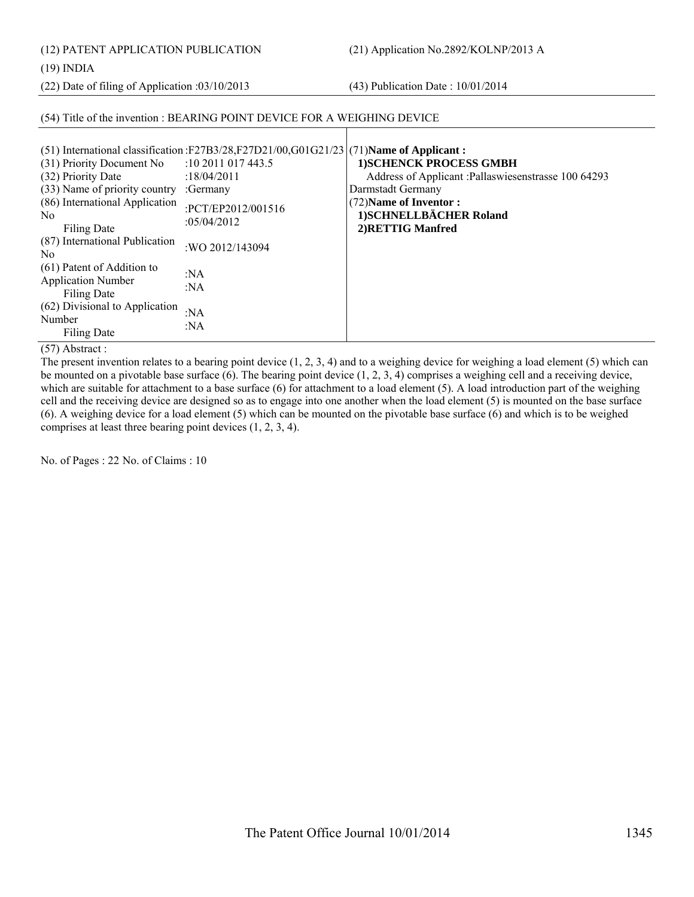(12) PATENT APPLICATION PUBLICATION

(21) Application No.2892/KOLNP/2013 A

(19) INDIA

(22) Date of filing of Application :03/10/2013

(43) Publication Date : 10/01/2014

(54) Title of the invention : BEARING POINT DEVICE FOR A WEIGHING DEVICE

| | | |
|---|---|---|
| (51) International classification | :F27B3/28,F27D21/00,G01G21/23 | (71)**Name of Applicant :** **1)SCHENCK PROCESS GMBH** Address of Applicant :Pallaswiesenstrasse 100 64293 Darmstadt Germany (72)**Name of Inventor :** **1)SCHNELLBÄCHER Roland** **2)RETTIG Manfred** |
| (31) Priority Document No | :10 2011 017 443.5 | |
| (32) Priority Date | :18/04/2011 | |
| (33) Name of priority country | :Germany | |
| (86) International Application No Filing Date | :PCT/EP2012/001516 :05/04/2012 | |
| (87) International Publication No | :WO 2012/143094 | |
| (61) Patent of Addition to Application Number Filing Date | :NA :NA | |
| (62) Divisional to Application Number Filing Date | :NA :NA | |

(57) Abstract :

The present invention relates to a bearing point device (1, 2, 3, 4) and to a weighing device for weighing a load element (5) which can be mounted on a pivotable base surface (6). The bearing point device (1, 2, 3, 4) comprises a weighing cell and a receiving device, which are suitable for attachment to a base surface (6) for attachment to a load element (5). A load introduction part of the weighing cell and the receiving device are designed so as to engage into one another when the load element (5) is mounted on the base surface (6). A weighing device for a load element (5) which can be mounted on the pivotable base surface (6) and which is to be weighed comprises at least three bearing point devices (1, 2, 3, 4).

No. of Pages : 22 No. of Claims : 10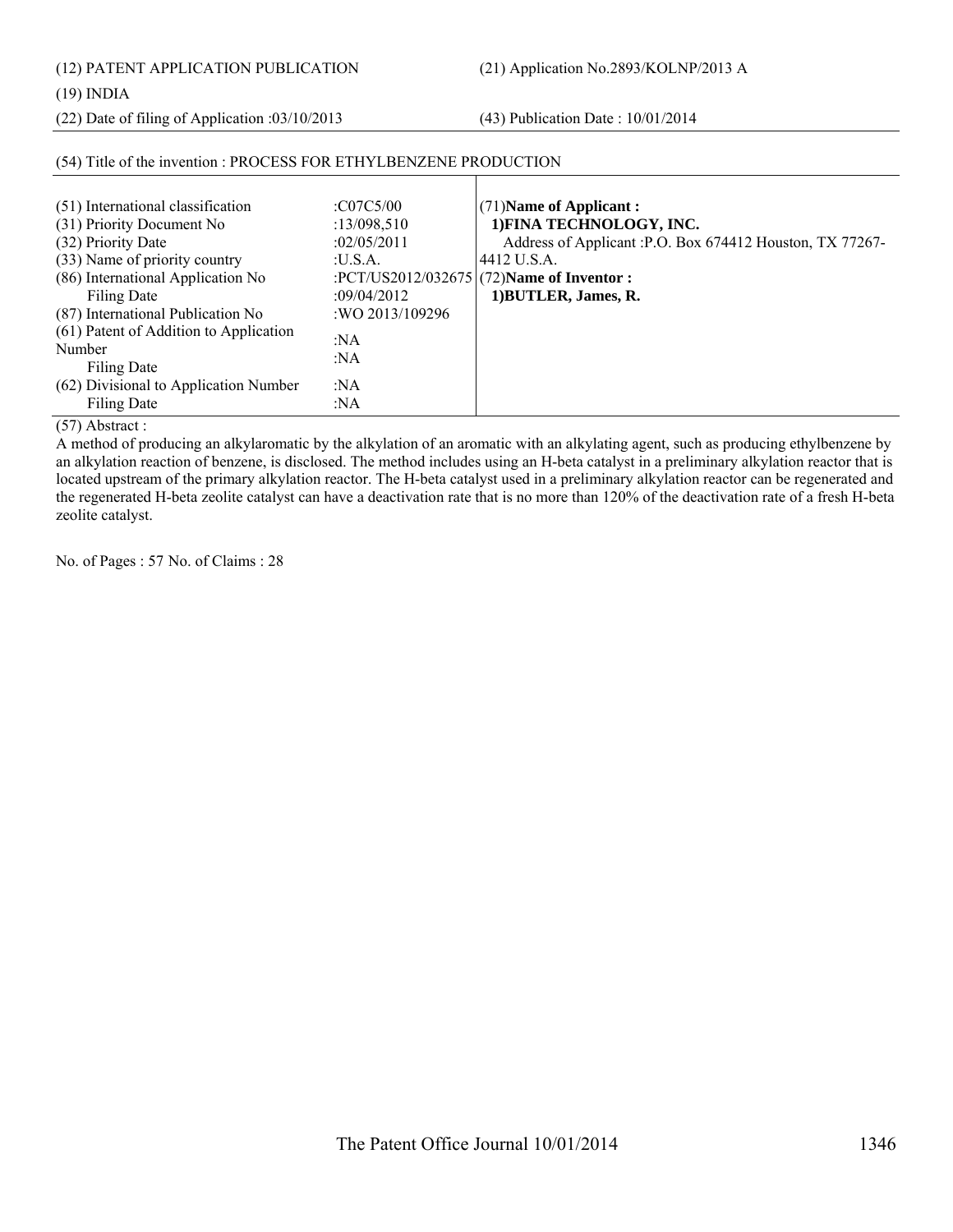(12) PATENT APPLICATION PUBLICATION

(21) Application No.2893/KOLNP/2013 A

(19) INDIA

(22) Date of filing of Application :03/10/2013

(43) Publication Date : 10/01/2014

(54) Title of the invention : PROCESS FOR ETHYLBENZENE PRODUCTION

| | | |
|---|---|---|
| (51) International classification | :C07C5/00 | (71)**Name of Applicant :** |
| (31) Priority Document No | :13/098,510 | **1)FINA TECHNOLOGY, INC.** |
| (32) Priority Date | :02/05/2011 | Address of Applicant :P.O. Box 674412 Houston, TX 77267-4412 U.S.A. |
| (33) Name of priority country | :U.S.A. | |
| (86) International Application No | :PCT/US2012/032675 | (72)**Name of Inventor :** |
| Filing Date | :09/04/2012 | **1)BUTLER, James, R.** |
| (87) International Publication No | :WO 2013/109296 | |
| (61) Patent of Addition to Application Number | :NA | |
| Filing Date | :NA | |
| (62) Divisional to Application Number | :NA | |
| Filing Date | :NA | |

(57) Abstract :

A method of producing an alkylaromatic by the alkylation of an aromatic with an alkylating agent, such as producing ethylbenzene by an alkylation reaction of benzene, is disclosed. The method includes using an H-beta catalyst in a preliminary alkylation reactor that is located upstream of the primary alkylation reactor. The H-beta catalyst used in a preliminary alkylation reactor can be regenerated and the regenerated H-beta zeolite catalyst can have a deactivation rate that is no more than 120% of the deactivation rate of a fresh H-beta zeolite catalyst.

No. of Pages : 57 No. of Claims : 28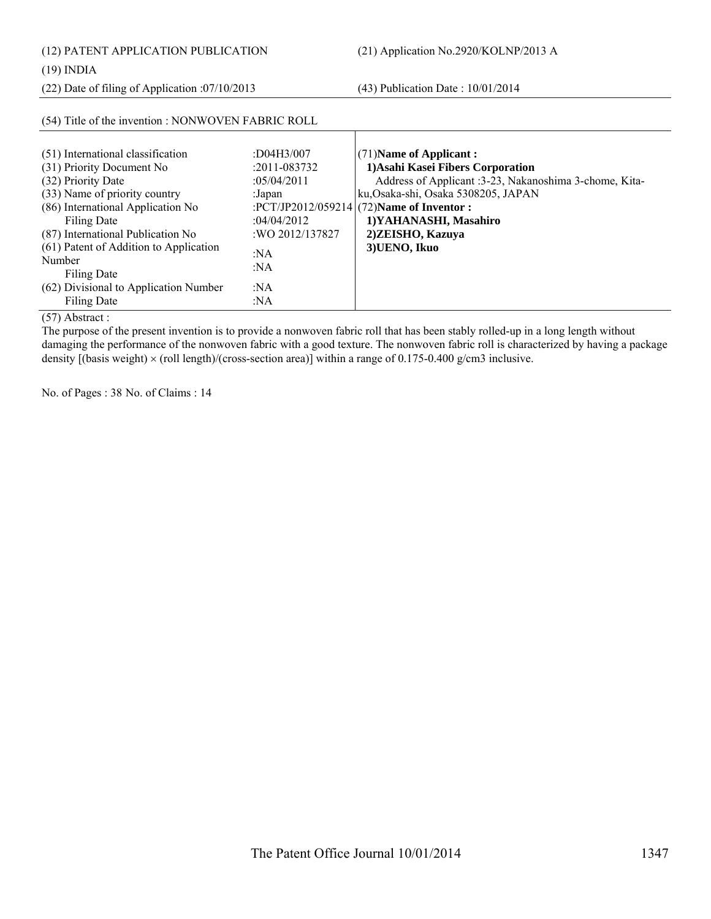(12) PATENT APPLICATION PUBLICATION (21) Application No.2920/KOLNP/2013 A

(19) INDIA

(22) Date of filing of Application :07/10/2013 (43) Publication Date : 10/01/2014

(54) Title of the invention : NONWOVEN FABRIC ROLL

| | | |
|---|---|---|
| (51) International classification | :D04H3/007 | (71)**Name of Applicant :** |
| (31) Priority Document No | :2011-083732 | **1)Asahi Kasei Fibers Corporation** |
| (32) Priority Date | :05/04/2011 | Address of Applicant :3-23, Nakanoshima 3-chome, Kita-ku,Osaka-shi, Osaka 5308205, JAPAN |
| (33) Name of priority country | :Japan | |
| (86) International Application No | :PCT/JP2012/059214 | (72)**Name of Inventor :** |
| Filing Date | :04/04/2012 | **1)YAHANASHI, Masahiro** |
| (87) International Publication No | :WO 2012/137827 | **2)ZEISHO, Kazuya** |
| (61) Patent of Addition to Application Number | :NA | **3)UENO, Ikuo** |
| Filing Date | :NA | |
| (62) Divisional to Application Number | :NA | |
| Filing Date | :NA | |

(57) Abstract :

The purpose of the present invention is to provide a nonwoven fabric roll that has been stably rolled-up in a long length without damaging the performance of the nonwoven fabric with a good texture. The nonwoven fabric roll is characterized by having a package density [(basis weight) × (roll length)/(cross-section area)] within a range of 0.175-0.400 g/cm3 inclusive.

No. of Pages : 38 No. of Claims : 14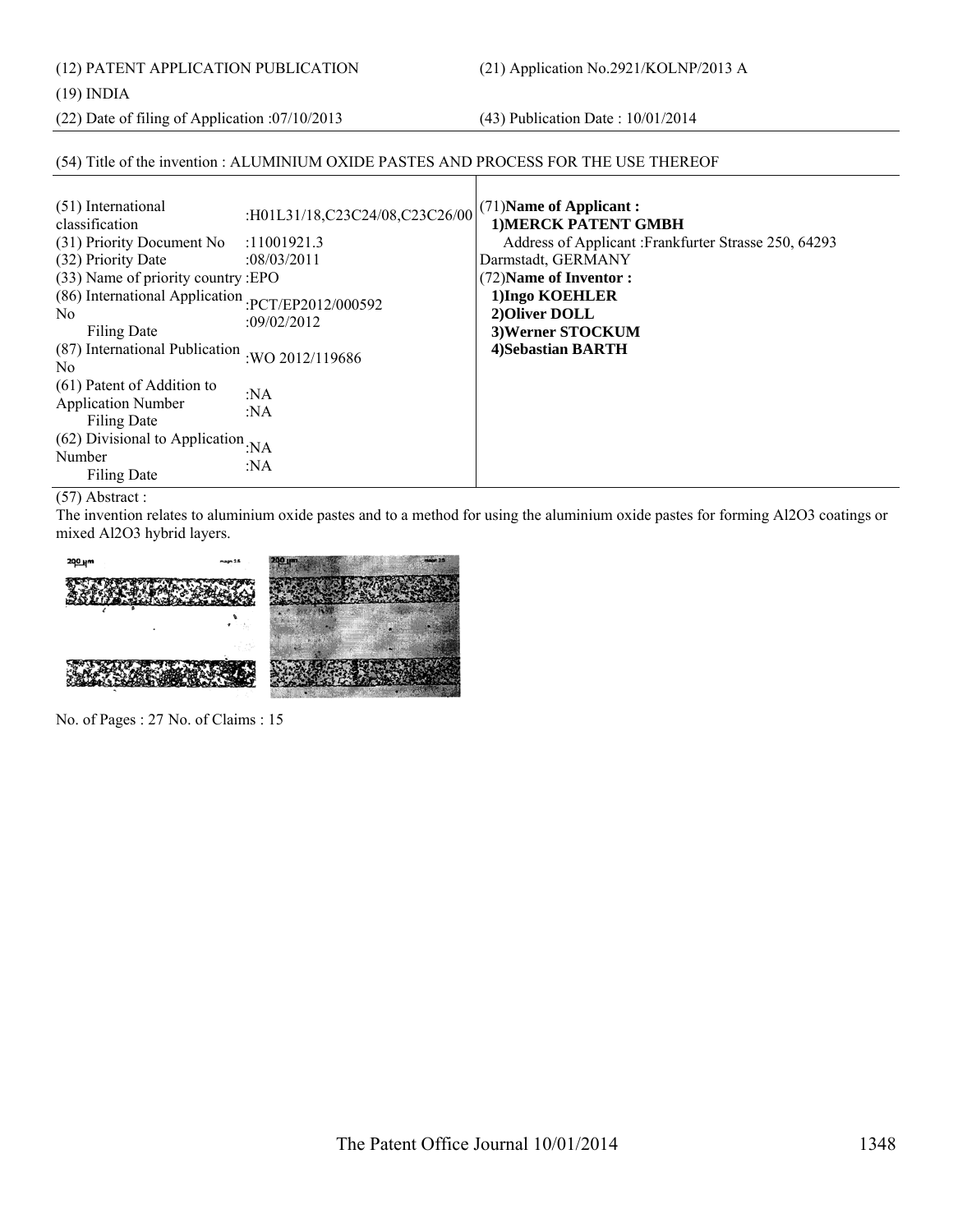(12) PATENT APPLICATION PUBLICATION

(21) Application No.2921/KOLNP/2013 A

(19) INDIA

(22) Date of filing of Application :07/10/2013

(43) Publication Date : 10/01/2014

(54) Title of the invention : ALUMINIUM OXIDE PASTES AND PROCESS FOR THE USE THEREOF

| | |
|---|---|
| (51) International classification | :H01L31/18,C23C24/08,C23C26/00 |
| (31) Priority Document No | :11001921.3 |
| (32) Priority Date | :08/03/2011 |
| (33) Name of priority country | :EPO |
| (86) International Application No<br>Filing Date | :PCT/EP2012/000592<br>:09/02/2012 |
| (87) International Publication No | :WO 2012/119686 |
| (61) Patent of Addition to Application Number<br>Filing Date | :NA<br>:NA |
| (62) Divisional to Application Number<br>Filing Date | :NA<br>:NA |

(71)**Name of Applicant :**
**1)MERCK PATENT GMBH**
Address of Applicant :Frankfurter Strasse 250, 64293 Darmstadt, GERMANY

(72)**Name of Inventor :**
**1)Ingo KOEHLER**
**2)Oliver DOLL**
**3)Werner STOCKUM**
**4)Sebastian BARTH**

(57) Abstract :
The invention relates to aluminium oxide pastes and to a method for using the aluminium oxide pastes for forming Al2O3 coatings or mixed Al2O3 hybrid layers.

No. of Pages : 27 No. of Claims : 15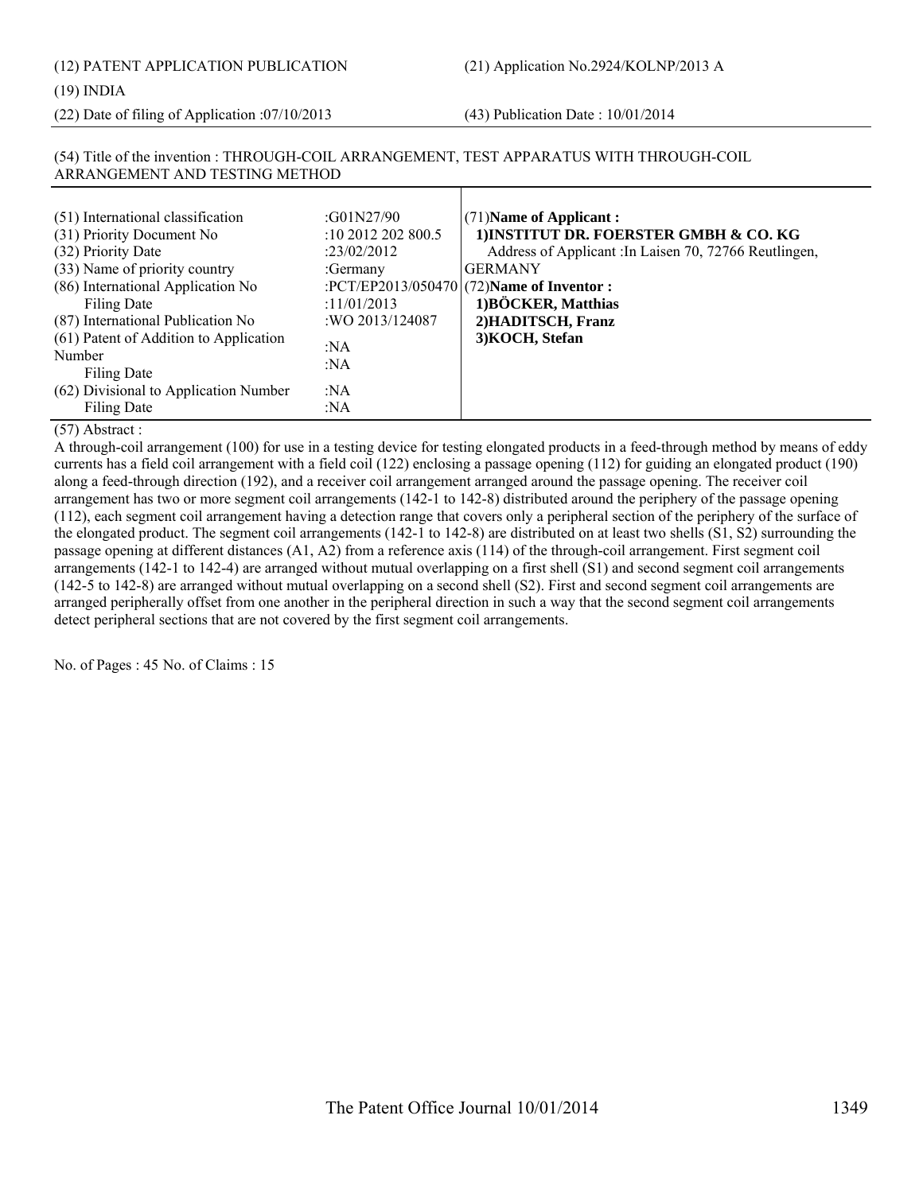(12) PATENT APPLICATION PUBLICATION

(21) Application No.2924/KOLNP/2013 A

(19) INDIA

(22) Date of filing of Application :07/10/2013

(43) Publication Date : 10/01/2014

(54) Title of the invention : THROUGH-COIL ARRANGEMENT, TEST APPARATUS WITH THROUGH-COIL ARRANGEMENT AND TESTING METHOD

| | | |
|---|---|---|
| (51) International classification | :G01N27/90 | (71)**Name of Applicant :** |
| (31) Priority Document No | :10 2012 202 800.5 | **1)INSTITUT DR. FOERSTER GMBH & CO. KG** |
| (32) Priority Date | :23/02/2012 | Address of Applicant :In Laisen 70, 72766 Reutlingen, |
| (33) Name of priority country | :Germany | GERMANY |
| (86) International Application No | :PCT/EP2013/050470 | (72)**Name of Inventor :** |
| Filing Date | :11/01/2013 | **1)BÖCKER, Matthias** |
| (87) International Publication No | :WO 2013/124087 | **2)HADITSCH, Franz** |
| (61) Patent of Addition to Application Number | :NA | **3)KOCH, Stefan** |
| Filing Date | :NA | |
| (62) Divisional to Application Number | :NA | |
| Filing Date | :NA | |

(57) Abstract :

A through-coil arrangement (100) for use in a testing device for testing elongated products in a feed-through method by means of eddy currents has a field coil arrangement with a field coil (122) enclosing a passage opening (112) for guiding an elongated product (190) along a feed-through direction (192), and a receiver coil arrangement arranged around the passage opening. The receiver coil arrangement has two or more segment coil arrangements (142-1 to 142-8) distributed around the periphery of the passage opening (112), each segment coil arrangement having a detection range that covers only a peripheral section of the periphery of the surface of the elongated product. The segment coil arrangements (142-1 to 142-8) are distributed on at least two shells (S1, S2) surrounding the passage opening at different distances (A1, A2) from a reference axis (114) of the through-coil arrangement. First segment coil arrangements (142-1 to 142-4) are arranged without mutual overlapping on a first shell (S1) and second segment coil arrangements (142-5 to 142-8) are arranged without mutual overlapping on a second shell (S2). First and second segment coil arrangements are arranged peripherally offset from one another in the peripheral direction in such a way that the second segment coil arrangements detect peripheral sections that are not covered by the first segment coil arrangements.

No. of Pages : 45 No. of Claims : 15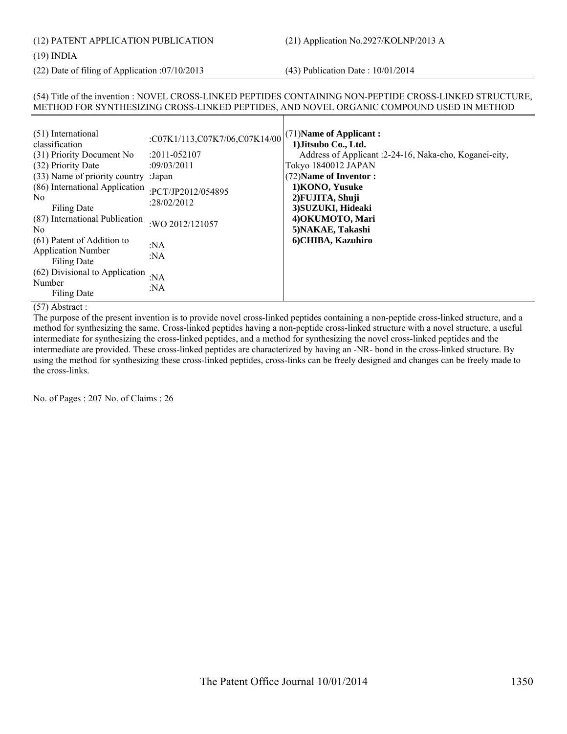(12) PATENT APPLICATION PUBLICATION

(21) Application No.2927/KOLNP/2013 A

(19) INDIA

(22) Date of filing of Application :07/10/2013

(43) Publication Date : 10/01/2014

(54) Title of the invention : NOVEL CROSS-LINKED PEPTIDES CONTAINING NON-PEPTIDE CROSS-LINKED STRUCTURE, METHOD FOR SYNTHESIZING CROSS-LINKED PEPTIDES, AND NOVEL ORGANIC COMPOUND USED IN METHOD

| | |
|---|---|
| (51) International classification | :C07K1/113,C07K7/06,C07K14/00 |
| (31) Priority Document No | :2011-052107 |
| (32) Priority Date | :09/03/2011 |
| (33) Name of priority country | :Japan |
| (86) International Application No<br>Filing Date | :PCT/JP2012/054895<br>:28/02/2012 |
| (87) International Publication No | :WO 2012/121057 |
| (61) Patent of Addition to Application Number<br>Filing Date | :NA<br>:NA |
| (62) Divisional to Application Number<br>Filing Date | :NA<br>:NA |

(71)**Name of Applicant :**
**1)Jitsubo Co., Ltd.**
Address of Applicant :2-24-16, Naka-cho, Koganei-city, Tokyo 1840012 JAPAN

(72)**Name of Inventor :**
**1)KONO, Yusuke**
**2)FUJITA, Shuji**
**3)SUZUKI, Hideaki**
**4)OKUMOTO, Mari**
**5)NAKAE, Takashi**
**6)CHIBA, Kazuhiro**

(57) Abstract :

The purpose of the present invention is to provide novel cross-linked peptides containing a non-peptide cross-linked structure, and a method for synthesizing the same. Cross-linked peptides having a non-peptide cross-linked structure with a novel structure, a useful intermediate for synthesizing the cross-linked peptides, and a method for synthesizing the novel cross-linked peptides and the intermediate are provided. These cross-linked peptides are characterized by having an -NR- bond in the cross-linked structure. By using the method for synthesizing these cross-linked peptides, cross-links can be freely designed and changes can be freely made to the cross-links.

No. of Pages : 207 No. of Claims : 26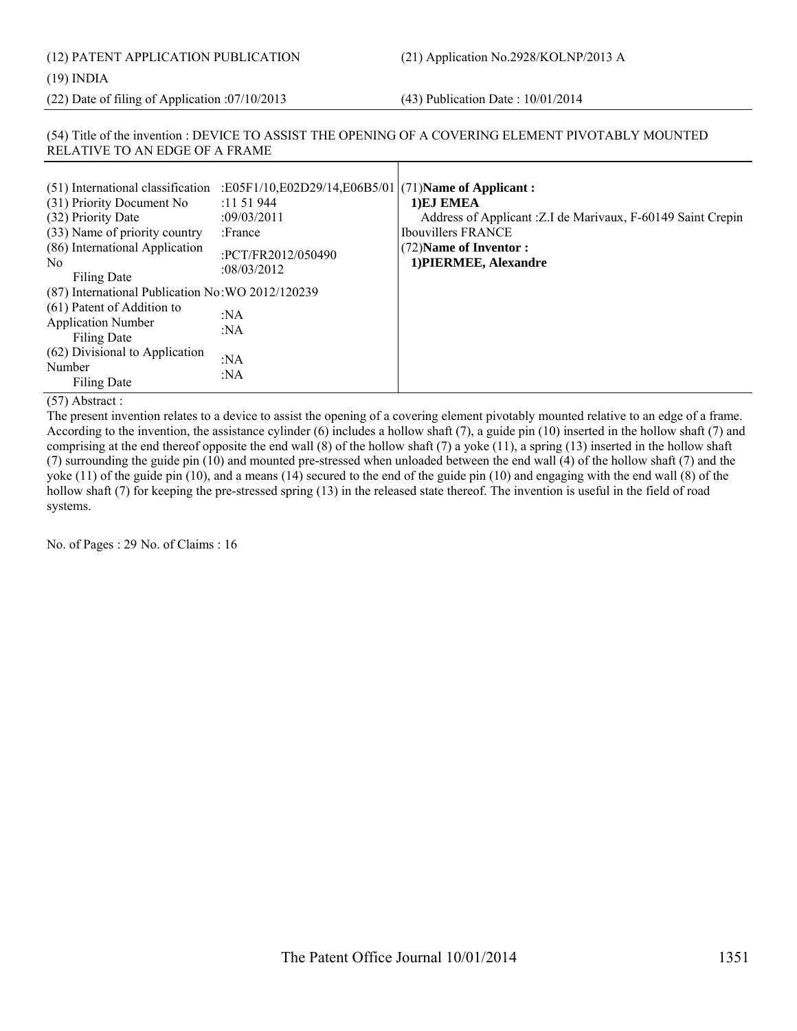(12) PATENT APPLICATION PUBLICATION (21) Application No.2928/KOLNP/2013 A

(19) INDIA

(22) Date of filing of Application :07/10/2013 (43) Publication Date : 10/01/2014

(54) Title of the invention : DEVICE TO ASSIST THE OPENING OF A COVERING ELEMENT PIVOTABLY MOUNTED RELATIVE TO AN EDGE OF A FRAME

| | | |
|---|---|---|
| (51) International classification | :E05F1/10,E02D29/14,E06B5/01 | (71)**Name of Applicant :** |
| (31) Priority Document No | :11 51 944 | **1)EJ EMEA** |
| (32) Priority Date | :09/03/2011 | Address of Applicant :Z.I de Marivaux, F-60149 Saint Crepin Ibouvillers FRANCE |
| (33) Name of priority country | :France | (72)**Name of Inventor :** |
| (86) International Application No<br>Filing Date | :PCT/FR2012/050490<br>:08/03/2012 | **1)PIERMEE, Alexandre** |
| (87) International Publication No | :WO 2012/120239 | |
| (61) Patent of Addition to Application Number<br>Filing Date | :NA<br>:NA | |
| (62) Divisional to Application Number<br>Filing Date | :NA<br>:NA | |

(57) Abstract :

The present invention relates to a device to assist the opening of a covering element pivotably mounted relative to an edge of a frame. According to the invention, the assistance cylinder (6) includes a hollow shaft (7), a guide pin (10) inserted in the hollow shaft (7) and comprising at the end thereof opposite the end wall (8) of the hollow shaft (7) a yoke (11), a spring (13) inserted in the hollow shaft (7) surrounding the guide pin (10) and mounted pre-stressed when unloaded between the end wall (4) of the hollow shaft (7) and the yoke (11) of the guide pin (10), and a means (14) secured to the end of the guide pin (10) and engaging with the end wall (8) of the hollow shaft (7) for keeping the pre-stressed spring (13) in the released state thereof. The invention is useful in the field of road systems.

No. of Pages : 29 No. of Claims : 16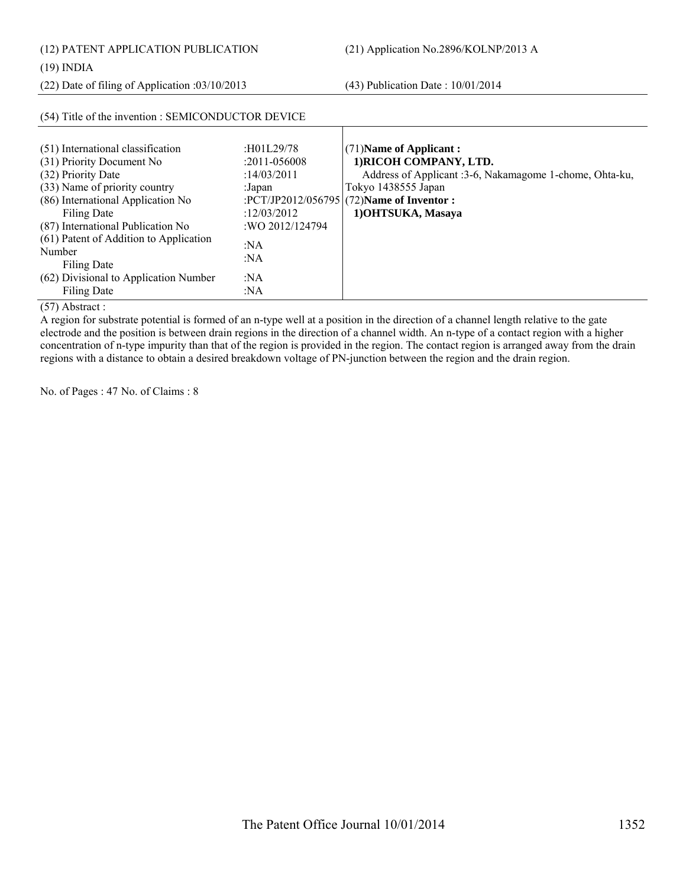(12) PATENT APPLICATION PUBLICATION

(21) Application No.2896/KOLNP/2013 A

(19) INDIA

(22) Date of filing of Application :03/10/2013

(43) Publication Date : 10/01/2014

(54) Title of the invention : SEMICONDUCTOR DEVICE

| | | |
|---|---|---|
| (51) International classification | :H01L29/78 | (71)**Name of Applicant :** |
| (31) Priority Document No | :2011-056008 | **1)RICOH COMPANY, LTD.** |
| (32) Priority Date | :14/03/2011 | Address of Applicant :3-6, Nakamagome 1-chome, Ohta-ku, |
| (33) Name of priority country | :Japan | Tokyo 1438555 Japan |
| (86) International Application No | :PCT/JP2012/056795 | (72)**Name of Inventor :** |
| Filing Date | :12/03/2012 | **1)OHTSUKA, Masaya** |
| (87) International Publication No | :WO 2012/124794 | |
| (61) Patent of Addition to Application Number | :NA | |
| Filing Date | :NA | |
| (62) Divisional to Application Number | :NA | |
| Filing Date | :NA | |

(57) Abstract :

A region for substrate potential is formed of an n-type well at a position in the direction of a channel length relative to the gate electrode and the position is between drain regions in the direction of a channel width. An n-type of a contact region with a higher concentration of n-type impurity than that of the region is provided in the region. The contact region is arranged away from the drain regions with a distance to obtain a desired breakdown voltage of PN-junction between the region and the drain region.

No. of Pages : 47 No. of Claims : 8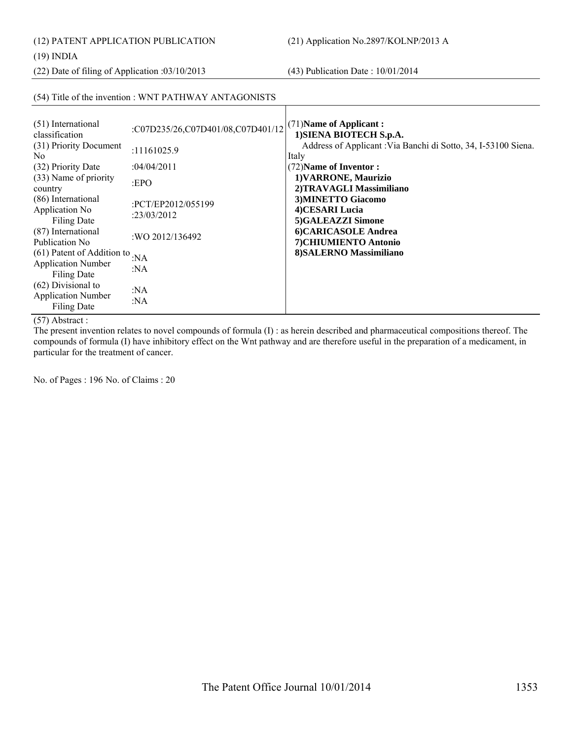(12) PATENT APPLICATION PUBLICATION

(21) Application No.2897/KOLNP/2013 A

(19) INDIA

(22) Date of filing of Application :03/10/2013

(43) Publication Date : 10/01/2014

(54) Title of the invention : WNT PATHWAY ANTAGONISTS

| | |
|---|---|
| (51) International classification | :C07D235/26,C07D401/08,C07D401/12 |
| (31) Priority Document No | :11161025.9 |
| (32) Priority Date | :04/04/2011 |
| (33) Name of priority country | :EPO |
| (86) International Application No<br>Filing Date | :PCT/EP2012/055199<br>:23/03/2012 |
| (87) International Publication No | :WO 2012/136492 |
| (61) Patent of Addition to Application Number<br>Filing Date | :NA<br>:NA |
| (62) Divisional to Application Number<br>Filing Date | :NA<br>:NA |

(71)**Name of Applicant :**
**1)SIENA BIOTECH S.p.A.**
Address of Applicant :Via Banchi di Sotto, 34, I-53100 Siena. Italy

(72)**Name of Inventor :**
**1)VARRONE, Maurizio**
**2)TRAVAGLI Massimiliano**
**3)MINETTO Giacomo**
**4)CESARI Lucia**
**5)GALEAZZI Simone**
**6)CARICASOLE Andrea**
**7)CHIUMIENTO Antonio**
**8)SALERNO Massimiliano**

(57) Abstract :
The present invention relates to novel compounds of formula (I) : as herein described and pharmaceutical compositions thereof. The compounds of formula (I) have inhibitory effect on the Wnt pathway and are therefore useful in the preparation of a medicament, in particular for the treatment of cancer.

No. of Pages : 196 No. of Claims : 20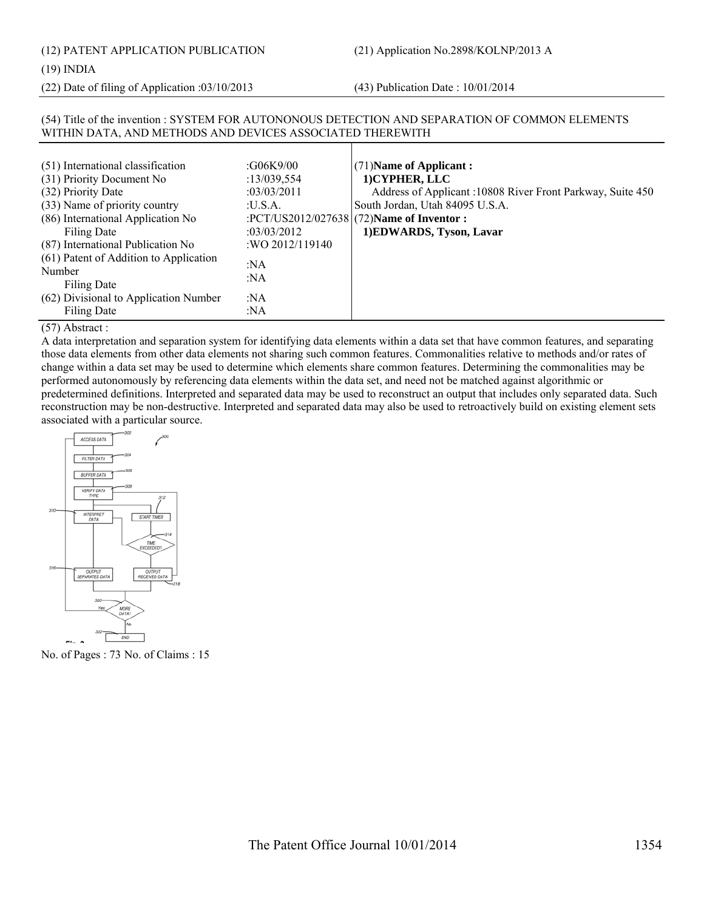(12) PATENT APPLICATION PUBLICATION

(21) Application No.2898/KOLNP/2013 A

(19) INDIA

(22) Date of filing of Application :03/10/2013

(43) Publication Date : 10/01/2014

(54) Title of the invention : SYSTEM FOR AUTONONOUS DETECTION AND SEPARATION OF COMMON ELEMENTS WITHIN DATA, AND METHODS AND DEVICES ASSOCIATED THEREWITH

| | | |
|---|---|---|
| (51) International classification | :G06K9/00 | (71)**Name of Applicant :** |
| (31) Priority Document No | :13/039,554 | **1)CYPHER, LLC** |
| (32) Priority Date | :03/03/2011 | Address of Applicant :10808 River Front Parkway, Suite 450 |
| (33) Name of priority country | :U.S.A. | South Jordan, Utah 84095 U.S.A. |
| (86) International Application No | :PCT/US2012/027638 | (72)**Name of Inventor :** |
| Filing Date | :03/03/2012 | **1)EDWARDS, Tyson, Lavar** |
| (87) International Publication No | :WO 2012/119140 | |
| (61) Patent of Addition to Application Number | :NA | |
| Filing Date | :NA | |
| (62) Divisional to Application Number | :NA | |
| Filing Date | :NA | |

(57) Abstract :

A data interpretation and separation system for identifying data elements within a data set that have common features, and separating those data elements from other data elements not sharing such common features. Commonalities relative to methods and/or rates of change within a data set may be used to determine which elements share common features. Determining the commonalities may be performed autonomously by referencing data elements within the data set, and need not be matched against algorithmic or predetermined definitions. Interpreted and separated data may be used to reconstruct an output that includes only separated data. Such reconstruction may be non-destructive. Interpreted and separated data may also be used to retroactively build on existing element sets associated with a particular source.

No. of Pages : 73 No. of Claims : 15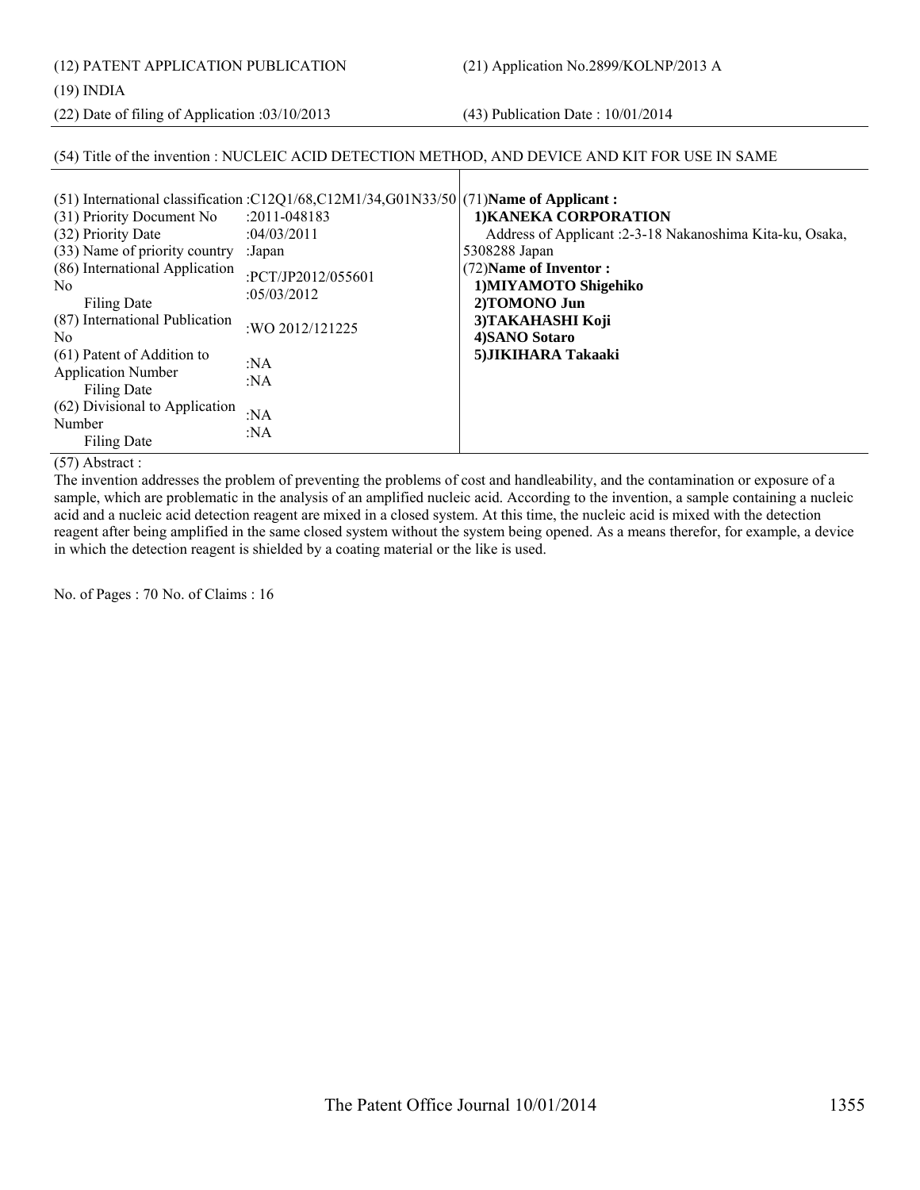(12) PATENT APPLICATION PUBLICATION (21) Application No.2899/KOLNP/2013 A

(19) INDIA

(22) Date of filing of Application :03/10/2013 (43) Publication Date : 10/01/2014

(54) Title of the invention : NUCLEIC ACID DETECTION METHOD, AND DEVICE AND KIT FOR USE IN SAME

| | |
|---|---|
| (51) International classification | :C12Q1/68,C12M1/34,G01N33/50 |
| (31) Priority Document No | :2011-048183 |
| (32) Priority Date | :04/03/2011 |
| (33) Name of priority country | :Japan |
| (86) International Application No<br>Filing Date | :PCT/JP2012/055601<br>:05/03/2012 |
| (87) International Publication No | :WO 2012/121225 |
| (61) Patent of Addition to Application Number<br>Filing Date | :NA<br>:NA |
| (62) Divisional to Application Number<br>Filing Date | :NA<br>:NA |

(71)**Name of Applicant :**
**1)KANEKA CORPORATION**
Address of Applicant :2-3-18 Nakanoshima Kita-ku, Osaka, 5308288 Japan

(72)**Name of Inventor :**
**1)MIYAMOTO Shigehiko**
**2)TOMONO Jun**
**3)TAKAHASHI Koji**
**4)SANO Sotaro**
**5)JIKIHARA Takaaki**

(57) Abstract :
The invention addresses the problem of preventing the problems of cost and handleability, and the contamination or exposure of a sample, which are problematic in the analysis of an amplified nucleic acid. According to the invention, a sample containing a nucleic acid and a nucleic acid detection reagent are mixed in a closed system. At this time, the nucleic acid is mixed with the detection reagent after being amplified in the same closed system without the system being opened. As a means therefor, for example, a device in which the detection reagent is shielded by a coating material or the like is used.

No. of Pages : 70 No. of Claims : 16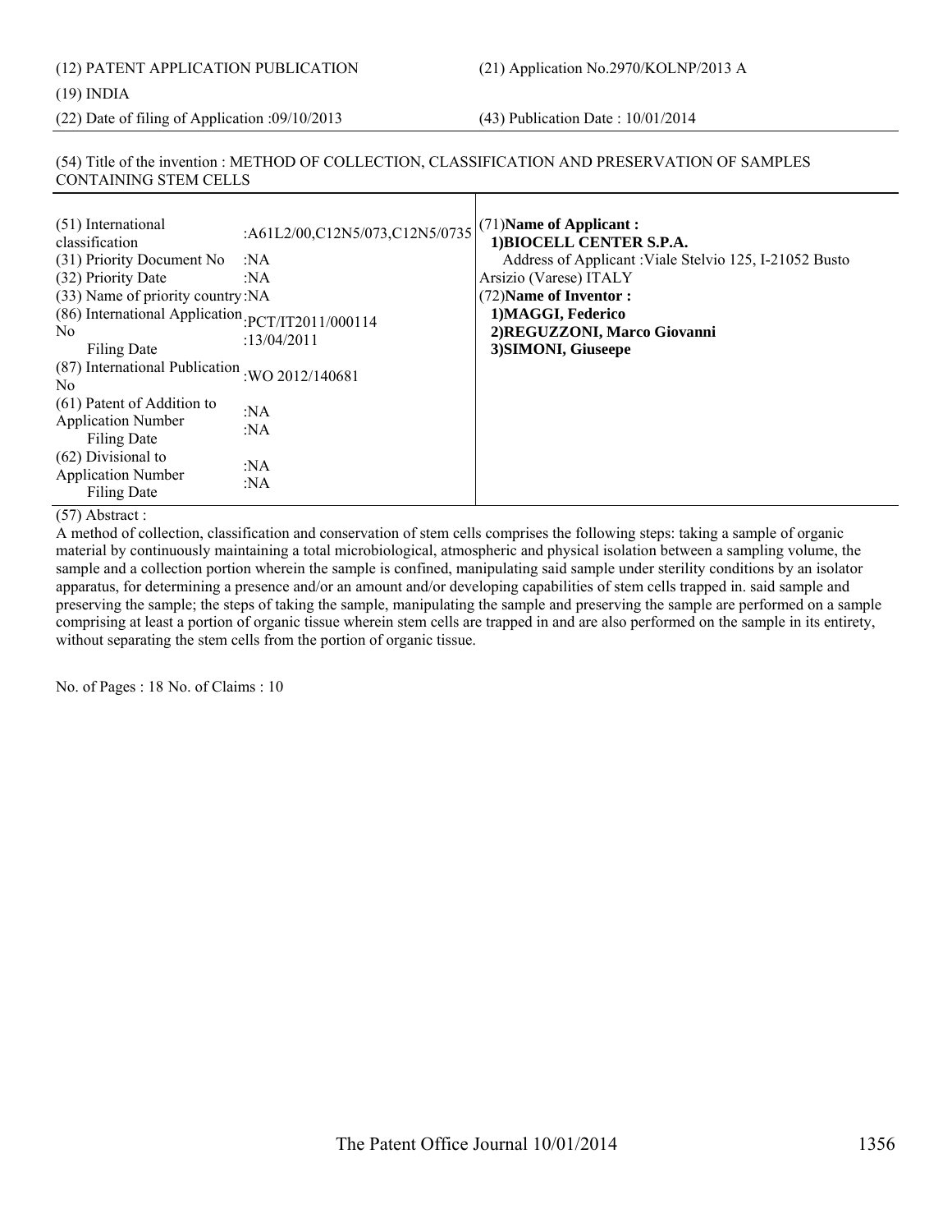(12) PATENT APPLICATION PUBLICATION

(21) Application No.2970/KOLNP/2013 A

(19) INDIA

(22) Date of filing of Application :09/10/2013

(43) Publication Date : 10/01/2014

(54) Title of the invention : METHOD OF COLLECTION, CLASSIFICATION AND PRESERVATION OF SAMPLES CONTAINING STEM CELLS

| | |
|---|---|
| (51) International classification | :A61L2/00,C12N5/073,C12N5/0735 |
| (31) Priority Document No | :NA |
| (32) Priority Date | :NA |
| (33) Name of priority country | :NA |
| (86) International Application No<br>Filing Date | :PCT/IT2011/000114<br>:13/04/2011 |
| (87) International Publication No | :WO 2012/140681 |
| (61) Patent of Addition to Application Number<br>Filing Date | :NA<br>:NA |
| (62) Divisional to Application Number<br>Filing Date | :NA<br>:NA |

(71)**Name of Applicant :**
**1)BIOCELL CENTER S.P.A.**
Address of Applicant :Viale Stelvio 125, I-21052 Busto Arsizio (Varese) ITALY

(72)**Name of Inventor :**
**1)MAGGI, Federico**
**2)REGUZZONI, Marco Giovanni**
**3)SIMONI, Giuseepe**

(57) Abstract :

A method of collection, classification and conservation of stem cells comprises the following steps: taking a sample of organic material by continuously maintaining a total microbiological, atmospheric and physical isolation between a sampling volume, the sample and a collection portion wherein the sample is confined, manipulating said sample under sterility conditions by an isolator apparatus, for determining a presence and/or an amount and/or developing capabilities of stem cells trapped in. said sample and preserving the sample; the steps of taking the sample, manipulating the sample and preserving the sample are performed on a sample comprising at least a portion of organic tissue wherein stem cells are trapped in and are also performed on the sample in its entirety, without separating the stem cells from the portion of organic tissue.

No. of Pages : 18 No. of Claims : 10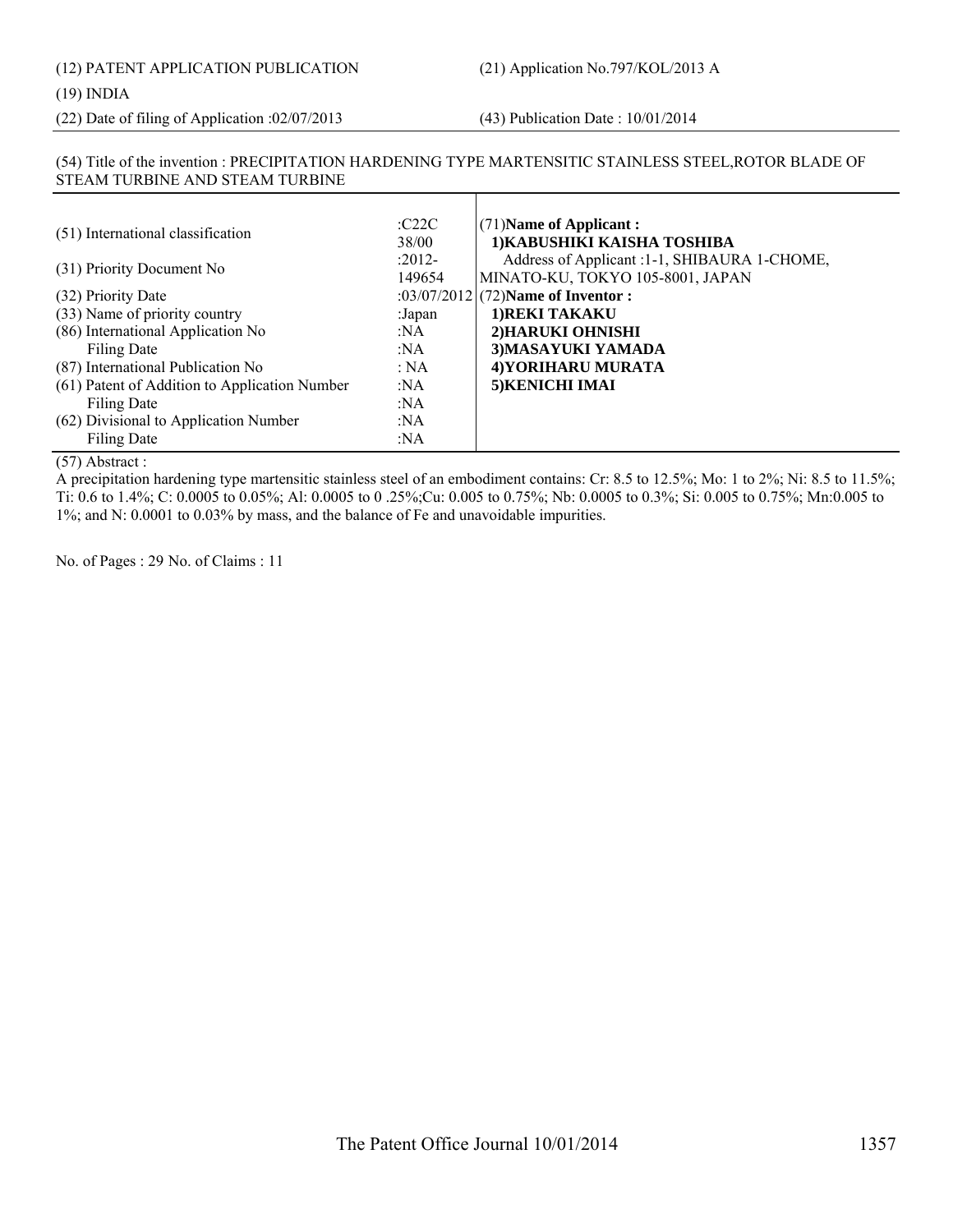(12) PATENT APPLICATION PUBLICATION (21) Application No.797/KOL/2013 A

(19) INDIA

(22) Date of filing of Application :02/07/2013 (43) Publication Date : 10/01/2014

(54) Title of the invention : PRECIPITATION HARDENING TYPE MARTENSITIC STAINLESS STEEL,ROTOR BLADE OF STEAM TURBINE AND STEAM TURBINE

| | | |
|---|---|---|
| (51) International classification | :C22C 38/00 | (71)**Name of Applicant :** **1)KABUSHIKI KAISHA TOSHIBA** Address of Applicant :1-1, SHIBAURA 1-CHOME, MINATO-KU, TOKYO 105-8001, JAPAN |
| (31) Priority Document No | :2012-149654 | |
| (32) Priority Date | :03/07/2012 | (72)**Name of Inventor :** **1)REKI TAKAKU** **2)HARUKI OHNISHI** **3)MASAYUKI YAMADA** **4)YORIHARU MURATA** **5)KENICHI IMAI** |
| (33) Name of priority country | :Japan | |
| (86) International Application No | :NA | |
| Filing Date | :NA | |
| (87) International Publication No | : NA | |
| (61) Patent of Addition to Application Number | :NA | |
| Filing Date | :NA | |
| (62) Divisional to Application Number | :NA | |
| Filing Date | :NA | |

(57) Abstract :

A precipitation hardening type martensitic stainless steel of an embodiment contains: Cr: 8.5 to 12.5%; Mo: 1 to 2%; Ni: 8.5 to 11.5%; Ti: 0.6 to 1.4%; C: 0.0005 to 0.05%; Al: 0.0005 to 0 .25%;Cu: 0.005 to 0.75%; Nb: 0.0005 to 0.3%; Si: 0.005 to 0.75%; Mn:0.005 to 1%; and N: 0.0001 to 0.03% by mass, and the balance of Fe and unavoidable impurities.

No. of Pages : 29 No. of Claims : 11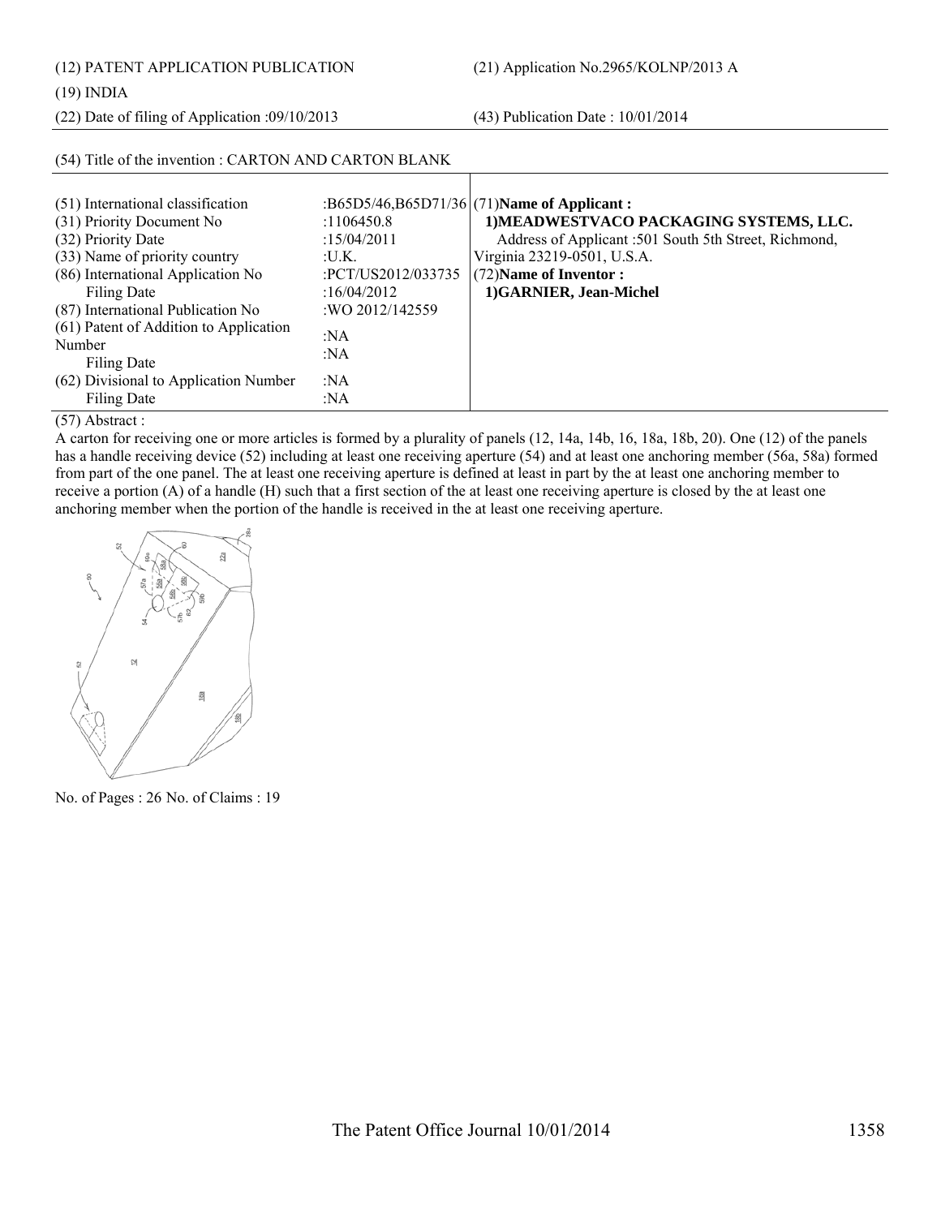(12) PATENT APPLICATION PUBLICATION

(21) Application No.2965/KOLNP/2013 A

(19) INDIA

(22) Date of filing of Application :09/10/2013

(43) Publication Date : 10/01/2014

(54) Title of the invention : CARTON AND CARTON BLANK

| | | |
|---|---|---|
| (51) International classification | :B65D5/46,B65D71/36 | (71)**Name of Applicant :** |
| (31) Priority Document No | :1106450.8 | **1)MEADWESTVACO PACKAGING SYSTEMS, LLC.** |
| (32) Priority Date | :15/04/2011 | Address of Applicant :501 South 5th Street, Richmond, |
| (33) Name of priority country | :U.K. | Virginia 23219-0501, U.S.A. |
| (86) International Application No | :PCT/US2012/033735 | (72)**Name of Inventor :** |
| Filing Date | :16/04/2012 | **1)GARNIER, Jean-Michel** |
| (87) International Publication No | :WO 2012/142559 | |
| (61) Patent of Addition to Application Number | :NA | |
| Filing Date | :NA | |
| (62) Divisional to Application Number | :NA | |
| Filing Date | :NA | |

(57) Abstract :

A carton for receiving one or more articles is formed by a plurality of panels (12, 14a, 14b, 16, 18a, 18b, 20). One (12) of the panels has a handle receiving device (52) including at least one receiving aperture (54) and at least one anchoring member (56a, 58a) formed from part of the one panel. The at least one receiving aperture is defined at least in part by the at least one anchoring member to receive a portion (A) of a handle (H) such that a first section of the at least one receiving aperture is closed by the at least one anchoring member when the portion of the handle is received in the at least one receiving aperture.

No. of Pages : 26 No. of Claims : 19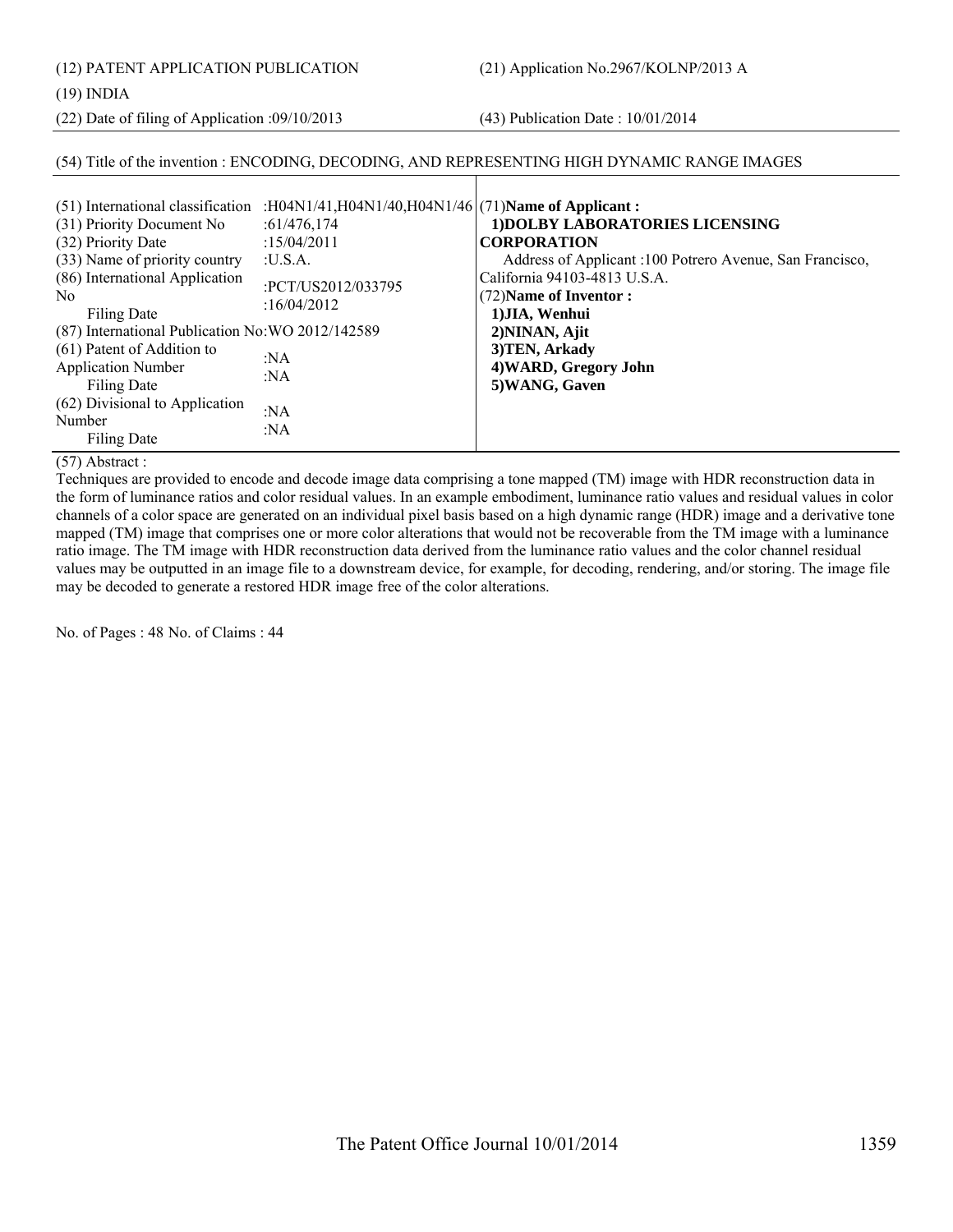(12) PATENT APPLICATION PUBLICATION

(21) Application No.2967/KOLNP/2013 A

(19) INDIA

(22) Date of filing of Application :09/10/2013

(43) Publication Date : 10/01/2014

(54) Title of the invention : ENCODING, DECODING, AND REPRESENTING HIGH DYNAMIC RANGE IMAGES

| | | |
|---|---|---|
| (51) International classification | :H04N1/41,H04N1/40,H04N1/46 | (71)**Name of Applicant :** |
| (31) Priority Document No | :61/476,174 | **1)DOLBY LABORATORIES LICENSING CORPORATION** |
| (32) Priority Date | :15/04/2011 | Address of Applicant :100 Potrero Avenue, San Francisco, California 94103-4813 U.S.A. |
| (33) Name of priority country | :U.S.A. | (72)**Name of Inventor :** |
| (86) International Application No | :PCT/US2012/033795 | **1)JIA, Wenhui** |
| Filing Date | :16/04/2012 | **2)NINAN, Ajit** |
| (87) International Publication No | :WO 2012/142589 | **3)TEN, Arkady** |
| (61) Patent of Addition to Application Number | :NA | **4)WARD, Gregory John** |
| Filing Date | :NA | **5)WANG, Gaven** |
| (62) Divisional to Application Number | :NA | |
| Filing Date | :NA | |

(57) Abstract :

Techniques are provided to encode and decode image data comprising a tone mapped (TM) image with HDR reconstruction data in the form of luminance ratios and color residual values. In an example embodiment, luminance ratio values and residual values in color channels of a color space are generated on an individual pixel basis based on a high dynamic range (HDR) image and a derivative tone mapped (TM) image that comprises one or more color alterations that would not be recoverable from the TM image with a luminance ratio image. The TM image with HDR reconstruction data derived from the luminance ratio values and the color channel residual values may be outputted in an image file to a downstream device, for example, for decoding, rendering, and/or storing. The image file may be decoded to generate a restored HDR image free of the color alterations.

No. of Pages : 48 No. of Claims : 44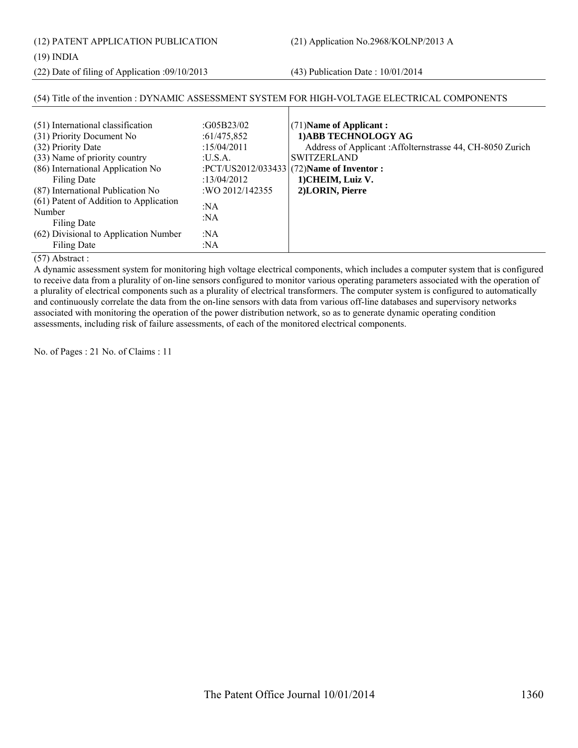(12) PATENT APPLICATION PUBLICATION

(21) Application No.2968/KOLNP/2013 A

(19) INDIA

(22) Date of filing of Application :09/10/2013

(43) Publication Date : 10/01/2014

(54) Title of the invention : DYNAMIC ASSESSMENT SYSTEM FOR HIGH-VOLTAGE ELECTRICAL COMPONENTS

| | | |
|---|---|---|
| (51) International classification | :G05B23/02 | (71)**Name of Applicant :** |
| (31) Priority Document No | :61/475,852 | **1)ABB TECHNOLOGY AG** |
| (32) Priority Date | :15/04/2011 | Address of Applicant :Affolternstrasse 44, CH-8050 Zurich |
| (33) Name of priority country | :U.S.A. | SWITZERLAND |
| (86) International Application No | :PCT/US2012/033433 | (72)**Name of Inventor :** |
| Filing Date | :13/04/2012 | **1)CHEIM, Luiz V.** |
| (87) International Publication No | :WO 2012/142355 | **2)LORIN, Pierre** |
| (61) Patent of Addition to Application Number | :NA | |
| Filing Date | :NA | |
| (62) Divisional to Application Number | :NA | |
| Filing Date | :NA | |

(57) Abstract :

A dynamic assessment system for monitoring high voltage electrical components, which includes a computer system that is configured to receive data from a plurality of on-line sensors configured to monitor various operating parameters associated with the operation of a plurality of electrical components such as a plurality of electrical transformers. The computer system is configured to automatically and continuously correlate the data from the on-line sensors with data from various off-line databases and supervisory networks associated with monitoring the operation of the power distribution network, so as to generate dynamic operating condition assessments, including risk of failure assessments, of each of the monitored electrical components.

No. of Pages : 21 No. of Claims : 11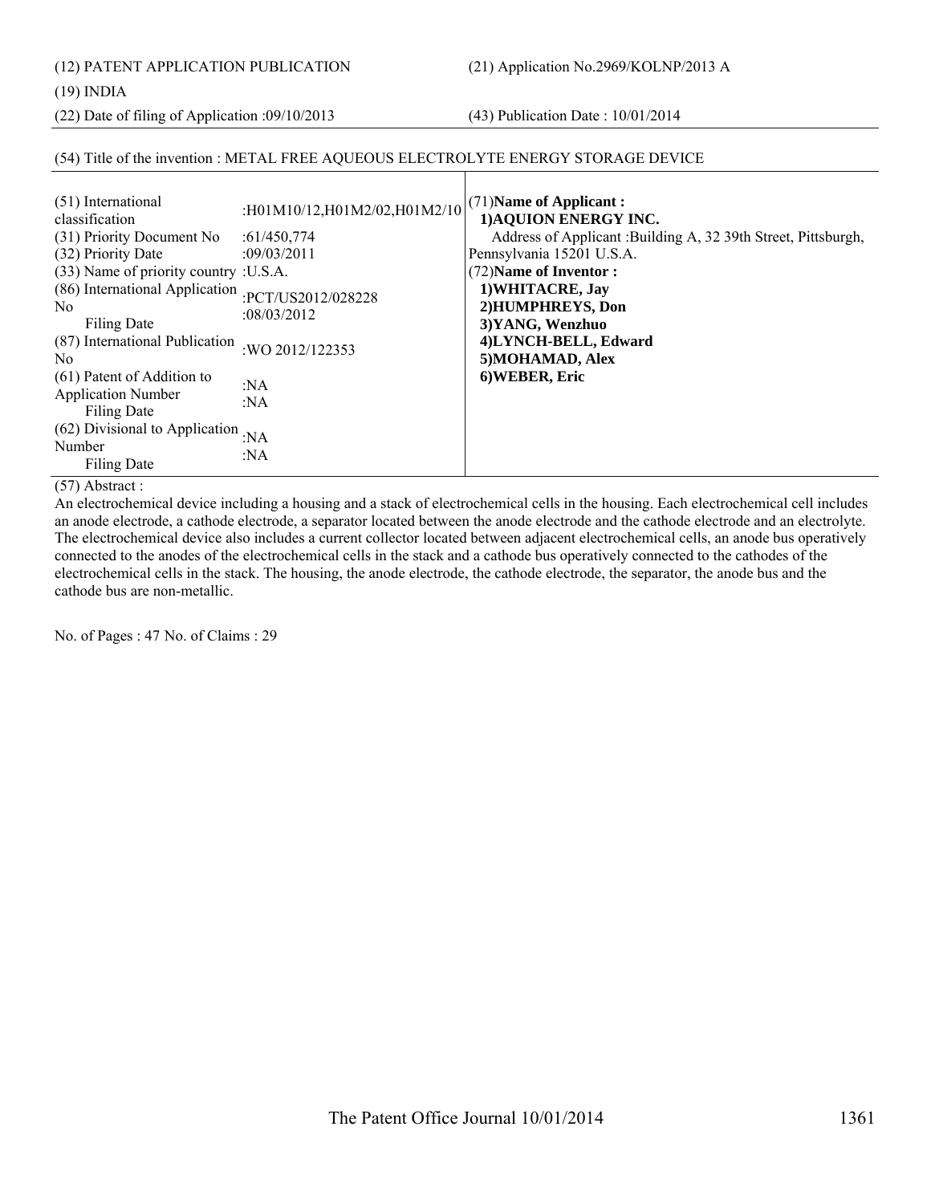(12) PATENT APPLICATION PUBLICATION

(21) Application No.2969/KOLNP/2013 A

(19) INDIA

(22) Date of filing of Application :09/10/2013

(43) Publication Date : 10/01/2014

(54) Title of the invention : METAL FREE AQUEOUS ELECTROLYTE ENERGY STORAGE DEVICE

| | | |
|---|---|---|
| (51) International classification | :H01M10/12,H01M2/02,H01M2/10 | (71)**Name of Applicant :**<br>**1)AQUION ENERGY INC.**<br>Address of Applicant :Building A, 32 39th Street, Pittsburgh, Pennsylvania 15201 U.S.A.<br>(72)**Name of Inventor :**<br>**1)WHITACRE, Jay**<br>**2)HUMPHREYS, Don**<br>**3)YANG, Wenzhuo**<br>**4)LYNCH-BELL, Edward**<br>**5)MOHAMAD, Alex**<br>**6)WEBER, Eric** |
| (31) Priority Document No | :61/450,774 | |
| (32) Priority Date | :09/03/2011 | |
| (33) Name of priority country | :U.S.A. | |
| (86) International Application No<br>Filing Date | :PCT/US2012/028228<br>:08/03/2012 | |
| (87) International Publication No | :WO 2012/122353 | |
| (61) Patent of Addition to Application Number<br>Filing Date | :NA<br>:NA | |
| (62) Divisional to Application Number<br>Filing Date | :NA<br>:NA | |

(57) Abstract :

An electrochemical device including a housing and a stack of electrochemical cells in the housing. Each electrochemical cell includes an anode electrode, a cathode electrode, a separator located between the anode electrode and the cathode electrode and an electrolyte. The electrochemical device also includes a current collector located between adjacent electrochemical cells, an anode bus operatively connected to the anodes of the electrochemical cells in the stack and a cathode bus operatively connected to the cathodes of the electrochemical cells in the stack. The housing, the anode electrode, the cathode electrode, the separator, the anode bus and the cathode bus are non-metallic.

No. of Pages : 47 No. of Claims : 29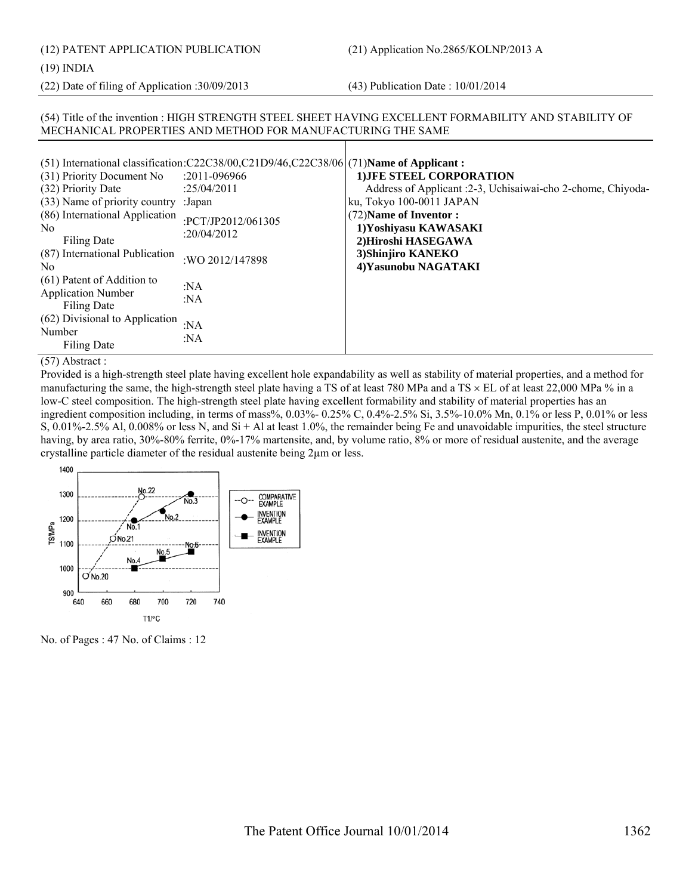(12) PATENT APPLICATION PUBLICATION

(21) Application No.2865/KOLNP/2013 A

(19) INDIA

(22) Date of filing of Application :30/09/2013

(43) Publication Date : 10/01/2014

(54) Title of the invention : HIGH STRENGTH STEEL SHEET HAVING EXCELLENT FORMABILITY AND STABILITY OF MECHANICAL PROPERTIES AND METHOD FOR MANUFACTURING THE SAME

| | |
|---|---|
| (51) International classification | :C22C38/00,C21D9/46,C22C38/06 |
| (31) Priority Document No | :2011-096966 |
| (32) Priority Date | :25/04/2011 |
| (33) Name of priority country | :Japan |
| (86) International Application No<br>Filing Date | :PCT/JP2012/061305<br>:20/04/2012 |
| (87) International Publication No | :WO 2012/147898 |
| (61) Patent of Addition to Application Number<br>Filing Date | :NA<br>:NA |
| (62) Divisional to Application Number<br>Filing Date | :NA<br>:NA |

(71)**Name of Applicant :**

**1)JFE STEEL CORPORATION**

Address of Applicant :2-3, Uchisaiwai-cho 2-chome, Chiyoda-ku, Tokyo 100-0011 JAPAN

(72)**Name of Inventor :**

**1)Yoshiyasu KAWASAKI**

**2)Hiroshi HASEGAWA**

**3)Shinjiro KANEKO**

**4)Yasunobu NAGATAKI**

(57) Abstract :

Provided is a high-strength steel plate having excellent hole expandability as well as stability of material properties, and a method for manufacturing the same, the high-strength steel plate having a TS of at least 780 MPa and a TS × EL of at least 22,000 MPa % in a low-C steel composition. The high-strength steel plate having excellent formability and stability of material properties has an ingredient composition including, in terms of mass%, 0.03%- 0.25% C, 0.4%-2.5% Si, 3.5%-10.0% Mn, 0.1% or less P, 0.01% or less S, 0.01%-2.5% Al, 0.008% or less N, and Si + Al at least 1.0%, the remainder being Fe and unavoidable impurities, the steel structure having, by area ratio, 30%-80% ferrite, 0%-17% martensite, and, by volume ratio, 8% or more of residual austenite, and the average crystalline particle diameter of the residual austenite being 2μm or less.

No. of Pages : 47 No. of Claims : 12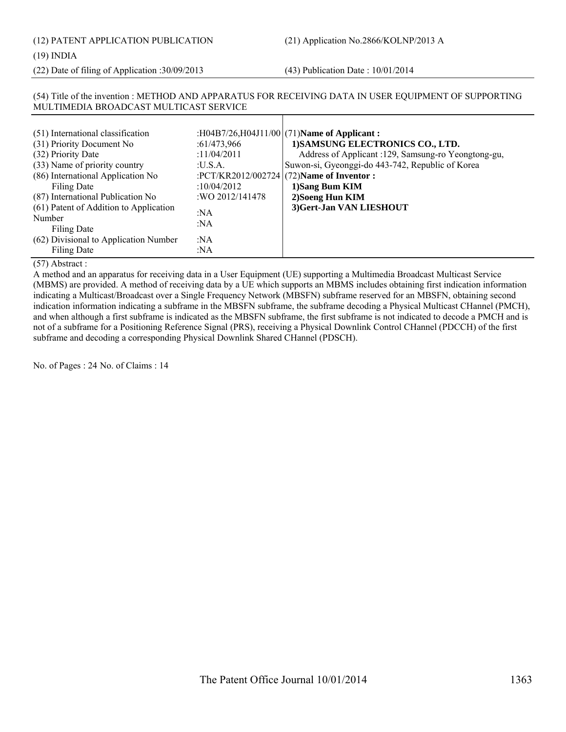(12) PATENT APPLICATION PUBLICATION

(21) Application No.2866/KOLNP/2013 A

(19) INDIA

(22) Date of filing of Application :30/09/2013

(43) Publication Date : 10/01/2014

(54) Title of the invention : METHOD AND APPARATUS FOR RECEIVING DATA IN USER EQUIPMENT OF SUPPORTING MULTIMEDIA BROADCAST MULTICAST SERVICE

| | | |
|---|---|---|
| (51) International classification | :H04B7/26,H04J11/00 | (71)**Name of Applicant :** |
| (31) Priority Document No | :61/473,966 | **1)SAMSUNG ELECTRONICS CO., LTD.** |
| (32) Priority Date | :11/04/2011 | Address of Applicant :129, Samsung-ro Yeongtong-gu, |
| (33) Name of priority country | :U.S.A. | Suwon-si, Gyeonggi-do 443-742, Republic of Korea |
| (86) International Application No | :PCT/KR2012/002724 | (72)**Name of Inventor :** |
| Filing Date | :10/04/2012 | **1)Sang Bum KIM** |
| (87) International Publication No | :WO 2012/141478 | **2)Soeng Hun KIM** |
| (61) Patent of Addition to Application Number | :NA | **3)Gert-Jan VAN LIESHOUT** |
| Filing Date | :NA | |
| (62) Divisional to Application Number | :NA | |
| Filing Date | :NA | |

(57) Abstract :

A method and an apparatus for receiving data in a User Equipment (UE) supporting a Multimedia Broadcast Multicast Service (MBMS) are provided. A method of receiving data by a UE which supports an MBMS includes obtaining first indication information indicating a Multicast/Broadcast over a Single Frequency Network (MBSFN) subframe reserved for an MBSFN, obtaining second indication information indicating a subframe in the MBSFN subframe, the subframe decoding a Physical Multicast CHannel (PMCH), and when although a first subframe is indicated as the MBSFN subframe, the first subframe is not indicated to decode a PMCH and is not of a subframe for a Positioning Reference Signal (PRS), receiving a Physical Downlink Control CHannel (PDCCH) of the first subframe and decoding a corresponding Physical Downlink Shared CHannel (PDSCH).

No. of Pages : 24 No. of Claims : 14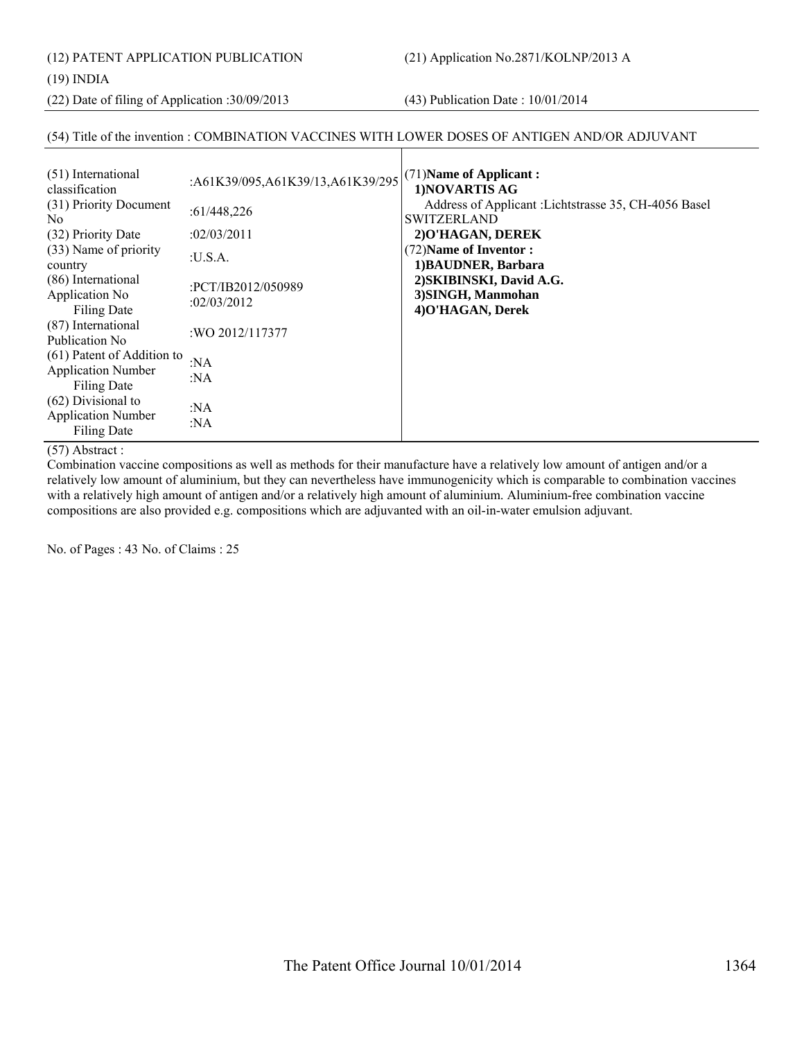(12) PATENT APPLICATION PUBLICATION

(21) Application No.2871/KOLNP/2013 A

(19) INDIA

(22) Date of filing of Application :30/09/2013

(43) Publication Date : 10/01/2014

(54) Title of the invention : COMBINATION VACCINES WITH LOWER DOSES OF ANTIGEN AND/OR ADJUVANT

| | | |
|---|---|---|
| (51) International classification | :A61K39/095,A61K39/13,A61K39/295 | (71)**Name of Applicant :** **1)NOVARTIS AG** Address of Applicant :Lichtstrasse 35, CH-4056 Basel SWITZERLAND **2)O'HAGAN, DEREK** (72)**Name of Inventor :** **1)BAUDNER, Barbara** **2)SKIBINSKI, David A.G.** **3)SINGH, Manmohan** **4)O'HAGAN, Derek** |
| (31) Priority Document No | :61/448,226 | |
| (32) Priority Date | :02/03/2011 | |
| (33) Name of priority country | :U.S.A. | |
| (86) International Application No Filing Date | :PCT/IB2012/050989 :02/03/2012 | |
| (87) International Publication No | :WO 2012/117377 | |
| (61) Patent of Addition to Application Number Filing Date | :NA :NA | |
| (62) Divisional to Application Number Filing Date | :NA :NA | |

(57) Abstract :

Combination vaccine compositions as well as methods for their manufacture have a relatively low amount of antigen and/or a relatively low amount of aluminium, but they can nevertheless have immunogenicity which is comparable to combination vaccines with a relatively high amount of antigen and/or a relatively high amount of aluminium. Aluminium-free combination vaccine compositions are also provided e.g. compositions which are adjuvanted with an oil-in-water emulsion adjuvant.

No. of Pages : 43 No. of Claims : 25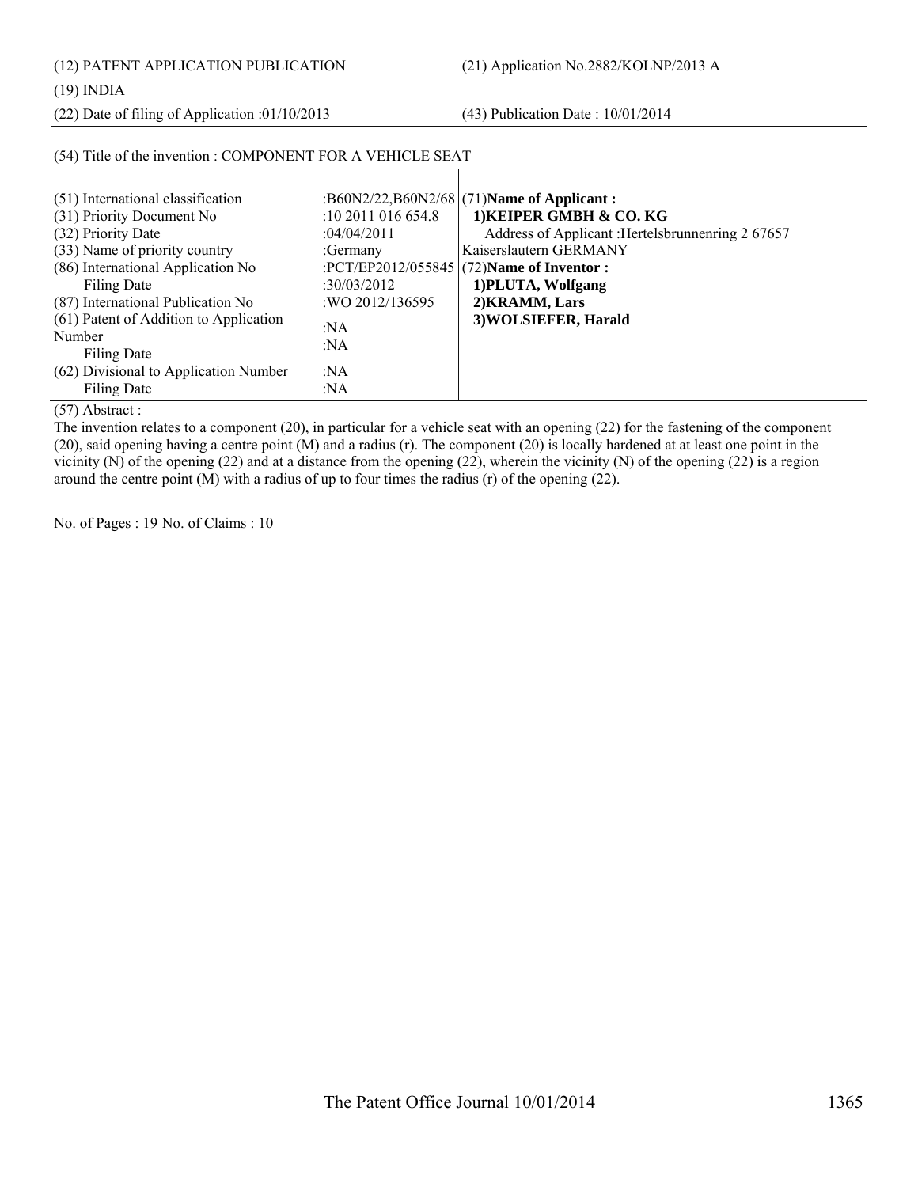(12) PATENT APPLICATION PUBLICATION | (21) Application No.2882/KOLNP/2013 A

(19) INDIA

(22) Date of filing of Application :01/10/2013 | (43) Publication Date : 10/01/2014

(54) Title of the invention : COMPONENT FOR A VEHICLE SEAT

| | | |
|---|---|---|
| (51) International classification | :B60N2/22,B60N2/68 | (71)**Name of Applicant :** |
| (31) Priority Document No | :10 2011 016 654.8 | **1)KEIPER GMBH & CO. KG** |
| (32) Priority Date | :04/04/2011 | Address of Applicant :Hertelsbrunnenring 2 67657 |
| (33) Name of priority country | :Germany | Kaiserslautern GERMANY |
| (86) International Application No | :PCT/EP2012/055845 | (72)**Name of Inventor :** |
| Filing Date | :30/03/2012 | **1)PLUTA, Wolfgang** |
| (87) International Publication No | :WO 2012/136595 | **2)KRAMM, Lars** |
| (61) Patent of Addition to Application Number | :NA | **3)WOLSIEFER, Harald** |
| Filing Date | :NA | |
| (62) Divisional to Application Number | :NA | |
| Filing Date | :NA | |

(57) Abstract :

The invention relates to a component (20), in particular for a vehicle seat with an opening (22) for the fastening of the component (20), said opening having a centre point (M) and a radius (r). The component (20) is locally hardened at at least one point in the vicinity (N) of the opening (22) and at a distance from the opening (22), wherein the vicinity (N) of the opening (22) is a region around the centre point (M) with a radius of up to four times the radius (r) of the opening (22).

No. of Pages : 19 No. of Claims : 10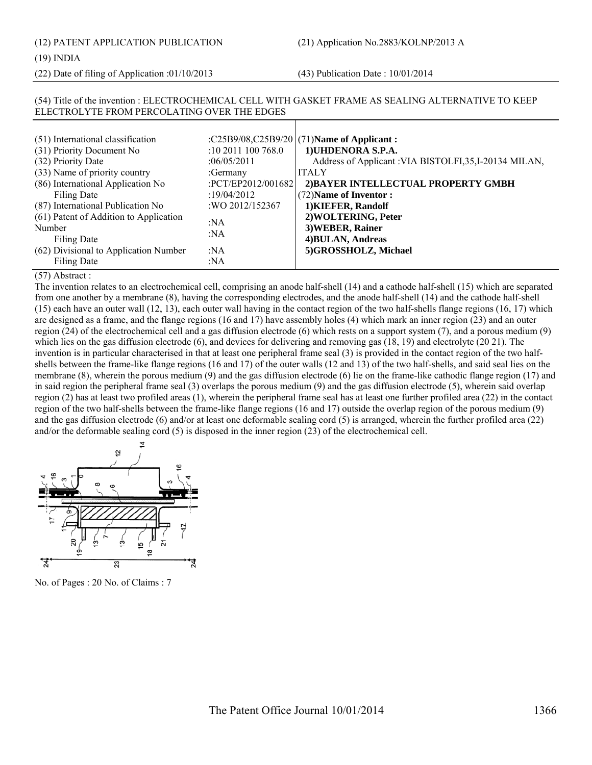(12) PATENT APPLICATION PUBLICATION

(21) Application No.2883/KOLNP/2013 A

(19) INDIA

(22) Date of filing of Application :01/10/2013

(43) Publication Date : 10/01/2014

(54) Title of the invention : ELECTROCHEMICAL CELL WITH GASKET FRAME AS SEALING ALTERNATIVE TO KEEP ELECTROLYTE FROM PERCOLATING OVER THE EDGES

| | | |
|---|---|---|
| (51) International classification | :C25B9/08,C25B9/20 | (71)**Name of Applicant :** |
| (31) Priority Document No | :10 2011 100 768.0 | **1)UHDENORA S.P.A.** |
| (32) Priority Date | :06/05/2011 | Address of Applicant :VIA BISTOLFI,35,I-20134 MILAN, |
| (33) Name of priority country | :Germany | ITALY |
| (86) International Application No | :PCT/EP2012/001682 | **2)BAYER INTELLECTUAL PROPERTY GMBH** |
| Filing Date | :19/04/2012 | (72)**Name of Inventor :** |
| (87) International Publication No | :WO 2012/152367 | **1)KIEFER, Randolf** |
| (61) Patent of Addition to Application Number | :NA | **2)WOLTERING, Peter** |
| Filing Date | :NA | **3)WEBER, Rainer** |
| | | **4)BULAN, Andreas** |
| (62) Divisional to Application Number | :NA | **5)GROSSHOLZ, Michael** |
| Filing Date | :NA | |

(57) Abstract :

The invention relates to an electrochemical cell, comprising an anode half-shell (14) and a cathode half-shell (15) which are separated from one another by a membrane (8), having the corresponding electrodes, and the anode half-shell (14) and the cathode half-shell (15) each have an outer wall (12, 13), each outer wall having in the contact region of the two half-shells flange regions (16, 17) which are designed as a frame, and the flange regions (16 and 17) have assembly holes (4) which mark an inner region (23) and an outer region (24) of the electrochemical cell and a gas diffusion electrode (6) which rests on a support system (7), and a porous medium (9) which lies on the gas diffusion electrode (6), and devices for delivering and removing gas (18, 19) and electrolyte (20 21). The invention is in particular characterised in that at least one peripheral frame seal (3) is provided in the contact region of the two half-shells between the frame-like flange regions (16 and 17) of the outer walls (12 and 13) of the two half-shells, and said seal lies on the membrane (8), wherein the porous medium (9) and the gas diffusion electrode (6) lie on the frame-like cathodic flange region (17) and in said region the peripheral frame seal (3) overlaps the porous medium (9) and the gas diffusion electrode (5), wherein said overlap region (2) has at least two profiled areas (1), wherein the peripheral frame seal has at least one further profiled area (22) in the contact region of the two half-shells between the frame-like flange regions (16 and 17) outside the overlap region of the porous medium (9) and the gas diffusion electrode (6) and/or at least one deformable sealing cord (5) is arranged, wherein the further profiled area (22) and/or the deformable sealing cord (5) is disposed in the inner region (23) of the electrochemical cell.

No. of Pages : 20 No. of Claims : 7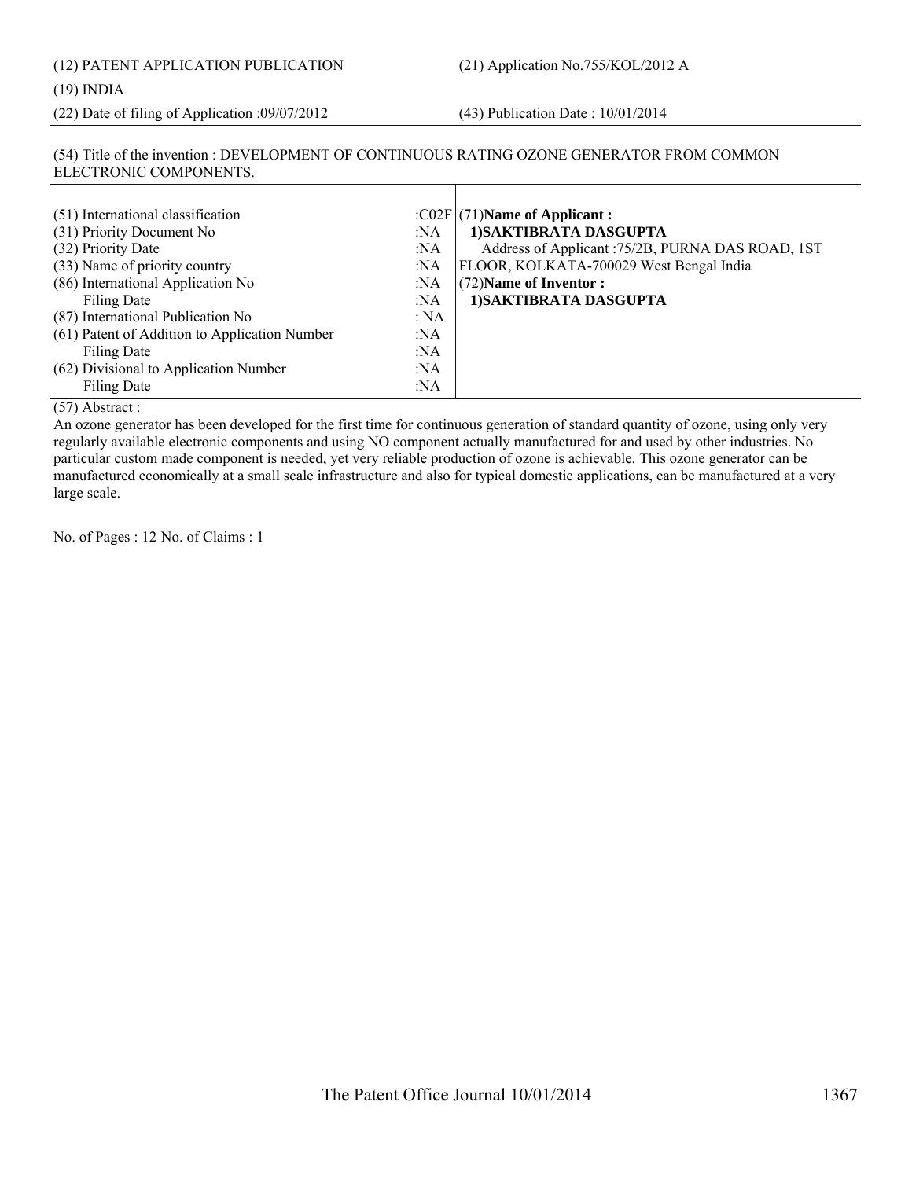(12) PATENT APPLICATION PUBLICATION (21) Application No.755/KOL/2012 A

(19) INDIA

(22) Date of filing of Application :09/07/2012 (43) Publication Date : 10/01/2014

(54) Title of the invention : DEVELOPMENT OF CONTINUOUS RATING OZONE GENERATOR FROM COMMON ELECTRONIC COMPONENTS.

| | | |
|---|---|---|
| (51) International classification | :C02F | (71)**Name of Applicant :** |
| (31) Priority Document No | :NA | **1)SAKTIBRATA DASGUPTA** |
| (32) Priority Date | :NA | Address of Applicant :75/2B, PURNA DAS ROAD, 1ST |
| (33) Name of priority country | :NA | FLOOR, KOLKATA-700029 West Bengal India |
| (86) International Application No | :NA | (72)**Name of Inventor :** |
| Filing Date | :NA | **1)SAKTIBRATA DASGUPTA** |
| (87) International Publication No | : NA | |
| (61) Patent of Addition to Application Number | :NA | |
| Filing Date | :NA | |
| (62) Divisional to Application Number | :NA | |
| Filing Date | :NA | |

(57) Abstract :

An ozone generator has been developed for the first time for continuous generation of standard quantity of ozone, using only very regularly available electronic components and using NO component actually manufactured for and used by other industries. No particular custom made component is needed, yet very reliable production of ozone is achievable. This ozone generator can be manufactured economically at a small scale infrastructure and also for typical domestic applications, can be manufactured at a very large scale.

No. of Pages : 12 No. of Claims : 1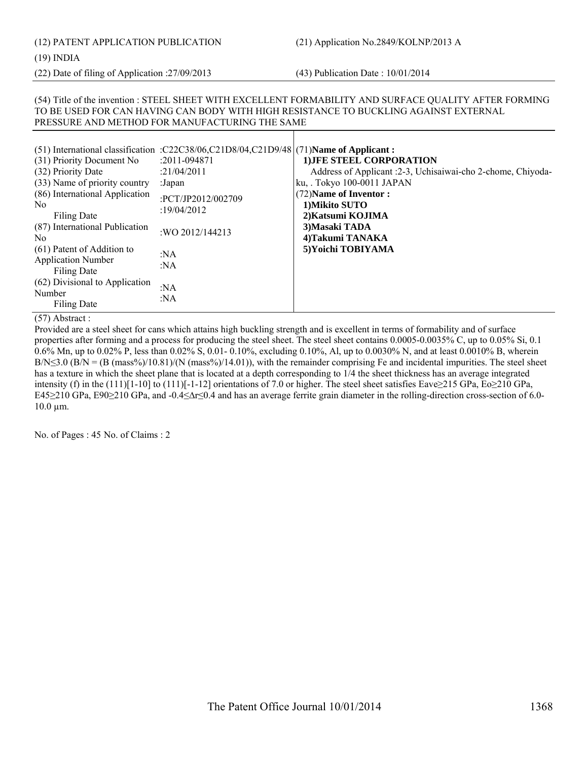(12) PATENT APPLICATION PUBLICATION

(21) Application No.2849/KOLNP/2013 A

(19) INDIA

(22) Date of filing of Application :27/09/2013

(43) Publication Date : 10/01/2014

(54) Title of the invention : STEEL SHEET WITH EXCELLENT FORMABILITY AND SURFACE QUALITY AFTER FORMING TO BE USED FOR CAN HAVING CAN BODY WITH HIGH RESISTANCE TO BUCKLING AGAINST EXTERNAL PRESSURE AND METHOD FOR MANUFACTURING THE SAME

| | |
|---|---|
| (51) International classification | :C22C38/06,C21D8/04,C21D9/48 |
| (31) Priority Document No | :2011-094871 |
| (32) Priority Date | :21/04/2011 |
| (33) Name of priority country | :Japan |
| (86) International Application No<br>Filing Date | :PCT/JP2012/002709<br>:19/04/2012 |
| (87) International Publication No | :WO 2012/144213 |
| (61) Patent of Addition to Application Number<br>Filing Date | :NA<br>:NA |
| (62) Divisional to Application Number<br>Filing Date | :NA<br>:NA |

(71)**Name of Applicant :**

**1)JFE STEEL CORPORATION**

Address of Applicant :2-3, Uchisaiwai-cho 2-chome, Chiyoda-ku, . Tokyo 100-0011 JAPAN

(72)**Name of Inventor :**

**1)Mikito SUTO**

**2)Katsumi KOJIMA**

**3)Masaki TADA**

**4)Takumi TANAKA**

**5)Yoichi TOBIYAMA**

(57) Abstract :

Provided are a steel sheet for cans which attains high buckling strength and is excellent in terms of formability and of surface properties after forming and a process for producing the steel sheet. The steel sheet contains 0.0005-0.0035% C, up to 0.05% Si, 0.1 0.6% Mn, up to 0.02% P, less than 0.02% S, 0.01- 0.10%, excluding 0.10%, Al, up to 0.0030% N, and at least 0.0010% B, wherein $B/N \leq 3.0$ ($B/N = (B\ (mass\%)/10.81)/(N\ (mass\%)/14.01)$), with the remainder comprising Fe and incidental impurities. The steel sheet has a texture in which the sheet plane that is located at a depth corresponding to 1/4 the sheet thickness has an average integrated intensity (f) in the (111)[1-10] to (111)[-1-12] orientations of 7.0 or higher. The steel sheet satisfies $E_{ave} \geq 215$ GPa, $E_o \geq 210$ GPa, $E_{45} \geq 210$ GPa, $E_{90} \geq 210$ GPa, and $-0.4 \leq \Delta r \leq 0.4$ and has an average ferrite grain diameter in the rolling-direction cross-section of 6.0-10.0 µm.

No. of Pages : 45 No. of Claims : 2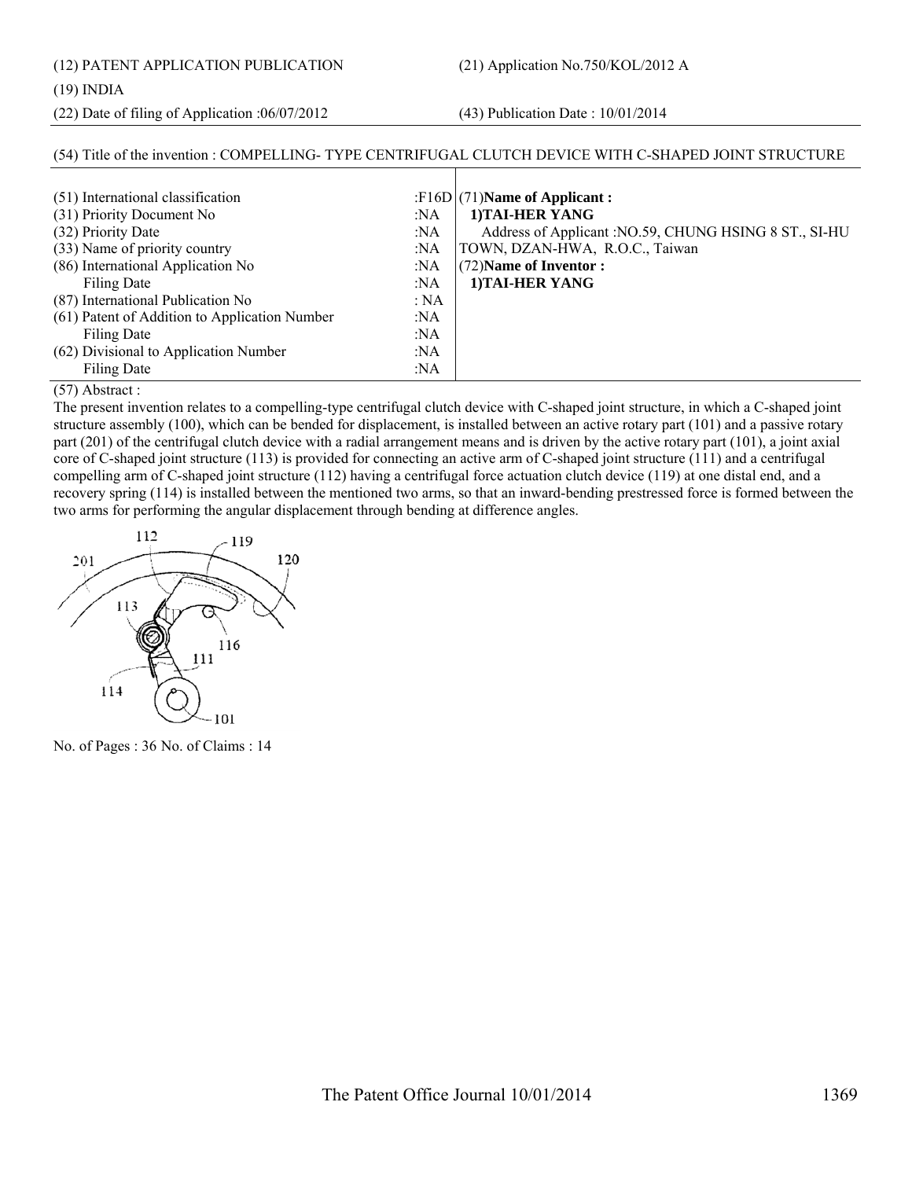(12) PATENT APPLICATION PUBLICATION (21) Application No.750/KOL/2012 A

(19) INDIA

(22) Date of filing of Application :06/07/2012 (43) Publication Date : 10/01/2014

(54) Title of the invention : COMPELLING- TYPE CENTRIFUGAL CLUTCH DEVICE WITH C-SHAPED JOINT STRUCTURE

| | | |
|---|---|---|
| (51) International classification | :F16D | (71)**Name of Applicant :** |
| (31) Priority Document No | :NA | **1)TAI-HER YANG** |
| (32) Priority Date | :NA | Address of Applicant :NO.59, CHUNG HSING 8 ST., SI-HU |
| (33) Name of priority country | :NA | TOWN, DZAN-HWA, R.O.C., Taiwan |
| (86) International Application No | :NA | (72)**Name of Inventor :** |
| Filing Date | :NA | **1)TAI-HER YANG** |
| (87) International Publication No | : NA | |
| (61) Patent of Addition to Application Number | :NA | |
| Filing Date | :NA | |
| (62) Divisional to Application Number | :NA | |
| Filing Date | :NA | |

(57) Abstract :

The present invention relates to a compelling-type centrifugal clutch device with C-shaped joint structure, in which a C-shaped joint structure assembly (100), which can be bended for displacement, is installed between an active rotary part (101) and a passive rotary part (201) of the centrifugal clutch device with a radial arrangement means and is driven by the active rotary part (101), a joint axial core of C-shaped joint structure (113) is provided for connecting an active arm of C-shaped joint structure (111) and a centrifugal compelling arm of C-shaped joint structure (112) having a centrifugal force actuation clutch device (119) at one distal end, and a recovery spring (114) is installed between the mentioned two arms, so that an inward-bending prestressed force is formed between the two arms for performing the angular displacement through bending at difference angles.

No. of Pages : 36 No. of Claims : 14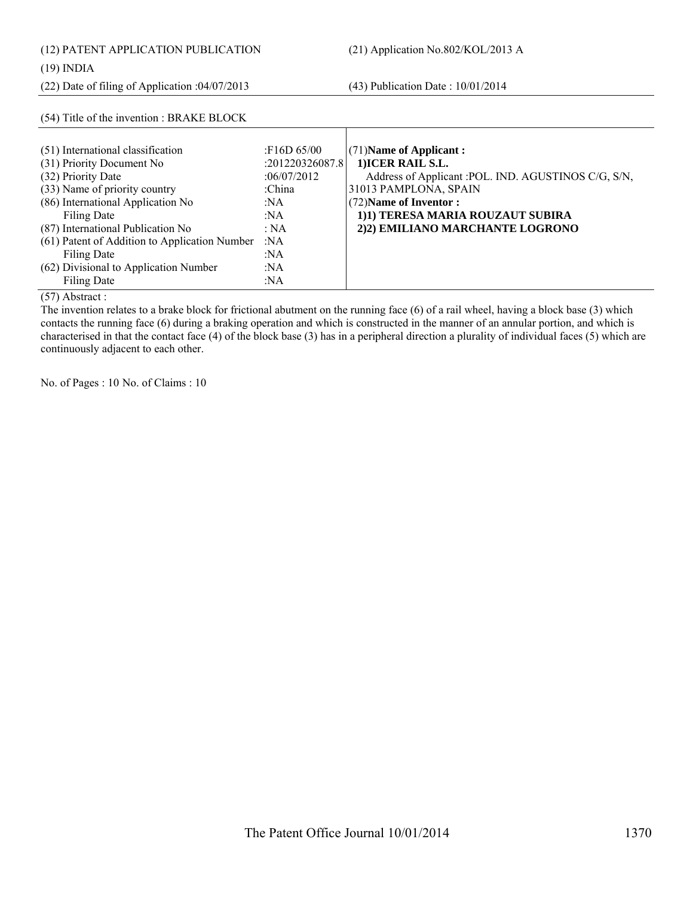(12) PATENT APPLICATION PUBLICATION

(21) Application No.802/KOL/2013 A

(19) INDIA

(22) Date of filing of Application :04/07/2013

(43) Publication Date : 10/01/2014

(54) Title of the invention : BRAKE BLOCK

| | | |
|---|---|---|
| (51) International classification | :F16D 65/00 | (71)**Name of Applicant :** |
| (31) Priority Document No | :201220326087.8 | **1)ICER RAIL S.L.** |
| (32) Priority Date | :06/07/2012 | Address of Applicant :POL. IND. AGUSTINOS C/G, S/N, |
| (33) Name of priority country | :China | 31013 PAMPLONA, SPAIN |
| (86) International Application No | :NA | (72)**Name of Inventor :** |
| Filing Date | :NA | **1)1) TERESA MARIA ROUZAUT SUBIRA** |
| (87) International Publication No | : NA | **2)2) EMILIANO MARCHANTE LOGRONO** |
| (61) Patent of Addition to Application Number | :NA | |
| Filing Date | :NA | |
| (62) Divisional to Application Number | :NA | |
| Filing Date | :NA | |

(57) Abstract :

The invention relates to a brake block for frictional abutment on the running face (6) of a rail wheel, having a block base (3) which contacts the running face (6) during a braking operation and which is constructed in the manner of an annular portion, and which is characterised in that the contact face (4) of the block base (3) has in a peripheral direction a plurality of individual faces (5) which are continuously adjacent to each other.

No. of Pages : 10 No. of Claims : 10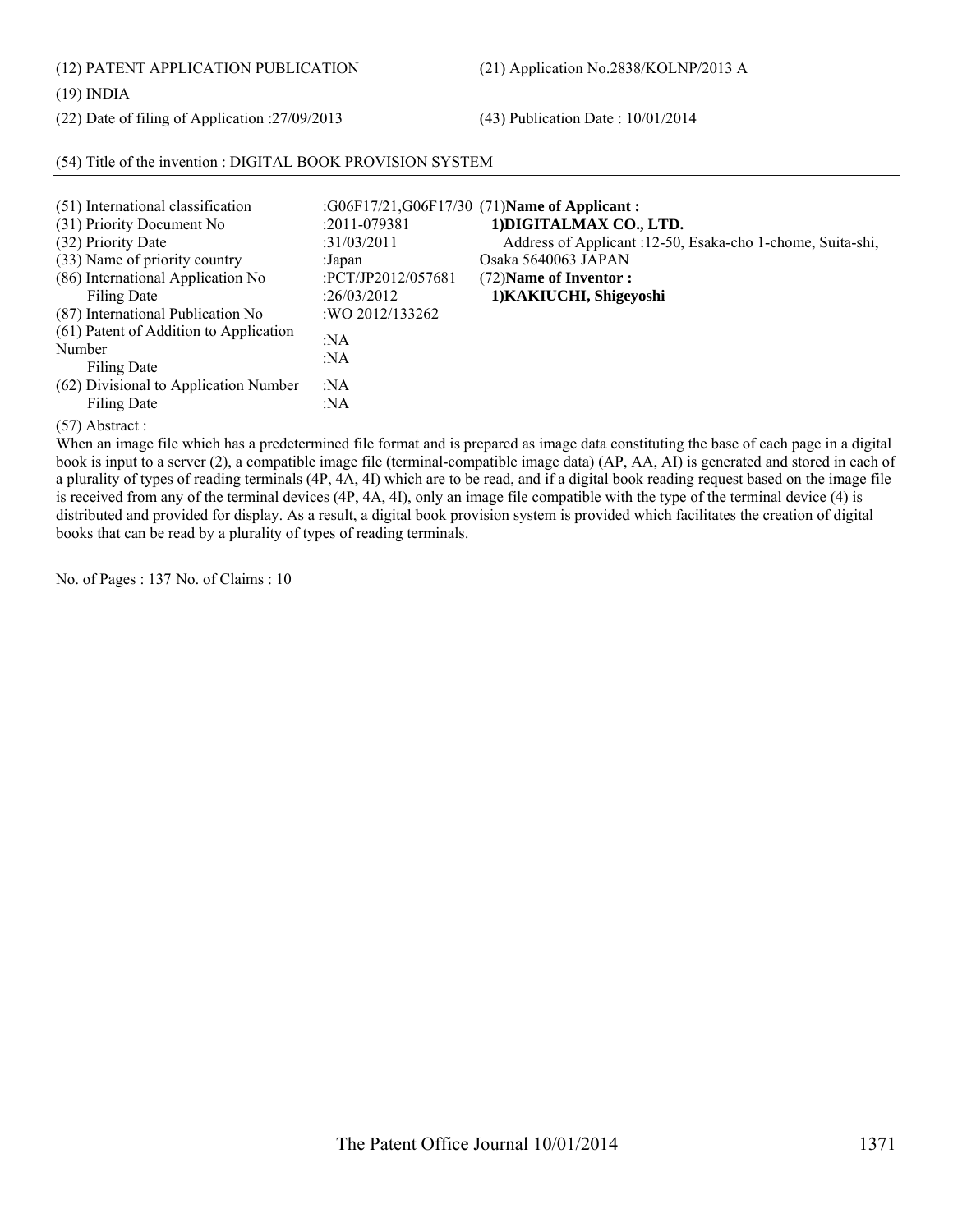(12) PATENT APPLICATION PUBLICATION

(21) Application No.2838/KOLNP/2013 A

(19) INDIA

(22) Date of filing of Application :27/09/2013

(43) Publication Date : 10/01/2014

(54) Title of the invention : DIGITAL BOOK PROVISION SYSTEM

| | | |
|---|---|---|
| (51) International classification | :G06F17/21,G06F17/30 | (71)**Name of Applicant :** |
| (31) Priority Document No | :2011-079381 | **1)DIGITALMAX CO., LTD.** |
| (32) Priority Date | :31/03/2011 | Address of Applicant :12-50, Esaka-cho 1-chome, Suita-shi, |
| (33) Name of priority country | :Japan | Osaka 5640063 JAPAN |
| (86) International Application No | :PCT/JP2012/057681 | (72)**Name of Inventor :** |
| Filing Date | :26/03/2012 | **1)KAKIUCHI, Shigeyoshi** |
| (87) International Publication No | :WO 2012/133262 | |
| (61) Patent of Addition to Application Number | :NA | |
| Filing Date | :NA | |
| (62) Divisional to Application Number | :NA | |
| Filing Date | :NA | |

(57) Abstract :

When an image file which has a predetermined file format and is prepared as image data constituting the base of each page in a digital book is input to a server (2), a compatible image file (terminal-compatible image data) (AP, AA, AI) is generated and stored in each of a plurality of types of reading terminals (4P, 4A, 4I) which are to be read, and if a digital book reading request based on the image file is received from any of the terminal devices (4P, 4A, 4I), only an image file compatible with the type of the terminal device (4) is distributed and provided for display. As a result, a digital book provision system is provided which facilitates the creation of digital books that can be read by a plurality of types of reading terminals.

No. of Pages : 137 No. of Claims : 10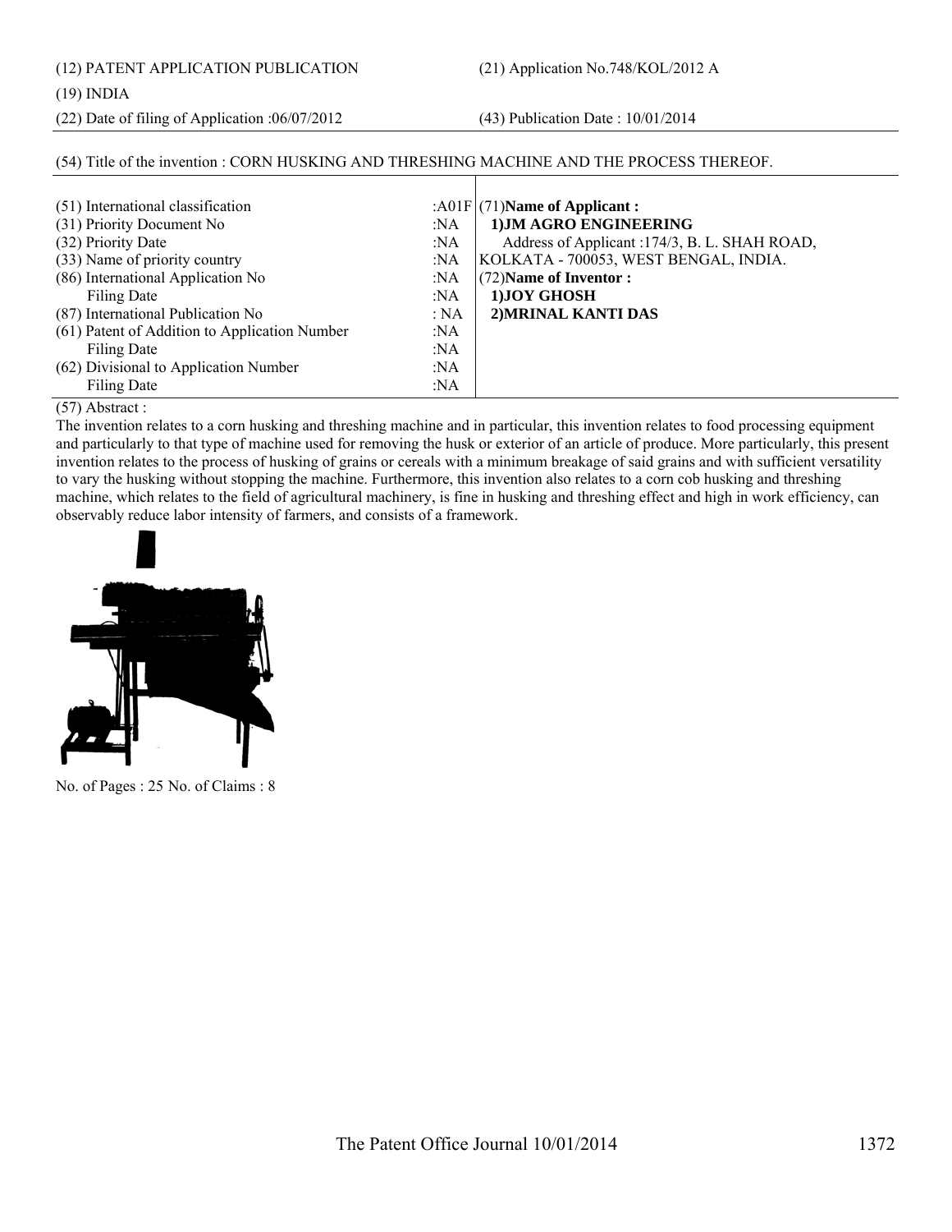(12) PATENT APPLICATION PUBLICATION

(21) Application No.748/KOL/2012 A

(19) INDIA

(22) Date of filing of Application :06/07/2012

(43) Publication Date : 10/01/2014

(54) Title of the invention : CORN HUSKING AND THRESHING MACHINE AND THE PROCESS THEREOF.

| | | |
|---|---|---|
| (51) International classification | :A01F | (71)**Name of Applicant :** |
| (31) Priority Document No | :NA | **1)JM AGRO ENGINEERING** |
| (32) Priority Date | :NA | Address of Applicant :174/3, B. L. SHAH ROAD, |
| (33) Name of priority country | :NA | KOLKATA - 700053, WEST BENGAL, INDIA. |
| (86) International Application No | :NA | (72)**Name of Inventor :** |
| Filing Date | :NA | **1)JOY GHOSH** |
| (87) International Publication No | : NA | **2)MRINAL KANTI DAS** |
| (61) Patent of Addition to Application Number | :NA | |
| Filing Date | :NA | |
| (62) Divisional to Application Number | :NA | |
| Filing Date | :NA | |

(57) Abstract :

The invention relates to a corn husking and threshing machine and in particular, this invention relates to food processing equipment and particularly to that type of machine used for removing the husk or exterior of an article of produce. More particularly, this present invention relates to the process of husking of grains or cereals with a minimum breakage of said grains and with sufficient versatility to vary the husking without stopping the machine. Furthermore, this invention also relates to a corn cob husking and threshing machine, which relates to the field of agricultural machinery, is fine in husking and threshing effect and high in work efficiency, can observably reduce labor intensity of farmers, and consists of a framework.

No. of Pages : 25 No. of Claims : 8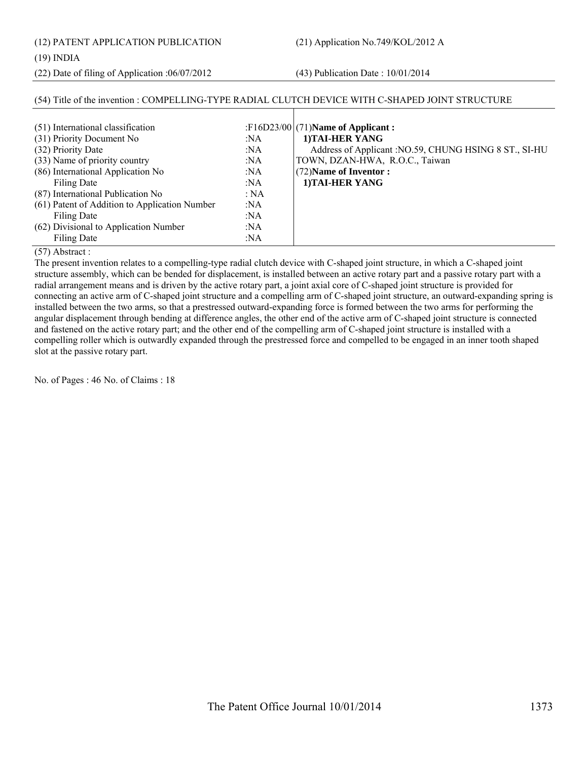(12) PATENT APPLICATION PUBLICATION

(21) Application No.749/KOL/2012 A

(19) INDIA

(22) Date of filing of Application :06/07/2012

(43) Publication Date : 10/01/2014

(54) Title of the invention : COMPELLING-TYPE RADIAL CLUTCH DEVICE WITH C-SHAPED JOINT STRUCTURE

| | | |
|---|---|---|
| (51) International classification | :F16D23/00 | (71)**Name of Applicant :** |
| (31) Priority Document No | :NA | **1)TAI-HER YANG** |
| (32) Priority Date | :NA | Address of Applicant :NO.59, CHUNG HSING 8 ST., SI-HU |
| (33) Name of priority country | :NA | TOWN, DZAN-HWA, R.O.C., Taiwan |
| (86) International Application No | :NA | (72)**Name of Inventor :** |
| Filing Date | :NA | **1)TAI-HER YANG** |
| (87) International Publication No | : NA | |
| (61) Patent of Addition to Application Number | :NA | |
| Filing Date | :NA | |
| (62) Divisional to Application Number | :NA | |
| Filing Date | :NA | |

(57) Abstract :

The present invention relates to a compelling-type radial clutch device with C-shaped joint structure, in which a C-shaped joint structure assembly, which can be bended for displacement, is installed between an active rotary part and a passive rotary part with a radial arrangement means and is driven by the active rotary part, a joint axial core of C-shaped joint structure is provided for connecting an active arm of C-shaped joint structure and a compelling arm of C-shaped joint structure, an outward-expanding spring is installed between the two arms, so that a prestressed outward-expanding force is formed between the two arms for performing the angular displacement through bending at difference angles, the other end of the active arm of C-shaped joint structure is connected and fastened on the active rotary part; and the other end of the compelling arm of C-shaped joint structure is installed with a compelling roller which is outwardly expanded through the prestressed force and compelled to be engaged in an inner tooth shaped slot at the passive rotary part.

No. of Pages : 46 No. of Claims : 18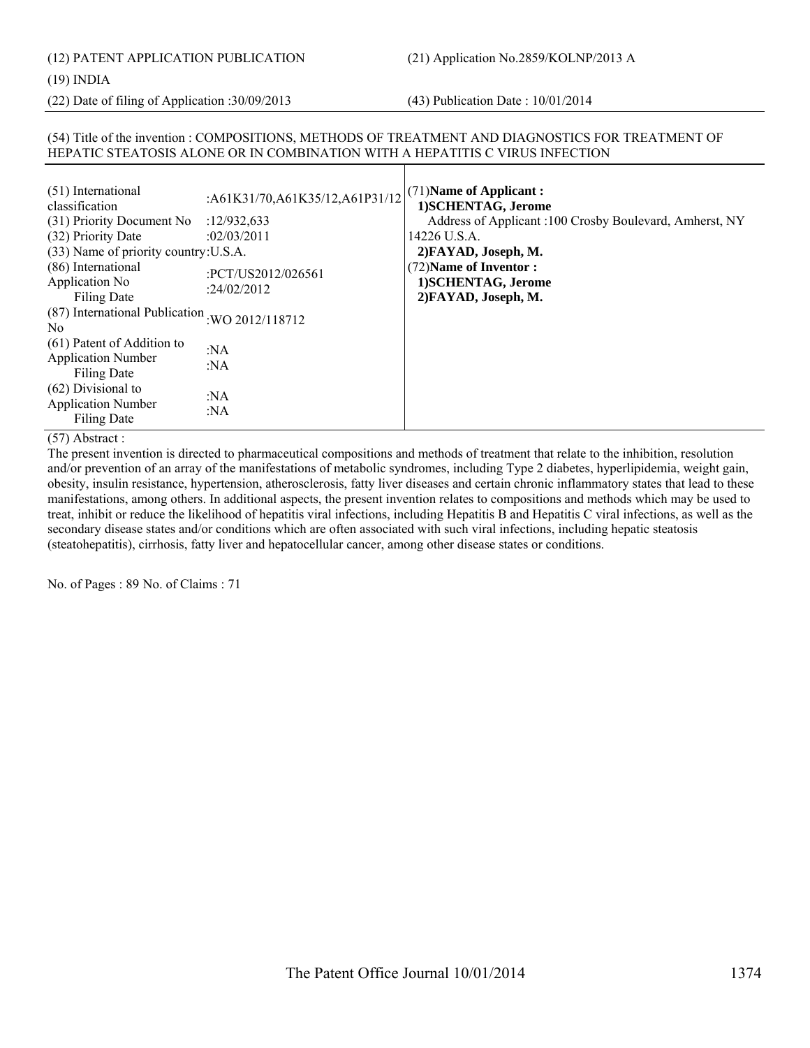(12) PATENT APPLICATION PUBLICATION

(21) Application No.2859/KOLNP/2013 A

(19) INDIA

(22) Date of filing of Application :30/09/2013

(43) Publication Date : 10/01/2014

(54) Title of the invention : COMPOSITIONS, METHODS OF TREATMENT AND DIAGNOSTICS FOR TREATMENT OF HEPATIC STEATOSIS ALONE OR IN COMBINATION WITH A HEPATITIS C VIRUS INFECTION

| | |
|---|---|
| (51) International classification | :A61K31/70,A61K35/12,A61P31/12 |
| (31) Priority Document No | :12/932,633 |
| (32) Priority Date | :02/03/2011 |
| (33) Name of priority country | :U.S.A. |
| (86) International Application No<br>Filing Date | :PCT/US2012/026561<br>:24/02/2012 |
| (87) International Publication No | :WO 2012/118712 |
| (61) Patent of Addition to Application Number<br>Filing Date | :NA<br>:NA |
| (62) Divisional to Application Number<br>Filing Date | :NA<br>:NA |

(71)**Name of Applicant :**
**1)SCHENTAG, Jerome**
Address of Applicant :100 Crosby Boulevard, Amherst, NY 14226 U.S.A.
**2)FAYAD, Joseph, M.**

(72)**Name of Inventor :**
**1)SCHENTAG, Jerome**
**2)FAYAD, Joseph, M.**

(57) Abstract :

The present invention is directed to pharmaceutical compositions and methods of treatment that relate to the inhibition, resolution and/or prevention of an array of the manifestations of metabolic syndromes, including Type 2 diabetes, hyperlipidemia, weight gain, obesity, insulin resistance, hypertension, atherosclerosis, fatty liver diseases and certain chronic inflammatory states that lead to these manifestations, among others. In additional aspects, the present invention relates to compositions and methods which may be used to treat, inhibit or reduce the likelihood of hepatitis viral infections, including Hepatitis B and Hepatitis C viral infections, as well as the secondary disease states and/or conditions which are often associated with such viral infections, including hepatic steatosis (steatohepatitis), cirrhosis, fatty liver and hepatocellular cancer, among other disease states or conditions.

No. of Pages : 89 No. of Claims : 71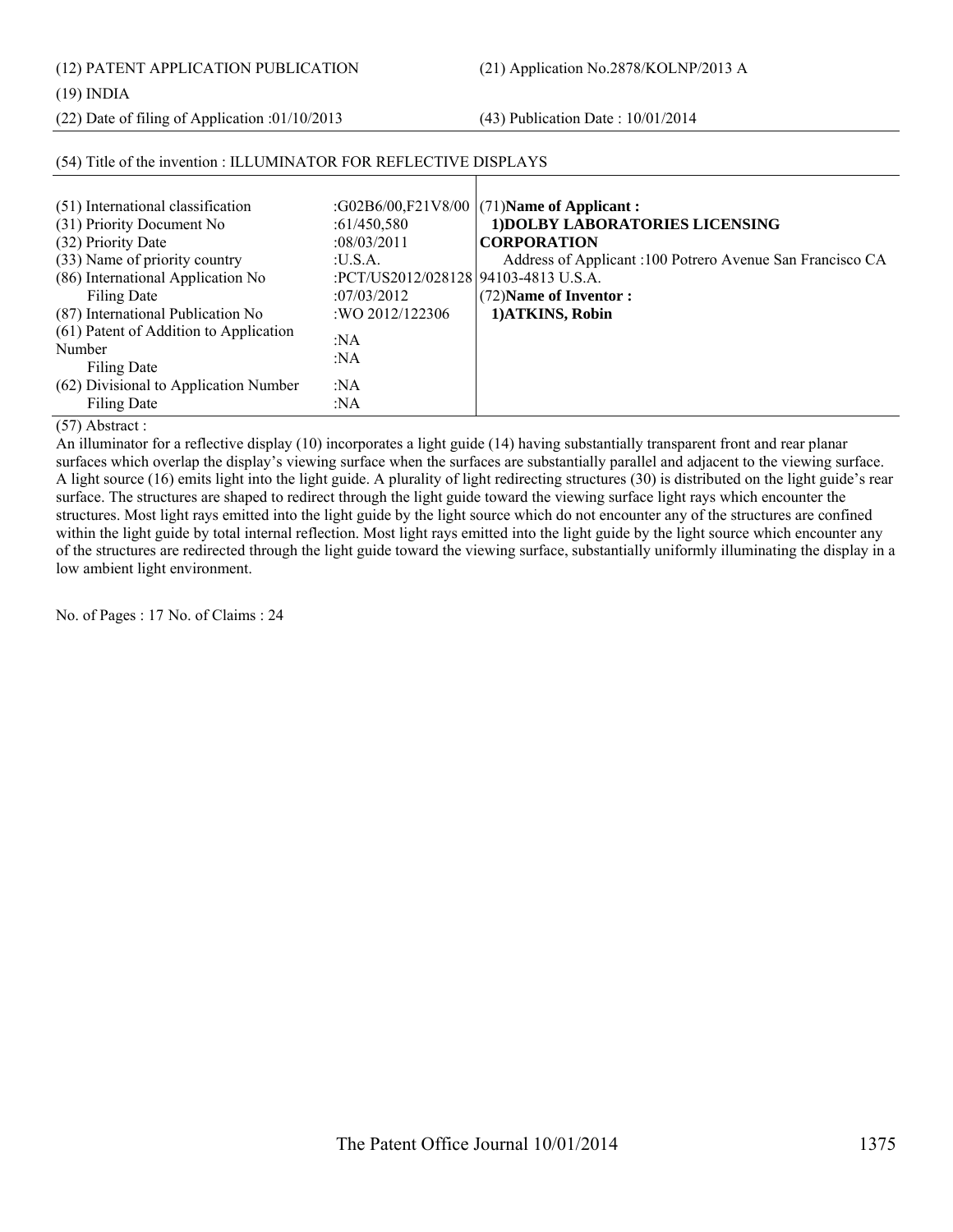(12) PATENT APPLICATION PUBLICATION (21) Application No.2878/KOLNP/2013 A

(19) INDIA

(22) Date of filing of Application :01/10/2013 (43) Publication Date : 10/01/2014

(54) Title of the invention : ILLUMINATOR FOR REFLECTIVE DISPLAYS

| | | |
|---|---|---|
| (51) International classification | :G02B6/00,F21V8/00 | (71)**Name of Applicant :**<br>**1)DOLBY LABORATORIES LICENSING CORPORATION**<br>Address of Applicant :100 Potrero Avenue San Francisco CA 94103-4813 U.S.A.<br>(72)**Name of Inventor :**<br>**1)ATKINS, Robin** |
| (31) Priority Document No | :61/450,580 | |
| (32) Priority Date | :08/03/2011 | |
| (33) Name of priority country | :U.S.A. | |
| (86) International Application No | :PCT/US2012/028128 | |
| Filing Date | :07/03/2012 | |
| (87) International Publication No | :WO 2012/122306 | |
| (61) Patent of Addition to Application Number | :NA | |
| Filing Date | :NA | |
| (62) Divisional to Application Number | :NA | |
| Filing Date | :NA | |

(57) Abstract :

An illuminator for a reflective display (10) incorporates a light guide (14) having substantially transparent front and rear planar surfaces which overlap the display's viewing surface when the surfaces are substantially parallel and adjacent to the viewing surface. A light source (16) emits light into the light guide. A plurality of light redirecting structures (30) is distributed on the light guide's rear surface. The structures are shaped to redirect through the light guide toward the viewing surface light rays which encounter the structures. Most light rays emitted into the light guide by the light source which do not encounter any of the structures are confined within the light guide by total internal reflection. Most light rays emitted into the light guide by the light source which encounter any of the structures are redirected through the light guide toward the viewing surface, substantially uniformly illuminating the display in a low ambient light environment.

No. of Pages : 17 No. of Claims : 24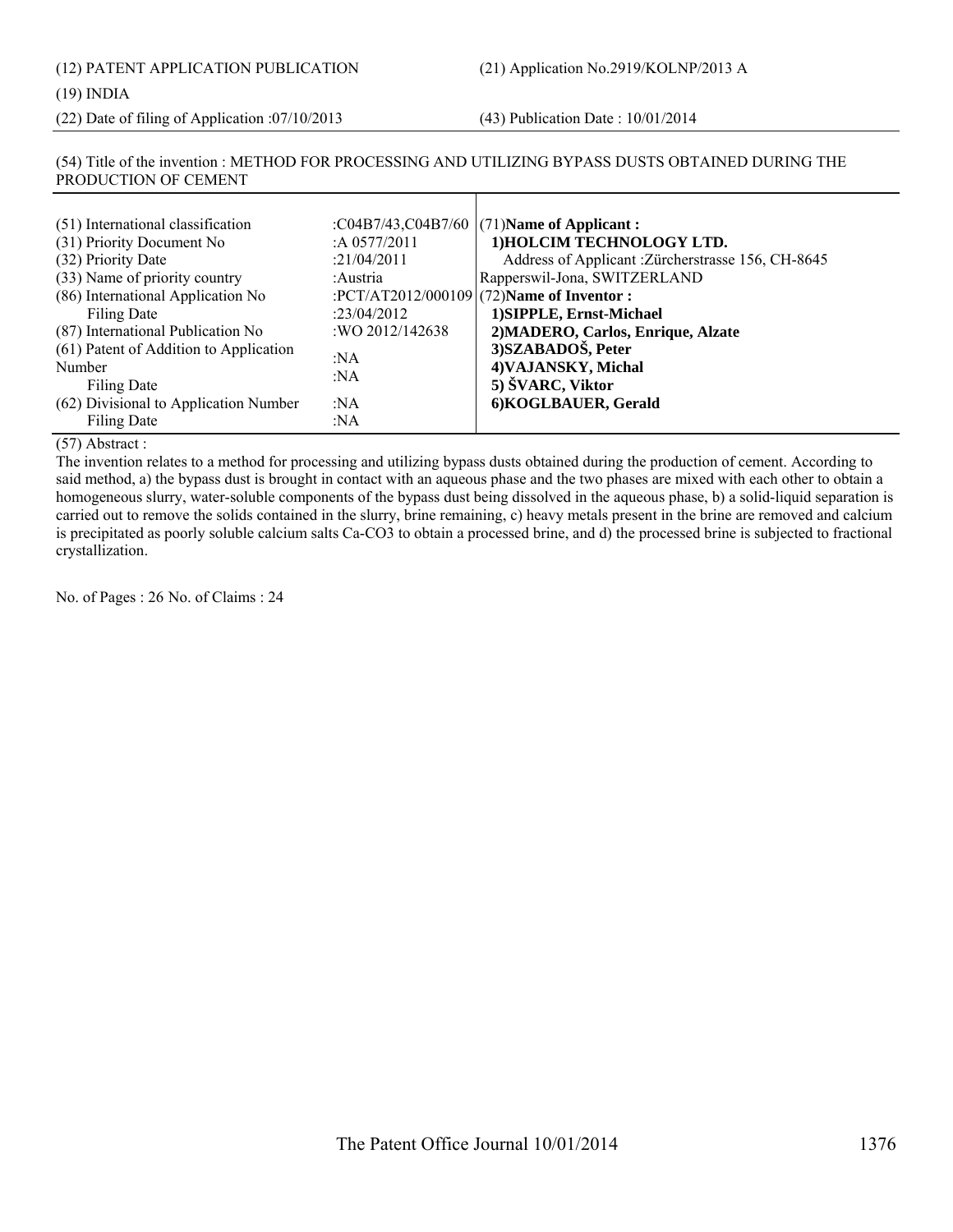(12) PATENT APPLICATION PUBLICATION

(21) Application No.2919/KOLNP/2013 A

(19) INDIA

(22) Date of filing of Application :07/10/2013

(43) Publication Date : 10/01/2014

(54) Title of the invention : METHOD FOR PROCESSING AND UTILIZING BYPASS DUSTS OBTAINED DURING THE PRODUCTION OF CEMENT

| | | |
|---|---|---|
| (51) International classification | :C04B7/43,C04B7/60 | (71)**Name of Applicant :** |
| (31) Priority Document No | :A 0577/2011 | **1)HOLCIM TECHNOLOGY LTD.** |
| (32) Priority Date | :21/04/2011 | Address of Applicant :Zürcherstrasse 156, CH-8645 |
| (33) Name of priority country | :Austria | Rapperswil-Jona, SWITZERLAND |
| (86) International Application No | :PCT/AT2012/000109 | (72)**Name of Inventor :** |
| Filing Date | :23/04/2012 | **1)SIPPLE, Ernst-Michael** |
| (87) International Publication No | :WO 2012/142638 | **2)MADERO, Carlos, Enrique, Alzate** |
| (61) Patent of Addition to Application Number | :NA | **3)SZABADOŠ, Peter** |
| Filing Date | :NA | **4)VAJANSKY, Michal** |
| | | **5) ŠVARC, Viktor** |
| (62) Divisional to Application Number | :NA | **6)KOGLBAUER, Gerald** |
| Filing Date | :NA | |

(57) Abstract :

The invention relates to a method for processing and utilizing bypass dusts obtained during the production of cement. According to said method, a) the bypass dust is brought in contact with an aqueous phase and the two phases are mixed with each other to obtain a homogeneous slurry, water-soluble components of the bypass dust being dissolved in the aqueous phase, b) a solid-liquid separation is carried out to remove the solids contained in the slurry, brine remaining, c) heavy metals present in the brine are removed and calcium is precipitated as poorly soluble calcium salts $Ca\text{-}CO_3$ to obtain a processed brine, and d) the processed brine is subjected to fractional crystallization.

No. of Pages : 26 No. of Claims : 24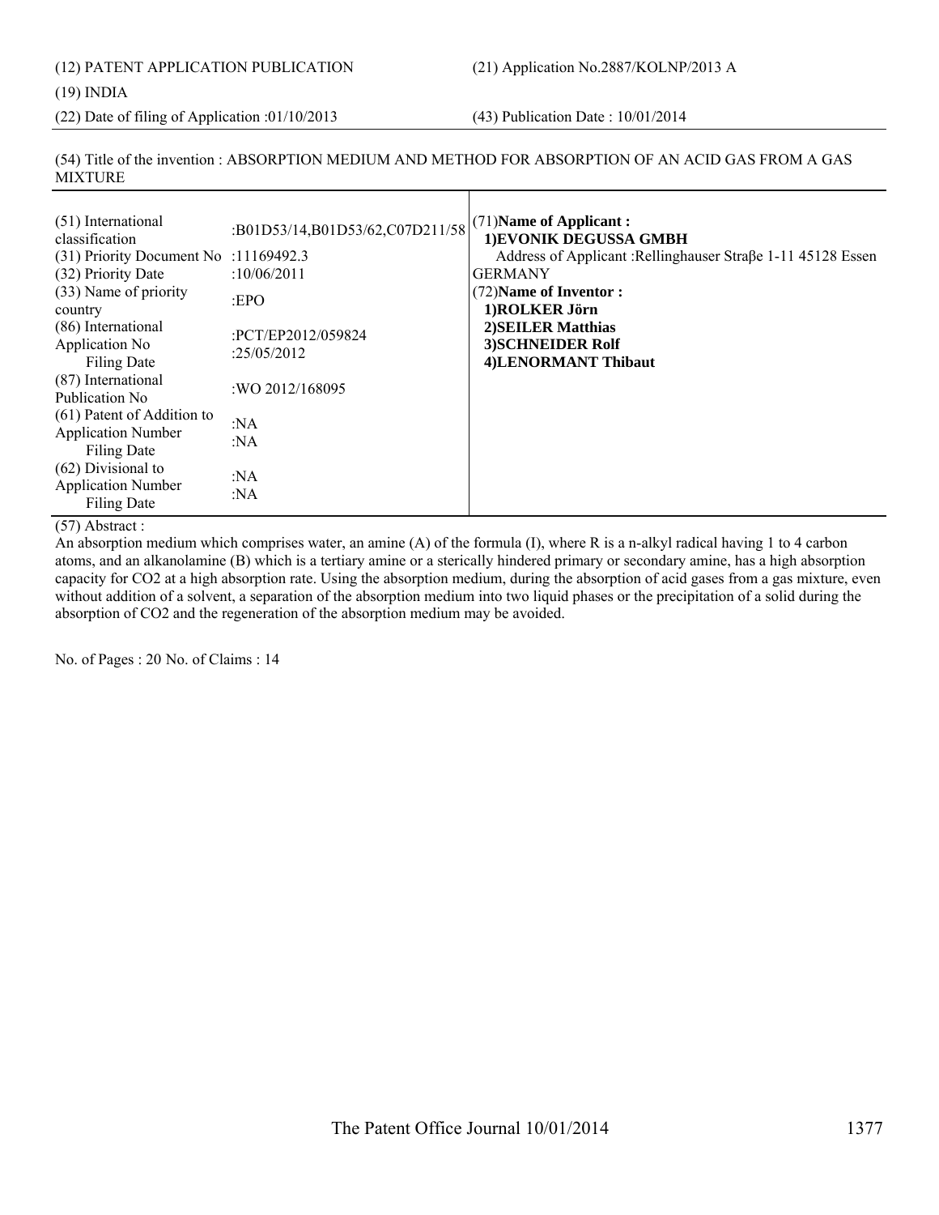(12) PATENT APPLICATION PUBLICATION

(21) Application No.2887/KOLNP/2013 A

(19) INDIA

(22) Date of filing of Application :01/10/2013

(43) Publication Date : 10/01/2014

(54) Title of the invention : ABSORPTION MEDIUM AND METHOD FOR ABSORPTION OF AN ACID GAS FROM A GAS MIXTURE

| | |
|---|---|
| (51) International classification | :B01D53/14,B01D53/62,C07D211/58 |
| (31) Priority Document No | :11169492.3 |
| (32) Priority Date | :10/06/2011 |
| (33) Name of priority country | :EPO |
| (86) International Application No<br>Filing Date | :PCT/EP2012/059824<br>:25/05/2012 |
| (87) International Publication No | :WO 2012/168095 |
| (61) Patent of Addition to Application Number<br>Filing Date | :NA<br>:NA |
| (62) Divisional to Application Number<br>Filing Date | :NA<br>:NA |

(71)**Name of Applicant :**
**1)EVONIK DEGUSSA GMBH**
Address of Applicant :Rellinghauser Straβe 1-11 45128 Essen GERMANY

(72)**Name of Inventor :**
**1)ROLKER Jörn**
**2)SEILER Matthias**
**3)SCHNEIDER Rolf**
**4)LENORMANT Thibaut**

(57) Abstract :

An absorption medium which comprises water, an amine (A) of the formula (I), where R is a n-alkyl radical having 1 to 4 carbon atoms, and an alkanolamine (B) which is a tertiary amine or a sterically hindered primary or secondary amine, has a high absorption capacity for $CO_2$ at a high absorption rate. Using the absorption medium, during the absorption of acid gases from a gas mixture, even without addition of a solvent, a separation of the absorption medium into two liquid phases or the precipitation of a solid during the absorption of $CO_2$ and the regeneration of the absorption medium may be avoided.

No. of Pages : 20 No. of Claims : 14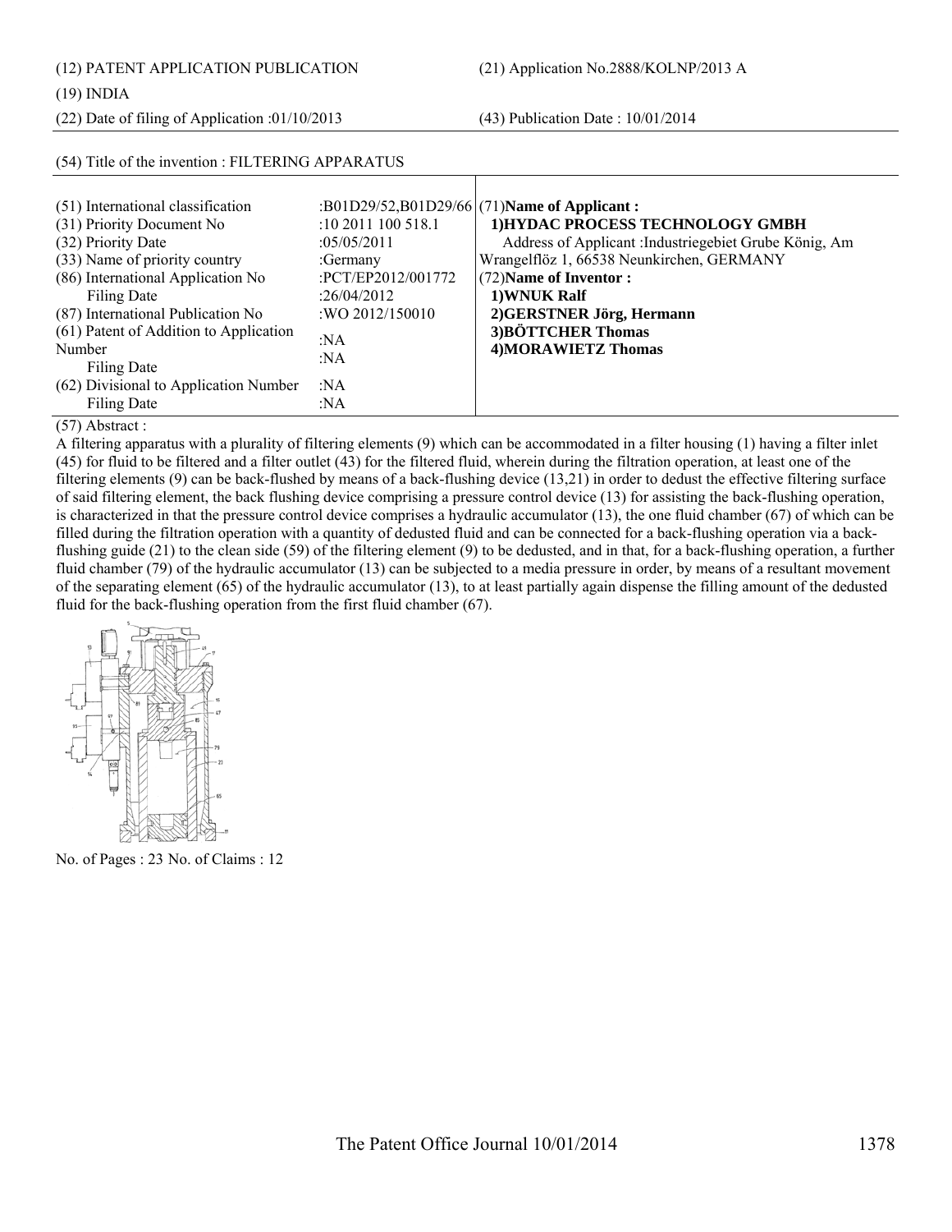(12) PATENT APPLICATION PUBLICATION

(19) INDIA

(22) Date of filing of Application :01/10/2013

(21) Application No.2888/KOLNP/2013 A

(43) Publication Date : 10/01/2014

(54) Title of the invention : FILTERING APPARATUS

| | | |
|---|---|---|
| (51) International classification | :B01D29/52,B01D29/66 | (71)**Name of Applicant :** |
| (31) Priority Document No | :10 2011 100 518.1 | **1)HYDAC PROCESS TECHNOLOGY GMBH** |
| (32) Priority Date | :05/05/2011 | Address of Applicant :Industriegebiet Grube König, Am Wrangelflöz 1, 66538 Neunkirchen, GERMANY |
| (33) Name of priority country | :Germany | (72)**Name of Inventor :** |
| (86) International Application No | :PCT/EP2012/001772 | **1)WNUK Ralf** |
| Filing Date | :26/04/2012 | **2)GERSTNER Jörg, Hermann** |
| (87) International Publication No | :WO 2012/150010 | **3)BÖTTCHER Thomas** |
| (61) Patent of Addition to Application Number | :NA | **4)MORAWIETZ Thomas** |
| Filing Date | :NA | |
| (62) Divisional to Application Number | :NA | |
| Filing Date | :NA | |

(57) Abstract :

A filtering apparatus with a plurality of filtering elements (9) which can be accommodated in a filter housing (1) having a filter inlet (45) for fluid to be filtered and a filter outlet (43) for the filtered fluid, wherein during the filtration operation, at least one of the filtering elements (9) can be back-flushed by means of a back-flushing device (13,21) in order to dedust the effective filtering surface of said filtering element, the back flushing device comprising a pressure control device (13) for assisting the back-flushing operation, is characterized in that the pressure control device comprises a hydraulic accumulator (13), the one fluid chamber (67) of which can be filled during the filtration operation with a quantity of dedusted fluid and can be connected for a back-flushing operation via a back-flushing guide (21) to the clean side (59) of the filtering element (9) to be dedusted, and in that, for a back-flushing operation, a further fluid chamber (79) of the hydraulic accumulator (13) can be subjected to a media pressure in order, by means of a resultant movement of the separating element (65) of the hydraulic accumulator (13), to at least partially again dispense the filling amount of the dedusted fluid for the back-flushing operation from the first fluid chamber (67).

No. of Pages : 23 No. of Claims : 12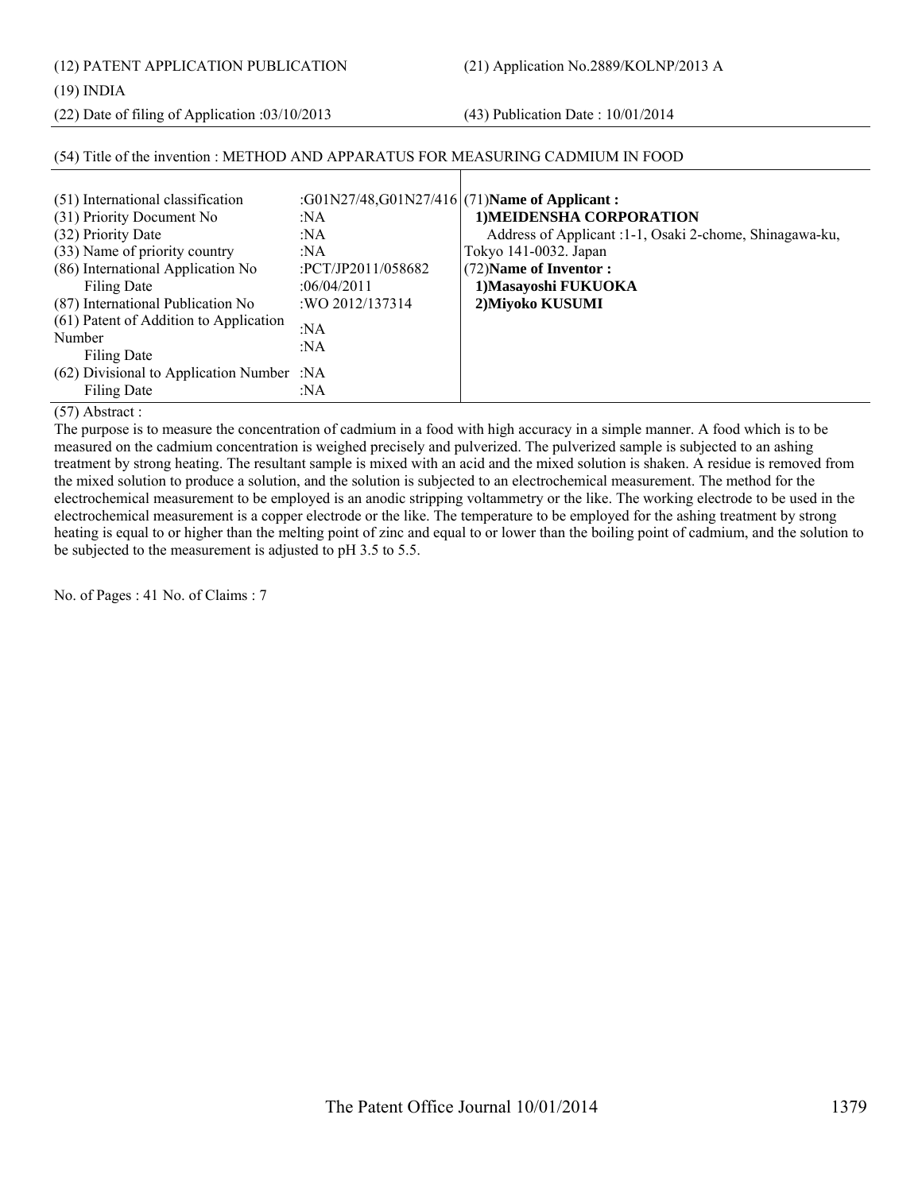(12) PATENT APPLICATION PUBLICATION

(21) Application No.2889/KOLNP/2013 A

(19) INDIA

(22) Date of filing of Application :03/10/2013

(43) Publication Date : 10/01/2014

## (54) Title of the invention : METHOD AND APPARATUS FOR MEASURING CADMIUM IN FOOD

| | | |
|---|---|---|
| (51) International classification | :G01N27/48,G01N27/416 | (71)**Name of Applicant :** |
| (31) Priority Document No | :NA | **1)MEIDENSHA CORPORATION** |
| (32) Priority Date | :NA | Address of Applicant :1-1, Osaki 2-chome, Shinagawa-ku, |
| (33) Name of priority country | :NA | Tokyo 141-0032. Japan |
| (86) International Application No | :PCT/JP2011/058682 | (72)**Name of Inventor :** |
| Filing Date | :06/04/2011 | **1)Masayoshi FUKUOKA** |
| (87) International Publication No | :WO 2012/137314 | **2)Miyoko KUSUMI** |
| (61) Patent of Addition to Application Number | :NA | |
| Filing Date | :NA | |
| (62) Divisional to Application Number | :NA | |
| Filing Date | :NA | |

(57) Abstract :

The purpose is to measure the concentration of cadmium in a food with high accuracy in a simple manner. A food which is to be measured on the cadmium concentration is weighed precisely and pulverized. The pulverized sample is subjected to an ashing treatment by strong heating. The resultant sample is mixed with an acid and the mixed solution is shaken. A residue is removed from the mixed solution to produce a solution, and the solution is subjected to an electrochemical measurement. The method for the electrochemical measurement to be employed is an anodic stripping voltammetry or the like. The working electrode to be used in the electrochemical measurement is a copper electrode or the like. The temperature to be employed for the ashing treatment by strong heating is equal to or higher than the melting point of zinc and equal to or lower than the boiling point of cadmium, and the solution to be subjected to the measurement is adjusted to pH 3.5 to 5.5.

No. of Pages : 41 No. of Claims : 7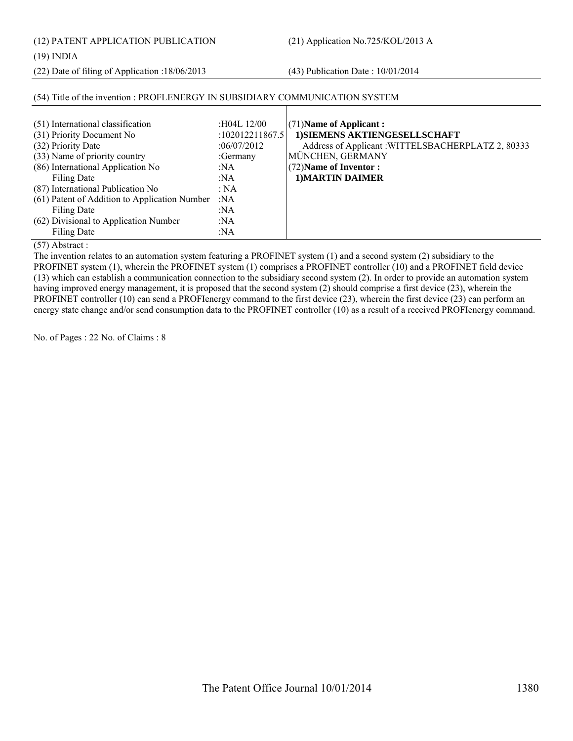(12) PATENT APPLICATION PUBLICATION (21) Application No.725/KOL/2013 A

(19) INDIA

(22) Date of filing of Application :18/06/2013 (43) Publication Date : 10/01/2014

(54) Title of the invention : PROFLENERGY IN SUBSIDIARY COMMUNICATION SYSTEM

| | | |
|---|---|---|
| (51) International classification | :H04L 12/00 | (71)**Name of Applicant :** |
| (31) Priority Document No | :102012211867.5 | **1)SIEMENS AKTIENGESELLSCHAFT** |
| (32) Priority Date | :06/07/2012 | Address of Applicant :WITTELSBACHERPLATZ 2, 80333 |
| (33) Name of priority country | :Germany | MÜNCHEN, GERMANY |
| (86) International Application No | :NA | (72)**Name of Inventor :** |
| Filing Date | :NA | **1)MARTIN DAIMER** |
| (87) International Publication No | : NA | |
| (61) Patent of Addition to Application Number | :NA | |
| Filing Date | :NA | |
| (62) Divisional to Application Number | :NA | |
| Filing Date | :NA | |

(57) Abstract :

The invention relates to an automation system featuring a PROFINET system (1) and a second system (2) subsidiary to the PROFINET system (1), wherein the PROFINET system (1) comprises a PROFINET controller (10) and a PROFINET field device (13) which can establish a communication connection to the subsidiary second system (2). In order to provide an automation system having improved energy management, it is proposed that the second system (2) should comprise a first device (23), wherein the PROFINET controller (10) can send a PROFIenergy command to the first device (23), wherein the first device (23) can perform an energy state change and/or send consumption data to the PROFINET controller (10) as a result of a received PROFIenergy command.

No. of Pages : 22 No. of Claims : 8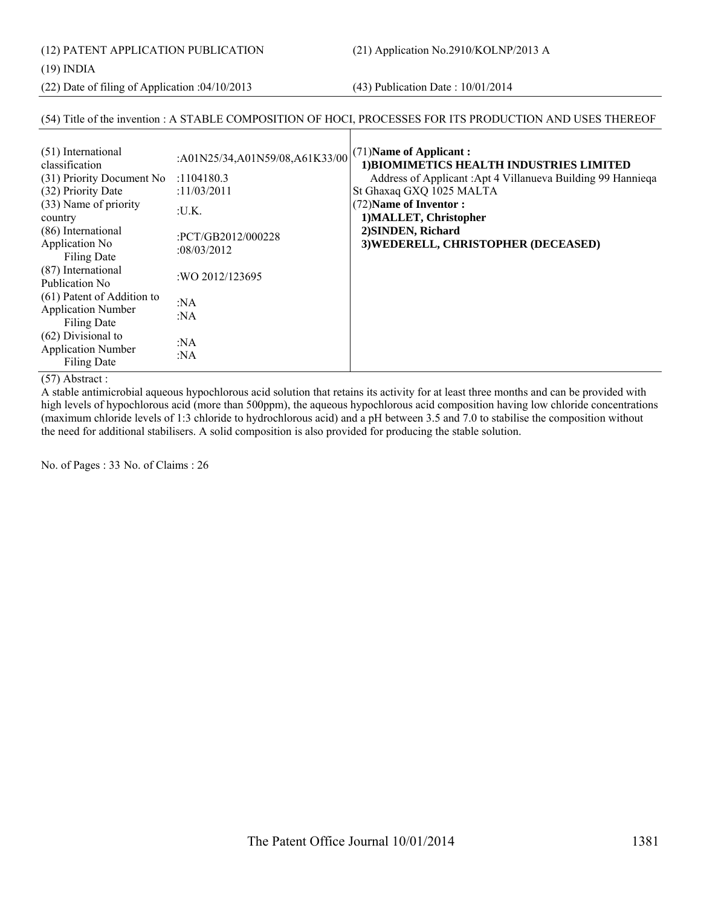(12) PATENT APPLICATION PUBLICATION

(21) Application No.2910/KOLNP/2013 A

(19) INDIA

(22) Date of filing of Application :04/10/2013

(43) Publication Date : 10/01/2014

(54) Title of the invention : A STABLE COMPOSITION OF HOCl, PROCESSES FOR ITS PRODUCTION AND USES THEREOF

| | |
|---|---|
| (51) International classification | :A01N25/34,A01N59/08,A61K33/00 |
| (31) Priority Document No | :1104180.3 |
| (32) Priority Date | :11/03/2011 |
| (33) Name of priority country | :U.K. |
| (86) International Application No Filing Date | :PCT/GB2012/000228 :08/03/2012 |
| (87) International Publication No | :WO 2012/123695 |
| (61) Patent of Addition to Application Number Filing Date | :NA :NA |
| (62) Divisional to Application Number Filing Date | :NA :NA |

(71)**Name of Applicant :**
**1)BIOMIMETICS HEALTH INDUSTRIES LIMITED**
Address of Applicant :Apt 4 Villanueva Building 99 Hannieqa St Ghaxaq GXQ 1025 MALTA

(72)**Name of Inventor :**
**1)MALLET, Christopher**
**2)SINDEN, Richard**
**3)WEDERELL, CHRISTOPHER (DECEASED)**

(57) Abstract :

A stable antimicrobial aqueous hypochlorous acid solution that retains its activity for at least three months and can be provided with high levels of hypochlorous acid (more than 500ppm), the aqueous hypochlorous acid composition having low chloride concentrations (maximum chloride levels of 1:3 chloride to hydrochlorous acid) and a pH between 3.5 and 7.0 to stabilise the composition without the need for additional stabilisers. A solid composition is also provided for producing the stable solution.

No. of Pages : 33 No. of Claims : 26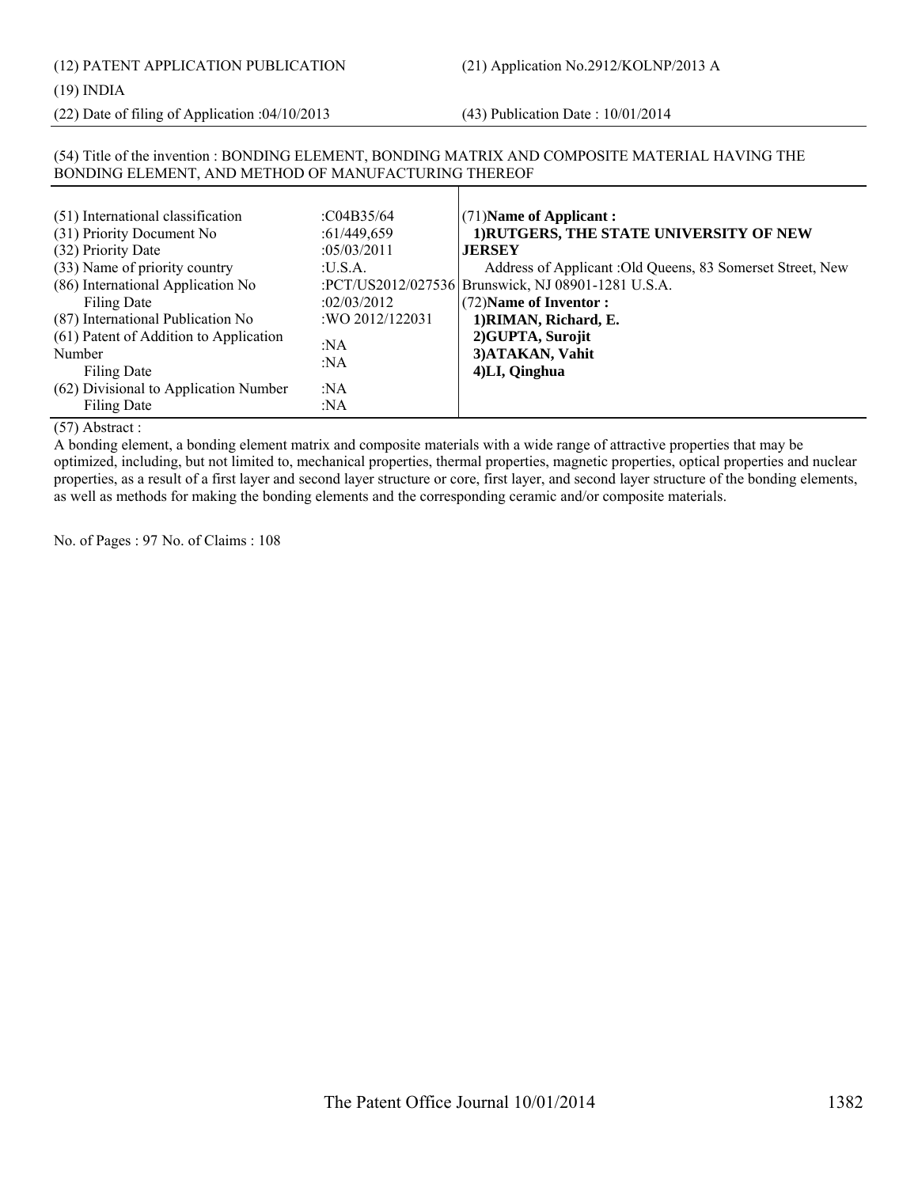(12) PATENT APPLICATION PUBLICATION

(21) Application No.2912/KOLNP/2013 A

(19) INDIA

(22) Date of filing of Application :04/10/2013

(43) Publication Date : 10/01/2014

(54) Title of the invention : BONDING ELEMENT, BONDING MATRIX AND COMPOSITE MATERIAL HAVING THE BONDING ELEMENT, AND METHOD OF MANUFACTURING THEREOF

| | | |
|---|---|---|
| (51) International classification | :C04B35/64 | (71)**Name of Applicant :** |
| (31) Priority Document No | :61/449,659 | **1)RUTGERS, THE STATE UNIVERSITY OF NEW JERSEY** |
| (32) Priority Date | :05/03/2011 | Address of Applicant :Old Queens, 83 Somerset Street, New Brunswick, NJ 08901-1281 U.S.A. |
| (33) Name of priority country | :U.S.A. | (72)**Name of Inventor :** |
| (86) International Application No | :PCT/US2012/027536 | **1)RIMAN, Richard, E.** |
| Filing Date | :02/03/2012 | **2)GUPTA, Surojit** |
| (87) International Publication No | :WO 2012/122031 | **3)ATAKAN, Vahit** |
| (61) Patent of Addition to Application Number | :NA | **4)LI, Qinghua** |
| Filing Date | :NA | |
| (62) Divisional to Application Number | :NA | |
| Filing Date | :NA | |

(57) Abstract :

A bonding element, a bonding element matrix and composite materials with a wide range of attractive properties that may be optimized, including, but not limited to, mechanical properties, thermal properties, magnetic properties, optical properties and nuclear properties, as a result of a first layer and second layer structure or core, first layer, and second layer structure of the bonding elements, as well as methods for making the bonding elements and the corresponding ceramic and/or composite materials.

No. of Pages : 97 No. of Claims : 108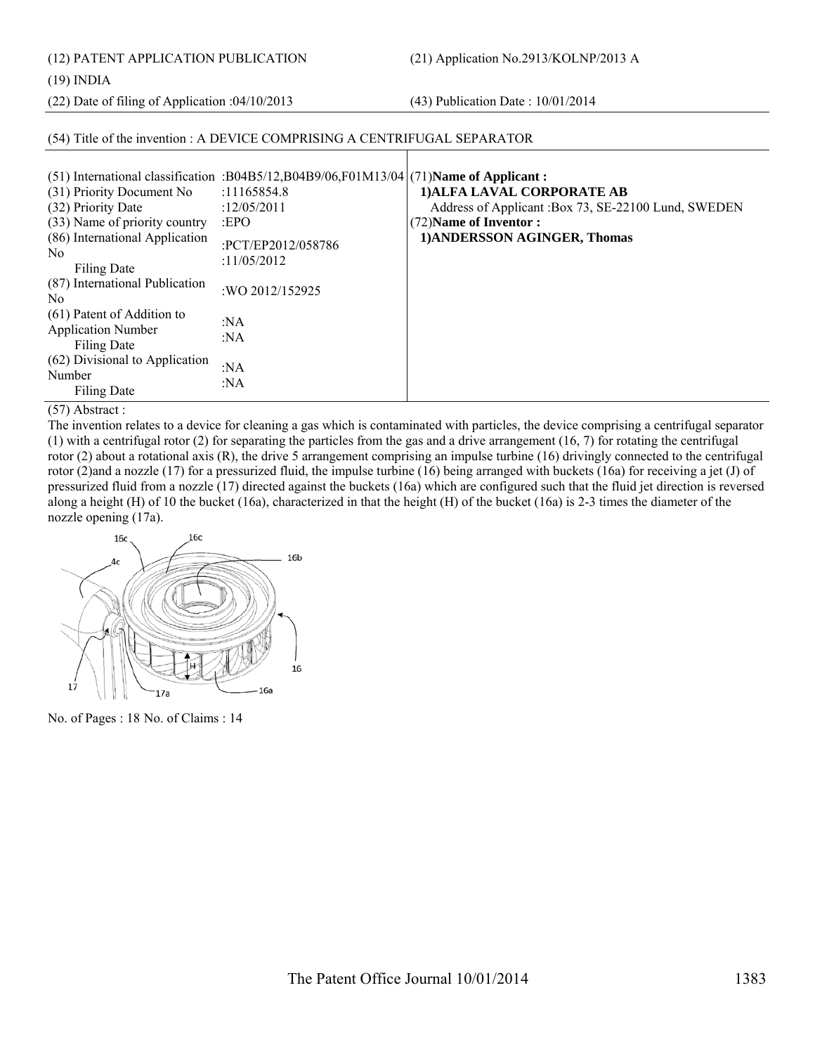(12) PATENT APPLICATION PUBLICATION

(21) Application No.2913/KOLNP/2013 A

(19) INDIA

(22) Date of filing of Application :04/10/2013

(43) Publication Date : 10/01/2014

(54) Title of the invention : A DEVICE COMPRISING A CENTRIFUGAL SEPARATOR

| | | |
|---|---|---|
| (51) International classification | :B04B5/12,B04B9/06,F01M13/04 | (71)**Name of Applicant :** |
| (31) Priority Document No | :11165854.8 | **1)ALFA LAVAL CORPORATE AB** |
| (32) Priority Date | :12/05/2011 | Address of Applicant :Box 73, SE-22100 Lund, SWEDEN |
| (33) Name of priority country | :EPO | (72)**Name of Inventor :** |
| (86) International Application No<br>Filing Date | :PCT/EP2012/058786<br>:11/05/2012 | **1)ANDERSSON AGINGER, Thomas** |
| (87) International Publication No | :WO 2012/152925 | |
| (61) Patent of Addition to Application Number<br>Filing Date | :NA<br>:NA | |
| (62) Divisional to Application Number<br>Filing Date | :NA<br>:NA | |

(57) Abstract :

The invention relates to a device for cleaning a gas which is contaminated with particles, the device comprising a centrifugal separator (1) with a centrifugal rotor (2) for separating the particles from the gas and a drive arrangement (16, 7) for rotating the centrifugal rotor (2) about a rotational axis (R), the drive 5 arrangement comprising an impulse turbine (16) drivingly connected to the centrifugal rotor (2)and a nozzle (17) for a pressurized fluid, the impulse turbine (16) being arranged with buckets (16a) for receiving a jet (J) of pressurized fluid from a nozzle (17) directed against the buckets (16a) which are configured such that the fluid jet direction is reversed along a height (H) of 10 the bucket (16a), characterized in that the height (H) of the bucket (16a) is 2-3 times the diameter of the nozzle opening (17a).

No. of Pages : 18 No. of Claims : 14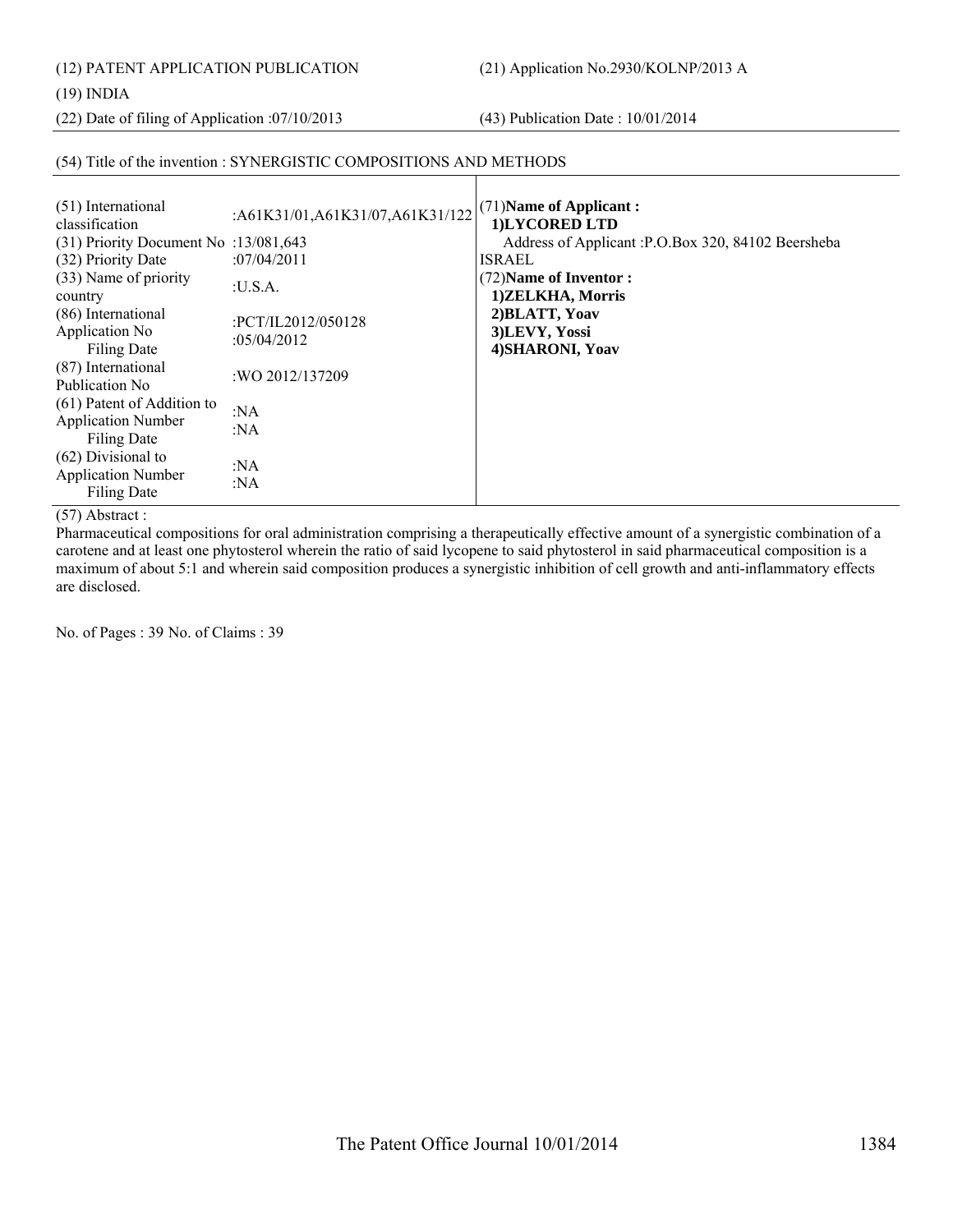(12) PATENT APPLICATION PUBLICATION

(21) Application No.2930/KOLNP/2013 A

(19) INDIA

(22) Date of filing of Application :07/10/2013

(43) Publication Date : 10/01/2014

## (54) Title of the invention : SYNERGISTIC COMPOSITIONS AND METHODS

| | |
|---|---|
| (51) International classification | :A61K31/01,A61K31/07,A61K31/122 |
| (31) Priority Document No | :13/081,643 |
| (32) Priority Date | :07/04/2011 |
| (33) Name of priority country | :U.S.A. |
| (86) International Application No<br>Filing Date | :PCT/IL2012/050128<br>:05/04/2012 |
| (87) International Publication No | :WO 2012/137209 |
| (61) Patent of Addition to Application Number<br>Filing Date | :NA<br>:NA |
| (62) Divisional to Application Number<br>Filing Date | :NA<br>:NA |

(71)**Name of Applicant :**
**1)LYCORED LTD**
Address of Applicant :P.O.Box 320, 84102 Beersheba ISRAEL

(72)**Name of Inventor :**
**1)ZELKHA, Morris**
**2)BLATT, Yoav**
**3)LEVY, Yossi**
**4)SHARONI, Yoav**

(57) Abstract :

Pharmaceutical compositions for oral administration comprising a therapeutically effective amount of a synergistic combination of a carotene and at least one phytosterol wherein the ratio of said lycopene to said phytosterol in said pharmaceutical composition is a maximum of about 5:1 and wherein said composition produces a synergistic inhibition of cell growth and anti-inflammatory effects are disclosed.

No. of Pages : 39 No. of Claims : 39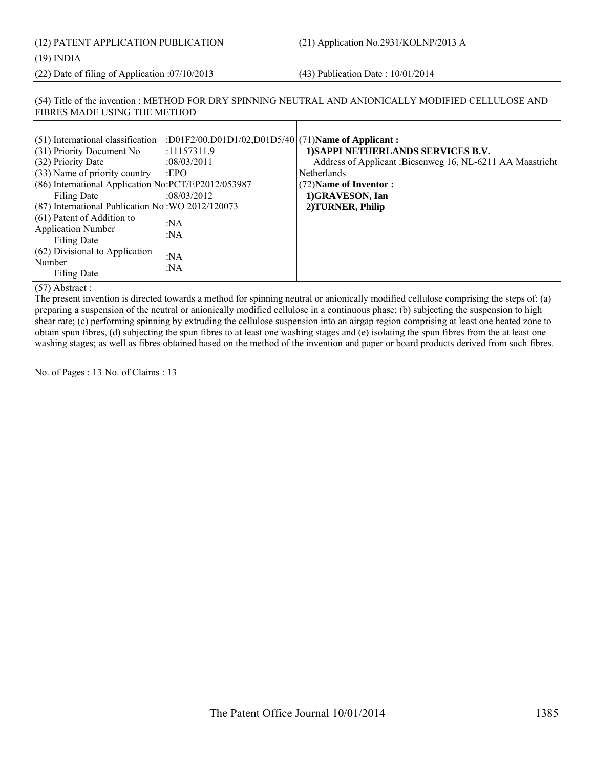(12) PATENT APPLICATION PUBLICATION

(21) Application No.2931/KOLNP/2013 A

(19) INDIA

(22) Date of filing of Application :07/10/2013

(43) Publication Date : 10/01/2014

(54) Title of the invention : METHOD FOR DRY SPINNING NEUTRAL AND ANIONICALLY MODIFIED CELLULOSE AND FIBRES MADE USING THE METHOD

| | |
|---|---|
| (51) International classification | :D01F2/00,D01D1/02,D01D5/40 |
| (31) Priority Document No | :11157311.9 |
| (32) Priority Date | :08/03/2011 |
| (33) Name of priority country | :EPO |
| (86) International Application No | :PCT/EP2012/053987 |
| Filing Date | :08/03/2012 |
| (87) International Publication No | :WO 2012/120073 |
| (61) Patent of Addition to Application Number | :NA |
| Filing Date | :NA |
| (62) Divisional to Application Number | :NA |
| Filing Date | :NA |

(71)**Name of Applicant :**

**1)SAPPI NETHERLANDS SERVICES B.V.**

Address of Applicant :Biesenweg 16, NL-6211 AA Maastricht Netherlands

(72)**Name of Inventor :**

**1)GRAVESON, Ian**

**2)TURNER, Philip**

(57) Abstract :

The present invention is directed towards a method for spinning neutral or anionically modified cellulose comprising the steps of: (a) preparing a suspension of the neutral or anionically modified cellulose in a continuous phase; (b) subjecting the suspension to high shear rate; (c) performing spinning by extruding the cellulose suspension into an airgap region comprising at least one heated zone to obtain spun fibres, (d) subjecting the spun fibres to at least one washing stages and (e) isolating the spun fibres from the at least one washing stages; as well as fibres obtained based on the method of the invention and paper or board products derived from such fibres.

No. of Pages : 13 No. of Claims : 13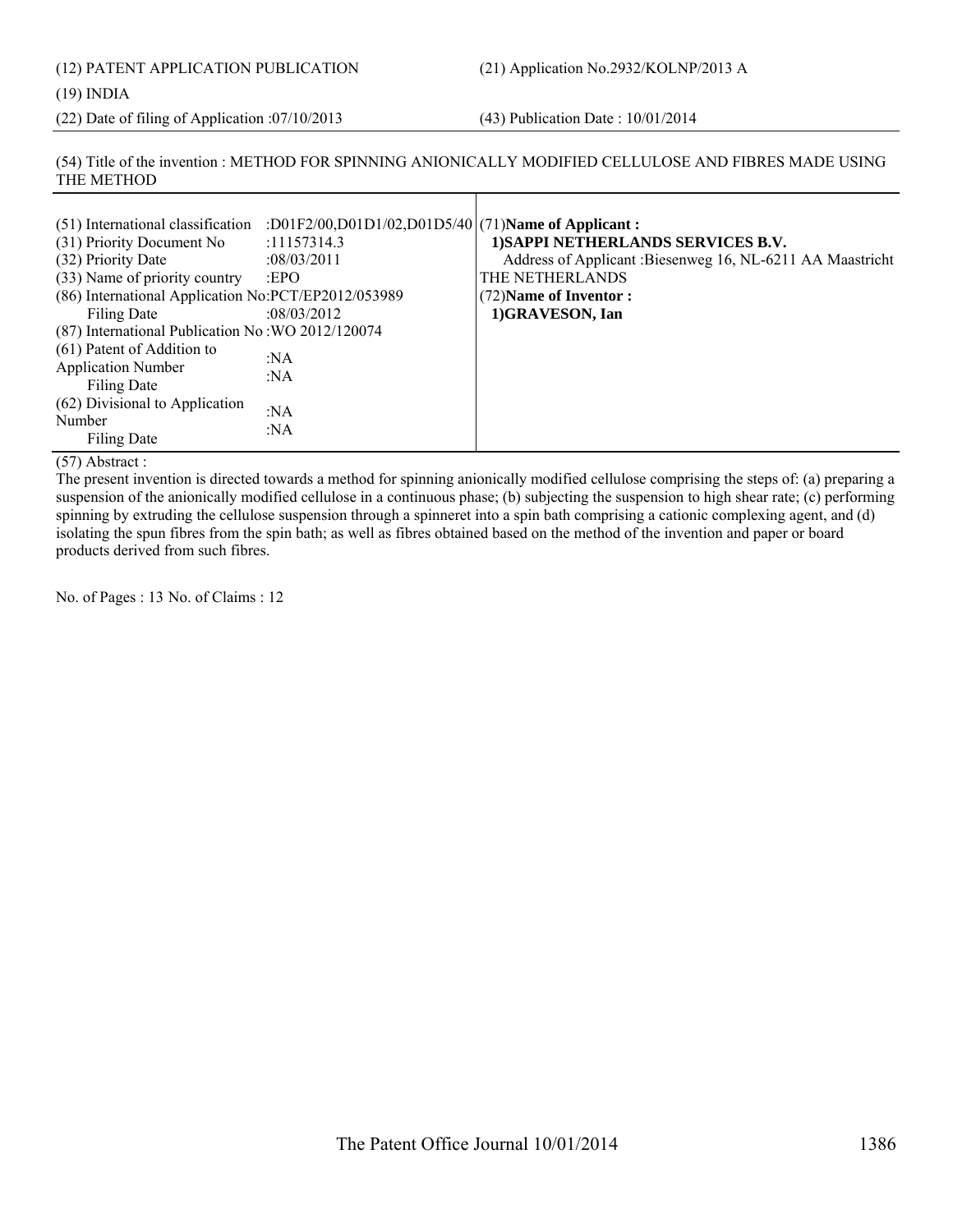(12) PATENT APPLICATION PUBLICATION

(21) Application No.2932/KOLNP/2013 A

(19) INDIA

(22) Date of filing of Application :07/10/2013

(43) Publication Date : 10/01/2014

(54) Title of the invention : METHOD FOR SPINNING ANIONICALLY MODIFIED CELLULOSE AND FIBRES MADE USING THE METHOD

| | | |
|---|---|---|
| (51) International classification | :D01F2/00,D01D1/02,D01D5/40 | (71)**Name of Applicant :** |
| (31) Priority Document No | :11157314.3 | **1)SAPPI NETHERLANDS SERVICES B.V.** |
| (32) Priority Date | :08/03/2011 | Address of Applicant :Biesenweg 16, NL-6211 AA Maastricht THE NETHERLANDS |
| (33) Name of priority country | :EPO | (72)**Name of Inventor :** |
| (86) International Application No | :PCT/EP2012/053989 | **1)GRAVESON, Ian** |
| Filing Date | :08/03/2012 | |
| (87) International Publication No | :WO 2012/120074 | |
| (61) Patent of Addition to Application Number | :NA | |
| Filing Date | :NA | |
| (62) Divisional to Application Number | :NA | |
| Filing Date | :NA | |

(57) Abstract :

The present invention is directed towards a method for spinning anionically modified cellulose comprising the steps of: (a) preparing a suspension of the anionically modified cellulose in a continuous phase; (b) subjecting the suspension to high shear rate; (c) performing spinning by extruding the cellulose suspension through a spinneret into a spin bath comprising a cationic complexing agent, and (d) isolating the spun fibres from the spin bath; as well as fibres obtained based on the method of the invention and paper or board products derived from such fibres.

No. of Pages : 13 No. of Claims : 12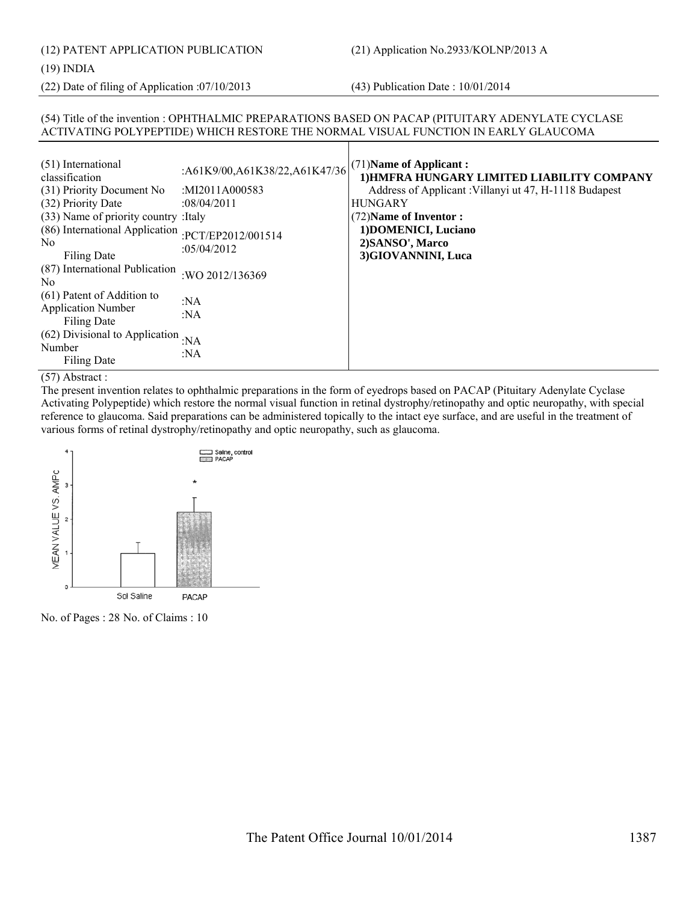(12) PATENT APPLICATION PUBLICATION

(21) Application No.2933/KOLNP/2013 A

(19) INDIA

(22) Date of filing of Application :07/10/2013

(43) Publication Date : 10/01/2014

(54) Title of the invention : OPHTHALMIC PREPARATIONS BASED ON PACAP (PITUITARY ADENYLATE CYCLASE ACTIVATING POLYPEPTIDE) WHICH RESTORE THE NORMAL VISUAL FUNCTION IN EARLY GLAUCOMA

| | |
|---|---|
| (51) International classification | :A61K9/00,A61K38/22,A61K47/36 |
| (31) Priority Document No | :MI2011A000583 |
| (32) Priority Date | :08/04/2011 |
| (33) Name of priority country | :Italy |
| (86) International Application No<br>Filing Date | :PCT/EP2012/001514<br>:05/04/2012 |
| (87) International Publication No | :WO 2012/136369 |
| (61) Patent of Addition to Application Number<br>Filing Date | :NA<br>:NA |
| (62) Divisional to Application Number<br>Filing Date | :NA<br>:NA |

(71)**Name of Applicant :**

**1)HMFRA HUNGARY LIMITED LIABILITY COMPANY**

Address of Applicant :Villanyi ut 47, H-1118 Budapest HUNGARY

(72)**Name of Inventor :**

**1)DOMENICI, Luciano**

**2)SANSO', Marco**

**3)GIOVANNINI, Luca**

(57) Abstract :

The present invention relates to ophthalmic preparations in the form of eyedrops based on PACAP (Pituitary Adenylate Cyclase Activating Polypeptide) which restore the normal visual function in retinal dystrophy/retinopathy and optic neuropathy, with special reference to glaucoma. Said preparations can be administered topically to the intact eye surface, and are useful in the treatment of various forms of retinal dystrophy/retinopathy and optic neuropathy, such as glaucoma.

No. of Pages : 28 No. of Claims : 10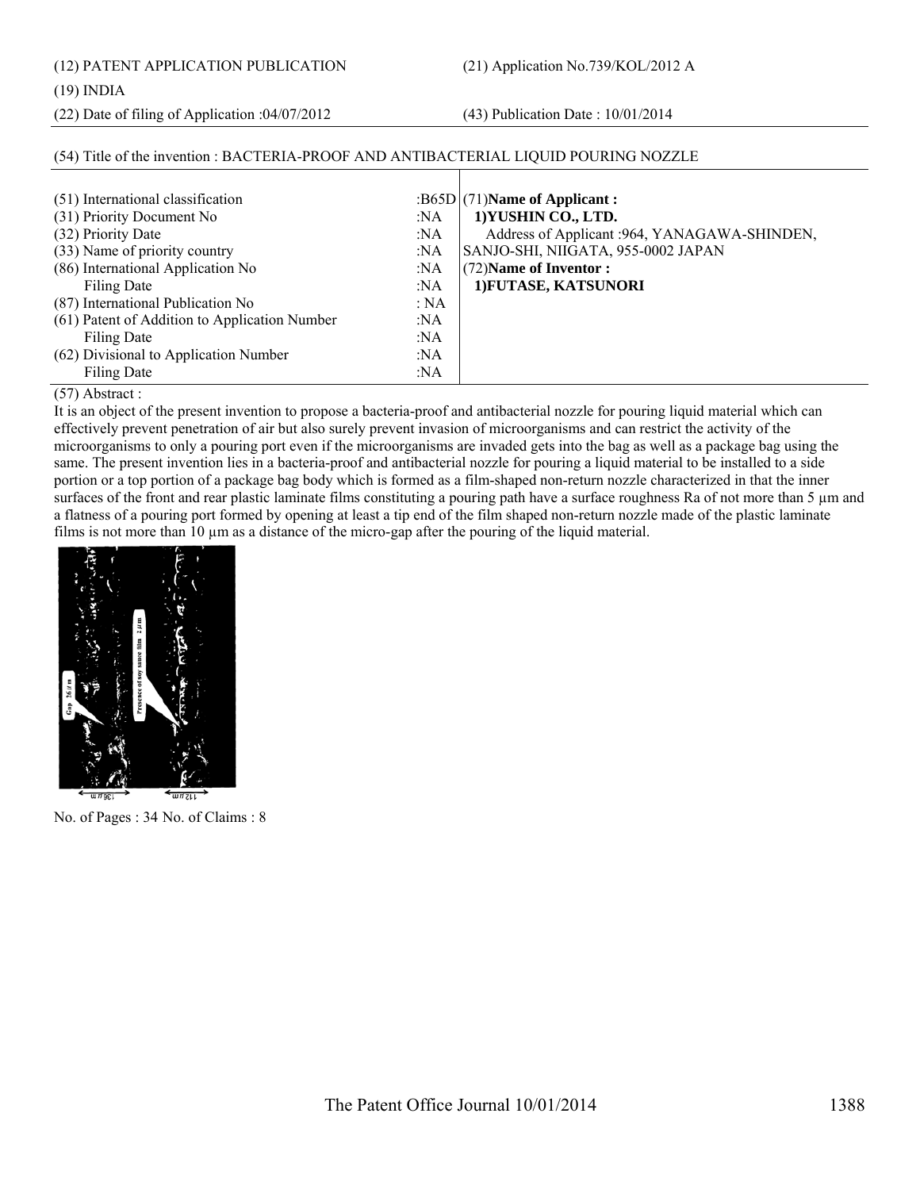(12) PATENT APPLICATION PUBLICATION

(21) Application No.739/KOL/2012 A

(19) INDIA

(22) Date of filing of Application :04/07/2012

(43) Publication Date : 10/01/2014

(54) Title of the invention : BACTERIA-PROOF AND ANTIBACTERIAL LIQUID POURING NOZZLE

| | | |
|---|---|---|
| (51) International classification | :B65D | (71)**Name of Applicant :** |
| (31) Priority Document No | :NA | **1)YUSHIN CO., LTD.** |
| (32) Priority Date | :NA | Address of Applicant :964, YANAGAWA-SHINDEN, |
| (33) Name of priority country | :NA | SANJO-SHI, NIIGATA, 955-0002 JAPAN |
| (86) International Application No | :NA | (72)**Name of Inventor :** |
| Filing Date | :NA | **1)FUTASE, KATSUNORI** |
| (87) International Publication No | : NA | |
| (61) Patent of Addition to Application Number | :NA | |
| Filing Date | :NA | |
| (62) Divisional to Application Number | :NA | |
| Filing Date | :NA | |

(57) Abstract :

It is an object of the present invention to propose a bacteria-proof and antibacterial nozzle for pouring liquid material which can effectively prevent penetration of air but also surely prevent invasion of microorganisms and can restrict the activity of the microorganisms to only a pouring port even if the microorganisms are invaded gets into the bag as well as a package bag using the same. The present invention lies in a bacteria-proof and antibacterial nozzle for pouring a liquid material to be installed to a side portion or a top portion of a package bag body which is formed as a film-shaped non-return nozzle characterized in that the inner surfaces of the front and rear plastic laminate films constituting a pouring path have a surface roughness Ra of not more than 5 µm and a flatness of a pouring port formed by opening at least a tip end of the film shaped non-return nozzle made of the plastic laminate films is not more than 10 µm as a distance of the micro-gap after the pouring of the liquid material.

No. of Pages : 34 No. of Claims : 8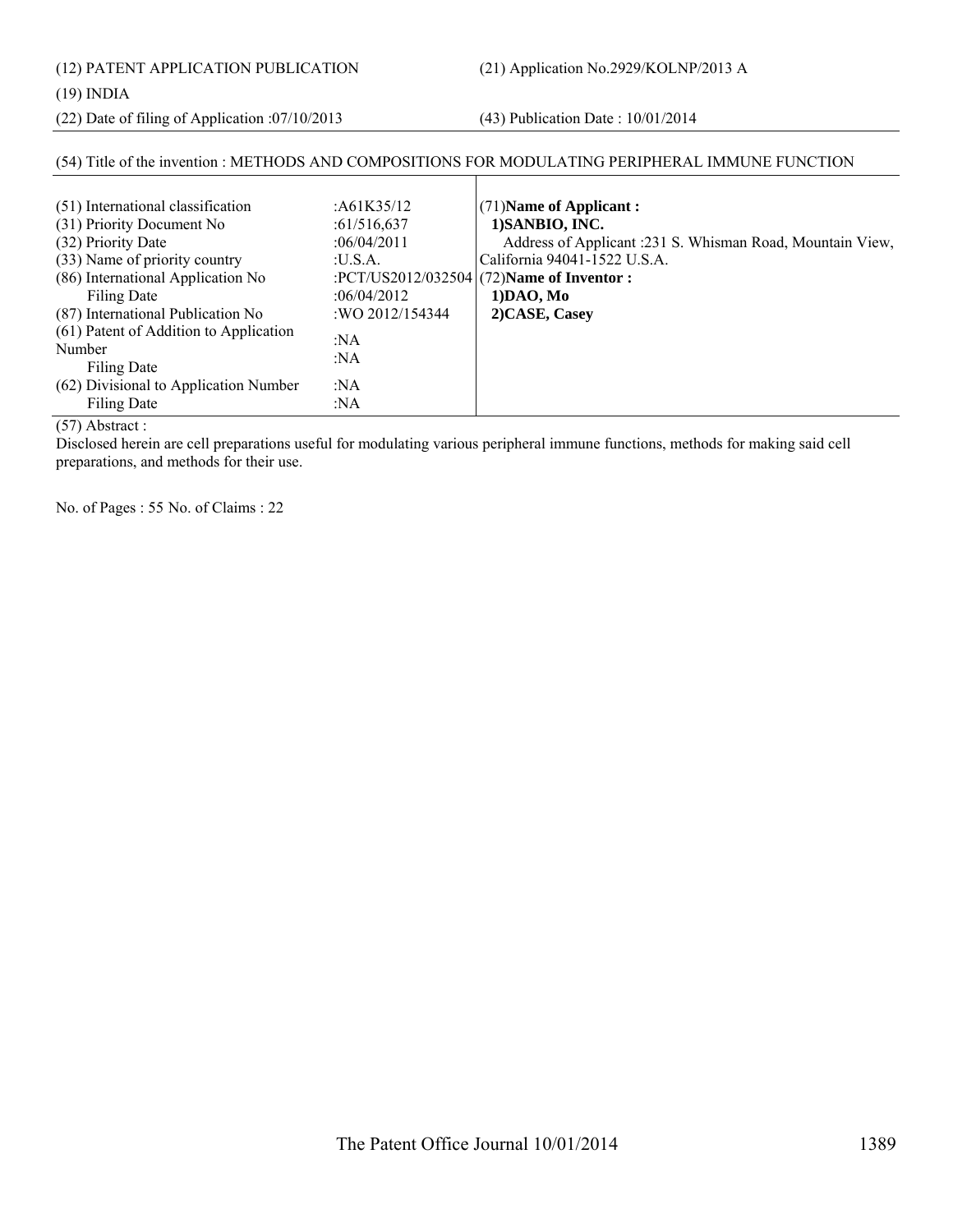(12) PATENT APPLICATION PUBLICATION (21) Application No.2929/KOLNP/2013 A

(19) INDIA

(22) Date of filing of Application :07/10/2013 (43) Publication Date : 10/01/2014

(54) Title of the invention : METHODS AND COMPOSITIONS FOR MODULATING PERIPHERAL IMMUNE FUNCTION

| | | |
|---|---|---|
| (51) International classification | :A61K35/12 | (71)**Name of Applicant :** |
| (31) Priority Document No | :61/516,637 | **1)SANBIO, INC.** |
| (32) Priority Date | :06/04/2011 | Address of Applicant :231 S. Whisman Road, Mountain View, |
| (33) Name of priority country | :U.S.A. | California 94041-1522 U.S.A. |
| (86) International Application No | :PCT/US2012/032504 | (72)**Name of Inventor :** |
| Filing Date | :06/04/2012 | **1)DAO, Mo** |
| (87) International Publication No | :WO 2012/154344 | **2)CASE, Casey** |
| (61) Patent of Addition to Application Number | :NA | |
| Filing Date | :NA | |
| (62) Divisional to Application Number | :NA | |
| Filing Date | :NA | |

(57) Abstract :

Disclosed herein are cell preparations useful for modulating various peripheral immune functions, methods for making said cell preparations, and methods for their use.

No. of Pages : 55 No. of Claims : 22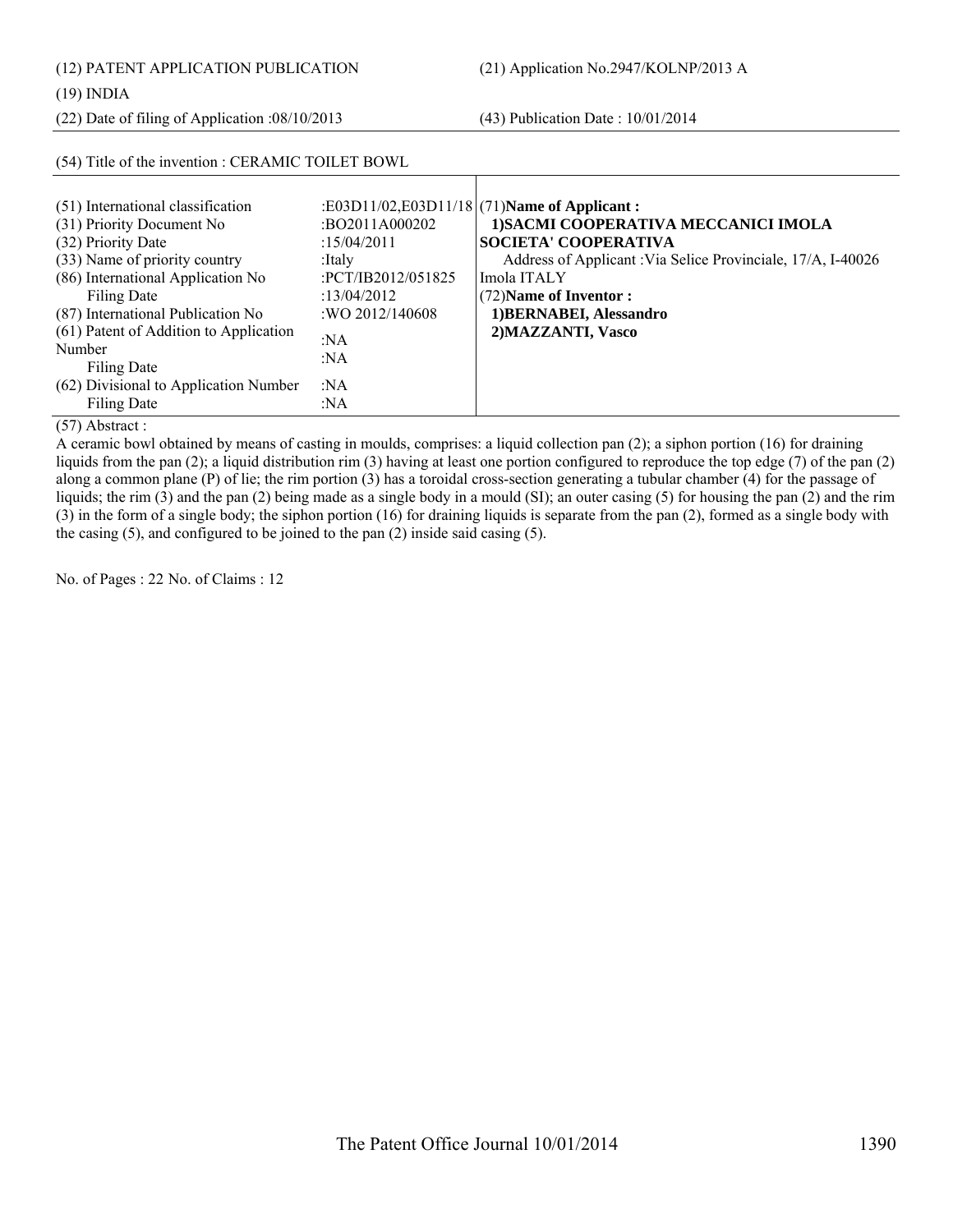(12) PATENT APPLICATION PUBLICATION

(21) Application No.2947/KOLNP/2013 A

(19) INDIA

(22) Date of filing of Application :08/10/2013

(43) Publication Date : 10/01/2014

(54) Title of the invention : CERAMIC TOILET BOWL

| | | |
|---|---|---|
| (51) International classification | :E03D11/02,E03D11/18 | (71)**Name of Applicant :** |
| (31) Priority Document No | :BO2011A000202 | **1)SACMI COOPERATIVA MECCANICI IMOLA SOCIETA' COOPERATIVA** |
| (32) Priority Date | :15/04/2011 | Address of Applicant :Via Selice Provinciale, 17/A, I-40026 Imola ITALY |
| (33) Name of priority country | :Italy | (72)**Name of Inventor :** |
| (86) International Application No | :PCT/IB2012/051825 | **1)BERNABEI, Alessandro** |
| Filing Date | :13/04/2012 | **2)MAZZANTI, Vasco** |
| (87) International Publication No | :WO 2012/140608 | |
| (61) Patent of Addition to Application Number | :NA | |
| Filing Date | :NA | |
| (62) Divisional to Application Number | :NA | |
| Filing Date | :NA | |

(57) Abstract :

A ceramic bowl obtained by means of casting in moulds, comprises: a liquid collection pan (2); a siphon portion (16) for draining liquids from the pan (2); a liquid distribution rim (3) having at least one portion configured to reproduce the top edge (7) of the pan (2) along a common plane (P) of lie; the rim portion (3) has a toroidal cross-section generating a tubular chamber (4) for the passage of liquids; the rim (3) and the pan (2) being made as a single body in a mould (SI); an outer casing (5) for housing the pan (2) and the rim (3) in the form of a single body; the siphon portion (16) for draining liquids is separate from the pan (2), formed as a single body with the casing (5), and configured to be joined to the pan (2) inside said casing (5).

No. of Pages : 22 No. of Claims : 12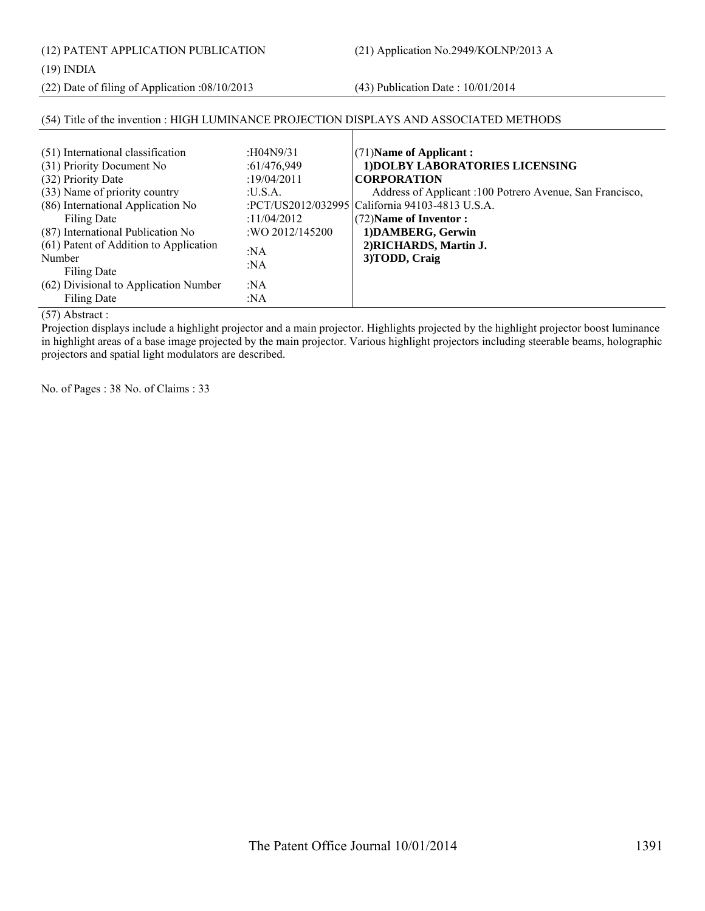(12) PATENT APPLICATION PUBLICATION

(21) Application No.2949/KOLNP/2013 A

(19) INDIA

(22) Date of filing of Application :08/10/2013

(43) Publication Date : 10/01/2014

(54) Title of the invention : HIGH LUMINANCE PROJECTION DISPLAYS AND ASSOCIATED METHODS

| | | |
|---|---|---|
| (51) International classification | :H04N9/31 | (71)**Name of Applicant :** |
| (31) Priority Document No | :61/476,949 | **1)DOLBY LABORATORIES LICENSING CORPORATION** |
| (32) Priority Date | :19/04/2011 | Address of Applicant :100 Potrero Avenue, San Francisco, California 94103-4813 U.S.A. |
| (33) Name of priority country | :U.S.A. | (72)**Name of Inventor :** |
| (86) International Application No | :PCT/US2012/032995 | **1)DAMBERG, Gerwin** |
| Filing Date | :11/04/2012 | **2)RICHARDS, Martin J.** |
| (87) International Publication No | :WO 2012/145200 | **3)TODD, Craig** |
| (61) Patent of Addition to Application Number | :NA | |
| Filing Date | :NA | |
| (62) Divisional to Application Number | :NA | |
| Filing Date | :NA | |

(57) Abstract :

Projection displays include a highlight projector and a main projector. Highlights projected by the highlight projector boost luminance in highlight areas of a base image projected by the main projector. Various highlight projectors including steerable beams, holographic projectors and spatial light modulators are described.

No. of Pages : 38 No. of Claims : 33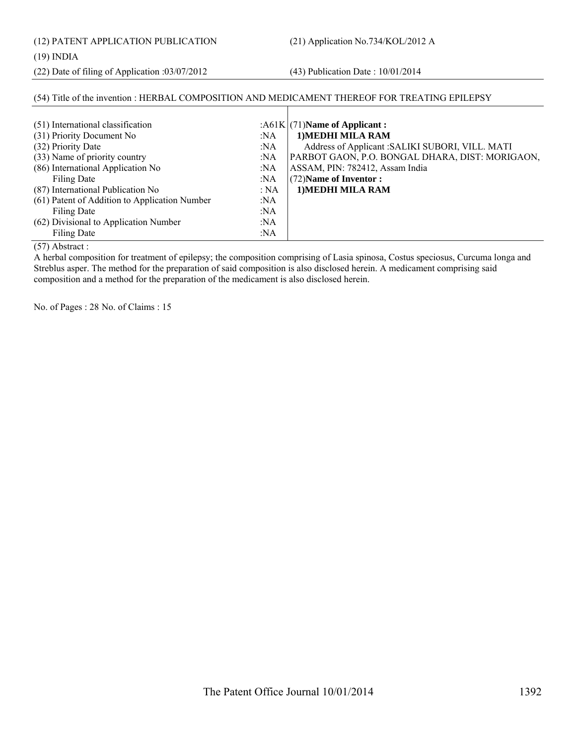(12) PATENT APPLICATION PUBLICATION

(21) Application No.734/KOL/2012 A

(19) INDIA

(22) Date of filing of Application :03/07/2012

(43) Publication Date : 10/01/2014

(54) Title of the invention : HERBAL COMPOSITION AND MEDICAMENT THEREOF FOR TREATING EPILEPSY

| | | |
|---|---|---|
| (51) International classification | :A61K | (71)**Name of Applicant :** |
| (31) Priority Document No | :NA | **1)MEDHI MILA RAM** |
| (32) Priority Date | :NA | Address of Applicant :SALIKI SUBORI, VILL. MATI |
| (33) Name of priority country | :NA | PARBOT GAON, P.O. BONGAL DHARA, DIST: MORIGAON, |
| (86) International Application No | :NA | ASSAM, PIN: 782412, Assam India |
| Filing Date | :NA | (72)**Name of Inventor :** |
| (87) International Publication No | : NA | **1)MEDHI MILA RAM** |
| (61) Patent of Addition to Application Number | :NA | |
| Filing Date | :NA | |
| (62) Divisional to Application Number | :NA | |
| Filing Date | :NA | |

(57) Abstract :

A herbal composition for treatment of epilepsy; the composition comprising of Lasia spinosa, Costus speciosus, Curcuma longa and Streblus asper. The method for the preparation of said composition is also disclosed herein. A medicament comprising said composition and a method for the preparation of the medicament is also disclosed herein.

No. of Pages : 28 No. of Claims : 15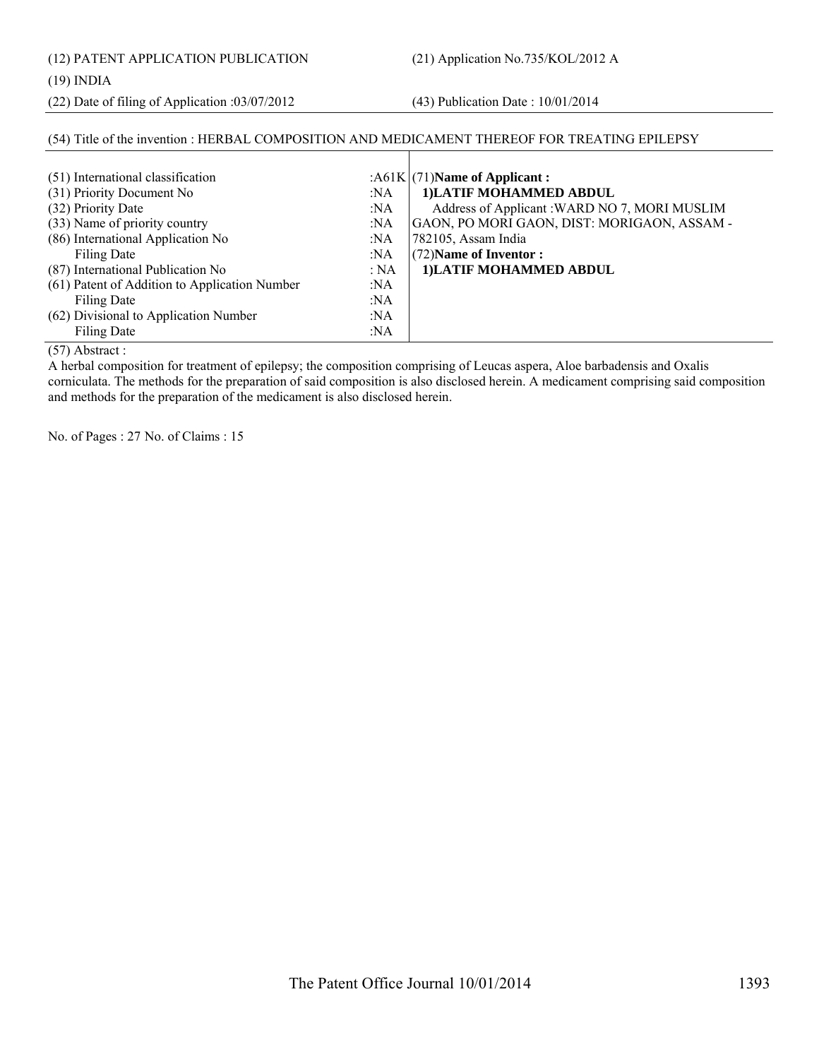(12) PATENT APPLICATION PUBLICATION　　　　(21) Application No.735/KOL/2012 A

(19) INDIA

(22) Date of filing of Application :03/07/2012　　　　(43) Publication Date : 10/01/2014

(54) Title of the invention : HERBAL COMPOSITION AND MEDICAMENT THEREOF FOR TREATING EPILEPSY

| | | |
|---|---|---|
| (51) International classification | :A61K | (71)**Name of Applicant :** |
| (31) Priority Document No | :NA | **1)LATIF MOHAMMED ABDUL** |
| (32) Priority Date | :NA | Address of Applicant :WARD NO 7, MORI MUSLIM |
| (33) Name of priority country | :NA | GAON, PO MORI GAON, DIST: MORIGAON, ASSAM - |
| (86) International Application No | :NA | 782105, Assam India |
| Filing Date | :NA | (72)**Name of Inventor :** |
| (87) International Publication No | : NA | **1)LATIF MOHAMMED ABDUL** |
| (61) Patent of Addition to Application Number | :NA | |
| Filing Date | :NA | |
| (62) Divisional to Application Number | :NA | |
| Filing Date | :NA | |

(57) Abstract :

A herbal composition for treatment of epilepsy; the composition comprising of Leucas aspera, Aloe barbadensis and Oxalis corniculata. The methods for the preparation of said composition is also disclosed herein. A medicament comprising said composition and methods for the preparation of the medicament is also disclosed herein.

No. of Pages : 27 No. of Claims : 15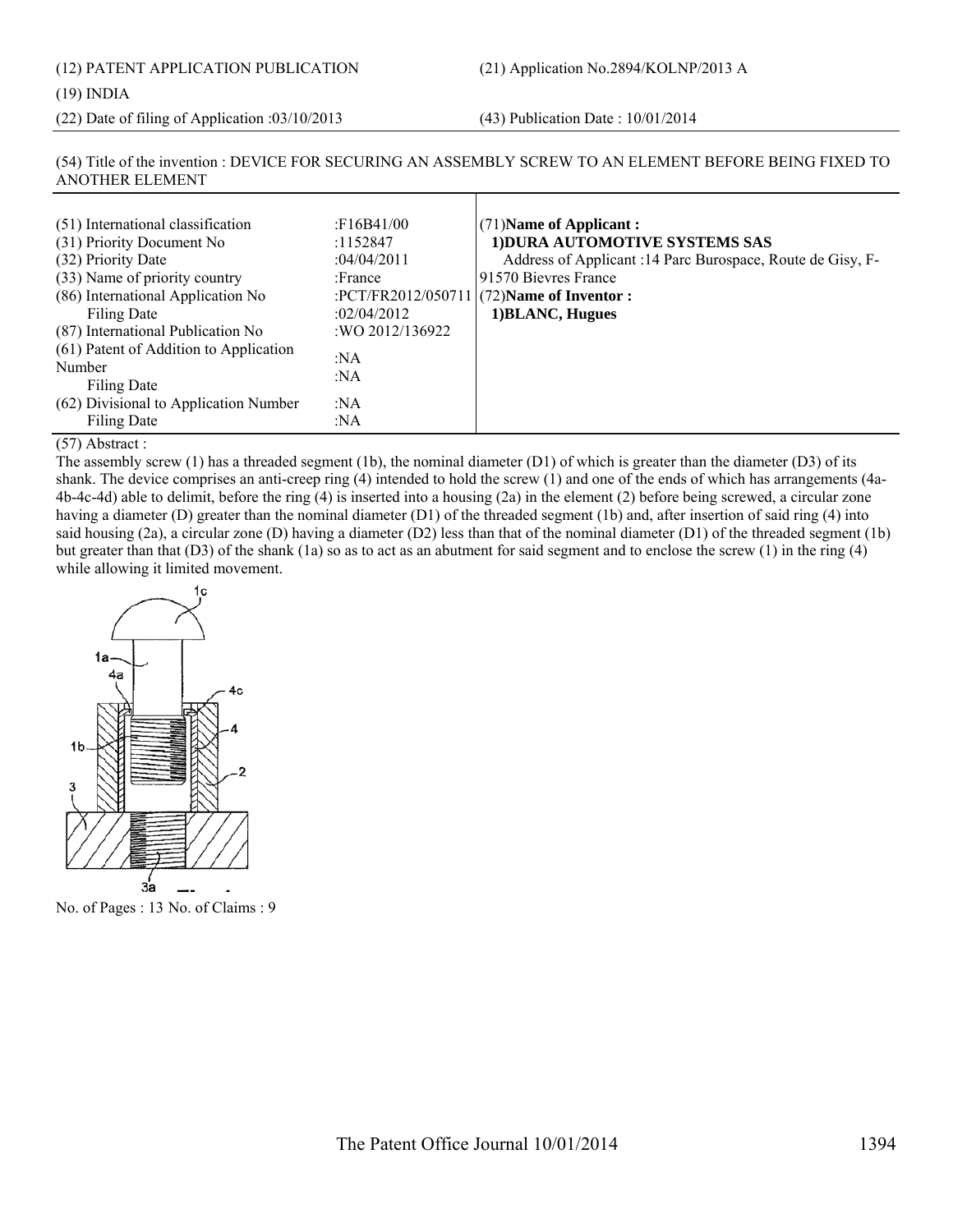(12) PATENT APPLICATION PUBLICATION

(21) Application No.2894/KOLNP/2013 A

(19) INDIA

(22) Date of filing of Application :03/10/2013

(43) Publication Date : 10/01/2014

(54) Title of the invention : DEVICE FOR SECURING AN ASSEMBLY SCREW TO AN ELEMENT BEFORE BEING FIXED TO ANOTHER ELEMENT

| | | |
|---|---|---|
| (51) International classification | :F16B41/00 | (71)**Name of Applicant :** |
| (31) Priority Document No | :1152847 | **1)DURA AUTOMOTIVE SYSTEMS SAS** |
| (32) Priority Date | :04/04/2011 | Address of Applicant :14 Parc Burospace, Route de Gisy, F-91570 Bievres France |
| (33) Name of priority country | :France | |
| (86) International Application No | :PCT/FR2012/050711 | (72)**Name of Inventor :** |
| Filing Date | :02/04/2012 | **1)BLANC, Hugues** |
| (87) International Publication No | :WO 2012/136922 | |
| (61) Patent of Addition to Application Number | :NA | |
| Filing Date | :NA | |
| (62) Divisional to Application Number | :NA | |
| Filing Date | :NA | |

(57) Abstract :

The assembly screw (1) has a threaded segment (1b), the nominal diameter (D1) of which is greater than the diameter (D3) of its shank. The device comprises an anti-creep ring (4) intended to hold the screw (1) and one of the ends of which has arrangements (4a-4b-4c-4d) able to delimit, before the ring (4) is inserted into a housing (2a) in the element (2) before being screwed, a circular zone having a diameter (D) greater than the nominal diameter (D1) of the threaded segment (1b) and, after insertion of said ring (4) into said housing (2a), a circular zone (D) having a diameter (D2) less than that of the nominal diameter (D1) of the threaded segment (1b) but greater than that (D3) of the shank (1a) so as to act as an abutment for said segment and to enclose the screw (1) in the ring (4) while allowing it limited movement.

No. of Pages : 13 No. of Claims : 9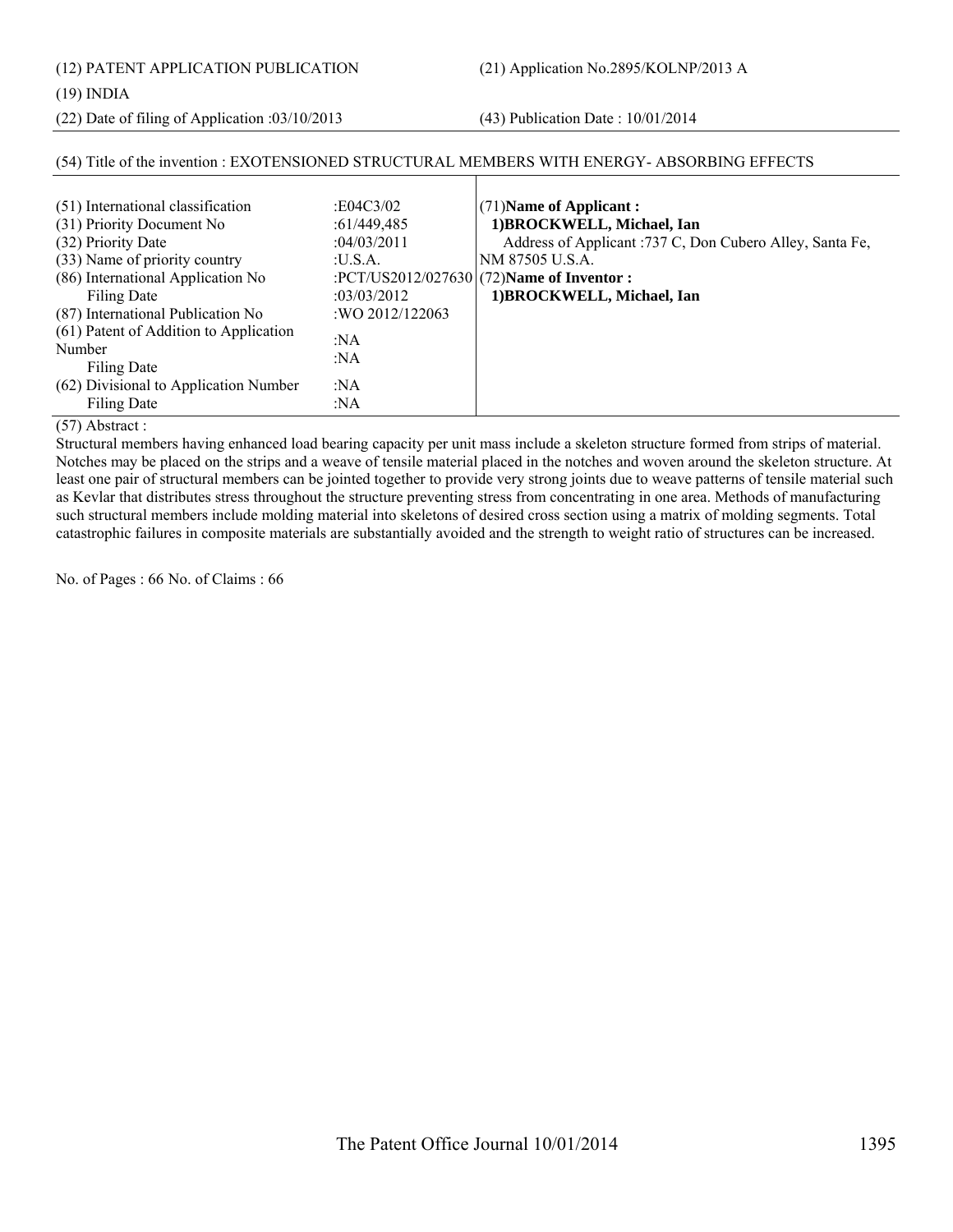(12) PATENT APPLICATION PUBLICATION (21) Application No.2895/KOLNP/2013 A

(19) INDIA

(22) Date of filing of Application :03/10/2013 (43) Publication Date : 10/01/2014

(54) Title of the invention : EXOTENSIONED STRUCTURAL MEMBERS WITH ENERGY- ABSORBING EFFECTS

| | | |
|---|---|---|
| (51) International classification | :E04C3/02 | (71)**Name of Applicant :** |
| (31) Priority Document No | :61/449,485 | **1)BROCKWELL, Michael, Ian** |
| (32) Priority Date | :04/03/2011 | Address of Applicant :737 C, Don Cubero Alley, Santa Fe, NM 87505 U.S.A. |
| (33) Name of priority country | :U.S.A. | |
| (86) International Application No | :PCT/US2012/027630 | (72)**Name of Inventor :** |
| Filing Date | :03/03/2012 | **1)BROCKWELL, Michael, Ian** |
| (87) International Publication No | :WO 2012/122063 | |
| (61) Patent of Addition to Application Number | :NA | |
| Filing Date | :NA | |
| (62) Divisional to Application Number | :NA | |
| Filing Date | :NA | |

(57) Abstract :

Structural members having enhanced load bearing capacity per unit mass include a skeleton structure formed from strips of material. Notches may be placed on the strips and a weave of tensile material placed in the notches and woven around the skeleton structure. At least one pair of structural members can be jointed together to provide very strong joints due to weave patterns of tensile material such as Kevlar that distributes stress throughout the structure preventing stress from concentrating in one area. Methods of manufacturing such structural members include molding material into skeletons of desired cross section using a matrix of molding segments. Total catastrophic failures in composite materials are substantially avoided and the strength to weight ratio of structures can be increased.

No. of Pages : 66 No. of Claims : 66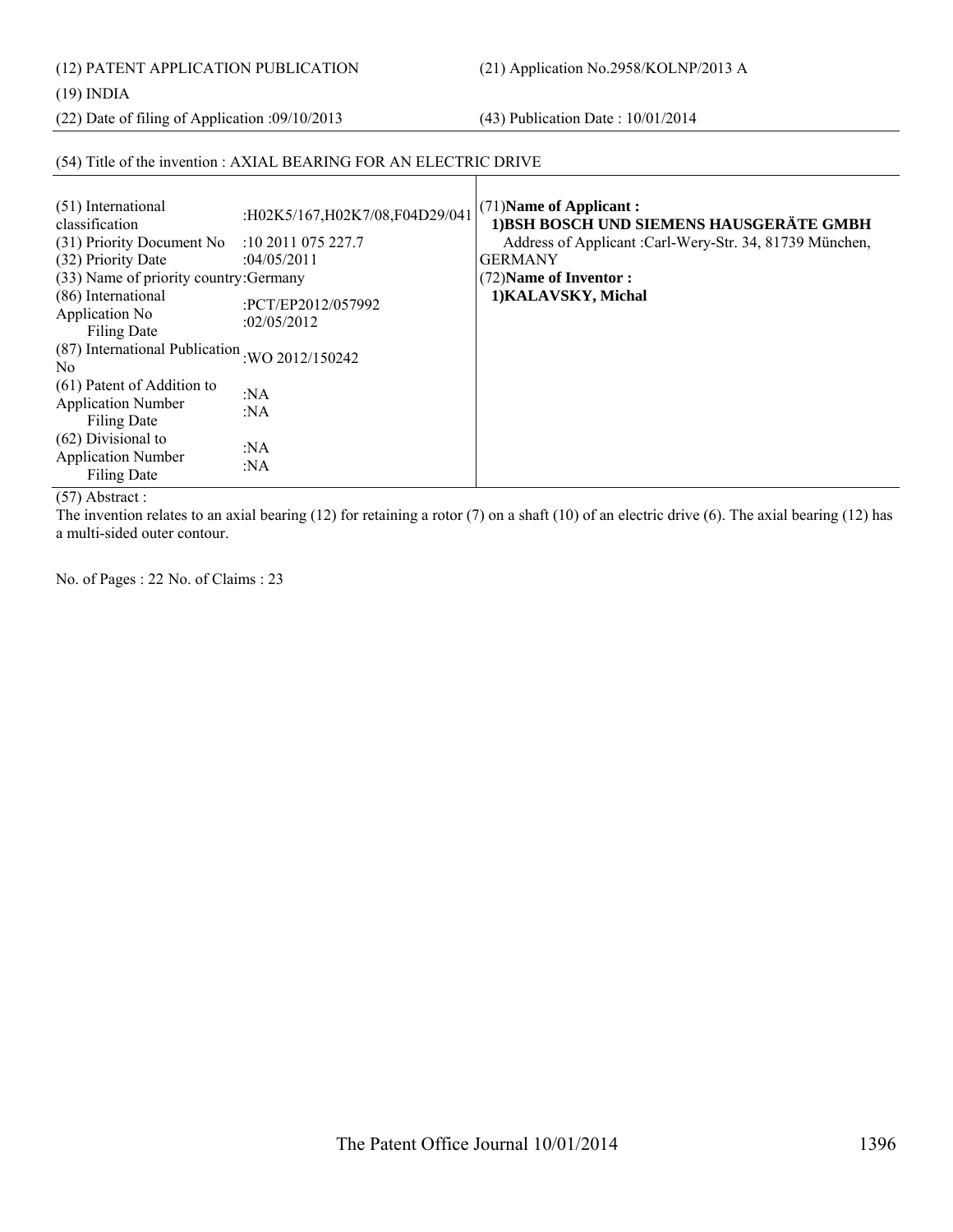(12) PATENT APPLICATION PUBLICATION

(21) Application No.2958/KOLNP/2013 A

(19) INDIA

(22) Date of filing of Application :09/10/2013

(43) Publication Date : 10/01/2014

(54) Title of the invention : AXIAL BEARING FOR AN ELECTRIC DRIVE

| | | |
|---|---|---|
| (51) International classification | :H02K5/167,H02K7/08,F04D29/041 | (71)**Name of Applicant :**<br>**1)BSH BOSCH UND SIEMENS HAUSGERÄTE GMBH**<br>Address of Applicant :Carl-Wery-Str. 34, 81739 München, GERMANY<br>(72)**Name of Inventor :**<br>**1)KALAVSKY, Michal** |
| (31) Priority Document No | :10 2011 075 227.7 | |
| (32) Priority Date | :04/05/2011 | |
| (33) Name of priority country | :Germany | |
| (86) International Application No<br>Filing Date | :PCT/EP2012/057992<br>:02/05/2012 | |
| (87) International Publication No | :WO 2012/150242 | |
| (61) Patent of Addition to Application Number<br>Filing Date | :NA<br>:NA | |
| (62) Divisional to Application Number<br>Filing Date | :NA<br>:NA | |

(57) Abstract :

The invention relates to an axial bearing (12) for retaining a rotor (7) on a shaft (10) of an electric drive (6). The axial bearing (12) has a multi-sided outer contour.

No. of Pages : 22 No. of Claims : 23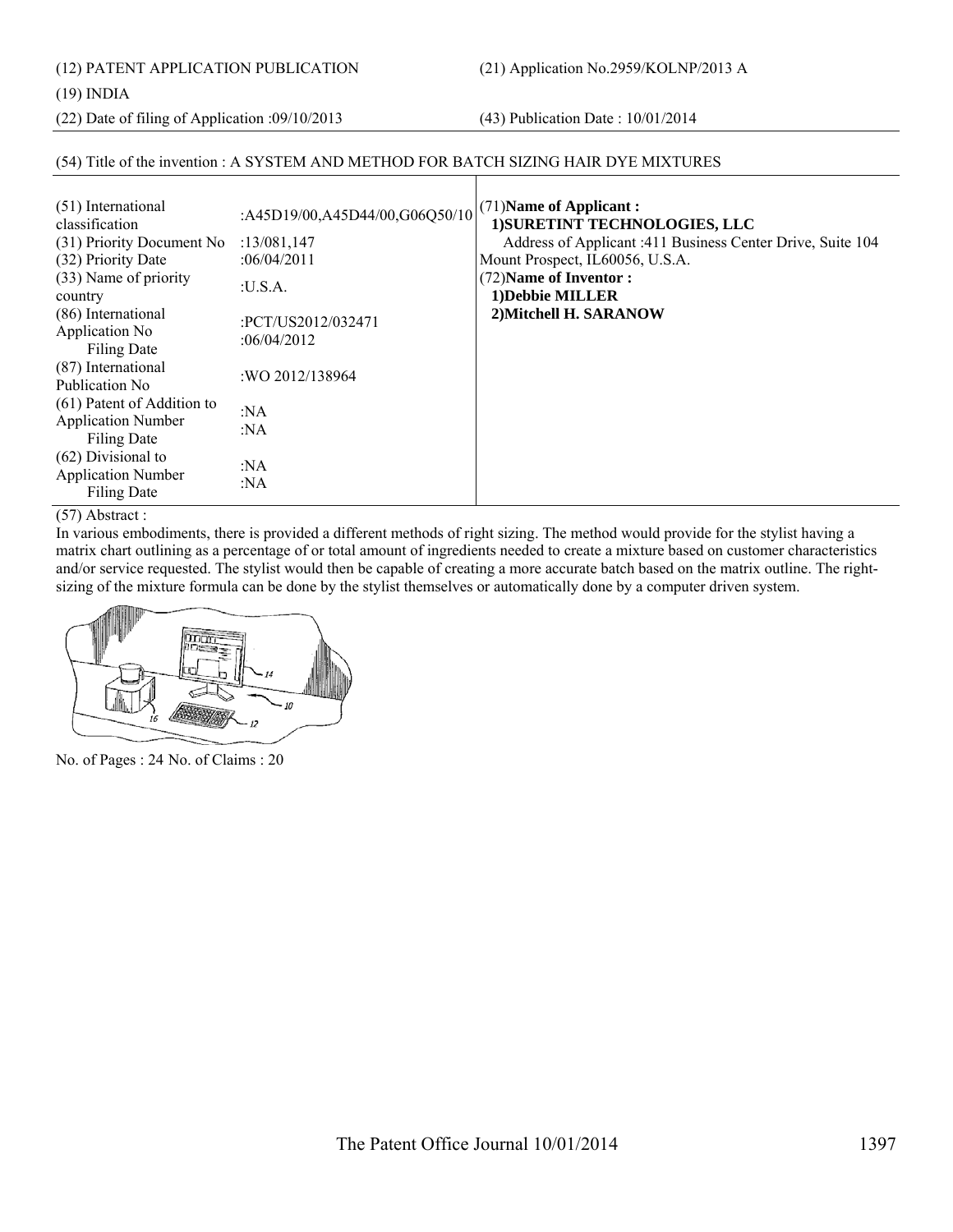(12) PATENT APPLICATION PUBLICATION

(21) Application No.2959/KOLNP/2013 A

(19) INDIA

(22) Date of filing of Application :09/10/2013

(43) Publication Date : 10/01/2014

## (54) Title of the invention : A SYSTEM AND METHOD FOR BATCH SIZING HAIR DYE MIXTURES

| | |
|---|---|
| (51) International classification | :A45D19/00,A45D44/00,G06Q50/10 |
| (31) Priority Document No | :13/081,147 |
| (32) Priority Date | :06/04/2011 |
| (33) Name of priority country | :U.S.A. |
| (86) International Application No<br>Filing Date | :PCT/US2012/032471<br>:06/04/2012 |
| (87) International Publication No | :WO 2012/138964 |
| (61) Patent of Addition to Application Number<br>Filing Date | :NA<br>:NA |
| (62) Divisional to Application Number<br>Filing Date | :NA<br>:NA |

(71)**Name of Applicant :**
**1)SURETINT TECHNOLOGIES, LLC**
Address of Applicant :411 Business Center Drive, Suite 104 Mount Prospect, IL60056, U.S.A.

(72)**Name of Inventor :**
**1)Debbie MILLER**
**2)Mitchell H. SARANOW**

(57) Abstract :

In various embodiments, there is provided a different methods of right sizing. The method would provide for the stylist having a matrix chart outlining as a percentage of or total amount of ingredients needed to create a mixture based on customer characteristics and/or service requested. The stylist would then be capable of creating a more accurate batch based on the matrix outline. The right-sizing of the mixture formula can be done by the stylist themselves or automatically done by a computer driven system.

No. of Pages : 24 No. of Claims : 20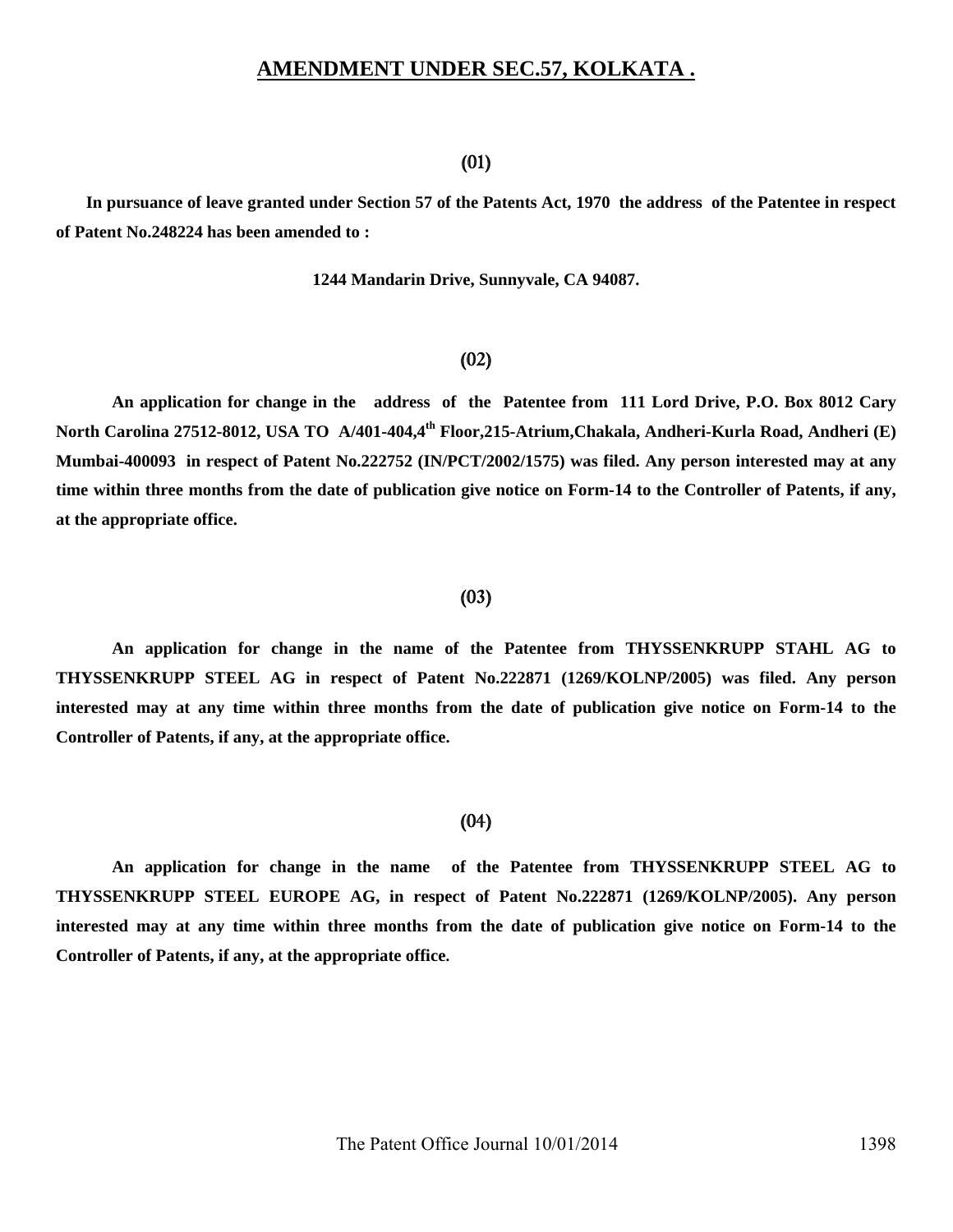## AMENDMENT UNDER SEC.57, KOLKATA .

(01)

**In pursuance of leave granted under Section 57 of the Patents Act, 1970 the address of the Patentee in respect of Patent No.248224 has been amended to :**

**1244 Mandarin Drive, Sunnyvale, CA 94087.**

(02)

**An application for change in the address of the Patentee from 111 Lord Drive, P.O. Box 8012 Cary North Carolina 27512-8012, USA TO A/401-404,4th Floor,215-Atrium,Chakala, Andheri-Kurla Road, Andheri (E) Mumbai-400093 in respect of Patent No.222752 (IN/PCT/2002/1575) was filed. Any person interested may at any time within three months from the date of publication give notice on Form-14 to the Controller of Patents, if any, at the appropriate office.**

(03)

**An application for change in the name of the Patentee from THYSSENKRUPP STAHL AG to THYSSENKRUPP STEEL AG in respect of Patent No.222871 (1269/KOLNP/2005) was filed. Any person interested may at any time within three months from the date of publication give notice on Form-14 to the Controller of Patents, if any, at the appropriate office.**

(04)

**An application for change in the name of the Patentee from THYSSENKRUPP STEEL AG to THYSSENKRUPP STEEL EUROPE AG, in respect of Patent No.222871 (1269/KOLNP/2005). Any person interested may at any time within three months from the date of publication give notice on Form-14 to the Controller of Patents, if any, at the appropriate office.**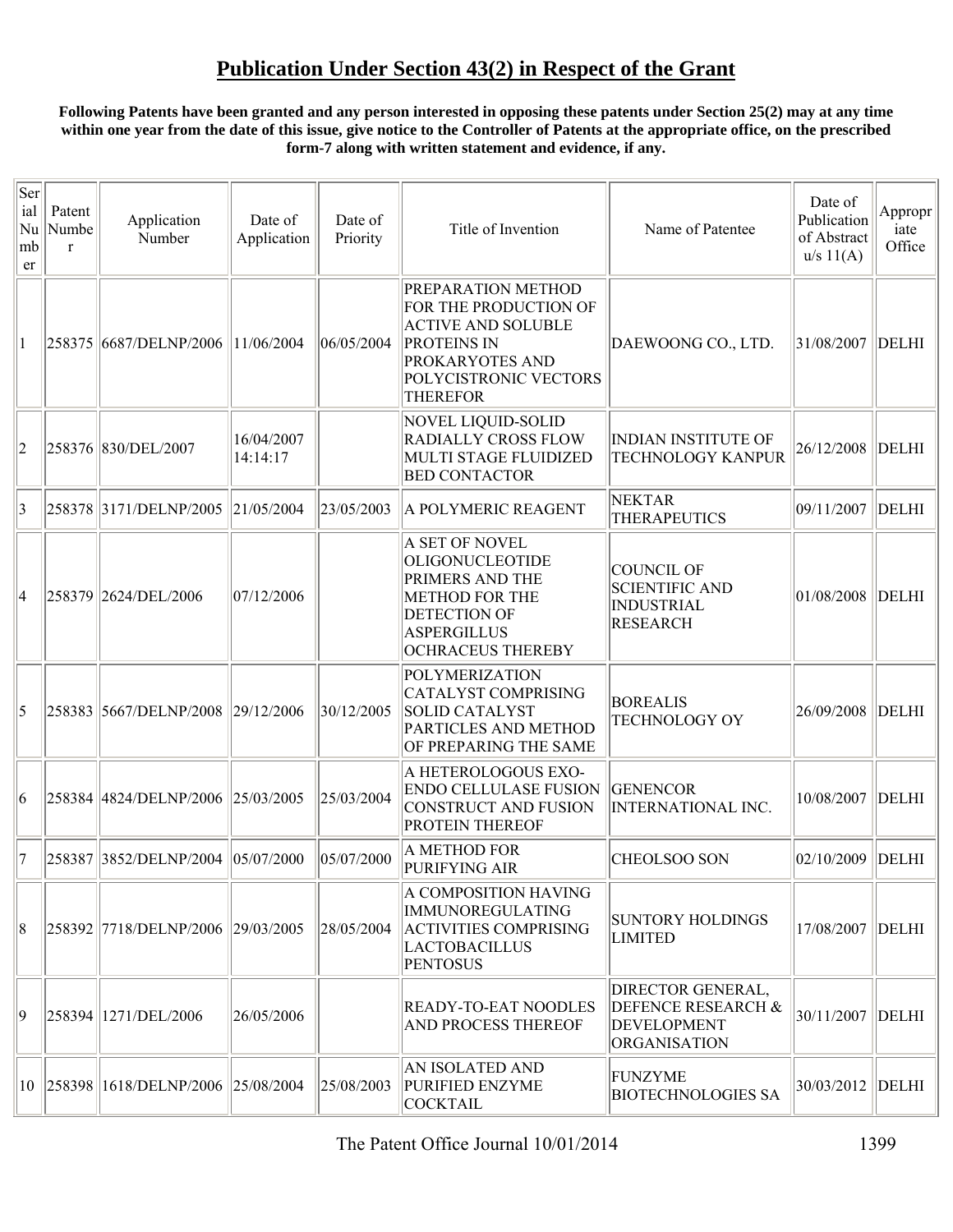## Publication Under Section 43(2) in Respect of the Grant

**Following Patents have been granted and any person interested in opposing these patents under Section 25(2) may at any time within one year from the date of this issue, give notice to the Controller of Patents at the appropriate office, on the prescribed form-7 along with written statement and evidence, if any.**

| Serial Number | Patent Number | Application Number | Date of Application | Date of Priority | Title of Invention | Name of Patentee | Date of Publication of Abstract u/s 11(A) | Appropriate Office |
|---|---|---|---|---|---|---|---|---|
| 1 | 258375 | 6687/DELNP/2006 | 11/06/2004 | 06/05/2004 | PREPARATION METHOD FOR THE PRODUCTION OF ACTIVE AND SOLUBLE PROTEINS IN PROKARYOTES AND POLYCISTRONIC VECTORS THEREFOR | DAEWOONG CO., LTD. | 31/08/2007 | DELHI |
| 2 | 258376 | 830/DEL/2007 | 16/04/2007 14:14:17 | | NOVEL LIQUID-SOLID RADIALLY CROSS FLOW MULTI STAGE FLUIDIZED BED CONTACTOR | INDIAN INSTITUTE OF TECHNOLOGY KANPUR | 26/12/2008 | DELHI |
| 3 | 258378 | 3171/DELNP/2005 | 21/05/2004 | 23/05/2003 | A POLYMERIC REAGENT | NEKTAR THERAPEUTICS | 09/11/2007 | DELHI |
| 4 | 258379 | 2624/DEL/2006 | 07/12/2006 | | A SET OF NOVEL OLIGONUCLEOTIDE PRIMERS AND THE METHOD FOR THE DETECTION OF ASPERGILLUS OCHRACEUS THEREBY | COUNCIL OF SCIENTIFIC AND INDUSTRIAL RESEARCH | 01/08/2008 | DELHI |
| 5 | 258383 | 5667/DELNP/2008 | 29/12/2006 | 30/12/2005 | POLYMERIZATION CATALYST COMPRISING SOLID CATALYST PARTICLES AND METHOD OF PREPARING THE SAME | BOREALIS TECHNOLOGY OY | 26/09/2008 | DELHI |
| 6 | 258384 | 4824/DELNP/2006 | 25/03/2005 | 25/03/2004 | A HETEROLOGOUS EXO-ENDO CELLULASE FUSION CONSTRUCT AND FUSION PROTEIN THEREOF | GENENCOR INTERNATIONAL INC. | 10/08/2007 | DELHI |
| 7 | 258387 | 3852/DELNP/2004 | 05/07/2000 | 05/07/2000 | A METHOD FOR PURIFYING AIR | CHEOLSOO SON | 02/10/2009 | DELHI |
| 8 | 258392 | 7718/DELNP/2006 | 29/03/2005 | 28/05/2004 | A COMPOSITION HAVING IMMUNOREGULATING ACTIVITIES COMPRISING LACTOBACILLUS PENTOSUS | SUNTORY HOLDINGS LIMITED | 17/08/2007 | DELHI |
| 9 | 258394 | 1271/DEL/2006 | 26/05/2006 | | READY-TO-EAT NOODLES AND PROCESS THEREOF | DIRECTOR GENERAL, DEFENCE RESEARCH & DEVELOPMENT ORGANISATION | 30/11/2007 | DELHI |
| 10 | 258398 | 1618/DELNP/2006 | 25/08/2004 | 25/08/2003 | AN ISOLATED AND PURIFIED ENZYME COCKTAIL | FUNZYME BIOTECHNOLOGIES SA | 30/03/2012 | DELHI |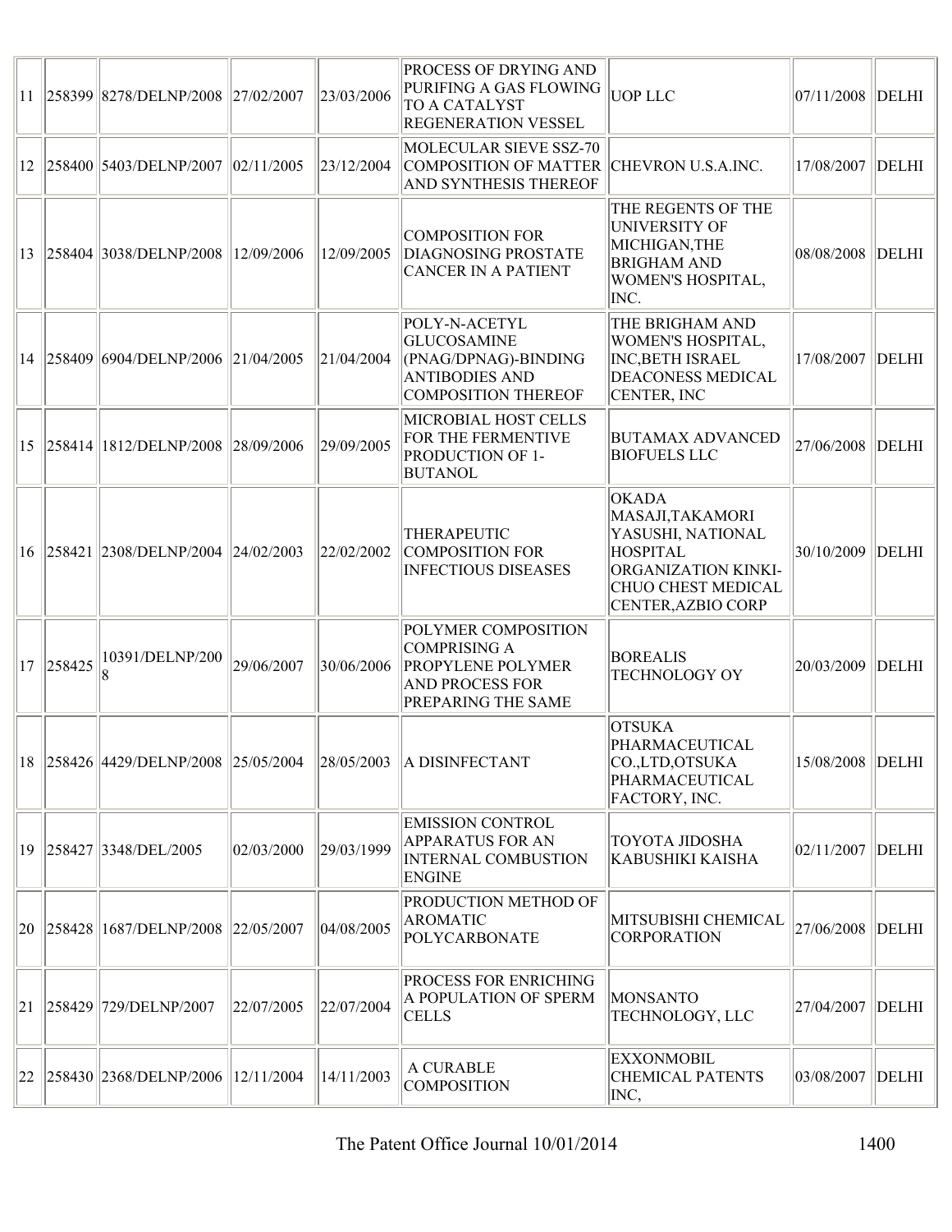| 11 | 258399 | 8278/DELNP/2008 | 27/02/2007 | 23/03/2006 | PROCESS OF DRYING AND PURIFING A GAS FLOWING TO A CATALYST REGENERATION VESSEL | UOP LLC | 07/11/2008 | DELHI |
|---|---|---|---|---|---|---|---|---|
| 12 | 258400 | 5403/DELNP/2007 | 02/11/2005 | 23/12/2004 | MOLECULAR SIEVE SSZ-70 COMPOSITION OF MATTER AND SYNTHESIS THEREOF | CHEVRON U.S.A.INC. | 17/08/2007 | DELHI |
| 13 | 258404 | 3038/DELNP/2008 | 12/09/2006 | 12/09/2005 | COMPOSITION FOR DIAGNOSING PROSTATE CANCER IN A PATIENT | THE REGENTS OF THE UNIVERSITY OF MICHIGAN,THE BRIGHAM AND WOMEN'S HOSPITAL, INC. | 08/08/2008 | DELHI |
| 14 | 258409 | 6904/DELNP/2006 | 21/04/2005 | 21/04/2004 | POLY-N-ACETYL GLUCOSAMINE (PNAG/DPNAG)-BINDING ANTIBODIES AND COMPOSITION THEREOF | THE BRIGHAM AND WOMEN'S HOSPITAL, INC,BETH ISRAEL DEACONESS MEDICAL CENTER, INC | 17/08/2007 | DELHI |
| 15 | 258414 | 1812/DELNP/2008 | 28/09/2006 | 29/09/2005 | MICROBIAL HOST CELLS FOR THE FERMENTIVE PRODUCTION OF 1-BUTANOL | BUTAMAX ADVANCED BIOFUELS LLC | 27/06/2008 | DELHI |
| 16 | 258421 | 2308/DELNP/2004 | 24/02/2003 | 22/02/2002 | THERAPEUTIC COMPOSITION FOR INFECTIOUS DISEASES | OKADA MASAJI,TAKAMORI YASUSHI, NATIONAL HOSPITAL ORGANIZATION KINKI-CHUO CHEST MEDICAL CENTER,AZBIO CORP | 30/10/2009 | DELHI |
| 17 | 258425 | 10391/DELNP/2008 | 29/06/2007 | 30/06/2006 | POLYMER COMPOSITION COMPRISING A PROPYLENE POLYMER AND PROCESS FOR PREPARING THE SAME | BOREALIS TECHNOLOGY OY | 20/03/2009 | DELHI |
| 18 | 258426 | 4429/DELNP/2008 | 25/05/2004 | 28/05/2003 | A DISINFECTANT | OTSUKA PHARMACEUTICAL CO.,LTD,OTSUKA PHARMACEUTICAL FACTORY, INC. | 15/08/2008 | DELHI |
| 19 | 258427 | 3348/DEL/2005 | 02/03/2000 | 29/03/1999 | EMISSION CONTROL APPARATUS FOR AN INTERNAL COMBUSTION ENGINE | TOYOTA JIDOSHA KABUSHIKI KAISHA | 02/11/2007 | DELHI |
| 20 | 258428 | 1687/DELNP/2008 | 22/05/2007 | 04/08/2005 | PRODUCTION METHOD OF AROMATIC POLYCARBONATE | MITSUBISHI CHEMICAL CORPORATION | 27/06/2008 | DELHI |
| 21 | 258429 | 729/DELNP/2007 | 22/07/2005 | 22/07/2004 | PROCESS FOR ENRICHING A POPULATION OF SPERM CELLS | MONSANTO TECHNOLOGY, LLC | 27/04/2007 | DELHI |
| 22 | 258430 | 2368/DELNP/2006 | 12/11/2004 | 14/11/2003 | A CURABLE COMPOSITION | EXXONMOBIL CHEMICAL PATENTS INC, | 03/08/2007 | DELHI |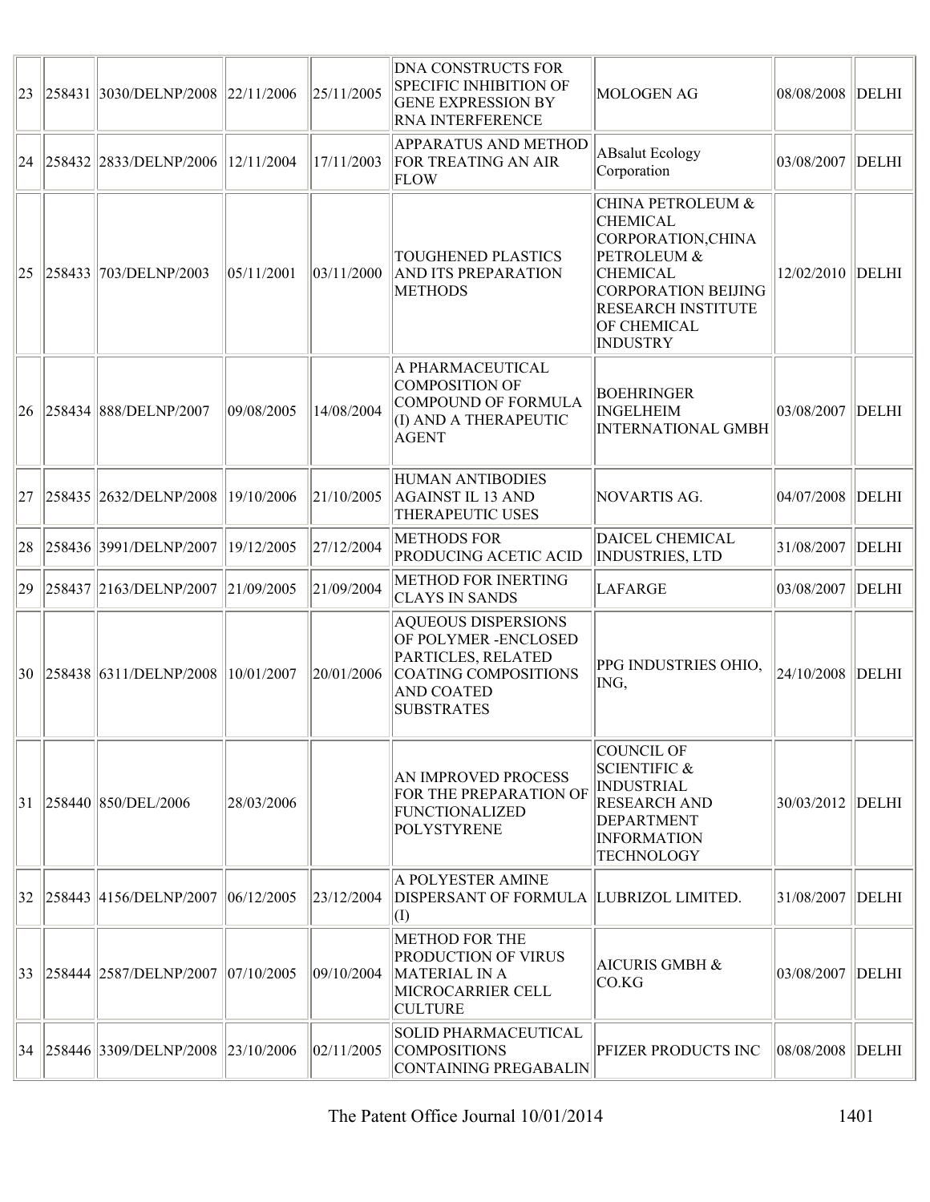| 23 | 258431 | 3030/DELNP/2008 | 22/11/2006 | 25/11/2005 | DNA CONSTRUCTS FOR SPECIFIC INHIBITION OF GENE EXPRESSION BY RNA INTERFERENCE | MOLOGEN AG | 08/08/2008 | DELHI |
|---|---|---|---|---|---|---|---|---|
| 24 | 258432 | 2833/DELNP/2006 | 12/11/2004 | 17/11/2003 | APPARATUS AND METHOD FOR TREATING AN AIR FLOW | ABsalut Ecology Corporation | 03/08/2007 | DELHI |
| 25 | 258433 | 703/DELNP/2003 | 05/11/2001 | 03/11/2000 | TOUGHENED PLASTICS AND ITS PREPARATION METHODS | CHINA PETROLEUM & CHEMICAL CORPORATION,CHINA PETROLEUM & CHEMICAL CORPORATION BEIJING RESEARCH INSTITUTE OF CHEMICAL INDUSTRY | 12/02/2010 | DELHI |
| 26 | 258434 | 888/DELNP/2007 | 09/08/2005 | 14/08/2004 | A PHARMACEUTICAL COMPOSITION OF COMPOUND OF FORMULA (I) AND A THERAPEUTIC AGENT | BOEHRINGER INGELHEIM INTERNATIONAL GMBH | 03/08/2007 | DELHI |
| 27 | 258435 | 2632/DELNP/2008 | 19/10/2006 | 21/10/2005 | HUMAN ANTIBODIES AGAINST IL 13 AND THERAPEUTIC USES | NOVARTIS AG. | 04/07/2008 | DELHI |
| 28 | 258436 | 3991/DELNP/2007 | 19/12/2005 | 27/12/2004 | METHODS FOR PRODUCING ACETIC ACID | DAICEL CHEMICAL INDUSTRIES, LTD | 31/08/2007 | DELHI |
| 29 | 258437 | 2163/DELNP/2007 | 21/09/2005 | 21/09/2004 | METHOD FOR INERTING CLAYS IN SANDS | LAFARGE | 03/08/2007 | DELHI |
| 30 | 258438 | 6311/DELNP/2008 | 10/01/2007 | 20/01/2006 | AQUEOUS DISPERSIONS OF POLYMER -ENCLOSED PARTICLES, RELATED COATING COMPOSITIONS AND COATED SUBSTRATES | PPG INDUSTRIES OHIO, ING, | 24/10/2008 | DELHI |
| 31 | 258440 | 850/DEL/2006 | 28/03/2006 | | AN IMPROVED PROCESS FOR THE PREPARATION OF FUNCTIONALIZED POLYSTYRENE | COUNCIL OF SCIENTIFIC & INDUSTRIAL RESEARCH AND DEPARTMENT INFORMATION TECHNOLOGY | 30/03/2012 | DELHI |
| 32 | 258443 | 4156/DELNP/2007 | 06/12/2005 | 23/12/2004 | A POLYESTER AMINE DISPERSANT OF FORMULA (I) | LUBRIZOL LIMITED. | 31/08/2007 | DELHI |
| 33 | 258444 | 2587/DELNP/2007 | 07/10/2005 | 09/10/2004 | METHOD FOR THE PRODUCTION OF VIRUS MATERIAL IN A MICROCARRIER CELL CULTURE | AICURIS GMBH & CO.KG | 03/08/2007 | DELHI |
| 34 | 258446 | 3309/DELNP/2008 | 23/10/2006 | 02/11/2005 | SOLID PHARMACEUTICAL COMPOSITIONS CONTAINING PREGABALIN | PFIZER PRODUCTS INC | 08/08/2008 | DELHI |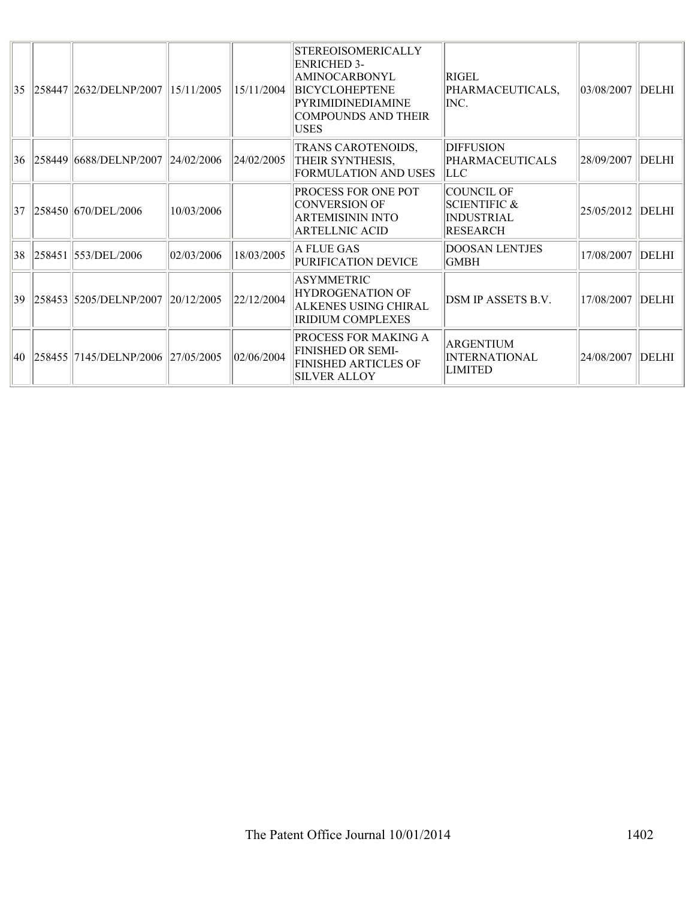| 35 | 258447 | 2632/DELNP/2007 | 15/11/2005 | 15/11/2004 | STEREOISOMERICALLY ENRICHED 3-AMINOCARBONYL BICYCLOHEPTENE PYRIMIDINEDIAMINE COMPOUNDS AND THEIR USES | RIGEL PHARMACEUTICALS, INC. | 03/08/2007 | DELHI |
|---|---|---|---|---|---|---|---|---|
| 36 | 258449 | 6688/DELNP/2007 | 24/02/2006 | 24/02/2005 | TRANS CAROTENOIDS, THEIR SYNTHESIS, FORMULATION AND USES | DIFFUSION PHARMACEUTICALS LLC | 28/09/2007 | DELHI |
| 37 | 258450 | 670/DEL/2006 | 10/03/2006 | | PROCESS FOR ONE POT CONVERSION OF ARTEMISININ INTO ARTELLNIC ACID | COUNCIL OF SCIENTIFIC & INDUSTRIAL RESEARCH | 25/05/2012 | DELHI |
| 38 | 258451 | 553/DEL/2006 | 02/03/2006 | 18/03/2005 | A FLUE GAS PURIFICATION DEVICE | DOOSAN LENTJES GMBH | 17/08/2007 | DELHI |
| 39 | 258453 | 5205/DELNP/2007 | 20/12/2005 | 22/12/2004 | ASYMMETRIC HYDROGENATION OF ALKENES USING CHIRAL IRIDIUM COMPLEXES | DSM IP ASSETS B.V. | 17/08/2007 | DELHI |
| 40 | 258455 | 7145/DELNP/2006 | 27/05/2005 | 02/06/2004 | PROCESS FOR MAKING A FINISHED OR SEMI-FINISHED ARTICLES OF SILVER ALLOY | ARGENTIUM INTERNATIONAL LIMITED | 24/08/2007 | DELHI |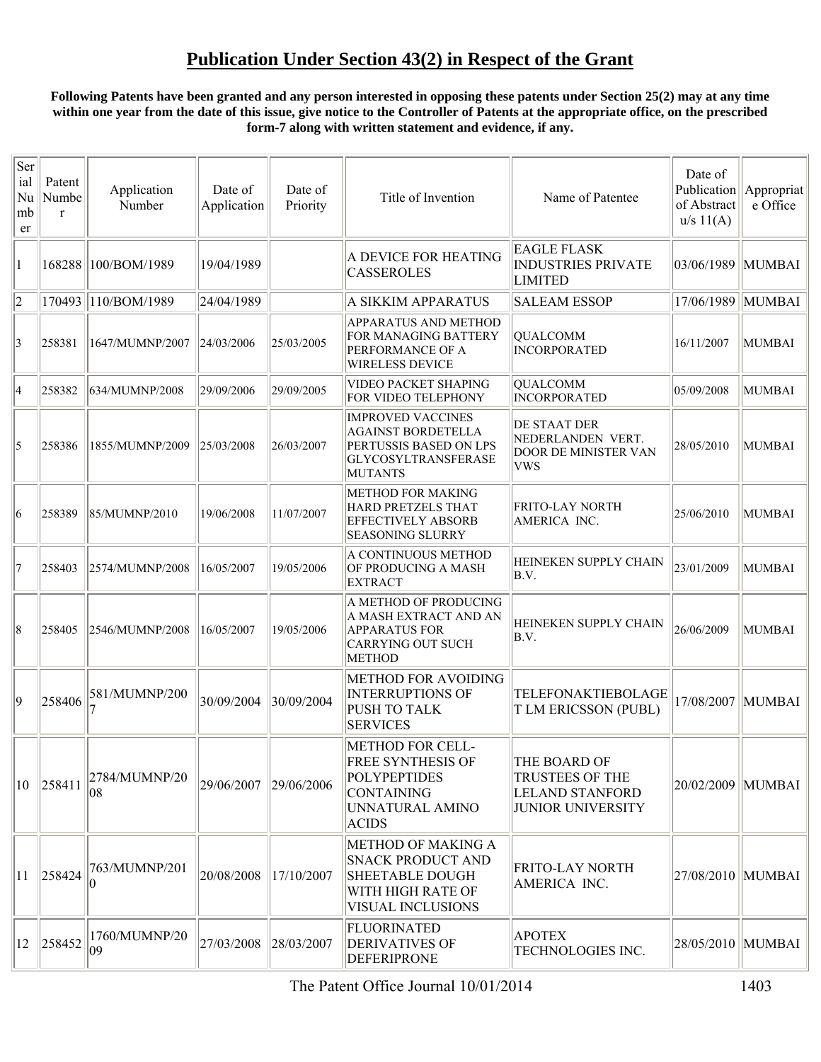## Publication Under Section 43(2) in Respect of the Grant

**Following Patents have been granted and any person interested in opposing these patents under Section 25(2) may at any time within one year from the date of this issue, give notice to the Controller of Patents at the appropriate office, on the prescribed form-7 along with written statement and evidence, if any.**

| Serial Number | Patent Number | Application Number | Date of Application | Date of Priority | Title of Invention | Name of Patentee | Date of Publication of Abstract u/s 11(A) | Appropriate Office |
|---|---|---|---|---|---|---|---|---|
| 1 | 168288 | 100/BOM/1989 | 19/04/1989 | | A DEVICE FOR HEATING CASSEROLES | EAGLE FLASK INDUSTRIES PRIVATE LIMITED | 03/06/1989 | MUMBAI |
| 2 | 170493 | 110/BOM/1989 | 24/04/1989 | | A SIKKIM APPARATUS | SALEAM ESSOP | 17/06/1989 | MUMBAI |
| 3 | 258381 | 1647/MUMNP/2007 | 24/03/2006 | 25/03/2005 | APPARATUS AND METHOD FOR MANAGING BATTERY PERFORMANCE OF A WIRELESS DEVICE | QUALCOMM INCORPORATED | 16/11/2007 | MUMBAI |
| 4 | 258382 | 634/MUMNP/2008 | 29/09/2006 | 29/09/2005 | VIDEO PACKET SHAPING FOR VIDEO TELEPHONY | QUALCOMM INCORPORATED | 05/09/2008 | MUMBAI |
| 5 | 258386 | 1855/MUMNP/2009 | 25/03/2008 | 26/03/2007 | IMPROVED VACCINES AGAINST BORDETELLA PERTUSSIS BASED ON LPS GLYCOSYLTRANSFERASE MUTANTS | DE STAAT DER NEDERLANDEN VERT. DOOR DE MINISTER VAN VWS | 28/05/2010 | MUMBAI |
| 6 | 258389 | 85/MUMNP/2010 | 19/06/2008 | 11/07/2007 | METHOD FOR MAKING HARD PRETZELS THAT EFFECTIVELY ABSORB SEASONING SLURRY | FRITO-LAY NORTH AMERICA INC. | 25/06/2010 | MUMBAI |
| 7 | 258403 | 2574/MUMNP/2008 | 16/05/2007 | 19/05/2006 | A CONTINUOUS METHOD OF PRODUCING A MASH EXTRACT | HEINEKEN SUPPLY CHAIN B.V. | 23/01/2009 | MUMBAI |
| 8 | 258405 | 2546/MUMNP/2008 | 16/05/2007 | 19/05/2006 | A METHOD OF PRODUCING A MASH EXTRACT AND AN APPARATUS FOR CARRYING OUT SUCH METHOD | HEINEKEN SUPPLY CHAIN B.V. | 26/06/2009 | MUMBAI |
| 9 | 258406 | 581/MUMNP/2007 | 30/09/2004 | 30/09/2004 | METHOD FOR AVOIDING INTERRUPTIONS OF PUSH TO TALK SERVICES | TELEFONAKTIEBOLAGET LM ERICSSON (PUBL) | 17/08/2007 | MUMBAI |
| 10 | 258411 | 2784/MUMNP/2008 | 29/06/2007 | 29/06/2006 | METHOD FOR CELL-FREE SYNTHESIS OF POLYPEPTIDES CONTAINING UNNATURAL AMINO ACIDS | THE BOARD OF TRUSTEES OF THE LELAND STANFORD JUNIOR UNIVERSITY | 20/02/2009 | MUMBAI |
| 11 | 258424 | 763/MUMNP/2010 | 20/08/2008 | 17/10/2007 | METHOD OF MAKING A SNACK PRODUCT AND SHEETABLE DOUGH WITH HIGH RATE OF VISUAL INCLUSIONS | FRITO-LAY NORTH AMERICA INC. | 27/08/2010 | MUMBAI |
| 12 | 258452 | 1760/MUMNP/2009 | 27/03/2008 | 28/03/2007 | FLUORINATED DERIVATIVES OF DEFERIPRONE | APOTEX TECHNOLOGIES INC. | 28/05/2010 | MUMBAI |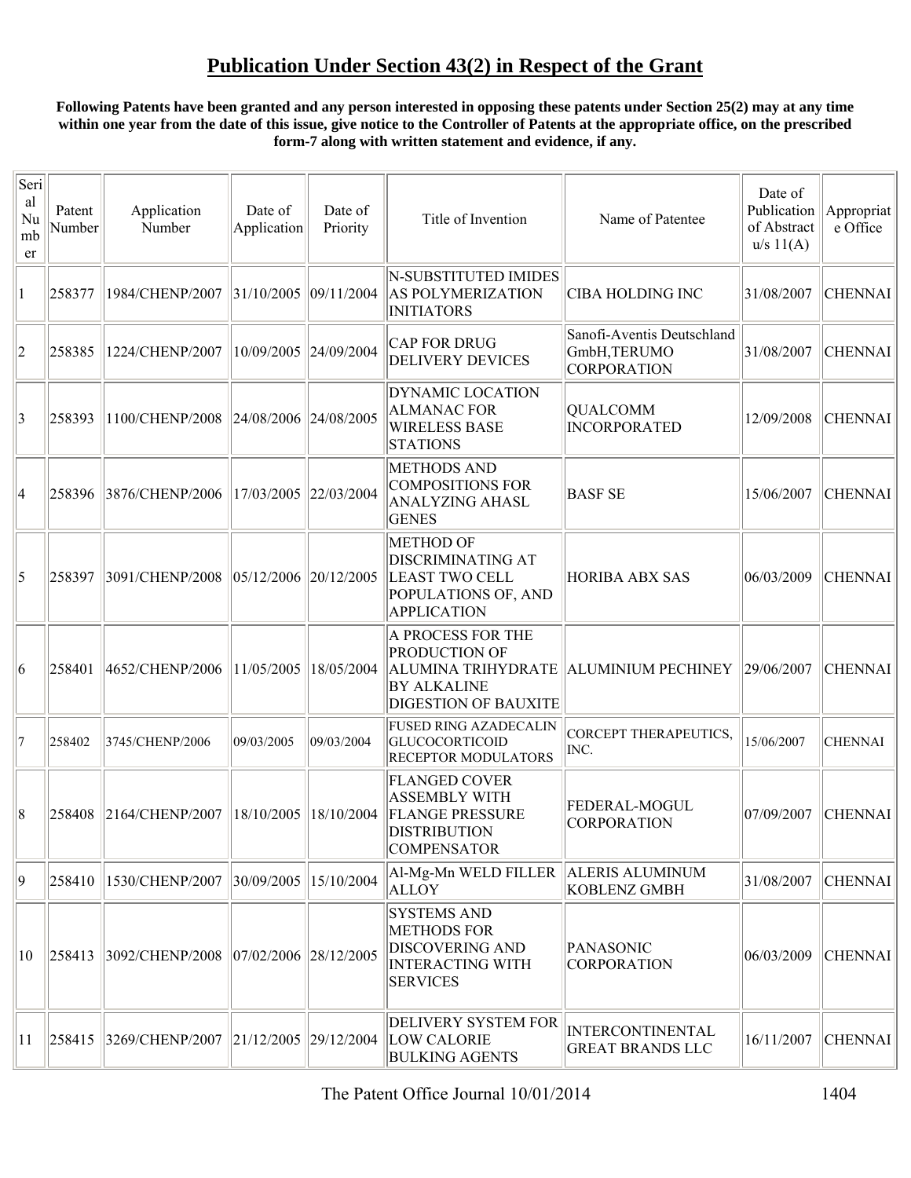## Publication Under Section 43(2) in Respect of the Grant

**Following Patents have been granted and any person interested in opposing these patents under Section 25(2) may at any time within one year from the date of this issue, give notice to the Controller of Patents at the appropriate office, on the prescribed form-7 along with written statement and evidence, if any.**

| Serial Number | Patent Number | Application Number | Date of Application | Date of Priority | Title of Invention | Name of Patentee | Date of Publication of Abstract u/s 11(A) | Appropriate Office |
|---|---|---|---|---|---|---|---|---|
| 1 | 258377 | 1984/CHENP/2007 | 31/10/2005 | 09/11/2004 | N-SUBSTITUTED IMIDES AS POLYMERIZATION INITIATORS | CIBA HOLDING INC | 31/08/2007 | CHENNAI |
| 2 | 258385 | 1224/CHENP/2007 | 10/09/2005 | 24/09/2004 | CAP FOR DRUG DELIVERY DEVICES | Sanofi-Aventis Deutschland GmbH,TERUMO CORPORATION | 31/08/2007 | CHENNAI |
| 3 | 258393 | 1100/CHENP/2008 | 24/08/2006 | 24/08/2005 | DYNAMIC LOCATION ALMANAC FOR WIRELESS BASE STATIONS | QUALCOMM INCORPORATED | 12/09/2008 | CHENNAI |
| 4 | 258396 | 3876/CHENP/2006 | 17/03/2005 | 22/03/2004 | METHODS AND COMPOSITIONS FOR ANALYZING AHASL GENES | BASF SE | 15/06/2007 | CHENNAI |
| 5 | 258397 | 3091/CHENP/2008 | 05/12/2006 | 20/12/2005 | METHOD OF DISCRIMINATING AT LEAST TWO CELL POPULATIONS OF, AND APPLICATION | HORIBA ABX SAS | 06/03/2009 | CHENNAI |
| 6 | 258401 | 4652/CHENP/2006 | 11/05/2005 | 18/05/2004 | A PROCESS FOR THE PRODUCTION OF ALUMINA TRIHYDRATE BY ALKALINE DIGESTION OF BAUXITE | ALUMINIUM PECHINEY | 29/06/2007 | CHENNAI |
| 7 | 258402 | 3745/CHENP/2006 | 09/03/2005 | 09/03/2004 | FUSED RING AZADECALIN GLUCOCORTICOID RECEPTOR MODULATORS | CORCEPT THERAPEUTICS, INC. | 15/06/2007 | CHENNAI |
| 8 | 258408 | 2164/CHENP/2007 | 18/10/2005 | 18/10/2004 | FLANGED COVER ASSEMBLY WITH FLANGE PRESSURE DISTRIBUTION COMPENSATOR | FEDERAL-MOGUL CORPORATION | 07/09/2007 | CHENNAI |
| 9 | 258410 | 1530/CHENP/2007 | 30/09/2005 | 15/10/2004 | Al-Mg-Mn WELD FILLER ALLOY | ALERIS ALUMINUM KOBLENZ GMBH | 31/08/2007 | CHENNAI |
| 10 | 258413 | 3092/CHENP/2008 | 07/02/2006 | 28/12/2005 | SYSTEMS AND METHODS FOR DISCOVERING AND INTERACTING WITH SERVICES | PANASONIC CORPORATION | 06/03/2009 | CHENNAI |
| 11 | 258415 | 3269/CHENP/2007 | 21/12/2005 | 29/12/2004 | DELIVERY SYSTEM FOR LOW CALORIE BULKING AGENTS | INTERCONTINENTAL GREAT BRANDS LLC | 16/11/2007 | CHENNAI |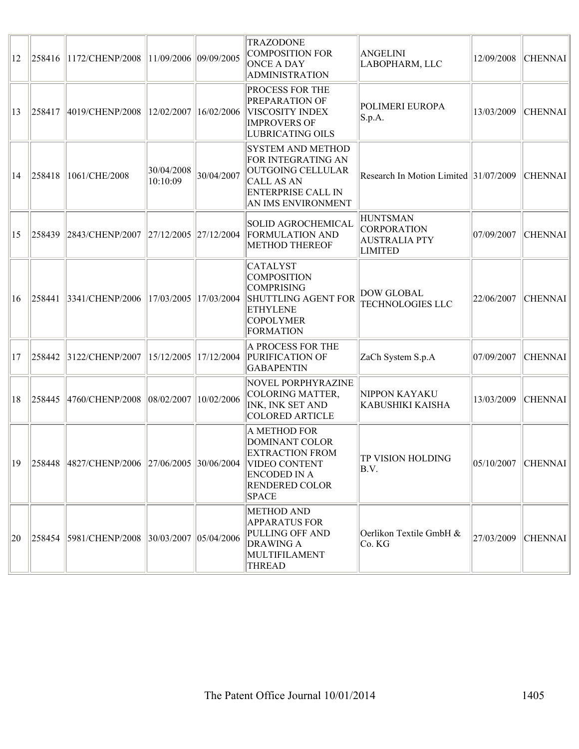| 12 | 258416 | 1172/CHENP/2008 | 11/09/2006 | 09/09/2005 | TRAZODONE COMPOSITION FOR ONCE A DAY ADMINISTRATION | ANGELINI LABOPHARM, LLC | 12/09/2008 | CHENNAI |
|---|---|---|---|---|---|---|---|---|
| 13 | 258417 | 4019/CHENP/2008 | 12/02/2007 | 16/02/2006 | PROCESS FOR THE PREPARATION OF VISCOSITY INDEX IMPROVERS OF LUBRICATING OILS | POLIMERI EUROPA S.p.A. | 13/03/2009 | CHENNAI |
| 14 | 258418 | 1061/CHE/2008 | 30/04/2008 10:10:09 | 30/04/2007 | SYSTEM AND METHOD FOR INTEGRATING AN OUTGOING CELLULAR CALL AS AN ENTERPRISE CALL IN AN IMS ENVIRONMENT | Research In Motion Limited | 31/07/2009 | CHENNAI |
| 15 | 258439 | 2843/CHENP/2007 | 27/12/2005 | 27/12/2004 | SOLID AGROCHEMICAL FORMULATION AND METHOD THEREOF | HUNTSMAN CORPORATION AUSTRALIA PTY LIMITED | 07/09/2007 | CHENNAI |
| 16 | 258441 | 3341/CHENP/2006 | 17/03/2005 | 17/03/2004 | CATALYST COMPOSITION COMPRISING SHUTTLING AGENT FOR ETHYLENE COPOLYMER FORMATION | DOW GLOBAL TECHNOLOGIES LLC | 22/06/2007 | CHENNAI |
| 17 | 258442 | 3122/CHENP/2007 | 15/12/2005 | 17/12/2004 | A PROCESS FOR THE PURIFICATION OF GABAPENTIN | ZaCh System S.p.A | 07/09/2007 | CHENNAI |
| 18 | 258445 | 4760/CHENP/2008 | 08/02/2007 | 10/02/2006 | NOVEL PORPHYRAZINE COLORING MATTER, INK, INK SET AND COLORED ARTICLE | NIPPON KAYAKU KABUSHIKI KAISHA | 13/03/2009 | CHENNAI |
| 19 | 258448 | 4827/CHENP/2006 | 27/06/2005 | 30/06/2004 | A METHOD FOR DOMINANT COLOR EXTRACTION FROM VIDEO CONTENT ENCODED IN A RENDERED COLOR SPACE | TP VISION HOLDING B.V. | 05/10/2007 | CHENNAI |
| 20 | 258454 | 5981/CHENP/2008 | 30/03/2007 | 05/04/2006 | METHOD AND APPARATUS FOR PULLING OFF AND DRAWING A MULTIFILAMENT THREAD | Oerlikon Textile GmbH & Co. KG | 27/03/2009 | CHENNAI |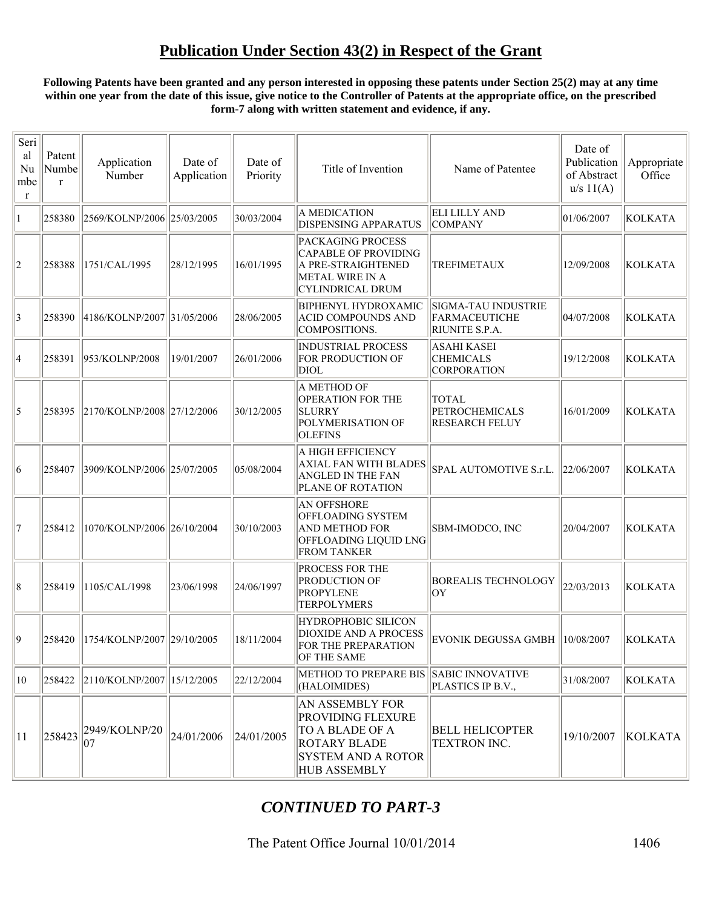## Publication Under Section 43(2) in Respect of the Grant

**Following Patents have been granted and any person interested in opposing these patents under Section 25(2) may at any time within one year from the date of this issue, give notice to the Controller of Patents at the appropriate office, on the prescribed form-7 along with written statement and evidence, if any.**

| Serial Number | Patent Number | Application Number | Date of Application | Date of Priority | Title of Invention | Name of Patentee | Date of Publication of Abstract u/s 11(A) | Appropriate Office |
|---|---|---|---|---|---|---|---|---|
| 1 | 258380 | 2569/KOLNP/2006 | 25/03/2005 | 30/03/2004 | A MEDICATION DISPENSING APPARATUS | ELI LILLY AND COMPANY | 01/06/2007 | KOLKATA |
| 2 | 258388 | 1751/CAL/1995 | 28/12/1995 | 16/01/1995 | PACKAGING PROCESS CAPABLE OF PROVIDING A PRE-STRAIGHTENED METAL WIRE IN A CYLINDRICAL DRUM | TREFIMETAUX | 12/09/2008 | KOLKATA |
| 3 | 258390 | 4186/KOLNP/2007 | 31/05/2006 | 28/06/2005 | BIPHENYL HYDROXAMIC ACID COMPOUNDS AND COMPOSITIONS. | SIGMA-TAU INDUSTRIE FARMACEUTICHE RIUNITE S.P.A. | 04/07/2008 | KOLKATA |
| 4 | 258391 | 953/KOLNP/2008 | 19/01/2007 | 26/01/2006 | INDUSTRIAL PROCESS FOR PRODUCTION OF DIOL | ASAHI KASEI CHEMICALS CORPORATION | 19/12/2008 | KOLKATA |
| 5 | 258395 | 2170/KOLNP/2008 | 27/12/2006 | 30/12/2005 | A METHOD OF OPERATION FOR THE SLURRY POLYMERISATION OF OLEFINS | TOTAL PETROCHEMICALS RESEARCH FELUY | 16/01/2009 | KOLKATA |
| 6 | 258407 | 3909/KOLNP/2006 | 25/07/2005 | 05/08/2004 | A HIGH EFFICIENCY AXIAL FAN WITH BLADES ANGLED IN THE FAN PLANE OF ROTATION | SPAL AUTOMOTIVE S.r.L. | 22/06/2007 | KOLKATA |
| 7 | 258412 | 1070/KOLNP/2006 | 26/10/2004 | 30/10/2003 | AN OFFSHORE OFFLOADING SYSTEM AND METHOD FOR OFFLOADING LIQUID LNG FROM TANKER | SBM-IMODCO, INC | 20/04/2007 | KOLKATA |
| 8 | 258419 | 1105/CAL/1998 | 23/06/1998 | 24/06/1997 | PROCESS FOR THE PRODUCTION OF PROPYLENE TERPOLYMERS | BOREALIS TECHNOLOGY OY | 22/03/2013 | KOLKATA |
| 9 | 258420 | 1754/KOLNP/2007 | 29/10/2005 | 18/11/2004 | HYDROPHOBIC SILICON DIOXIDE AND A PROCESS FOR THE PREPARATION OF THE SAME | EVONIK DEGUSSA GMBH | 10/08/2007 | KOLKATA |
| 10 | 258422 | 2110/KOLNP/2007 | 15/12/2005 | 22/12/2004 | METHOD TO PREPARE BIS (HALOIMIDES) | SABIC INNOVATIVE PLASTICS IP B.V., | 31/08/2007 | KOLKATA |
| 11 | 258423 | 2949/KOLNP/2007 | 24/01/2006 | 24/01/2005 | AN ASSEMBLY FOR PROVIDING FLEXURE TO A BLADE OF A ROTARY BLADE SYSTEM AND A ROTOR HUB ASSEMBLY | BELL HELICOPTER TEXTRON INC. | 19/10/2007 | KOLKATA |

## *CONTINUED TO PART-3*